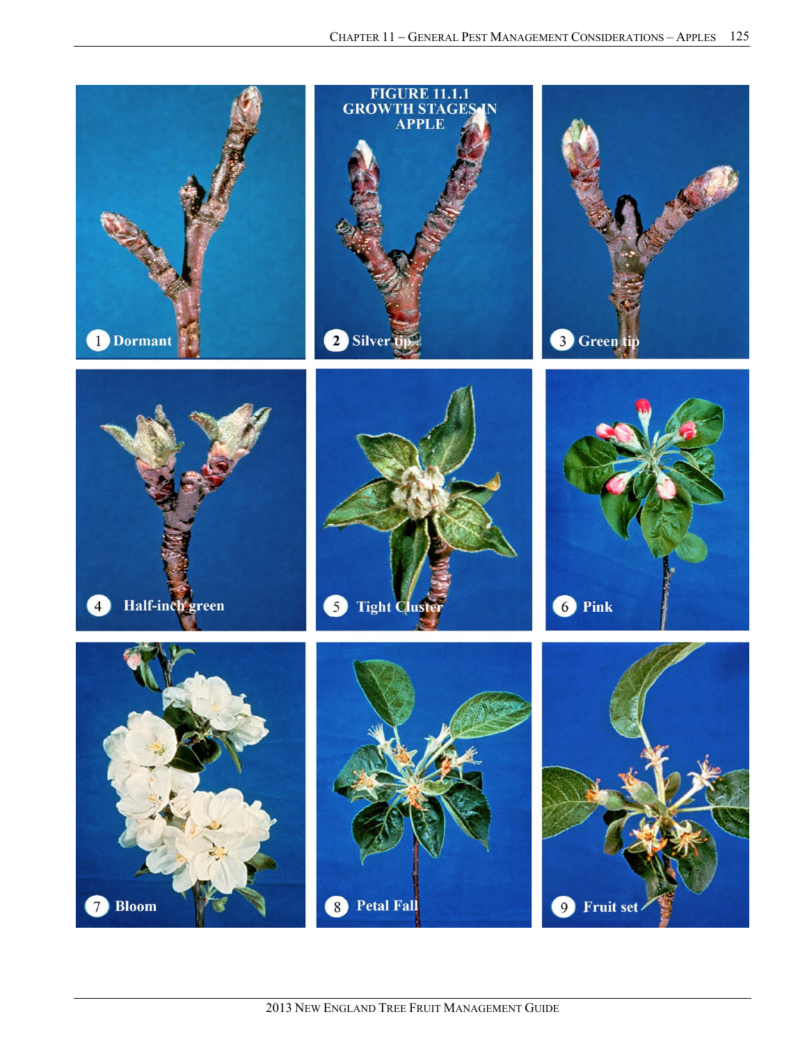FIGURE 11.1.1
GROWTH STAGES IN APPLE

1 Dormant

2 Silver tip

3 Green tip

4 Half-inch green

5 Tight Cluster

6 Pink

7 Bloom

8 Petal Fall

9 Fruit set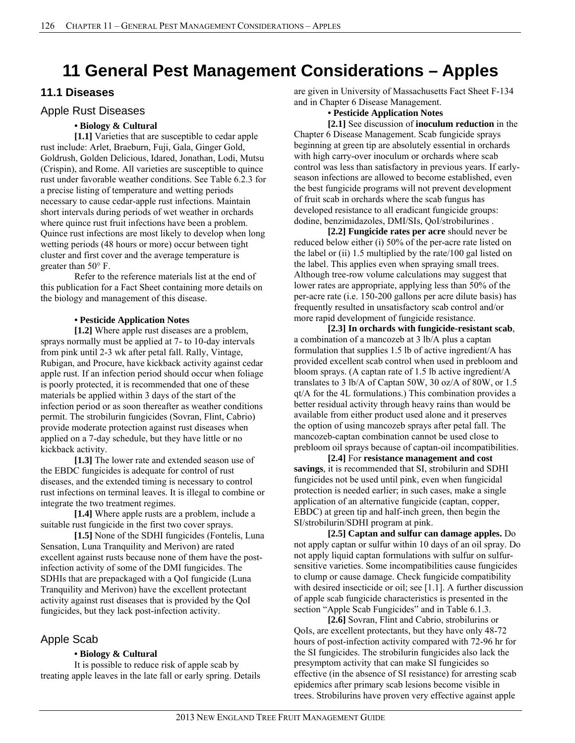// Transcribed page content, starting at the chapter title.
# 11 General Pest Management Considerations – Apples

## 11.1 Diseases

### Apple Rust Diseases

**• Biology & Cultural**

**[1.1]** Varieties that are susceptible to cedar apple rust include: Arlet, Braeburn, Fuji, Gala, Ginger Gold, Goldrush, Golden Delicious, Idared, Jonathan, Lodi, Mutsu (Crispin), and Rome. All varieties are susceptible to quince rust under favorable weather conditions. See Table 6.2.3 for a precise listing of temperature and wetting periods necessary to cause cedar-apple rust infections. Maintain short intervals during periods of wet weather in orchards where quince rust fruit infections have been a problem. Quince rust infections are most likely to develop when long wetting periods (48 hours or more) occur between tight cluster and first cover and the average temperature is greater than 50° F.

Refer to the reference materials list at the end of this publication for a Fact Sheet containing more details on the biology and management of this disease.

**• Pesticide Application Notes**

**[1.2]** Where apple rust diseases are a problem, sprays normally must be applied at 7- to 10-day intervals from pink until 2-3 wk after petal fall. Rally, Vintage, Rubigan, and Procure, have kickback activity against cedar apple rust. If an infection period should occur when foliage is poorly protected, it is recommended that one of these materials be applied within 3 days of the start of the infection period or as soon thereafter as weather conditions permit. The strobilurin fungicides (Sovran, Flint, Cabrio) provide moderate protection against rust diseases when applied on a 7-day schedule, but they have little or no kickback activity.

**[1.3]** The lower rate and extended season use of the EBDC fungicides is adequate for control of rust diseases, and the extended timing is necessary to control rust infections on terminal leaves. It is illegal to combine or integrate the two treatment regimes.

**[1.4]** Where apple rusts are a problem, include a suitable rust fungicide in the first two cover sprays.

**[1.5]** None of the SDHI fungicides (Fontelis, Luna Sensation, Luna Tranquility and Merivon) are rated excellent against rusts because none of them have the post-infection activity of some of the DMI fungicides. The SDHIs that are prepackaged with a QoI fungicide (Luna Tranquility and Merivon) have the excellent protectant activity against rust diseases that is provided by the QoI fungicides, but they lack post-infection activity.

### Apple Scab

**• Biology & Cultural**

It is possible to reduce risk of apple scab by treating apple leaves in the late fall or early spring. Details are given in University of Massachusetts Fact Sheet F-134 and in Chapter 6 Disease Management.

**• Pesticide Application Notes**

**[2.1]** See discussion of **inoculum reduction** in the Chapter 6 Disease Management. Scab fungicide sprays beginning at green tip are absolutely essential in orchards with high carry-over inoculum or orchards where scab control was less than satisfactory in previous years. If early-season infections are allowed to become established, even the best fungicide programs will not prevent development of fruit scab in orchards where the scab fungus has developed resistance to all eradicant fungicide groups: dodine, benzimidazoles, DMI/SIs, QoI/strobilurines .

**[2.2] Fungicide rates per acre** should never be reduced below either (i) 50% of the per-acre rate listed on the label or (ii) 1.5 multiplied by the rate/100 gal listed on the label. This applies even when spraying small trees. Although tree-row volume calculations may suggest that lower rates are appropriate, applying less than 50% of the per-acre rate (i.e. 150-200 gallons per acre dilute basis) has frequently resulted in unsatisfactory scab control and/or more rapid development of fungicide resistance.

**[2.3] In orchards with fungicide-resistant scab**, a combination of a mancozeb at 3 lb/A plus a captan formulation that supplies 1.5 lb of active ingredient/A has provided excellent scab control when used in prebloom and bloom sprays. (A captan rate of 1.5 lb active ingredient/A translates to 3 lb/A of Captan 50W, 30 oz/A of 80W, or 1.5 qt/A for the 4L formulations.) This combination provides a better residual activity through heavy rains than would be available from either product used alone and it preserves the option of using mancozeb sprays after petal fall. The mancozeb-captan combination cannot be used close to prebloom oil sprays because of captan-oil incompatibilities.

**[2.4]** For **resistance management and cost savings**, it is recommended that SI, strobilurin and SDHI fungicides not be used until pink, even when fungicidal protection is needed earlier; in such cases, make a single application of an alternative fungicide (captan, copper, EBDC) at green tip and half-inch green, then begin the SI/strobilurin/SDHI program at pink.

**[2.5] Captan and sulfur can damage apples.** Do not apply captan or sulfur within 10 days of an oil spray. Do not apply liquid captan formulations with sulfur on sulfur-sensitive varieties. Some incompatibilities cause fungicides to clump or cause damage. Check fungicide compatibility with desired insecticide or oil; see [1.1]. A further discussion of apple scab fungicide characteristics is presented in the section "Apple Scab Fungicides" and in Table 6.1.3.

**[2.6]** Sovran, Flint and Cabrio, strobilurins or QoIs, are excellent protectants, but they have only 48-72 hours of post-infection activity compared with 72-96 hr for the SI fungicides. The strobilurin fungicides also lack the presymptom activity that can make SI fungicides so effective (in the absence of SI resistance) for arresting scab epidemics after primary scab lesions become visible in trees. Strobilurins have proven very effective against apple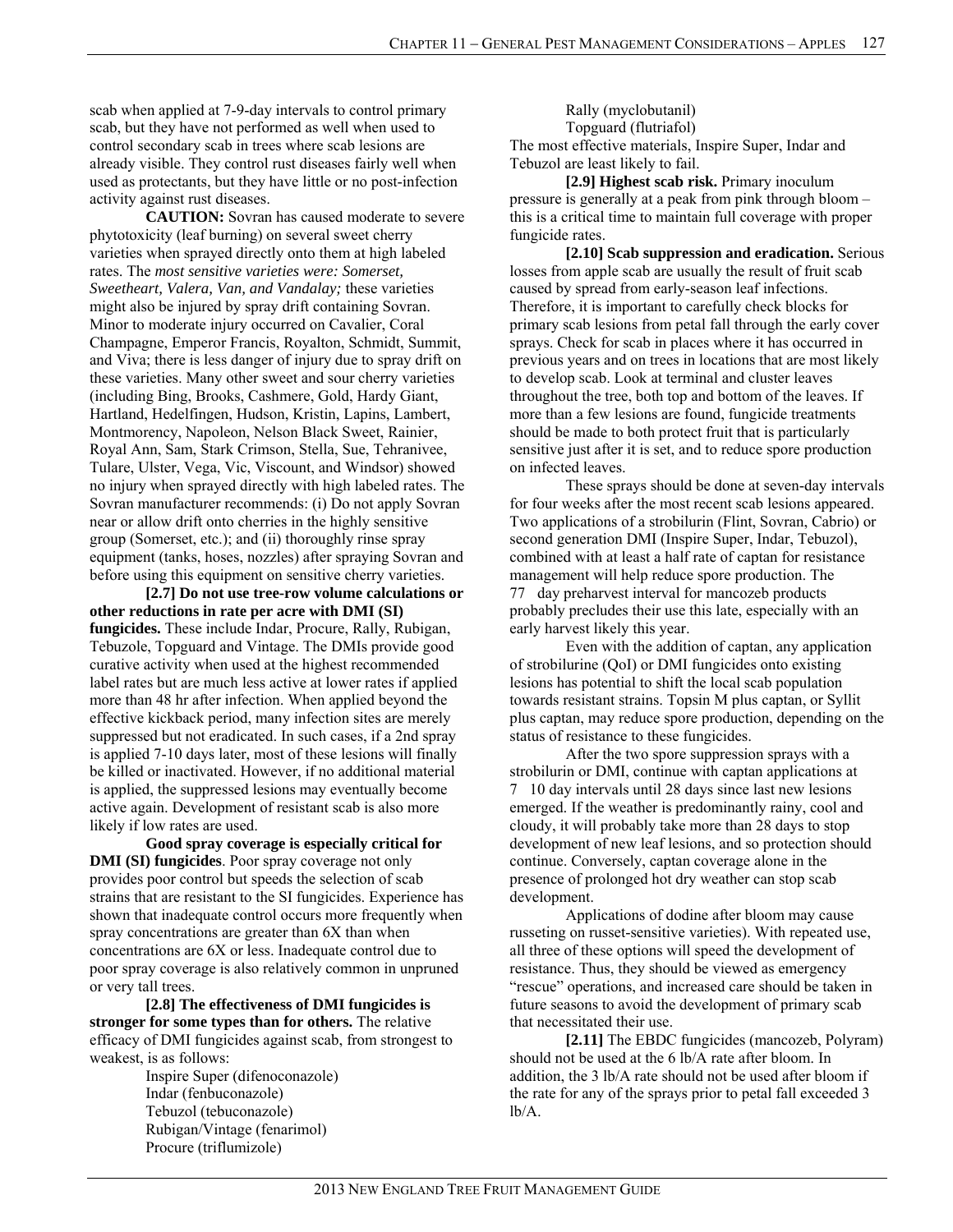scab when applied at 7-9-day intervals to control primary scab, but they have not performed as well when used to control secondary scab in trees where scab lesions are already visible. They control rust diseases fairly well when used as protectants, but they have little or no post-infection activity against rust diseases.

**CAUTION:** Sovran has caused moderate to severe phytotoxicity (leaf burning) on several sweet cherry varieties when sprayed directly onto them at high labeled rates. The *most sensitive varieties were: Somerset, Sweetheart, Valera, Van, and Vandalay;* these varieties might also be injured by spray drift containing Sovran. Minor to moderate injury occurred on Cavalier, Coral Champagne, Emperor Francis, Royalton, Schmidt, Summit, and Viva; there is less danger of injury due to spray drift on these varieties. Many other sweet and sour cherry varieties (including Bing, Brooks, Cashmere, Gold, Hardy Giant, Hartland, Hedelfingen, Hudson, Kristin, Lapins, Lambert, Montmorency, Napoleon, Nelson Black Sweet, Rainier, Royal Ann, Sam, Stark Crimson, Stella, Sue, Tehranivee, Tulare, Ulster, Vega, Vic, Viscount, and Windsor) showed no injury when sprayed directly with high labeled rates. The Sovran manufacturer recommends: (i) Do not apply Sovran near or allow drift onto cherries in the highly sensitive group (Somerset, etc.); and (ii) thoroughly rinse spray equipment (tanks, hoses, nozzles) after spraying Sovran and before using this equipment on sensitive cherry varieties.

**[2.7] Do not use tree-row volume calculations or other reductions in rate per acre with DMI (SI) fungicides.** These include Indar, Procure, Rally, Rubigan, Tebuzole, Topguard and Vintage. The DMIs provide good curative activity when used at the highest recommended label rates but are much less active at lower rates if applied more than 48 hr after infection. When applied beyond the effective kickback period, many infection sites are merely suppressed but not eradicated. In such cases, if a 2nd spray is applied 7-10 days later, most of these lesions will finally be killed or inactivated. However, if no additional material is applied, the suppressed lesions may eventually become active again. Development of resistant scab is also more likely if low rates are used.

**Good spray coverage is especially critical for DMI (SI) fungicides**. Poor spray coverage not only provides poor control but speeds the selection of scab strains that are resistant to the SI fungicides. Experience has shown that inadequate control occurs more frequently when spray concentrations are greater than 6X than when concentrations are 6X or less. Inadequate control due to poor spray coverage is also relatively common in unpruned or very tall trees.

**[2.8] The effectiveness of DMI fungicides is stronger for some types than for others.** The relative efficacy of DMI fungicides against scab, from strongest to weakest, is as follows:

- Inspire Super (difenoconazole)
- Indar (fenbuconazole)
- Tebuzol (tebuconazole)
- Rubigan/Vintage (fenarimol)
- Procure (triflumizole)
- Rally (myclobutanil)
- Topguard (flutriafol)

The most effective materials, Inspire Super, Indar and Tebuzol are least likely to fail.

**[2.9] Highest scab risk.** Primary inoculum pressure is generally at a peak from pink through bloom – this is a critical time to maintain full coverage with proper fungicide rates.

**[2.10] Scab suppression and eradication.** Serious losses from apple scab are usually the result of fruit scab caused by spread from early-season leaf infections. Therefore, it is important to carefully check blocks for primary scab lesions from petal fall through the early cover sprays. Check for scab in places where it has occurred in previous years and on trees in locations that are most likely to develop scab. Look at terminal and cluster leaves throughout the tree, both top and bottom of the leaves. If more than a few lesions are found, fungicide treatments should be made to both protect fruit that is particularly sensitive just after it is set, and to reduce spore production on infected leaves.

These sprays should be done at seven-day intervals for four weeks after the most recent scab lesions appeared. Two applications of a strobilurin (Flint, Sovran, Cabrio) or second generation DMI (Inspire Super, Indar, Tebuzol), combined with at least a half rate of captan for resistance management will help reduce spore production. The 77 day preharvest interval for mancozeb products probably precludes their use this late, especially with an early harvest likely this year.

Even with the addition of captan, any application of strobilurine (QoI) or DMI fungicides onto existing lesions has potential to shift the local scab population towards resistant strains. Topsin M plus captan, or Syllit plus captan, may reduce spore production, depending on the status of resistance to these fungicides.

After the two spore suppression sprays with a strobilurin or DMI, continue with captan applications at 7 10 day intervals until 28 days since last new lesions emerged. If the weather is predominantly rainy, cool and cloudy, it will probably take more than 28 days to stop development of new leaf lesions, and so protection should continue. Conversely, captan coverage alone in the presence of prolonged hot dry weather can stop scab development.

Applications of dodine after bloom may cause russeting on russet-sensitive varieties). With repeated use, all three of these options will speed the development of resistance. Thus, they should be viewed as emergency "rescue" operations, and increased care should be taken in future seasons to avoid the development of primary scab that necessitated their use.

**[2.11]** The EBDC fungicides (mancozeb, Polyram) should not be used at the 6 lb/A rate after bloom. In addition, the 3 lb/A rate should not be used after bloom if the rate for any of the sprays prior to petal fall exceeded 3 lb/A.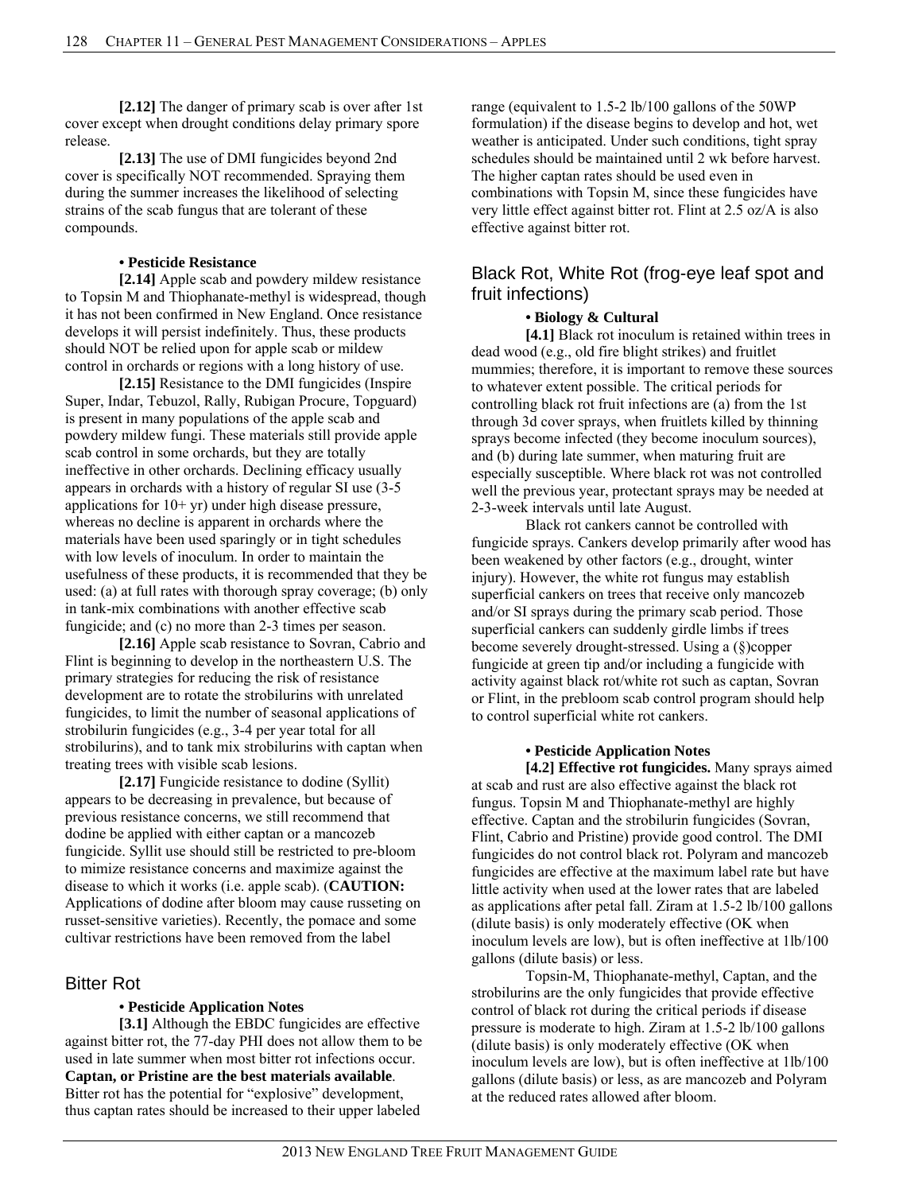**[2.12]** The danger of primary scab is over after 1st cover except when drought conditions delay primary spore release.

**[2.13]** The use of DMI fungicides beyond 2nd cover is specifically NOT recommended. Spraying them during the summer increases the likelihood of selecting strains of the scab fungus that are tolerant of these compounds.

**• Pesticide Resistance**

**[2.14]** Apple scab and powdery mildew resistance to Topsin M and Thiophanate-methyl is widespread, though it has not been confirmed in New England. Once resistance develops it will persist indefinitely. Thus, these products should NOT be relied upon for apple scab or mildew control in orchards or regions with a long history of use.

**[2.15]** Resistance to the DMI fungicides (Inspire Super, Indar, Tebuzol, Rally, Rubigan Procure, Topguard) is present in many populations of the apple scab and powdery mildew fungi. These materials still provide apple scab control in some orchards, but they are totally ineffective in other orchards. Declining efficacy usually appears in orchards with a history of regular SI use (3-5 applications for 10+ yr) under high disease pressure, whereas no decline is apparent in orchards where the materials have been used sparingly or in tight schedules with low levels of inoculum. In order to maintain the usefulness of these products, it is recommended that they be used: (a) at full rates with thorough spray coverage; (b) only in tank-mix combinations with another effective scab fungicide; and (c) no more than 2-3 times per season.

**[2.16]** Apple scab resistance to Sovran, Cabrio and Flint is beginning to develop in the northeastern U.S. The primary strategies for reducing the risk of resistance development are to rotate the strobilurins with unrelated fungicides, to limit the number of seasonal applications of strobilurin fungicides (e.g., 3-4 per year total for all strobilurins), and to tank mix strobilurins with captan when treating trees with visible scab lesions.

**[2.17]** Fungicide resistance to dodine (Syllit) appears to be decreasing in prevalence, but because of previous resistance concerns, we still recommend that dodine be applied with either captan or a mancozeb fungicide. Syllit use should still be restricted to pre-bloom to mimize resistance concerns and maximize against the disease to which it works (i.e. apple scab). (**CAUTION:** Applications of dodine after bloom may cause russeting on russet-sensitive varieties). Recently, the pomace and some cultivar restrictions have been removed from the label

## Bitter Rot

**• Pesticide Application Notes**

**[3.1]** Although the EBDC fungicides are effective against bitter rot, the 77-day PHI does not allow them to be used in late summer when most bitter rot infections occur. **Captan, or Pristine are the best materials available**. Bitter rot has the potential for "explosive" development, thus captan rates should be increased to their upper labeled range (equivalent to 1.5-2 lb/100 gallons of the 50WP formulation) if the disease begins to develop and hot, wet weather is anticipated. Under such conditions, tight spray schedules should be maintained until 2 wk before harvest. The higher captan rates should be used even in combinations with Topsin M, since these fungicides have very little effect against bitter rot. Flint at 2.5 oz/A is also effective against bitter rot.

## Black Rot, White Rot (frog-eye leaf spot and fruit infections)

**• Biology & Cultural**

**[4.1]** Black rot inoculum is retained within trees in dead wood (e.g., old fire blight strikes) and fruitlet mummies; therefore, it is important to remove these sources to whatever extent possible. The critical periods for controlling black rot fruit infections are (a) from the 1st through 3d cover sprays, when fruitlets killed by thinning sprays become infected (they become inoculum sources), and (b) during late summer, when maturing fruit are especially susceptible. Where black rot was not controlled well the previous year, protectant sprays may be needed at 2-3-week intervals until late August.

Black rot cankers cannot be controlled with fungicide sprays. Cankers develop primarily after wood has been weakened by other factors (e.g., drought, winter injury). However, the white rot fungus may establish superficial cankers on trees that receive only mancozeb and/or SI sprays during the primary scab period. Those superficial cankers can suddenly girdle limbs if trees become severely drought-stressed. Using a (§)copper fungicide at green tip and/or including a fungicide with activity against black rot/white rot such as captan, Sovran or Flint, in the prebloom scab control program should help to control superficial white rot cankers.

**• Pesticide Application Notes**

**[4.2] Effective rot fungicides.** Many sprays aimed at scab and rust are also effective against the black rot fungus. Topsin M and Thiophanate-methyl are highly effective. Captan and the strobilurin fungicides (Sovran, Flint, Cabrio and Pristine) provide good control. The DMI fungicides do not control black rot. Polyram and mancozeb fungicides are effective at the maximum label rate but have little activity when used at the lower rates that are labeled as applications after petal fall. Ziram at 1.5-2 lb/100 gallons (dilute basis) is only moderately effective (OK when inoculum levels are low), but is often ineffective at 1lb/100 gallons (dilute basis) or less.

Topsin-M, Thiophanate-methyl, Captan, and the strobilurins are the only fungicides that provide effective control of black rot during the critical periods if disease pressure is moderate to high. Ziram at 1.5-2 lb/100 gallons (dilute basis) is only moderately effective (OK when inoculum levels are low), but is often ineffective at 1lb/100 gallons (dilute basis) or less, as are mancozeb and Polyram at the reduced rates allowed after bloom.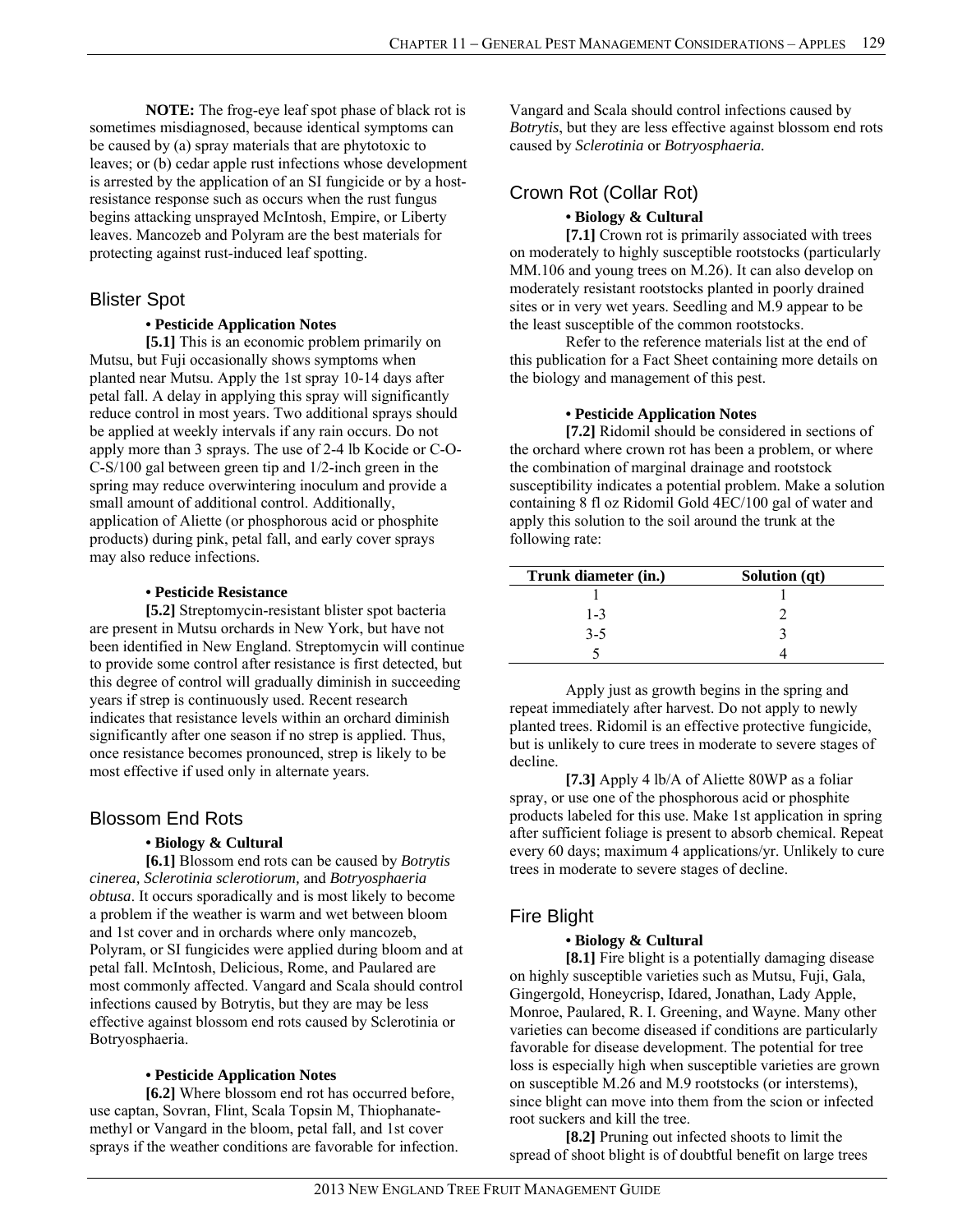**NOTE:** The frog-eye leaf spot phase of black rot is sometimes misdiagnosed, because identical symptoms can be caused by (a) spray materials that are phytotoxic to leaves; or (b) cedar apple rust infections whose development is arrested by the application of an SI fungicide or by a host-resistance response such as occurs when the rust fungus begins attacking unsprayed McIntosh, Empire, or Liberty leaves. Mancozeb and Polyram are the best materials for protecting against rust-induced leaf spotting.

## Blister Spot

**• Pesticide Application Notes**

**[5.1]** This is an economic problem primarily on Mutsu, but Fuji occasionally shows symptoms when planted near Mutsu. Apply the 1st spray 10-14 days after petal fall. A delay in applying this spray will significantly reduce control in most years. Two additional sprays should be applied at weekly intervals if any rain occurs. Do not apply more than 3 sprays. The use of 2-4 lb Kocide or C-O-C-S/100 gal between green tip and 1/2-inch green in the spring may reduce overwintering inoculum and provide a small amount of additional control. Additionally, application of Aliette (or phosphorous acid or phosphite products) during pink, petal fall, and early cover sprays may also reduce infections.

**• Pesticide Resistance**

**[5.2]** Streptomycin-resistant blister spot bacteria are present in Mutsu orchards in New York, but have not been identified in New England. Streptomycin will continue to provide some control after resistance is first detected, but this degree of control will gradually diminish in succeeding years if strep is continuously used. Recent research indicates that resistance levels within an orchard diminish significantly after one season if no strep is applied. Thus, once resistance becomes pronounced, strep is likely to be most effective if used only in alternate years.

## Blossom End Rots

**• Biology & Cultural**

**[6.1]** Blossom end rots can be caused by *Botrytis cinerea, Sclerotinia sclerotiorum,* and *Botryosphaeria obtusa*. It occurs sporadically and is most likely to become a problem if the weather is warm and wet between bloom and 1st cover and in orchards where only mancozeb, Polyram, or SI fungicides were applied during bloom and at petal fall. McIntosh, Delicious, Rome, and Paulared are most commonly affected. Vangard and Scala should control infections caused by Botrytis, but they are may be less effective against blossom end rots caused by Sclerotinia or Botryosphaeria.

**• Pesticide Application Notes**

**[6.2]** Where blossom end rot has occurred before, use captan, Sovran, Flint, Scala Topsin M, Thiophanate-methyl or Vangard in the bloom, petal fall, and 1st cover sprays if the weather conditions are favorable for infection. Vangard and Scala should control infections caused by *Botrytis*, but they are less effective against blossom end rots caused by *Sclerotinia* or *Botryosphaeria.*

## Crown Rot (Collar Rot)

**• Biology & Cultural**

**[7.1]** Crown rot is primarily associated with trees on moderately to highly susceptible rootstocks (particularly MM.106 and young trees on M.26). It can also develop on moderately resistant rootstocks planted in poorly drained sites or in very wet years. Seedling and M.9 appear to be the least susceptible of the common rootstocks.

Refer to the reference materials list at the end of this publication for a Fact Sheet containing more details on the biology and management of this pest.

**• Pesticide Application Notes**

**[7.2]** Ridomil should be considered in sections of the orchard where crown rot has been a problem, or where the combination of marginal drainage and rootstock susceptibility indicates a potential problem. Make a solution containing 8 fl oz Ridomil Gold 4EC/100 gal of water and apply this solution to the soil around the trunk at the following rate:

| Trunk diameter (in.) | Solution (qt) |
|---|---|
| 1 | 1 |
| 1-3 | 2 |
| 3-5 | 3 |
| 5 | 4 |

Apply just as growth begins in the spring and repeat immediately after harvest. Do not apply to newly planted trees. Ridomil is an effective protective fungicide, but is unlikely to cure trees in moderate to severe stages of decline.

**[7.3]** Apply 4 lb/A of Aliette 80WP as a foliar spray, or use one of the phosphorous acid or phosphite products labeled for this use. Make 1st application in spring after sufficient foliage is present to absorb chemical. Repeat every 60 days; maximum 4 applications/yr. Unlikely to cure trees in moderate to severe stages of decline.

## Fire Blight

**• Biology & Cultural**

**[8.1]** Fire blight is a potentially damaging disease on highly susceptible varieties such as Mutsu, Fuji, Gala, Gingergold, Honeycrisp, Idared, Jonathan, Lady Apple, Monroe, Paulared, R. I. Greening, and Wayne. Many other varieties can become diseased if conditions are particularly favorable for disease development. The potential for tree loss is especially high when susceptible varieties are grown on susceptible M.26 and M.9 rootstocks (or interstems), since blight can move into them from the scion or infected root suckers and kill the tree.

**[8.2]** Pruning out infected shoots to limit the spread of shoot blight is of doubtful benefit on large trees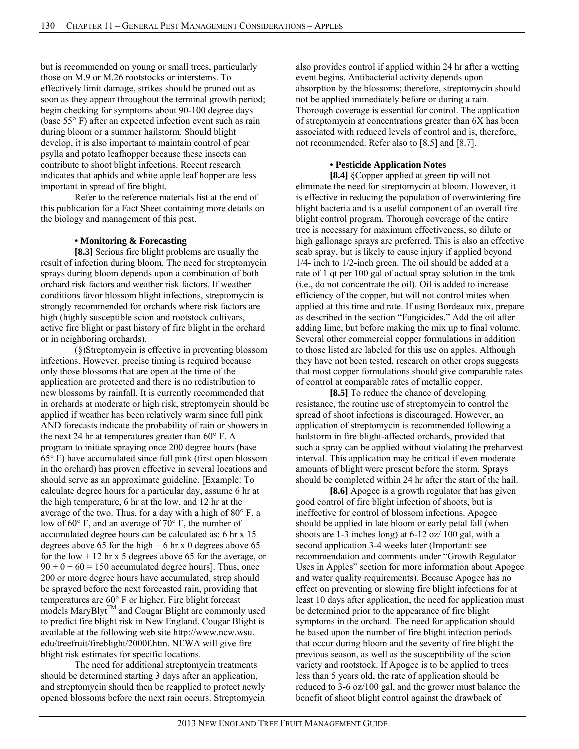but is recommended on young or small trees, particularly those on M.9 or M.26 rootstocks or interstems. To effectively limit damage, strikes should be pruned out as soon as they appear throughout the terminal growth period; begin checking for symptoms about 90-100 degree days (base 55° F) after an expected infection event such as rain during bloom or a summer hailstorm. Should blight develop, it is also important to maintain control of pear psylla and potato leafhopper because these insects can contribute to shoot blight infections. Recent research indicates that aphids and white apple leaf hopper are less important in spread of fire blight.

Refer to the reference materials list at the end of this publication for a Fact Sheet containing more details on the biology and management of this pest.

**• Monitoring & Forecasting**

**[8.3]** Serious fire blight problems are usually the result of infection during bloom. The need for streptomycin sprays during bloom depends upon a combination of both orchard risk factors and weather risk factors. If weather conditions favor blossom blight infections, streptomycin is strongly recommended for orchards where risk factors are high (highly susceptible scion and rootstock cultivars, active fire blight or past history of fire blight in the orchard or in neighboring orchards).

(§)Streptomycin is effective in preventing blossom infections. However, precise timing is required because only those blossoms that are open at the time of the application are protected and there is no redistribution to new blossoms by rainfall. It is currently recommended that in orchards at moderate or high risk, streptomycin should be applied if weather has been relatively warm since full pink AND forecasts indicate the probability of rain or showers in the next 24 hr at temperatures greater than 60° F. A program to initiate spraying once 200 degree hours (base 65° F) have accumulated since full pink (first open blossom in the orchard) has proven effective in several locations and should serve as an approximate guideline. [Example: To calculate degree hours for a particular day, assume 6 hr at the high temperature, 6 hr at the low, and 12 hr at the average of the two. Thus, for a day with a high of 80° F, a low of 60° F, and an average of 70° F, the number of accumulated degree hours can be calculated as: 6 hr x 15 degrees above 65 for the high + 6 hr x 0 degrees above 65 for the low + 12 hr x 5 degrees above 65 for the average, or 90 + 0 + 60 = 150 accumulated degree hours]. Thus, once 200 or more degree hours have accumulated, strep should be sprayed before the next forecasted rain, providing that temperatures are 60° F or higher. Fire blight forecast models MaryBlyt™ and Cougar Blight are commonly used to predict fire blight risk in New England. Cougar Blight is available at the following web site http://www.ncw.wsu.edu/treefruit/fireblight/2000f.htm. NEWA will give fire blight risk estimates for specific locations.

The need for additional streptomycin treatments should be determined starting 3 days after an application, and streptomycin should then be reapplied to protect newly opened blossoms before the next rain occurs. Streptomycin also provides control if applied within 24 hr after a wetting event begins. Antibacterial activity depends upon absorption by the blossoms; therefore, streptomycin should not be applied immediately before or during a rain. Thorough coverage is essential for control. The application of streptomycin at concentrations greater than 6X has been associated with reduced levels of control and is, therefore, not recommended. Refer also to [8.5] and [8.7].

**• Pesticide Application Notes**

**[8.4]** §Copper applied at green tip will not eliminate the need for streptomycin at bloom. However, it is effective in reducing the population of overwintering fire blight bacteria and is a useful component of an overall fire blight control program. Thorough coverage of the entire tree is necessary for maximum effectiveness, so dilute or high gallonage sprays are preferred. This is also an effective scab spray, but is likely to cause injury if applied beyond 1/4- inch to 1/2-inch green. The oil should be added at a rate of 1 qt per 100 gal of actual spray solution in the tank (i.e., do not concentrate the oil). Oil is added to increase efficiency of the copper, but will not control mites when applied at this time and rate. If using Bordeaux mix, prepare as described in the section "Fungicides." Add the oil after adding lime, but before making the mix up to final volume. Several other commercial copper formulations in addition to those listed are labeled for this use on apples. Although they have not been tested, research on other crops suggests that most copper formulations should give comparable rates of control at comparable rates of metallic copper.

**[8.5]** To reduce the chance of developing resistance, the routine use of streptomycin to control the spread of shoot infections is discouraged. However, an application of streptomycin is recommended following a hailstorm in fire blight-affected orchards, provided that such a spray can be applied without violating the preharvest interval. This application may be critical if even moderate amounts of blight were present before the storm. Sprays should be completed within 24 hr after the start of the hail.

**[8.6]** Apogee is a growth regulator that has given good control of fire blight infection of shoots, but is ineffective for control of blossom infections. Apogee should be applied in late bloom or early petal fall (when shoots are 1-3 inches long) at 6-12 oz/ 100 gal, with a second application 3-4 weeks later (Important: see recommendation and comments under "Growth Regulator Uses in Apples" section for more information about Apogee and water quality requirements). Because Apogee has no effect on preventing or slowing fire blight infections for at least 10 days after application, the need for application must be determined prior to the appearance of fire blight symptoms in the orchard. The need for application should be based upon the number of fire blight infection periods that occur during bloom and the severity of fire blight the previous season, as well as the susceptibility of the scion variety and rootstock. If Apogee is to be applied to trees less than 5 years old, the rate of application should be reduced to 3-6 oz/100 gal, and the grower must balance the benefit of shoot blight control against the drawback of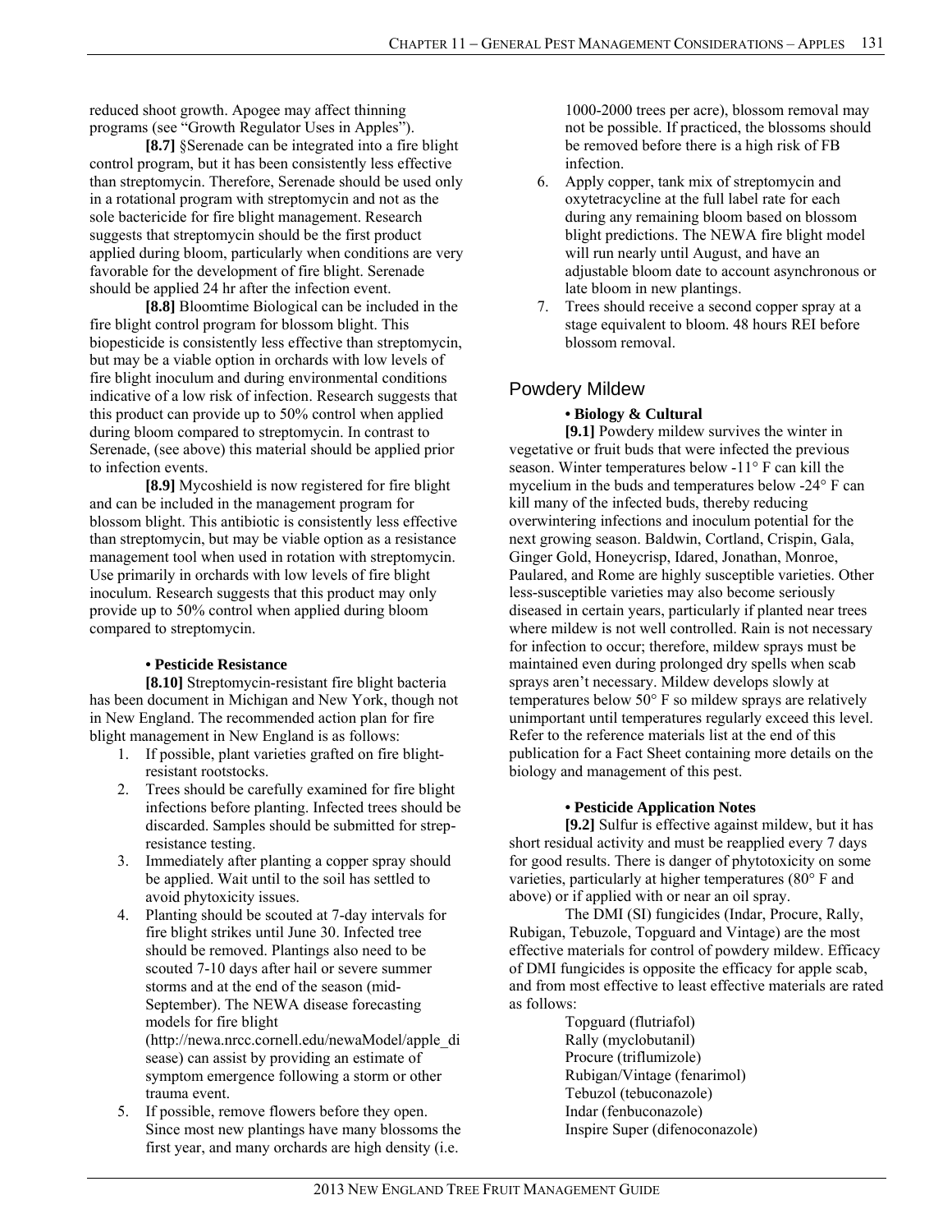reduced shoot growth. Apogee may affect thinning programs (see "Growth Regulator Uses in Apples").

**[8.7]** §Serenade can be integrated into a fire blight control program, but it has been consistently less effective than streptomycin. Therefore, Serenade should be used only in a rotational program with streptomycin and not as the sole bactericide for fire blight management. Research suggests that streptomycin should be the first product applied during bloom, particularly when conditions are very favorable for the development of fire blight. Serenade should be applied 24 hr after the infection event.

**[8.8]** Bloomtime Biological can be included in the fire blight control program for blossom blight. This biopesticide is consistently less effective than streptomycin, but may be a viable option in orchards with low levels of fire blight inoculum and during environmental conditions indicative of a low risk of infection. Research suggests that this product can provide up to 50% control when applied during bloom compared to streptomycin. In contrast to Serenade, (see above) this material should be applied prior to infection events.

**[8.9]** Mycoshield is now registered for fire blight and can be included in the management program for blossom blight. This antibiotic is consistently less effective than streptomycin, but may be viable option as a resistance management tool when used in rotation with streptomycin. Use primarily in orchards with low levels of fire blight inoculum. Research suggests that this product may only provide up to 50% control when applied during bloom compared to streptomycin.

**• Pesticide Resistance**

**[8.10]** Streptomycin-resistant fire blight bacteria has been document in Michigan and New York, though not in New England. The recommended action plan for fire blight management in New England is as follows:

1. If possible, plant varieties grafted on fire blight-resistant rootstocks.
2. Trees should be carefully examined for fire blight infections before planting. Infected trees should be discarded. Samples should be submitted for strep-resistance testing.
3. Immediately after planting a copper spray should be applied. Wait until to the soil has settled to avoid phytoxicity issues.
4. Planting should be scouted at 7-day intervals for fire blight strikes until June 30. Infected tree should be removed. Plantings also need to be scouted 7-10 days after hail or severe summer storms and at the end of the season (mid-September). The NEWA disease forecasting models for fire blight (http://newa.nrcc.cornell.edu/newaModel/apple_disease) can assist by providing an estimate of symptom emergence following a storm or other trauma event.
5. If possible, remove flowers before they open. Since most new plantings have many blossoms the first year, and many orchards are high density (i.e. 1000-2000 trees per acre), blossom removal may not be possible. If practiced, the blossoms should be removed before there is a high risk of FB infection.
6. Apply copper, tank mix of streptomycin and oxytetracycline at the full label rate for each during any remaining bloom based on blossom blight predictions. The NEWA fire blight model will run nearly until August, and have an adjustable bloom date to account asynchronous or late bloom in new plantings.
7. Trees should receive a second copper spray at a stage equivalent to bloom. 48 hours REI before blossom removal.

## Powdery Mildew

**• Biology & Cultural**

**[9.1]** Powdery mildew survives the winter in vegetative or fruit buds that were infected the previous season. Winter temperatures below -11° F can kill the mycelium in the buds and temperatures below -24° F can kill many of the infected buds, thereby reducing overwintering infections and inoculum potential for the next growing season. Baldwin, Cortland, Crispin, Gala, Ginger Gold, Honeycrisp, Idared, Jonathan, Monroe, Paulared, and Rome are highly susceptible varieties. Other less-susceptible varieties may also become seriously diseased in certain years, particularly if planted near trees where mildew is not well controlled. Rain is not necessary for infection to occur; therefore, mildew sprays must be maintained even during prolonged dry spells when scab sprays aren't necessary. Mildew develops slowly at temperatures below 50° F so mildew sprays are relatively unimportant until temperatures regularly exceed this level. Refer to the reference materials list at the end of this publication for a Fact Sheet containing more details on the biology and management of this pest.

**• Pesticide Application Notes**

**[9.2]** Sulfur is effective against mildew, but it has short residual activity and must be reapplied every 7 days for good results. There is danger of phytotoxicity on some varieties, particularly at higher temperatures (80° F and above) or if applied with or near an oil spray.

The DMI (SI) fungicides (Indar, Procure, Rally, Rubigan, Tebuzole, Topguard and Vintage) are the most effective materials for control of powdery mildew. Efficacy of DMI fungicides is opposite the efficacy for apple scab, and from most effective to least effective materials are rated as follows:

Topguard (flutriafol)
Rally (myclobutanil)
Procure (triflumizole)
Rubigan/Vintage (fenarimol)
Tebuzol (tebuconazole)
Indar (fenbuconazole)
Inspire Super (difenoconazole)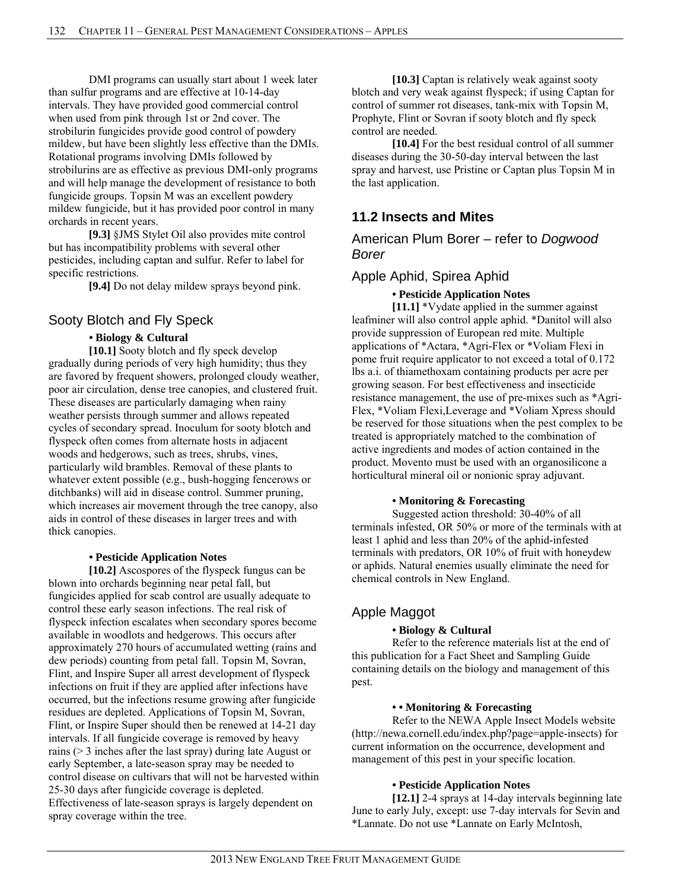DMI programs can usually start about 1 week later than sulfur programs and are effective at 10-14-day intervals. They have provided good commercial control when used from pink through 1st or 2nd cover. The strobilurin fungicides provide good control of powdery mildew, but have been slightly less effective than the DMIs. Rotational programs involving DMIs followed by strobilurins are as effective as previous DMI-only programs and will help manage the development of resistance to both fungicide groups. Topsin M was an excellent powdery mildew fungicide, but it has provided poor control in many orchards in recent years.

**[9.3]** §JMS Stylet Oil also provides mite control but has incompatibility problems with several other pesticides, including captan and sulfur. Refer to label for specific restrictions.

**[9.4]** Do not delay mildew sprays beyond pink.

### Sooty Blotch and Fly Speck

**• Biology & Cultural**

**[10.1]** Sooty blotch and fly speck develop gradually during periods of very high humidity; thus they are favored by frequent showers, prolonged cloudy weather, poor air circulation, dense tree canopies, and clustered fruit. These diseases are particularly damaging when rainy weather persists through summer and allows repeated cycles of secondary spread. Inoculum for sooty blotch and flyspeck often comes from alternate hosts in adjacent woods and hedgerows, such as trees, shrubs, vines, particularly wild brambles. Removal of these plants to whatever extent possible (e.g., bush-hogging fencerows or ditchbanks) will aid in disease control. Summer pruning, which increases air movement through the tree canopy, also aids in control of these diseases in larger trees and with thick canopies.

**• Pesticide Application Notes**

**[10.2]** Ascospores of the flyspeck fungus can be blown into orchards beginning near petal fall, but fungicides applied for scab control are usually adequate to control these early season infections. The real risk of flyspeck infection escalates when secondary spores become available in woodlots and hedgerows. This occurs after approximately 270 hours of accumulated wetting (rains and dew periods) counting from petal fall. Topsin M, Sovran, Flint, and Inspire Super all arrest development of flyspeck infections on fruit if they are applied after infections have occurred, but the infections resume growing after fungicide residues are depleted. Applications of Topsin M, Sovran, Flint, or Inspire Super should then be renewed at 14-21 day intervals. If all fungicide coverage is removed by heavy rains (> 3 inches after the last spray) during late August or early September, a late-season spray may be needed to control disease on cultivars that will not be harvested within 25-30 days after fungicide coverage is depleted. Effectiveness of late-season sprays is largely dependent on spray coverage within the tree.

**[10.3]** Captan is relatively weak against sooty blotch and very weak against flyspeck; if using Captan for control of summer rot diseases, tank-mix with Topsin M, Prophyte, Flint or Sovran if sooty blotch and fly speck control are needed.

**[10.4]** For the best residual control of all summer diseases during the 30-50-day interval between the last spray and harvest, use Pristine or Captan plus Topsin M in the last application.

## 11.2 Insects and Mites

### American Plum Borer – refer to *Dogwood Borer*

### Apple Aphid, Spirea Aphid

**• Pesticide Application Notes**

**[11.1]** *Vydate applied in the summer against leafminer will also control apple aphid. *Danitol will also provide suppression of European red mite. Multiple applications of *Actara, *Agri-Flex or *Voliam Flexi in pome fruit require applicator to not exceed a total of 0.172 lbs a.i. of thiamethoxam containing products per acre per growing season. For best effectiveness and insecticide resistance management, the use of pre-mixes such as *Agri-Flex, *Voliam Flexi,Leverage and *Voliam Xpress should be reserved for those situations when the pest complex to be treated is appropriately matched to the combination of active ingredients and modes of action contained in the product. Movento must be used with an organosilicone a horticultural mineral oil or nonionic spray adjuvant.

**• Monitoring & Forecasting**

Suggested action threshold: 30-40% of all terminals infested, OR 50% or more of the terminals with at least 1 aphid and less than 20% of the aphid-infested terminals with predators, OR 10% of fruit with honeydew or aphids. Natural enemies usually eliminate the need for chemical controls in New England.

### Apple Maggot

**• Biology & Cultural**

Refer to the reference materials list at the end of this publication for a Fact Sheet and Sampling Guide containing details on the biology and management of this pest.

**• • Monitoring & Forecasting**

Refer to the NEWA Apple Insect Models website (http://newa.cornell.edu/index.php?page=apple-insects) for current information on the occurrence, development and management of this pest in your specific location.

**• Pesticide Application Notes**

**[12.1]** 2-4 sprays at 14-day intervals beginning late June to early July, except: use 7-day intervals for Sevin and *Lannate. Do not use *Lannate on Early McIntosh,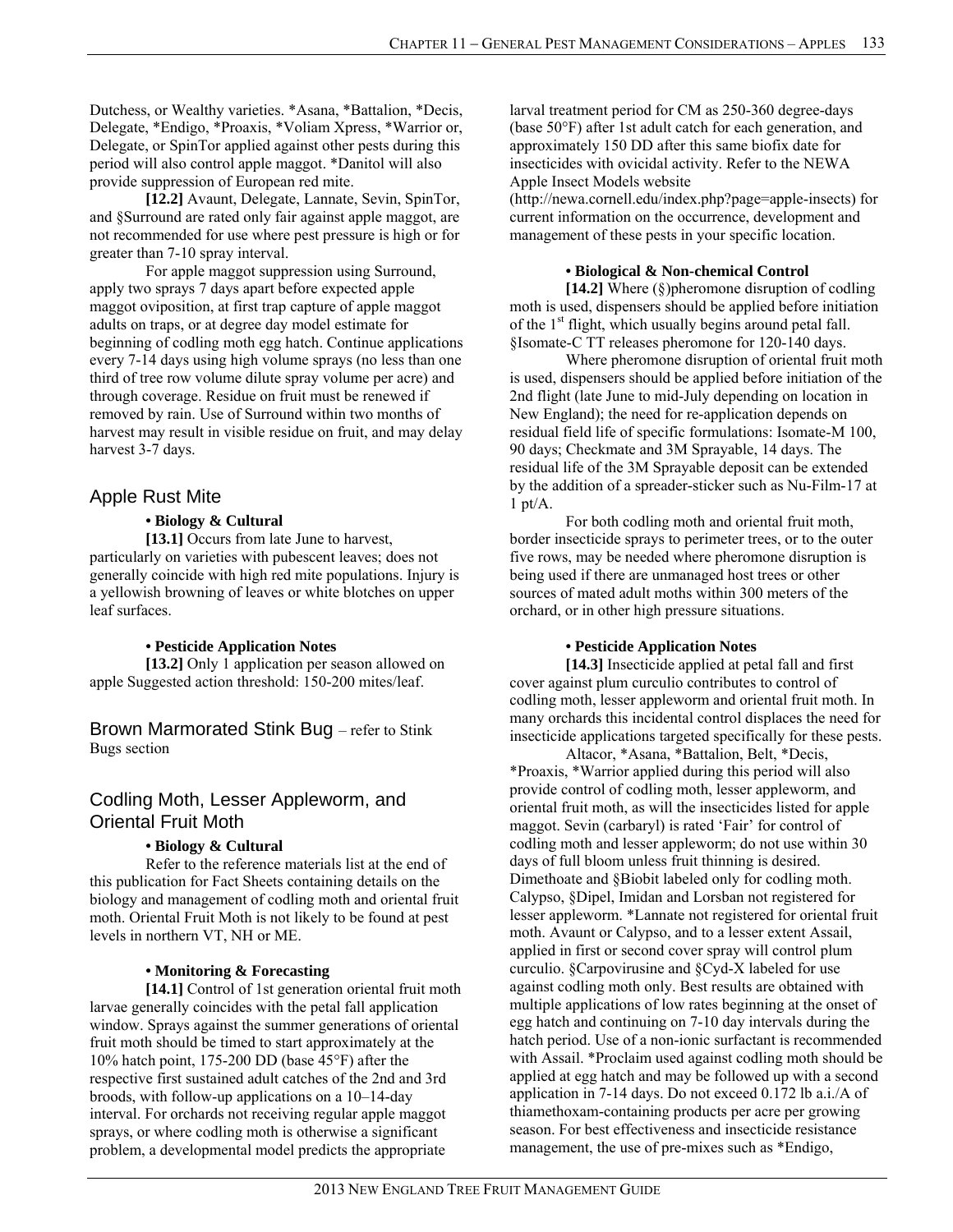Dutchess, or Wealthy varieties. *Asana, *Battalion, *Decis, Delegate, *Endigo, *Proaxis, *Voliam Xpress, *Warrior or, Delegate, or SpinTor applied against other pests during this period will also control apple maggot. *Danitol will also provide suppression of European red mite.

**[12.2]** Avaunt, Delegate, Lannate, Sevin, SpinTor, and §Surround are rated only fair against apple maggot, are not recommended for use where pest pressure is high or for greater than 7-10 spray interval.

For apple maggot suppression using Surround, apply two sprays 7 days apart before expected apple maggot oviposition, at first trap capture of apple maggot adults on traps, or at degree day model estimate for beginning of codling moth egg hatch. Continue applications every 7-14 days using high volume sprays (no less than one third of tree row volume dilute spray volume per acre) and through coverage. Residue on fruit must be renewed if removed by rain. Use of Surround within two months of harvest may result in visible residue on fruit, and may delay harvest 3-7 days.

## Apple Rust Mite

**• Biology & Cultural**

**[13.1]** Occurs from late June to harvest, particularly on varieties with pubescent leaves; does not generally coincide with high red mite populations. Injury is a yellowish browning of leaves or white blotches on upper leaf surfaces.

**• Pesticide Application Notes**

**[13.2]** Only 1 application per season allowed on apple Suggested action threshold: 150-200 mites/leaf.

## Brown Marmorated Stink Bug – refer to Stink Bugs section

## Codling Moth, Lesser Appleworm, and Oriental Fruit Moth

**• Biology & Cultural**

Refer to the reference materials list at the end of this publication for Fact Sheets containing details on the biology and management of codling moth and oriental fruit moth. Oriental Fruit Moth is not likely to be found at pest levels in northern VT, NH or ME.

**• Monitoring & Forecasting**

**[14.1]** Control of 1st generation oriental fruit moth larvae generally coincides with the petal fall application window. Sprays against the summer generations of oriental fruit moth should be timed to start approximately at the 10% hatch point, 175-200 DD (base 45°F) after the respective first sustained adult catches of the 2nd and 3rd broods, with follow-up applications on a 10–14-day interval. For orchards not receiving regular apple maggot sprays, or where codling moth is otherwise a significant problem, a developmental model predicts the appropriate larval treatment period for CM as 250-360 degree-days (base 50°F) after 1st adult catch for each generation, and approximately 150 DD after this same biofix date for insecticides with ovicidal activity. Refer to the NEWA Apple Insect Models website (http://newa.cornell.edu/index.php?page=apple-insects) for current information on the occurrence, development and management of these pests in your specific location.

**• Biological & Non-chemical Control**

**[14.2]** Where (§)pheromone disruption of codling moth is used, dispensers should be applied before initiation of the 1st flight, which usually begins around petal fall. §Isomate-C TT releases pheromone for 120-140 days.

Where pheromone disruption of oriental fruit moth is used, dispensers should be applied before initiation of the 2nd flight (late June to mid-July depending on location in New England); the need for re-application depends on residual field life of specific formulations: Isomate-M 100, 90 days; Checkmate and 3M Sprayable, 14 days. The residual life of the 3M Sprayable deposit can be extended by the addition of a spreader-sticker such as Nu-Film-17 at 1 pt/A.

For both codling moth and oriental fruit moth, border insecticide sprays to perimeter trees, or to the outer five rows, may be needed where pheromone disruption is being used if there are unmanaged host trees or other sources of mated adult moths within 300 meters of the orchard, or in other high pressure situations.

**• Pesticide Application Notes**

**[14.3]** Insecticide applied at petal fall and first cover against plum curculio contributes to control of codling moth, lesser appleworm and oriental fruit moth. In many orchards this incidental control displaces the need for insecticide applications targeted specifically for these pests.

Altacor, *Asana, *Battalion, Belt, *Decis, *Proaxis, *Warrior applied during this period will also provide control of codling moth, lesser appleworm, and oriental fruit moth, as will the insecticides listed for apple maggot. Sevin (carbaryl) is rated 'Fair' for control of codling moth and lesser appleworm; do not use within 30 days of full bloom unless fruit thinning is desired. Dimethoate and §Biobit labeled only for codling moth. Calypso, §Dipel, Imidan and Lorsban not registered for lesser appleworm. *Lannate not registered for oriental fruit moth. Avaunt or Calypso, and to a lesser extent Assail, applied in first or second cover spray will control plum curculio. §Carpovirusine and §Cyd-X labeled for use against codling moth only. Best results are obtained with multiple applications of low rates beginning at the onset of egg hatch and continuing on 7-10 day intervals during the hatch period. Use of a non-ionic surfactant is recommended with Assail. *Proclaim used against codling moth should be applied at egg hatch and may be followed up with a second application in 7-14 days. Do not exceed 0.172 lb a.i./A of thiamethoxam-containing products per acre per growing season. For best effectiveness and insecticide resistance management, the use of pre-mixes such as *Endigo,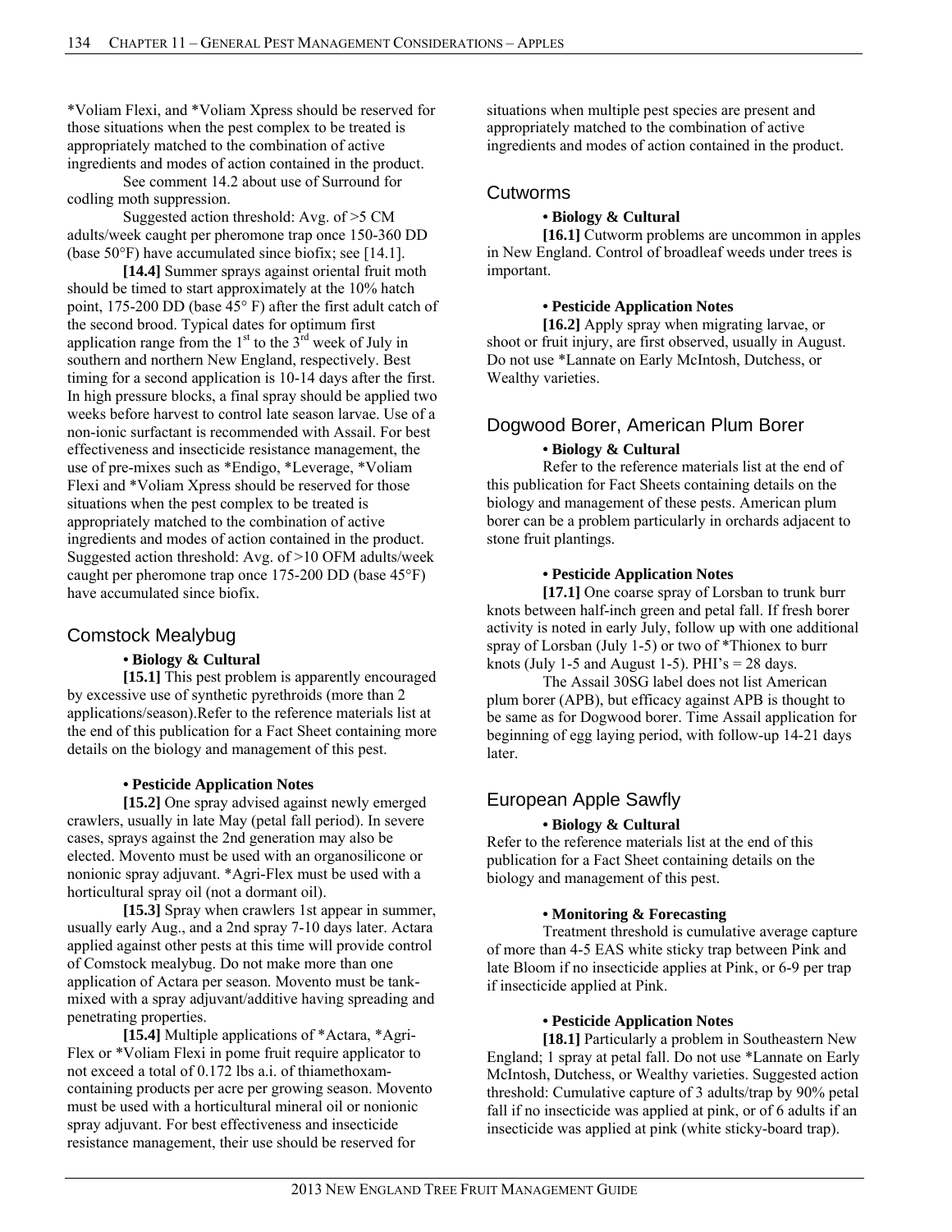*Voliam Flexi, and *Voliam Xpress should be reserved for those situations when the pest complex to be treated is appropriately matched to the combination of active ingredients and modes of action contained in the product.

See comment 14.2 about use of Surround for codling moth suppression.

Suggested action threshold: Avg. of >5 CM adults/week caught per pheromone trap once 150-360 DD (base 50°F) have accumulated since biofix; see [14.1].

**[14.4]** Summer sprays against oriental fruit moth should be timed to start approximately at the 10% hatch point, 175-200 DD (base 45° F) after the first adult catch of the second brood. Typical dates for optimum first application range from the 1st to the 3rd week of July in southern and northern New England, respectively. Best timing for a second application is 10-14 days after the first. In high pressure blocks, a final spray should be applied two weeks before harvest to control late season larvae. Use of a non-ionic surfactant is recommended with Assail. For best effectiveness and insecticide resistance management, the use of pre-mixes such as *Endigo, *Leverage, *Voliam Flexi and *Voliam Xpress should be reserved for those situations when the pest complex to be treated is appropriately matched to the combination of active ingredients and modes of action contained in the product. Suggested action threshold: Avg. of >10 OFM adults/week caught per pheromone trap once 175-200 DD (base 45°F) have accumulated since biofix.

## Comstock Mealybug

**• Biology & Cultural**

**[15.1]** This pest problem is apparently encouraged by excessive use of synthetic pyrethroids (more than 2 applications/season).Refer to the reference materials list at the end of this publication for a Fact Sheet containing more details on the biology and management of this pest.

**• Pesticide Application Notes**

**[15.2]** One spray advised against newly emerged crawlers, usually in late May (petal fall period). In severe cases, sprays against the 2nd generation may also be elected. Movento must be used with an organosilicone or nonionic spray adjuvant. *Agri-Flex must be used with a horticultural spray oil (not a dormant oil).

**[15.3]** Spray when crawlers 1st appear in summer, usually early Aug., and a 2nd spray 7-10 days later. Actara applied against other pests at this time will provide control of Comstock mealybug. Do not make more than one application of Actara per season. Movento must be tank-mixed with a spray adjuvant/additive having spreading and penetrating properties.

**[15.4]** Multiple applications of *Actara, *Agri-Flex or *Voliam Flexi in pome fruit require applicator to not exceed a total of 0.172 lbs a.i. of thiamethoxam-containing products per acre per growing season. Movento must be used with a horticultural mineral oil or nonionic spray adjuvant. For best effectiveness and insecticide resistance management, their use should be reserved for situations when multiple pest species are present and appropriately matched to the combination of active ingredients and modes of action contained in the product.

## Cutworms

**• Biology & Cultural**

**[16.1]** Cutworm problems are uncommon in apples in New England. Control of broadleaf weeds under trees is important.

**• Pesticide Application Notes**

**[16.2]** Apply spray when migrating larvae, or shoot or fruit injury, are first observed, usually in August. Do not use *Lannate on Early McIntosh, Dutchess, or Wealthy varieties.

## Dogwood Borer, American Plum Borer

**• Biology & Cultural**

Refer to the reference materials list at the end of this publication for Fact Sheets containing details on the biology and management of these pests. American plum borer can be a problem particularly in orchards adjacent to stone fruit plantings.

**• Pesticide Application Notes**

**[17.1]** One coarse spray of Lorsban to trunk burr knots between half-inch green and petal fall. If fresh borer activity is noted in early July, follow up with one additional spray of Lorsban (July 1-5) or two of *Thionex to burr knots (July 1-5 and August 1-5). PHI's = 28 days.

The Assail 30SG label does not list American plum borer (APB), but efficacy against APB is thought to be same as for Dogwood borer. Time Assail application for beginning of egg laying period, with follow-up 14-21 days later.

## European Apple Sawfly

**• Biology & Cultural**

Refer to the reference materials list at the end of this publication for a Fact Sheet containing details on the biology and management of this pest.

**• Monitoring & Forecasting**

Treatment threshold is cumulative average capture of more than 4-5 EAS white sticky trap between Pink and late Bloom if no insecticide applies at Pink, or 6-9 per trap if insecticide applied at Pink.

**• Pesticide Application Notes**

**[18.1]** Particularly a problem in Southeastern New England; 1 spray at petal fall. Do not use *Lannate on Early McIntosh, Dutchess, or Wealthy varieties. Suggested action threshold: Cumulative capture of 3 adults/trap by 90% petal fall if no insecticide was applied at pink, or of 6 adults if an insecticide was applied at pink (white sticky-board trap).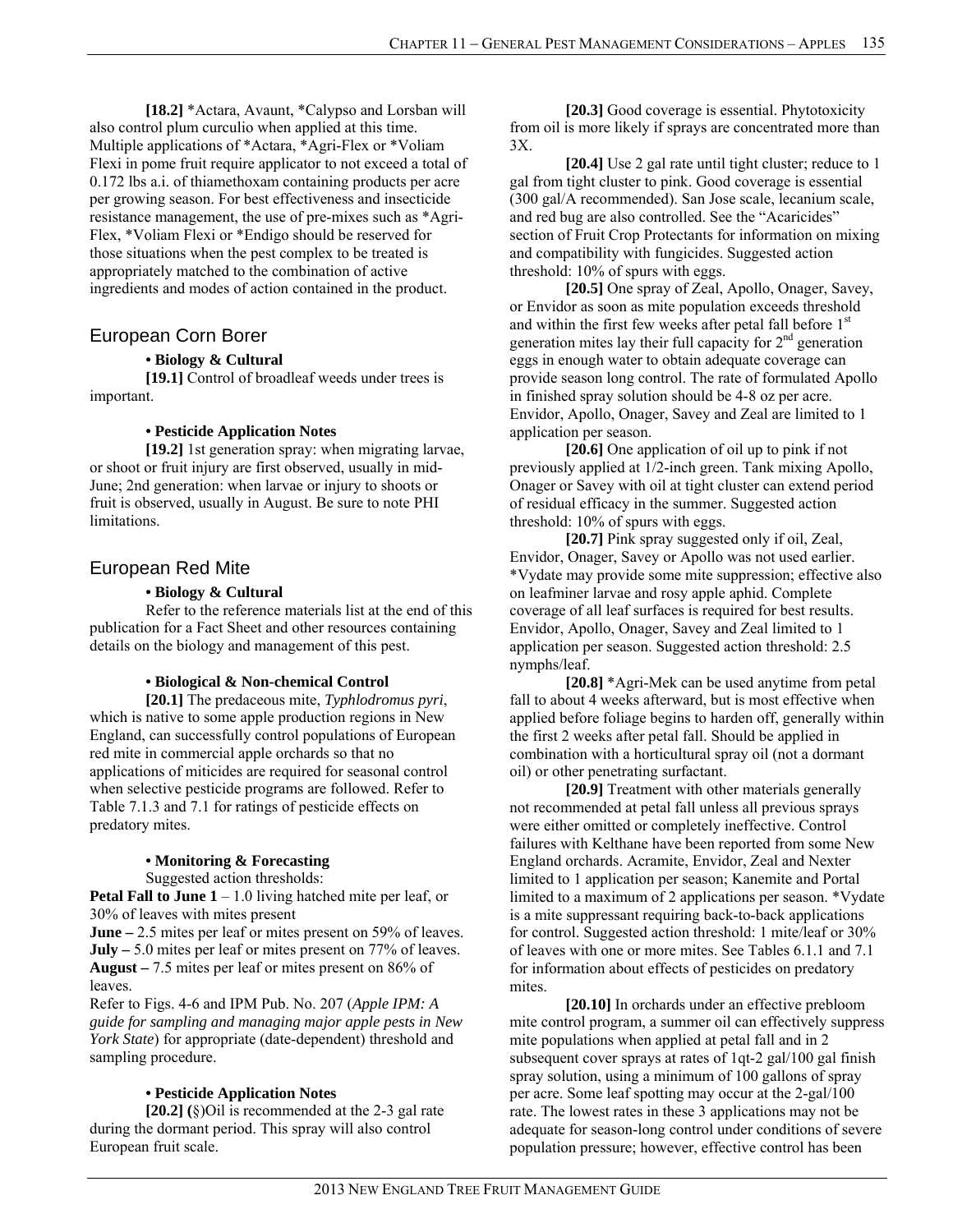**[18.2]** *Actara, Avaunt, *Calypso and Lorsban will also control plum curculio when applied at this time. Multiple applications of *Actara, *Agri-Flex or *Voliam Flexi in pome fruit require applicator to not exceed a total of 0.172 lbs a.i. of thiamethoxam containing products per acre per growing season. For best effectiveness and insecticide resistance management, the use of pre-mixes such as *Agri-Flex, *Voliam Flexi or *Endigo should be reserved for those situations when the pest complex to be treated is appropriately matched to the combination of active ingredients and modes of action contained in the product.

## European Corn Borer

**• Biology & Cultural**

**[19.1]** Control of broadleaf weeds under trees is important.

**• Pesticide Application Notes**

**[19.2]** 1st generation spray: when migrating larvae, or shoot or fruit injury are first observed, usually in mid-June; 2nd generation: when larvae or injury to shoots or fruit is observed, usually in August. Be sure to note PHI limitations.

## European Red Mite

**• Biology & Cultural**

Refer to the reference materials list at the end of this publication for a Fact Sheet and other resources containing details on the biology and management of this pest.

**• Biological & Non-chemical Control**

**[20.1]** The predaceous mite, *Typhlodromus pyri*, which is native to some apple production regions in New England, can successfully control populations of European red mite in commercial apple orchards so that no applications of miticides are required for seasonal control when selective pesticide programs are followed. Refer to Table 7.1.3 and 7.1 for ratings of pesticide effects on predatory mites.

**• Monitoring & Forecasting**

Suggested action thresholds:

**Petal Fall to June 1** – 1.0 living hatched mite per leaf, or 30% of leaves with mites present

**June –** 2.5 mites per leaf or mites present on 59% of leaves.

**July –** 5.0 mites per leaf or mites present on 77% of leaves.

**August –** 7.5 mites per leaf or mites present on 86% of leaves.

Refer to Figs. 4-6 and IPM Pub. No. 207 (*Apple IPM: A guide for sampling and managing major apple pests in New York State*) for appropriate (date-dependent) threshold and sampling procedure.

**• Pesticide Application Notes**

**[20.2] (**§)Oil is recommended at the 2-3 gal rate during the dormant period. This spray will also control European fruit scale.

**[20.3]** Good coverage is essential. Phytotoxicity from oil is more likely if sprays are concentrated more than 3X.

**[20.4]** Use 2 gal rate until tight cluster; reduce to 1 gal from tight cluster to pink. Good coverage is essential (300 gal/A recommended). San Jose scale, lecanium scale, and red bug are also controlled. See the "Acaricides" section of Fruit Crop Protectants for information on mixing and compatibility with fungicides. Suggested action threshold: 10% of spurs with eggs.

**[20.5]** One spray of Zeal, Apollo, Onager, Savey, or Envidor as soon as mite population exceeds threshold and within the first few weeks after petal fall before 1st generation mites lay their full capacity for 2nd generation eggs in enough water to obtain adequate coverage can provide season long control. The rate of formulated Apollo in finished spray solution should be 4-8 oz per acre. Envidor, Apollo, Onager, Savey and Zeal are limited to 1 application per season.

**[20.6]** One application of oil up to pink if not previously applied at 1/2-inch green. Tank mixing Apollo, Onager or Savey with oil at tight cluster can extend period of residual efficacy in the summer. Suggested action threshold: 10% of spurs with eggs.

**[20.7]** Pink spray suggested only if oil, Zeal, Envidor, Onager, Savey or Apollo was not used earlier. *Vydate may provide some mite suppression; effective also on leafminer larvae and rosy apple aphid. Complete coverage of all leaf surfaces is required for best results. Envidor, Apollo, Onager, Savey and Zeal limited to 1 application per season. Suggested action threshold: 2.5 nymphs/leaf.

**[20.8]** *Agri-Mek can be used anytime from petal fall to about 4 weeks afterward, but is most effective when applied before foliage begins to harden off, generally within the first 2 weeks after petal fall. Should be applied in combination with a horticultural spray oil (not a dormant oil) or other penetrating surfactant.

**[20.9]** Treatment with other materials generally not recommended at petal fall unless all previous sprays were either omitted or completely ineffective. Control failures with Kelthane have been reported from some New England orchards. Acramite, Envidor, Zeal and Nexter limited to 1 application per season; Kanemite and Portal limited to a maximum of 2 applications per season. *Vydate is a mite suppressant requiring back-to-back applications for control. Suggested action threshold: 1 mite/leaf or 30% of leaves with one or more mites. See Tables 6.1.1 and 7.1 for information about effects of pesticides on predatory mites.

**[20.10]** In orchards under an effective prebloom mite control program, a summer oil can effectively suppress mite populations when applied at petal fall and in 2 subsequent cover sprays at rates of 1qt-2 gal/100 gal finish spray solution, using a minimum of 100 gallons of spray per acre. Some leaf spotting may occur at the 2-gal/100 rate. The lowest rates in these 3 applications may not be adequate for season-long control under conditions of severe population pressure; however, effective control has been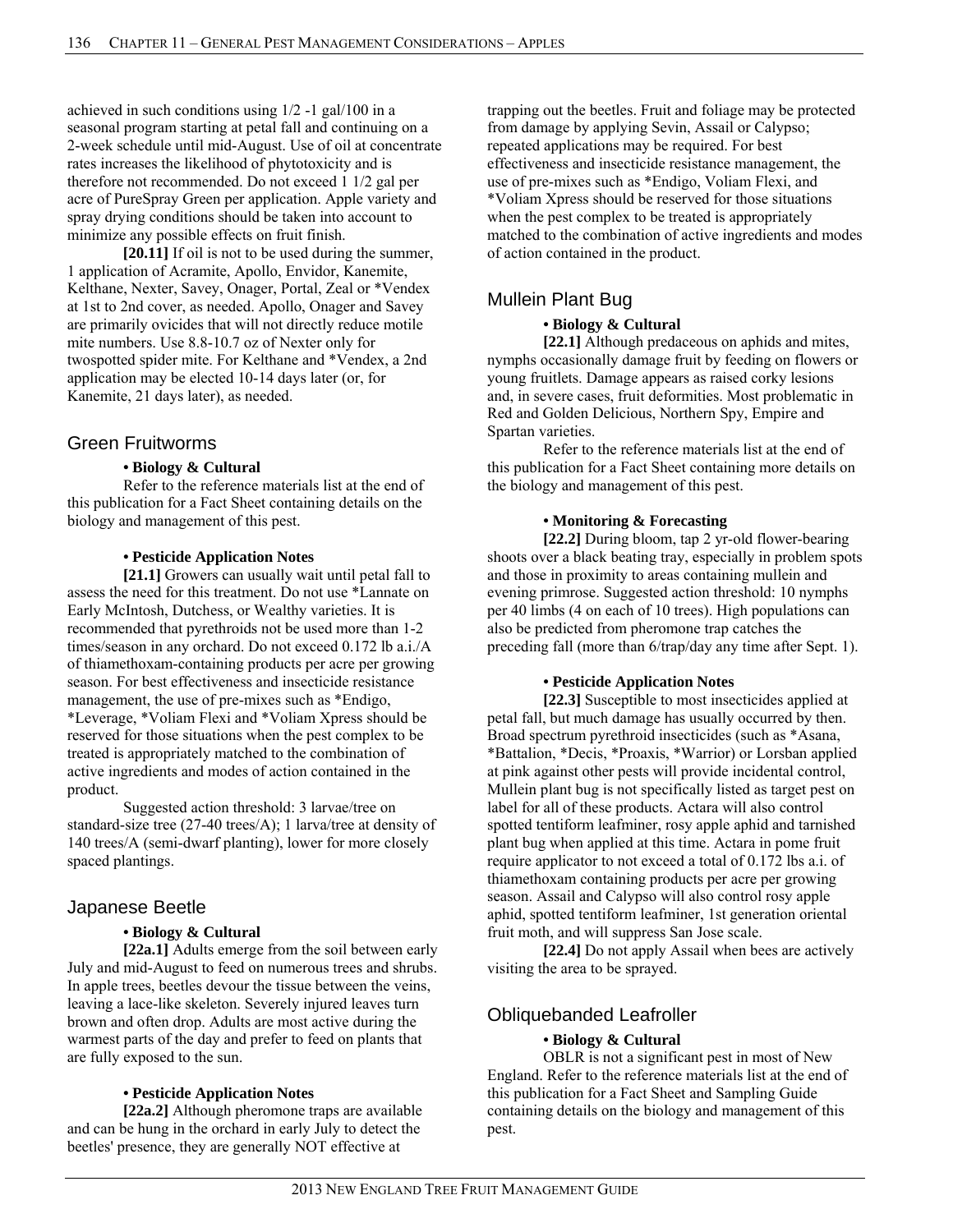achieved in such conditions using 1/2 -1 gal/100 in a seasonal program starting at petal fall and continuing on a 2-week schedule until mid-August. Use of oil at concentrate rates increases the likelihood of phytotoxicity and is therefore not recommended. Do not exceed 1 1/2 gal per acre of PureSpray Green per application. Apple variety and spray drying conditions should be taken into account to minimize any possible effects on fruit finish.

**[20.11]** If oil is not to be used during the summer, 1 application of Acramite, Apollo, Envidor, Kanemite, Kelthane, Nexter, Savey, Onager, Portal, Zeal or *Vendex at 1st to 2nd cover, as needed. Apollo, Onager and Savey are primarily ovicides that will not directly reduce motile mite numbers. Use 8.8-10.7 oz of Nexter only for twospotted spider mite. For Kelthane and *Vendex, a 2nd application may be elected 10-14 days later (or, for Kanemite, 21 days later), as needed.

## Green Fruitworms

**• Biology & Cultural**

Refer to the reference materials list at the end of this publication for a Fact Sheet containing details on the biology and management of this pest.

**• Pesticide Application Notes**

**[21.1]** Growers can usually wait until petal fall to assess the need for this treatment. Do not use *Lannate on Early McIntosh, Dutchess, or Wealthy varieties. It is recommended that pyrethroids not be used more than 1-2 times/season in any orchard. Do not exceed 0.172 lb a.i./A of thiamethoxam-containing products per acre per growing season. For best effectiveness and insecticide resistance management, the use of pre-mixes such as *Endigo, *Leverage, *Voliam Flexi and *Voliam Xpress should be reserved for those situations when the pest complex to be treated is appropriately matched to the combination of active ingredients and modes of action contained in the product.

Suggested action threshold: 3 larvae/tree on standard-size tree (27-40 trees/A); 1 larva/tree at density of 140 trees/A (semi-dwarf planting), lower for more closely spaced plantings.

## Japanese Beetle

**• Biology & Cultural**

**[22a.1]** Adults emerge from the soil between early July and mid-August to feed on numerous trees and shrubs. In apple trees, beetles devour the tissue between the veins, leaving a lace-like skeleton. Severely injured leaves turn brown and often drop. Adults are most active during the warmest parts of the day and prefer to feed on plants that are fully exposed to the sun.

**• Pesticide Application Notes**

**[22a.2]** Although pheromone traps are available and can be hung in the orchard in early July to detect the beetles' presence, they are generally NOT effective at trapping out the beetles. Fruit and foliage may be protected from damage by applying Sevin, Assail or Calypso; repeated applications may be required. For best effectiveness and insecticide resistance management, the use of pre-mixes such as *Endigo, Voliam Flexi, and *Voliam Xpress should be reserved for those situations when the pest complex to be treated is appropriately matched to the combination of active ingredients and modes of action contained in the product.

## Mullein Plant Bug

**• Biology & Cultural**

**[22.1]** Although predaceous on aphids and mites, nymphs occasionally damage fruit by feeding on flowers or young fruitlets. Damage appears as raised corky lesions and, in severe cases, fruit deformities. Most problematic in Red and Golden Delicious, Northern Spy, Empire and Spartan varieties.

Refer to the reference materials list at the end of this publication for a Fact Sheet containing more details on the biology and management of this pest.

**• Monitoring & Forecasting**

**[22.2]** During bloom, tap 2 yr-old flower-bearing shoots over a black beating tray, especially in problem spots and those in proximity to areas containing mullein and evening primrose. Suggested action threshold: 10 nymphs per 40 limbs (4 on each of 10 trees). High populations can also be predicted from pheromone trap catches the preceding fall (more than 6/trap/day any time after Sept. 1).

**• Pesticide Application Notes**

**[22.3]** Susceptible to most insecticides applied at petal fall, but much damage has usually occurred by then. Broad spectrum pyrethroid insecticides (such as *Asana, *Battalion, *Decis, *Proaxis, *Warrior) or Lorsban applied at pink against other pests will provide incidental control, Mullein plant bug is not specifically listed as target pest on label for all of these products. Actara will also control spotted tentiform leafminer, rosy apple aphid and tarnished plant bug when applied at this time. Actara in pome fruit require applicator to not exceed a total of 0.172 lbs a.i. of thiamethoxam containing products per acre per growing season. Assail and Calypso will also control rosy apple aphid, spotted tentiform leafminer, 1st generation oriental fruit moth, and will suppress San Jose scale.

**[22.4]** Do not apply Assail when bees are actively visiting the area to be sprayed.

## Obliquebanded Leafroller

**• Biology & Cultural**

OBLR is not a significant pest in most of New England. Refer to the reference materials list at the end of this publication for a Fact Sheet and Sampling Guide containing details on the biology and management of this pest.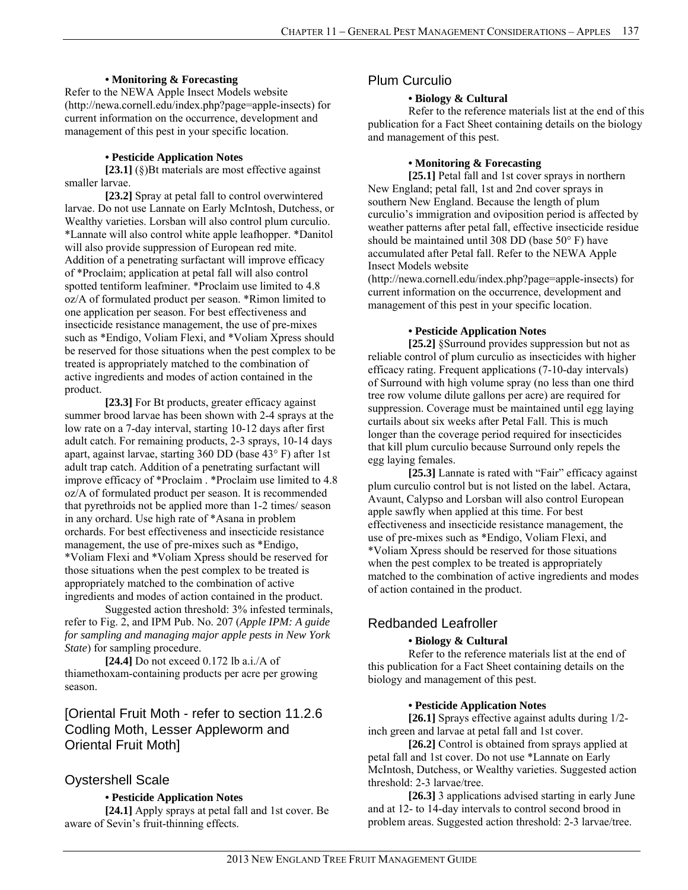**• Monitoring & Forecasting**

Refer to the NEWA Apple Insect Models website (http://newa.cornell.edu/index.php?page=apple-insects) for current information on the occurrence, development and management of this pest in your specific location.

**• Pesticide Application Notes**

**[23.1]** (§)Bt materials are most effective against smaller larvae.

**[23.2]** Spray at petal fall to control overwintered larvae. Do not use Lannate on Early McIntosh, Dutchess, or Wealthy varieties. Lorsban will also control plum curculio. *Lannate will also control white apple leafhopper. *Danitol will also provide suppression of European red mite. Addition of a penetrating surfactant will improve efficacy of *Proclaim; application at petal fall will also control spotted tentiform leafminer. *Proclaim use limited to 4.8 oz/A of formulated product per season. *Rimon limited to one application per season. For best effectiveness and insecticide resistance management, the use of pre-mixes such as *Endigo, Voliam Flexi, and *Voliam Xpress should be reserved for those situations when the pest complex to be treated is appropriately matched to the combination of active ingredients and modes of action contained in the product.

**[23.3]** For Bt products, greater efficacy against summer brood larvae has been shown with 2-4 sprays at the low rate on a 7-day interval, starting 10-12 days after first adult catch. For remaining products, 2-3 sprays, 10-14 days apart, against larvae, starting 360 DD (base 43° F) after 1st adult trap catch. Addition of a penetrating surfactant will improve efficacy of *Proclaim . *Proclaim use limited to 4.8 oz/A of formulated product per season. It is recommended that pyrethroids not be applied more than 1-2 times/ season in any orchard. Use high rate of *Asana in problem orchards. For best effectiveness and insecticide resistance management, the use of pre-mixes such as *Endigo, *Voliam Flexi and *Voliam Xpress should be reserved for those situations when the pest complex to be treated is appropriately matched to the combination of active ingredients and modes of action contained in the product.

Suggested action threshold: 3% infested terminals, refer to Fig. 2, and IPM Pub. No. 207 (*Apple IPM: A guide for sampling and managing major apple pests in New York State*) for sampling procedure.

**[24.4]** Do not exceed 0.172 lb a.i./A of thiamethoxam-containing products per acre per growing season.

## [Oriental Fruit Moth - refer to section 11.2.6 Codling Moth, Lesser Appleworm and Oriental Fruit Moth]

## Oystershell Scale

**• Pesticide Application Notes**

**[24.1]** Apply sprays at petal fall and 1st cover. Be aware of Sevin's fruit-thinning effects.

## Plum Curculio

**• Biology & Cultural**

Refer to the reference materials list at the end of this publication for a Fact Sheet containing details on the biology and management of this pest.

**• Monitoring & Forecasting**

**[25.1]** Petal fall and 1st cover sprays in northern New England; petal fall, 1st and 2nd cover sprays in southern New England. Because the length of plum curculio's immigration and oviposition period is affected by weather patterns after petal fall, effective insecticide residue should be maintained until 308 DD (base 50° F) have accumulated after Petal fall. Refer to the NEWA Apple Insect Models website (http://newa.cornell.edu/index.php?page=apple-insects) for current information on the occurrence, development and management of this pest in your specific location.

**• Pesticide Application Notes**

**[25.2]** §Surround provides suppression but not as reliable control of plum curculio as insecticides with higher efficacy rating. Frequent applications (7-10-day intervals) of Surround with high volume spray (no less than one third tree row volume dilute gallons per acre) are required for suppression. Coverage must be maintained until egg laying curtails about six weeks after Petal Fall. This is much longer than the coverage period required for insecticides that kill plum curculio because Surround only repels the egg laying females.

**[25.3]** Lannate is rated with "Fair" efficacy against plum curculio control but is not listed on the label. Actara, Avaunt, Calypso and Lorsban will also control European apple sawfly when applied at this time. For best effectiveness and insecticide resistance management, the use of pre-mixes such as *Endigo, Voliam Flexi, and *Voliam Xpress should be reserved for those situations when the pest complex to be treated is appropriately matched to the combination of active ingredients and modes of action contained in the product.

## Redbanded Leafroller

**• Biology & Cultural**

Refer to the reference materials list at the end of this publication for a Fact Sheet containing details on the biology and management of this pest.

**• Pesticide Application Notes**

**[26.1]** Sprays effective against adults during 1/2-inch green and larvae at petal fall and 1st cover.

**[26.2]** Control is obtained from sprays applied at petal fall and 1st cover. Do not use *Lannate on Early McIntosh, Dutchess, or Wealthy varieties. Suggested action threshold: 2-3 larvae/tree.

**[26.3]** 3 applications advised starting in early June and at 12- to 14-day intervals to control second brood in problem areas. Suggested action threshold: 2-3 larvae/tree.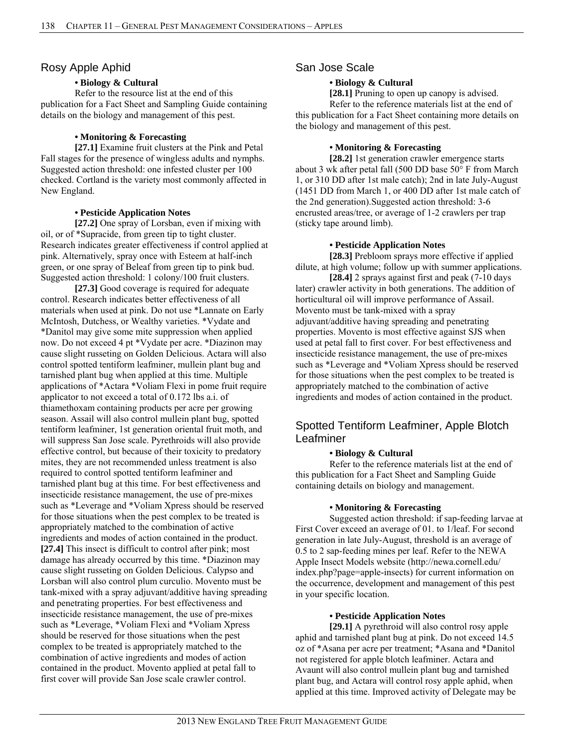## Rosy Apple Aphid

**• Biology & Cultural**

Refer to the resource list at the end of this publication for a Fact Sheet and Sampling Guide containing details on the biology and management of this pest.

**• Monitoring & Forecasting**

**[27.1]** Examine fruit clusters at the Pink and Petal Fall stages for the presence of wingless adults and nymphs. Suggested action threshold: one infested cluster per 100 checked. Cortland is the variety most commonly affected in New England.

**• Pesticide Application Notes**

**[27.2]** One spray of Lorsban, even if mixing with oil, or of *Supracide, from green tip to tight cluster. Research indicates greater effectiveness if control applied at pink. Alternatively, spray once with Esteem at half-inch green, or one spray of Beleaf from green tip to pink bud. Suggested action threshold: 1 colony/100 fruit clusters.

**[27.3]** Good coverage is required for adequate control. Research indicates better effectiveness of all materials when used at pink. Do not use *Lannate on Early McIntosh, Dutchess, or Wealthy varieties. *Vydate and *Danitol may give some mite suppression when applied now. Do not exceed 4 pt *Vydate per acre. *Diazinon may cause slight russeting on Golden Delicious. Actara will also control spotted tentiform leafminer, mullein plant bug and tarnished plant bug when applied at this time. Multiple applications of *Actara *Voliam Flexi in pome fruit require applicator to not exceed a total of 0.172 lbs a.i. of thiamethoxam containing products per acre per growing season. Assail will also control mullein plant bug, spotted tentiform leafminer, 1st generation oriental fruit moth, and will suppress San Jose scale. Pyrethroids will also provide effective control, but because of their toxicity to predatory mites, they are not recommended unless treatment is also required to control spotted tentiform leafminer and tarnished plant bug at this time. For best effectiveness and insecticide resistance management, the use of pre-mixes such as *Leverage and *Voliam Xpress should be reserved for those situations when the pest complex to be treated is appropriately matched to the combination of active ingredients and modes of action contained in the product.

**[27.4]** This insect is difficult to control after pink; most damage has already occurred by this time. *Diazinon may cause slight russeting on Golden Delicious. Calypso and Lorsban will also control plum curculio. Movento must be tank-mixed with a spray adjuvant/additive having spreading and penetrating properties. For best effectiveness and insecticide resistance management, the use of pre-mixes such as *Leverage, *Voliam Flexi and *Voliam Xpress should be reserved for those situations when the pest complex to be treated is appropriately matched to the combination of active ingredients and modes of action contained in the product. Movento applied at petal fall to first cover will provide San Jose scale crawler control.

## San Jose Scale

**• Biology & Cultural**

**[28.1]** Pruning to open up canopy is advised.

Refer to the reference materials list at the end of this publication for a Fact Sheet containing more details on the biology and management of this pest.

**• Monitoring & Forecasting**

**[28.2]** 1st generation crawler emergence starts about 3 wk after petal fall (500 DD base 50° F from March 1, or 310 DD after 1st male catch); 2nd in late July-August (1451 DD from March 1, or 400 DD after 1st male catch of the 2nd generation).Suggested action threshold: 3-6 encrusted areas/tree, or average of 1-2 crawlers per trap (sticky tape around limb).

**• Pesticide Application Notes**

**[28.3]** Prebloom sprays more effective if applied dilute, at high volume; follow up with summer applications.

**[28.4]** 2 sprays against first and peak (7-10 days later) crawler activity in both generations. The addition of horticultural oil will improve performance of Assail. Movento must be tank-mixed with a spray adjuvant/additive having spreading and penetrating properties. Movento is most effective against SJS when used at petal fall to first cover. For best effectiveness and insecticide resistance management, the use of pre-mixes such as *Leverage and *Voliam Xpress should be reserved for those situations when the pest complex to be treated is appropriately matched to the combination of active ingredients and modes of action contained in the product.

## Spotted Tentiform Leafminer, Apple Blotch Leafminer

**• Biology & Cultural**

Refer to the reference materials list at the end of this publication for a Fact Sheet and Sampling Guide containing details on biology and management.

**• Monitoring & Forecasting**

Suggested action threshold: if sap-feeding larvae at First Cover exceed an average of 01. to 1/leaf. For second generation in late July-August, threshold is an average of 0.5 to 2 sap-feeding mines per leaf. Refer to the NEWA Apple Insect Models website (http://newa.cornell.edu/index.php?page=apple-insects) for current information on the occurrence, development and management of this pest in your specific location.

**• Pesticide Application Notes**

**[29.1]** A pyrethroid will also control rosy apple aphid and tarnished plant bug at pink. Do not exceed 14.5 oz of *Asana per acre per treatment; *Asana and *Danitol not registered for apple blotch leafminer. Actara and Avaunt will also control mullein plant bug and tarnished plant bug, and Actara will control rosy apple aphid, when applied at this time. Improved activity of Delegate may be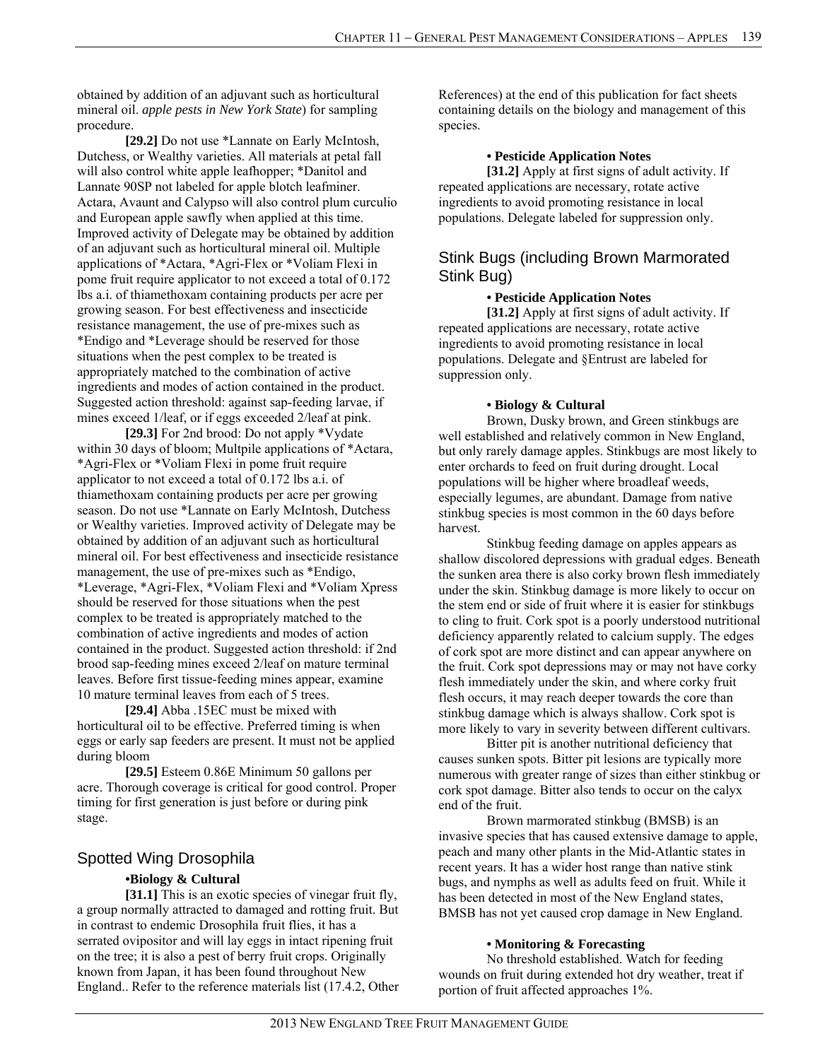obtained by addition of an adjuvant such as horticultural mineral oil. *apple pests in New York State*) for sampling procedure.

**[29.2]** Do not use *Lannate on Early McIntosh, Dutchess, or Wealthy varieties. All materials at petal fall will also control white apple leafhopper; *Danitol and Lannate 90SP not labeled for apple blotch leafminer. Actara, Avaunt and Calypso will also control plum curculio and European apple sawfly when applied at this time. Improved activity of Delegate may be obtained by addition of an adjuvant such as horticultural mineral oil. Multiple applications of *Actara, *Agri-Flex or *Voliam Flexi in pome fruit require applicator to not exceed a total of 0.172 lbs a.i. of thiamethoxam containing products per acre per growing season. For best effectiveness and insecticide resistance management, the use of pre-mixes such as *Endigo and *Leverage should be reserved for those situations when the pest complex to be treated is appropriately matched to the combination of active ingredients and modes of action contained in the product. Suggested action threshold: against sap-feeding larvae, if mines exceed 1/leaf, or if eggs exceeded 2/leaf at pink.

**[29.3]** For 2nd brood: Do not apply *Vydate within 30 days of bloom; Multpile applications of *Actara, *Agri-Flex or *Voliam Flexi in pome fruit require applicator to not exceed a total of 0.172 lbs a.i. of thiamethoxam containing products per acre per growing season. Do not use *Lannate on Early McIntosh, Dutchess or Wealthy varieties. Improved activity of Delegate may be obtained by addition of an adjuvant such as horticultural mineral oil. For best effectiveness and insecticide resistance management, the use of pre-mixes such as *Endigo, *Leverage, *Agri-Flex, *Voliam Flexi and *Voliam Xpress should be reserved for those situations when the pest complex to be treated is appropriately matched to the combination of active ingredients and modes of action contained in the product. Suggested action threshold: if 2nd brood sap-feeding mines exceed 2/leaf on mature terminal leaves. Before first tissue-feeding mines appear, examine 10 mature terminal leaves from each of 5 trees.

**[29.4]** Abba .15EC must be mixed with horticultural oil to be effective. Preferred timing is when eggs or early sap feeders are present. It must not be applied during bloom

**[29.5]** Esteem 0.86E Minimum 50 gallons per acre. Thorough coverage is critical for good control. Proper timing for first generation is just before or during pink stage.

## Spotted Wing Drosophila

**•Biology & Cultural**

**[31.1]** This is an exotic species of vinegar fruit fly, a group normally attracted to damaged and rotting fruit. But in contrast to endemic Drosophila fruit flies, it has a serrated ovipositor and will lay eggs in intact ripening fruit on the tree; it is also a pest of berry fruit crops. Originally known from Japan, it has been found throughout New England.. Refer to the reference materials list (17.4.2, Other References) at the end of this publication for fact sheets containing details on the biology and management of this species.

**• Pesticide Application Notes**

**[31.2]** Apply at first signs of adult activity. If repeated applications are necessary, rotate active ingredients to avoid promoting resistance in local populations. Delegate labeled for suppression only.

## Stink Bugs (including Brown Marmorated Stink Bug)

**• Pesticide Application Notes**

**[31.2]** Apply at first signs of adult activity. If repeated applications are necessary, rotate active ingredients to avoid promoting resistance in local populations. Delegate and §Entrust are labeled for suppression only.

**• Biology & Cultural**

Brown, Dusky brown, and Green stinkbugs are well established and relatively common in New England, but only rarely damage apples. Stinkbugs are most likely to enter orchards to feed on fruit during drought. Local populations will be higher where broadleaf weeds, especially legumes, are abundant. Damage from native stinkbug species is most common in the 60 days before harvest.

Stinkbug feeding damage on apples appears as shallow discolored depressions with gradual edges. Beneath the sunken area there is also corky brown flesh immediately under the skin. Stinkbug damage is more likely to occur on the stem end or side of fruit where it is easier for stinkbugs to cling to fruit. Cork spot is a poorly understood nutritional deficiency apparently related to calcium supply. The edges of cork spot are more distinct and can appear anywhere on the fruit. Cork spot depressions may or may not have corky flesh immediately under the skin, and where corky fruit flesh occurs, it may reach deeper towards the core than stinkbug damage which is always shallow. Cork spot is more likely to vary in severity between different cultivars.

Bitter pit is another nutritional deficiency that causes sunken spots. Bitter pit lesions are typically more numerous with greater range of sizes than either stinkbug or cork spot damage. Bitter also tends to occur on the calyx end of the fruit.

Brown marmorated stinkbug (BMSB) is an invasive species that has caused extensive damage to apple, peach and many other plants in the Mid-Atlantic states in recent years. It has a wider host range than native stink bugs, and nymphs as well as adults feed on fruit. While it has been detected in most of the New England states, BMSB has not yet caused crop damage in New England.

**• Monitoring & Forecasting**

No threshold established. Watch for feeding wounds on fruit during extended hot dry weather, treat if portion of fruit affected approaches 1%.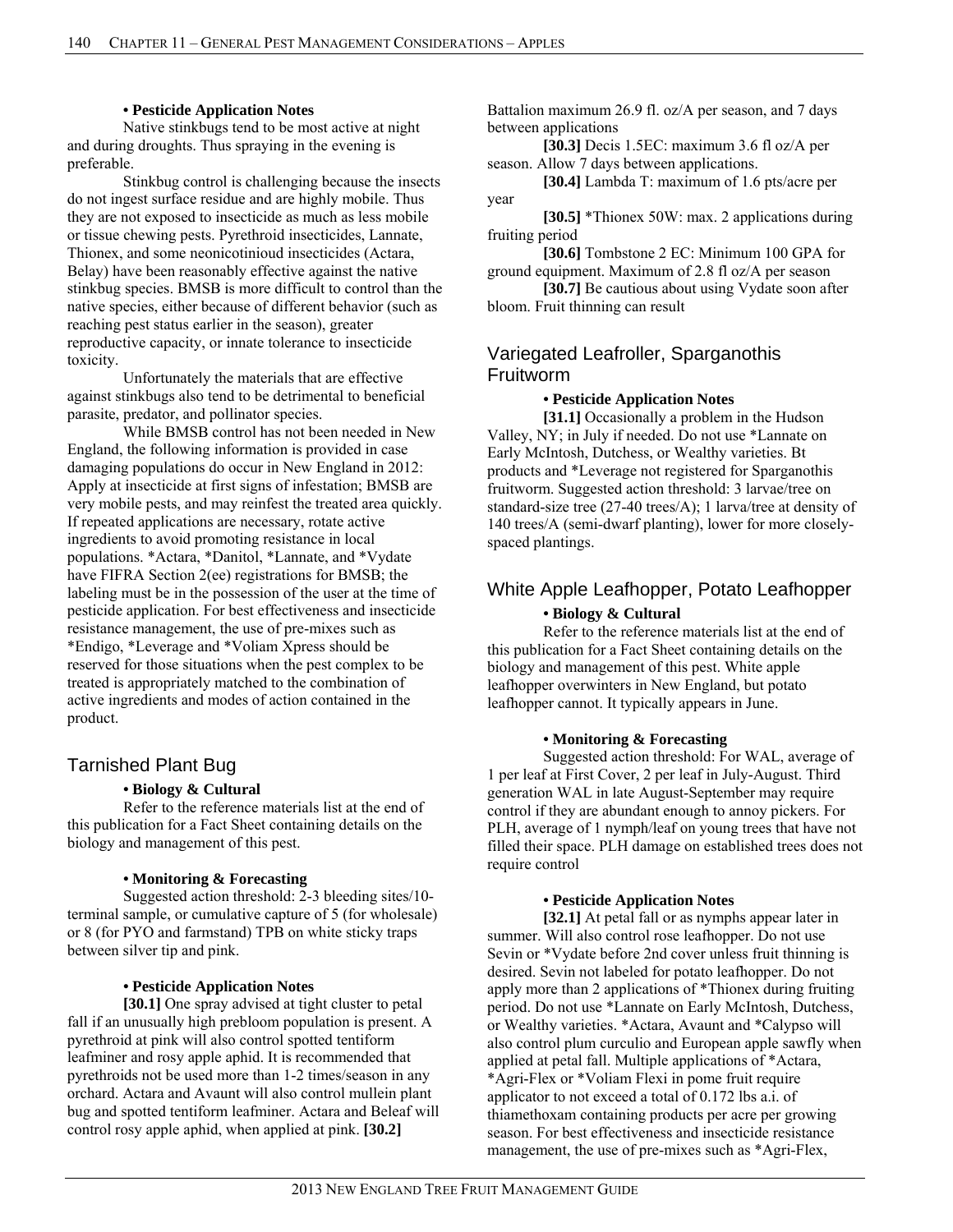**• Pesticide Application Notes**

Native stinkbugs tend to be most active at night and during droughts. Thus spraying in the evening is preferable.

Stinkbug control is challenging because the insects do not ingest surface residue and are highly mobile. Thus they are not exposed to insecticide as much as less mobile or tissue chewing pests. Pyrethroid insecticides, Lannate, Thionex, and some neonicotinioud insecticides (Actara, Belay) have been reasonably effective against the native stinkbug species. BMSB is more difficult to control than the native species, either because of different behavior (such as reaching pest status earlier in the season), greater reproductive capacity, or innate tolerance to insecticide toxicity.

Unfortunately the materials that are effective against stinkbugs also tend to be detrimental to beneficial parasite, predator, and pollinator species.

While BMSB control has not been needed in New England, the following information is provided in case damaging populations do occur in New England in 2012: Apply at insecticide at first signs of infestation; BMSB are very mobile pests, and may reinfest the treated area quickly. If repeated applications are necessary, rotate active ingredients to avoid promoting resistance in local populations. *Actara, *Danitol, *Lannate, and *Vydate have FIFRA Section 2(ee) registrations for BMSB; the labeling must be in the possession of the user at the time of pesticide application. For best effectiveness and insecticide resistance management, the use of pre-mixes such as *Endigo, *Leverage and *Voliam Xpress should be reserved for those situations when the pest complex to be treated is appropriately matched to the combination of active ingredients and modes of action contained in the product.

## Tarnished Plant Bug

**• Biology & Cultural**

Refer to the reference materials list at the end of this publication for a Fact Sheet containing details on the biology and management of this pest.

**• Monitoring & Forecasting**

Suggested action threshold: 2-3 bleeding sites/10-terminal sample, or cumulative capture of 5 (for wholesale) or 8 (for PYO and farmstand) TPB on white sticky traps between silver tip and pink.

**• Pesticide Application Notes**

**[30.1]** One spray advised at tight cluster to petal fall if an unusually high prebloom population is present. A pyrethroid at pink will also control spotted tentiform leafminer and rosy apple aphid. It is recommended that pyrethroids not be used more than 1-2 times/season in any orchard. Actara and Avaunt will also control mullein plant bug and spotted tentiform leafminer. Actara and Beleaf will control rosy apple aphid, when applied at pink. **[30.2]** Battalion maximum 26.9 fl. oz/A per season, and 7 days between applications

**[30.3]** Decis 1.5EC: maximum 3.6 fl oz/A per season. Allow 7 days between applications.

**[30.4]** Lambda T: maximum of 1.6 pts/acre per year

**[30.5]** *Thionex 50W: max. 2 applications during fruiting period

**[30.6]** Tombstone 2 EC: Minimum 100 GPA for ground equipment. Maximum of 2.8 fl oz/A per season

**[30.7]** Be cautious about using Vydate soon after bloom. Fruit thinning can result

## Variegated Leafroller, Sparganothis Fruitworm

**• Pesticide Application Notes**

**[31.1]** Occasionally a problem in the Hudson Valley, NY; in July if needed. Do not use *Lannate on Early McIntosh, Dutchess, or Wealthy varieties. Bt products and *Leverage not registered for Sparganothis fruitworm. Suggested action threshold: 3 larvae/tree on standard-size tree (27-40 trees/A); 1 larva/tree at density of 140 trees/A (semi-dwarf planting), lower for more closely-spaced plantings.

## White Apple Leafhopper, Potato Leafhopper

**• Biology & Cultural**

Refer to the reference materials list at the end of this publication for a Fact Sheet containing details on the biology and management of this pest. White apple leafhopper overwinters in New England, but potato leafhopper cannot. It typically appears in June.

**• Monitoring & Forecasting**

Suggested action threshold: For WAL, average of 1 per leaf at First Cover, 2 per leaf in July-August. Third generation WAL in late August-September may require control if they are abundant enough to annoy pickers. For PLH, average of 1 nymph/leaf on young trees that have not filled their space. PLH damage on established trees does not require control

**• Pesticide Application Notes**

**[32.1]** At petal fall or as nymphs appear later in summer. Will also control rose leafhopper. Do not use Sevin or *Vydate before 2nd cover unless fruit thinning is desired. Sevin not labeled for potato leafhopper. Do not apply more than 2 applications of *Thionex during fruiting period. Do not use *Lannate on Early McIntosh, Dutchess, or Wealthy varieties. *Actara, Avaunt and *Calypso will also control plum curculio and European apple sawfly when applied at petal fall. Multiple applications of *Actara, *Agri-Flex or *Voliam Flexi in pome fruit require applicator to not exceed a total of 0.172 lbs a.i. of thiamethoxam containing products per acre per growing season. For best effectiveness and insecticide resistance management, the use of pre-mixes such as *Agri-Flex,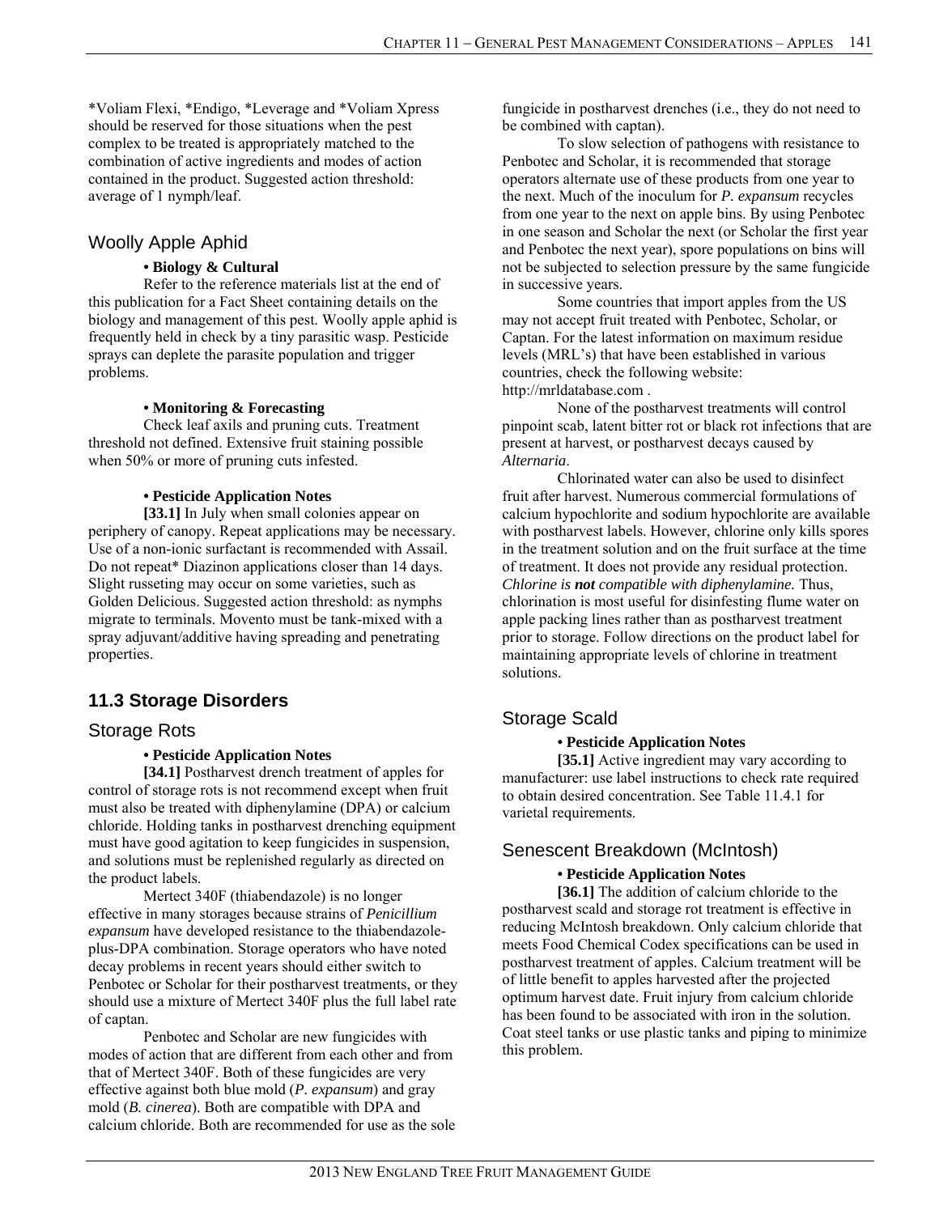*Voliam Flexi, *Endigo, *Leverage and *Voliam Xpress should be reserved for those situations when the pest complex to be treated is appropriately matched to the combination of active ingredients and modes of action contained in the product. Suggested action threshold: average of 1 nymph/leaf.

### Woolly Apple Aphid

**• Biology & Cultural**

Refer to the reference materials list at the end of this publication for a Fact Sheet containing details on the biology and management of this pest. Woolly apple aphid is frequently held in check by a tiny parasitic wasp. Pesticide sprays can deplete the parasite population and trigger problems.

**• Monitoring & Forecasting**

Check leaf axils and pruning cuts. Treatment threshold not defined. Extensive fruit staining possible when 50% or more of pruning cuts infested.

**• Pesticide Application Notes**

**[33.1]** In July when small colonies appear on periphery of canopy. Repeat applications may be necessary. Use of a non-ionic surfactant is recommended with Assail. Do not repeat* Diazinon applications closer than 14 days. Slight russeting may occur on some varieties, such as Golden Delicious. Suggested action threshold: as nymphs migrate to terminals. Movento must be tank-mixed with a spray adjuvant/additive having spreading and penetrating properties.

## 11.3 Storage Disorders

### Storage Rots

**• Pesticide Application Notes**

**[34.1]** Postharvest drench treatment of apples for control of storage rots is not recommend except when fruit must also be treated with diphenylamine (DPA) or calcium chloride. Holding tanks in postharvest drenching equipment must have good agitation to keep fungicides in suspension, and solutions must be replenished regularly as directed on the product labels.

Mertect 340F (thiabendazole) is no longer effective in many storages because strains of *Penicillium expansum* have developed resistance to the thiabendazole-plus-DPA combination. Storage operators who have noted decay problems in recent years should either switch to Penbotec or Scholar for their postharvest treatments, or they should use a mixture of Mertect 340F plus the full label rate of captan.

Penbotec and Scholar are new fungicides with modes of action that are different from each other and from that of Mertect 340F. Both of these fungicides are very effective against both blue mold (*P. expansum*) and gray mold (*B. cinerea*). Both are compatible with DPA and calcium chloride. Both are recommended for use as the sole fungicide in postharvest drenches (i.e., they do not need to be combined with captan).

To slow selection of pathogens with resistance to Penbotec and Scholar, it is recommended that storage operators alternate use of these products from one year to the next. Much of the inoculum for *P. expansum* recycles from one year to the next on apple bins. By using Penbotec in one season and Scholar the next (or Scholar the first year and Penbotec the next year), spore populations on bins will not be subjected to selection pressure by the same fungicide in successive years.

Some countries that import apples from the US may not accept fruit treated with Penbotec, Scholar, or Captan. For the latest information on maximum residue levels (MRL's) that have been established in various countries, check the following website: http://mrldatabase.com .

None of the postharvest treatments will control pinpoint scab, latent bitter rot or black rot infections that are present at harvest, or postharvest decays caused by *Alternaria*.

Chlorinated water can also be used to disinfect fruit after harvest. Numerous commercial formulations of calcium hypochlorite and sodium hypochlorite are available with postharvest labels. However, chlorine only kills spores in the treatment solution and on the fruit surface at the time of treatment. It does not provide any residual protection. *Chlorine is **not** compatible with diphenylamine.* Thus, chlorination is most useful for disinfesting flume water on apple packing lines rather than as postharvest treatment prior to storage. Follow directions on the product label for maintaining appropriate levels of chlorine in treatment solutions.

### Storage Scald

**• Pesticide Application Notes**

**[35.1]** Active ingredient may vary according to manufacturer: use label instructions to check rate required to obtain desired concentration. See Table 11.4.1 for varietal requirements.

### Senescent Breakdown (McIntosh)

**• Pesticide Application Notes**

**[36.1]** The addition of calcium chloride to the postharvest scald and storage rot treatment is effective in reducing McIntosh breakdown. Only calcium chloride that meets Food Chemical Codex specifications can be used in postharvest treatment of apples. Calcium treatment will be of little benefit to apples harvested after the projected optimum harvest date. Fruit injury from calcium chloride has been found to be associated with iron in the solution. Coat steel tanks or use plastic tanks and piping to minimize this problem.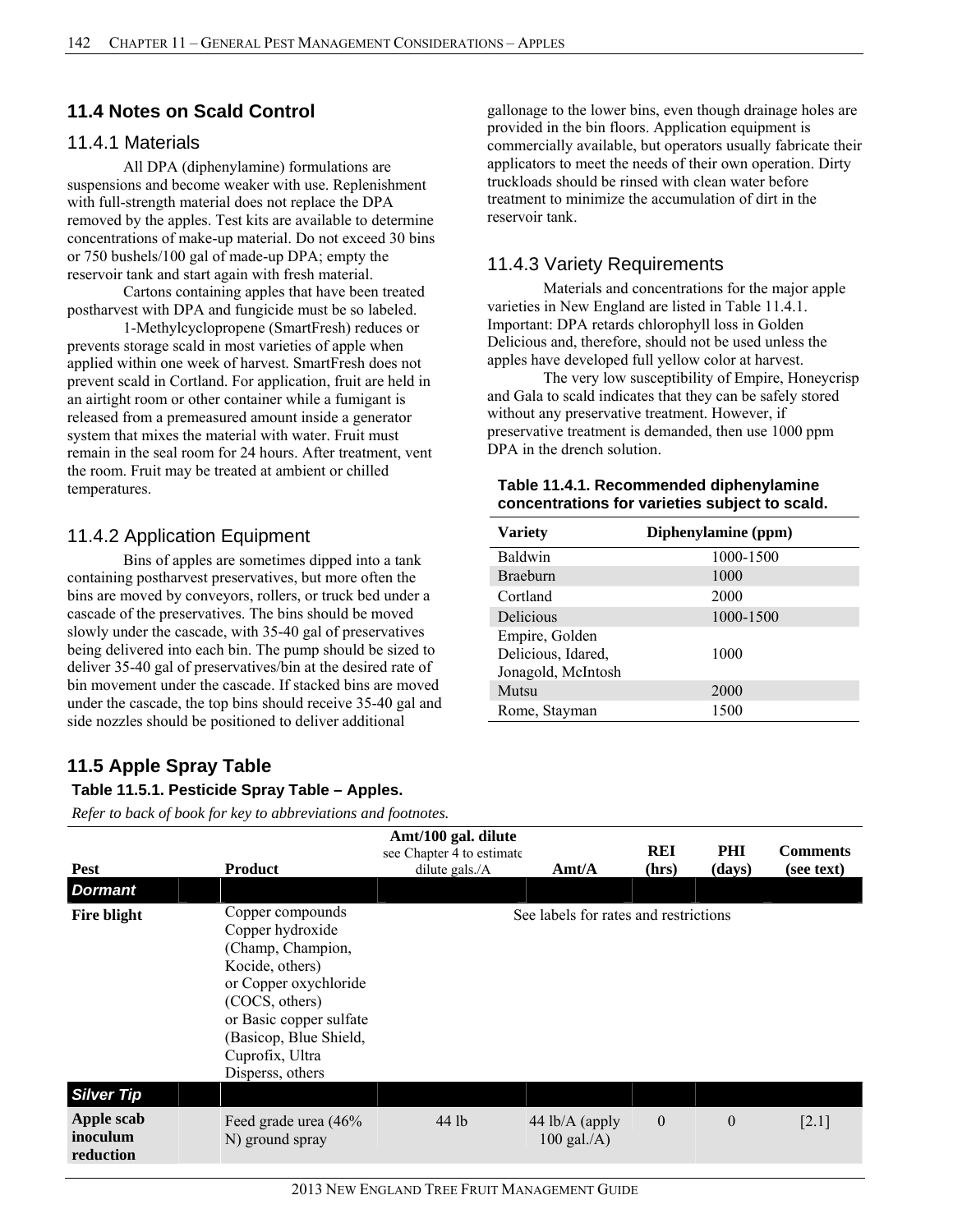## 11.4 Notes on Scald Control

### 11.4.1 Materials

All DPA (diphenylamine) formulations are suspensions and become weaker with use. Replenishment with full-strength material does not replace the DPA removed by the apples. Test kits are available to determine concentrations of make-up material. Do not exceed 30 bins or 750 bushels/100 gal of made-up DPA; empty the reservoir tank and start again with fresh material.

Cartons containing apples that have been treated postharvest with DPA and fungicide must be so labeled.

1-Methylcyclopropene (SmartFresh) reduces or prevents storage scald in most varieties of apple when applied within one week of harvest. SmartFresh does not prevent scald in Cortland. For application, fruit are held in an airtight room or other container while a fumigant is released from a premeasured amount inside a generator system that mixes the material with water. Fruit must remain in the seal room for 24 hours. After treatment, vent the room. Fruit may be treated at ambient or chilled temperatures.

### 11.4.2 Application Equipment

Bins of apples are sometimes dipped into a tank containing postharvest preservatives, but more often the bins are moved by conveyors, rollers, or truck bed under a cascade of the preservatives. The bins should be moved slowly under the cascade, with 35-40 gal of preservatives being delivered into each bin. The pump should be sized to deliver 35-40 gal of preservatives/bin at the desired rate of bin movement under the cascade. If stacked bins are moved under the cascade, the top bins should receive 35-40 gal and side nozzles should be positioned to deliver additional gallonage to the lower bins, even though drainage holes are provided in the bin floors. Application equipment is commercially available, but operators usually fabricate their applicators to meet the needs of their own operation. Dirty truckloads should be rinsed with clean water before treatment to minimize the accumulation of dirt in the reservoir tank.

### 11.4.3 Variety Requirements

Materials and concentrations for the major apple varieties in New England are listed in Table 11.4.1. Important: DPA retards chlorophyll loss in Golden Delicious and, therefore, should not be used unless the apples have developed full yellow color at harvest.

The very low susceptibility of Empire, Honeycrisp and Gala to scald indicates that they can be safely stored without any preservative treatment. However, if preservative treatment is demanded, then use 1000 ppm DPA in the drench solution.

**Table 11.4.1. Recommended diphenylamine concentrations for varieties subject to scald.**

| Variety | Diphenylamine (ppm) |
|---|---|
| Baldwin | 1000-1500 |
| Braeburn | 1000 |
| Cortland | 2000 |
| Delicious | 1000-1500 |
| Empire, Golden Delicious, Idared, Jonagold, McIntosh | 1000 |
| Mutsu | 2000 |
| Rome, Stayman | 1500 |

## 11.5 Apple Spray Table

**Table 11.5.1. Pesticide Spray Table – Apples.**

*Refer to back of book for key to abbreviations and footnotes.*

| Pest | Product | Amt/100 gal. dilute see Chapter 4 to estimate dilute gals./A | Amt/A | REI (hrs) | PHI (days) | Comments (see text) |
|---|---|---|---|---|---|---|
| ***Dormant*** | | | | | | |
| **Fire blight** | Copper compounds Copper hydroxide (Champ, Champion, Kocide, others) or Copper oxychloride (COCS, others) or Basic copper sulfate (Basicop, Blue Shield, Cuprofix, Ultra Disperss, others | See labels for rates and restrictions | | | | |
| ***Silver Tip*** | | | | | | |
| **Apple scab inoculum reduction** | Feed grade urea (46% N) ground spray | 44 lb | 44 lb/A (apply 100 gal./A) | 0 | 0 | [2.1] |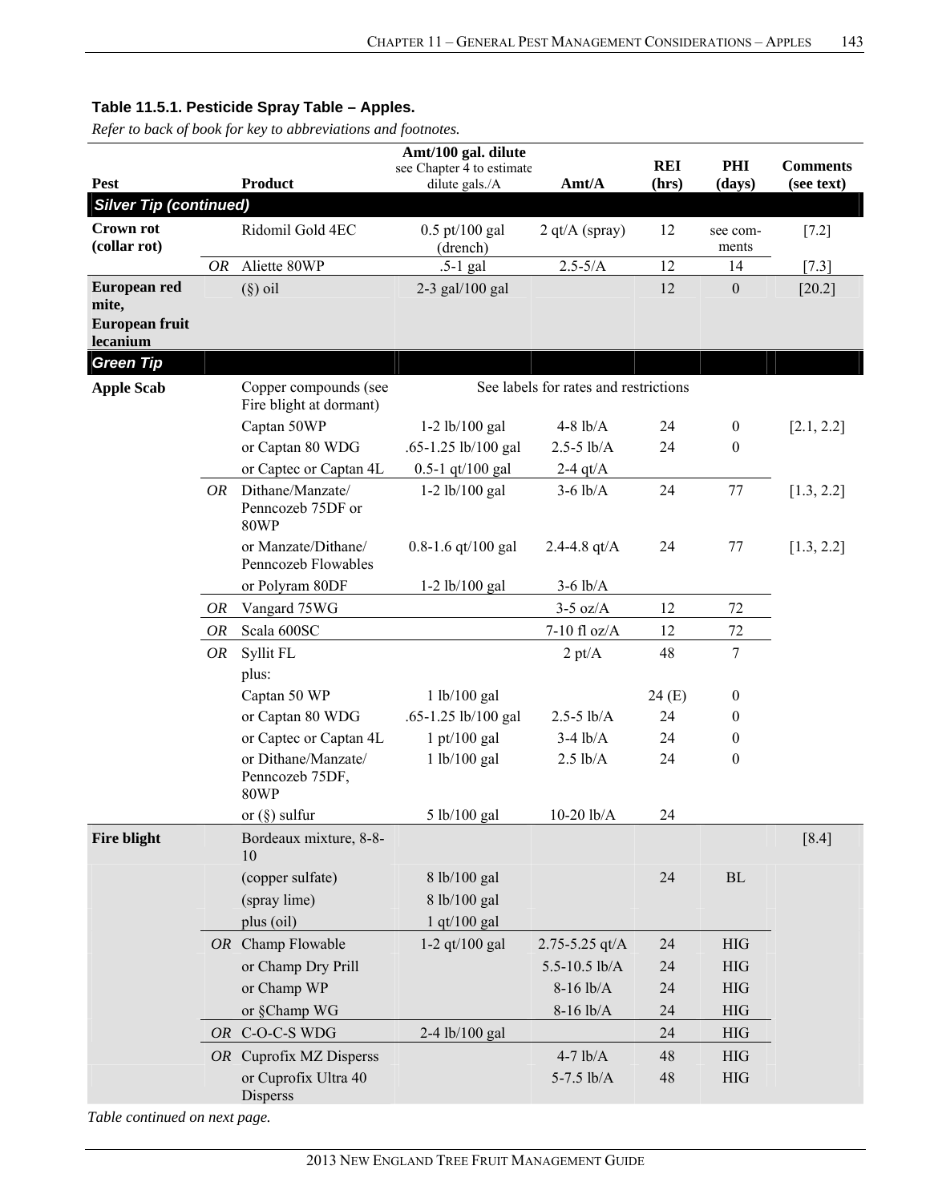**Table 11.5.1. Pesticide Spray Table – Apples.**

*Refer to back of book for key to abbreviations and footnotes.*

| Pest | | Product | Amt/100 gal. dilute see Chapter 4 to estimate dilute gals./A | Amt/A | REI (hrs) | PHI (days) | Comments (see text) |
|---|---|---|---|---|---|---|---|
| ***Silver Tip (continued)*** | | | | | | | |
| **Crown rot (collar rot)** | | Ridomil Gold 4EC | 0.5 pt/100 gal (drench) | 2 qt/A (spray) | 12 | see comments | [7.2] |
| | OR | Aliette 80WP | .5-1 gal | 2.5-5/A | 12 | 14 | [7.3] |
| **European red mite, European fruit lecanium** | | (§) oil | 2-3 gal/100 gal | | 12 | 0 | [20.2] |
| ***Green Tip*** | | | | | | | |
| **Apple Scab** | | Copper compounds (see Fire blight at dormant) | See labels for rates and restrictions | | | | |
| | | Captan 50WP | 1-2 lb/100 gal | 4-8 lb/A | 24 | 0 | [2.1, 2.2] |
| | | or Captan 80 WDG | .65-1.25 lb/100 gal | 2.5-5 lb/A | 24 | 0 | |
| | | or Captec or Captan 4L | 0.5-1 qt/100 gal | 2-4 qt/A | | | |
| | OR | Dithane/Manzate/ Penncozeb 75DF or 80WP | 1-2 lb/100 gal | 3-6 lb/A | 24 | 77 | [1.3, 2.2] |
| | | or Manzate/Dithane/ Penncozeb Flowables | 0.8-1.6 qt/100 gal | 2.4-4.8 qt/A | 24 | 77 | [1.3, 2.2] |
| | | or Polyram 80DF | 1-2 lb/100 gal | 3-6 lb/A | | | |
| | OR | Vangard 75WG | | 3-5 oz/A | 12 | 72 | |
| | OR | Scala 600SC | | 7-10 fl oz/A | 12 | 72 | |
| | OR | Syllit FL | | 2 pt/A | 48 | 7 | |
| | | plus: | | | | | |
| | | Captan 50 WP | 1 lb/100 gal | | 24 (E) | 0 | |
| | | or Captan 80 WDG | .65-1.25 lb/100 gal | 2.5-5 lb/A | 24 | 0 | |
| | | or Captec or Captan 4L | 1 pt/100 gal | 3-4 lb/A | 24 | 0 | |
| | | or Dithane/Manzate/ Penncozeb 75DF, 80WP | 1 lb/100 gal | 2.5 lb/A | 24 | 0 | |
| | | or (§) sulfur | 5 lb/100 gal | 10-20 lb/A | 24 | | |
| **Fire blight** | | Bordeaux mixture, 8-8-10 | | | | | [8.4] |
| | | (copper sulfate) | 8 lb/100 gal | | 24 | BL | |
| | | (spray lime) | 8 lb/100 gal | | | | |
| | | plus (oil) | 1 qt/100 gal | | | | |
| | OR | Champ Flowable | 1-2 qt/100 gal | 2.75-5.25 qt/A | 24 | HIG | |
| | | or Champ Dry Prill | | 5.5-10.5 lb/A | 24 | HIG | |
| | | or Champ WP | | 8-16 lb/A | 24 | HIG | |
| | | or §Champ WG | | 8-16 lb/A | 24 | HIG | |
| | OR | C-O-C-S WDG | 2-4 lb/100 gal | | 24 | HIG | |
| | OR | Cuprofix MZ Disperss | | 4-7 lb/A | 48 | HIG | |
| | | or Cuprofix Ultra 40 Disperss | | 5-7.5 lb/A | 48 | HIG | |

*Table continued on next page.*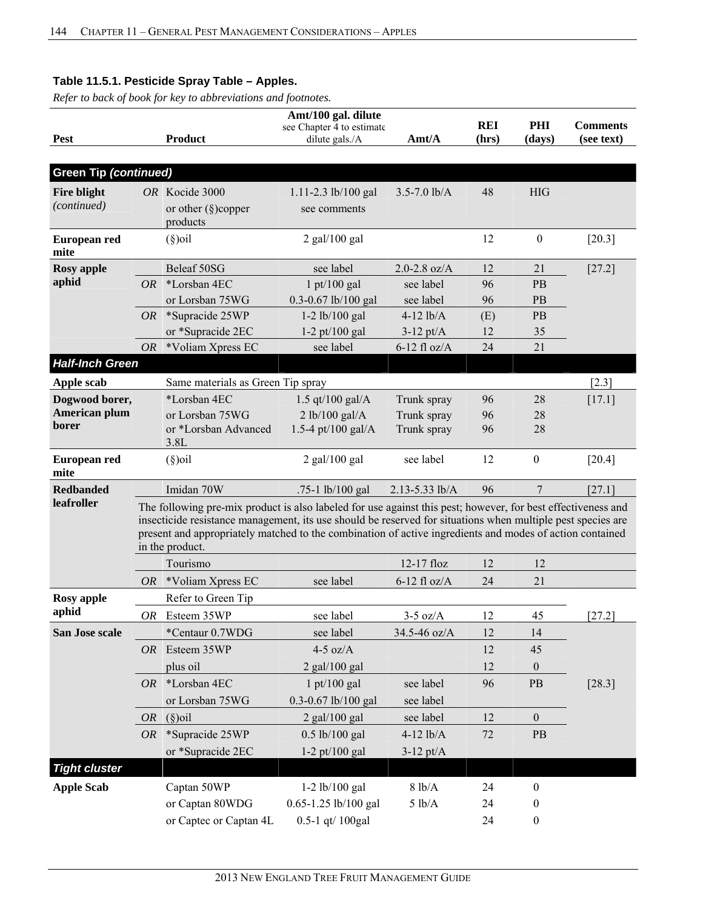**Table 11.5.1. Pesticide Spray Table – Apples.**

*Refer to back of book for key to abbreviations and footnotes.*

| Pest | | Product | Amt/100 gal. dilute see Chapter 4 to estimate dilute gals./A | Amt/A | REI (hrs) | PHI (days) | Comments (see text) |
|---|---|---|---|---|---|---|---|
| **Green Tip *(continued)*** | | | | | | | |
| **Fire blight** *(continued)* | OR | Kocide 3000 | 1.11-2.3 lb/100 gal | 3.5-7.0 lb/A | 48 | HIG | |
| | | or other (§)copper products | see comments | | | | |
| **European red mite** | | (§)oil | 2 gal/100 gal | | 12 | 0 | [20.3] |
| **Rosy apple aphid** | | Beleaf 50SG | see label | 2.0-2.8 oz/A | 12 | 21 | [27.2] |
| | OR | *Lorsban 4EC | 1 pt/100 gal | see label | 96 | PB | |
| | | or Lorsban 75WG | 0.3-0.67 lb/100 gal | see label | 96 | PB | |
| | OR | *Supracide 25WP | 1-2 lb/100 gal | 4-12 lb/A | (E) | PB | |
| | | or *Supracide 2EC | 1-2 pt/100 gal | 3-12 pt/A | 12 | 35 | |
| | OR | *Voliam Xpress EC | see label | 6-12 fl oz/A | 24 | 21 | |
| ***Half-Inch Green*** | | | | | | | |
| **Apple scab** | | Same materials as Green Tip spray | | | | | [2.3] |
| **Dogwood borer, American plum borer** | | *Lorsban 4EC | 1.5 qt/100 gal/A | Trunk spray | 96 | 28 | [17.1] |
| | | or Lorsban 75WG | 2 lb/100 gal/A | Trunk spray | 96 | 28 | |
| | | or *Lorsban Advanced 3.8L | 1.5-4 pt/100 gal/A | Trunk spray | 96 | 28 | |
| **European red mite** | | (§)oil | 2 gal/100 gal | see label | 12 | 0 | [20.4] |
| **Redbanded leafroller** | | Imidan 70W | .75-1 lb/100 gal | 2.13-5.33 lb/A | 96 | 7 | [27.1] |
| | | The following pre-mix product is also labeled for use against this pest; however, for best effectiveness and insecticide resistance management, its use should be reserved for situations when multiple pest species are present and appropriately matched to the combination of active ingredients and modes of action contained in the product. | | | | | |
| | | Tourismo | | 12-17 floz | 12 | 12 | |
| | OR | *Voliam Xpress EC | see label | 6-12 fl oz/A | 24 | 21 | |
| **Rosy apple aphid** | | Refer to Green Tip | | | | | |
| | OR | Esteem 35WP | see label | 3-5 oz/A | 12 | 45 | [27.2] |
| **San Jose scale** | | *Centaur 0.7WDG | see label | 34.5-46 oz/A | 12 | 14 | [28.3] |
| | OR | Esteem 35WP | 4-5 oz/A | | 12 | 45 | |
| | | plus oil | 2 gal/100 gal | | 12 | 0 | |
| | OR | *Lorsban 4EC | 1 pt/100 gal | see label | 96 | PB | |
| | | or Lorsban 75WG | 0.3-0.67 lb/100 gal | see label | | | |
| | OR | (§)oil | 2 gal/100 gal | see label | 12 | 0 | |
| | OR | *Supracide 25WP | 0.5 lb/100 gal | 4-12 lb/A | 72 | PB | |
| | | or *Supracide 2EC | 1-2 pt/100 gal | 3-12 pt/A | | | |
| ***Tight cluster*** | | | | | | | |
| **Apple Scab** | | Captan 50WP | 1-2 lb/100 gal | 8 lb/A | 24 | 0 | |
| | | or Captan 80WDG | 0.65-1.25 lb/100 gal | 5 lb/A | 24 | 0 | |
| | | or Captec or Captan 4L | 0.5-1 qt/ 100gal | | 24 | 0 | |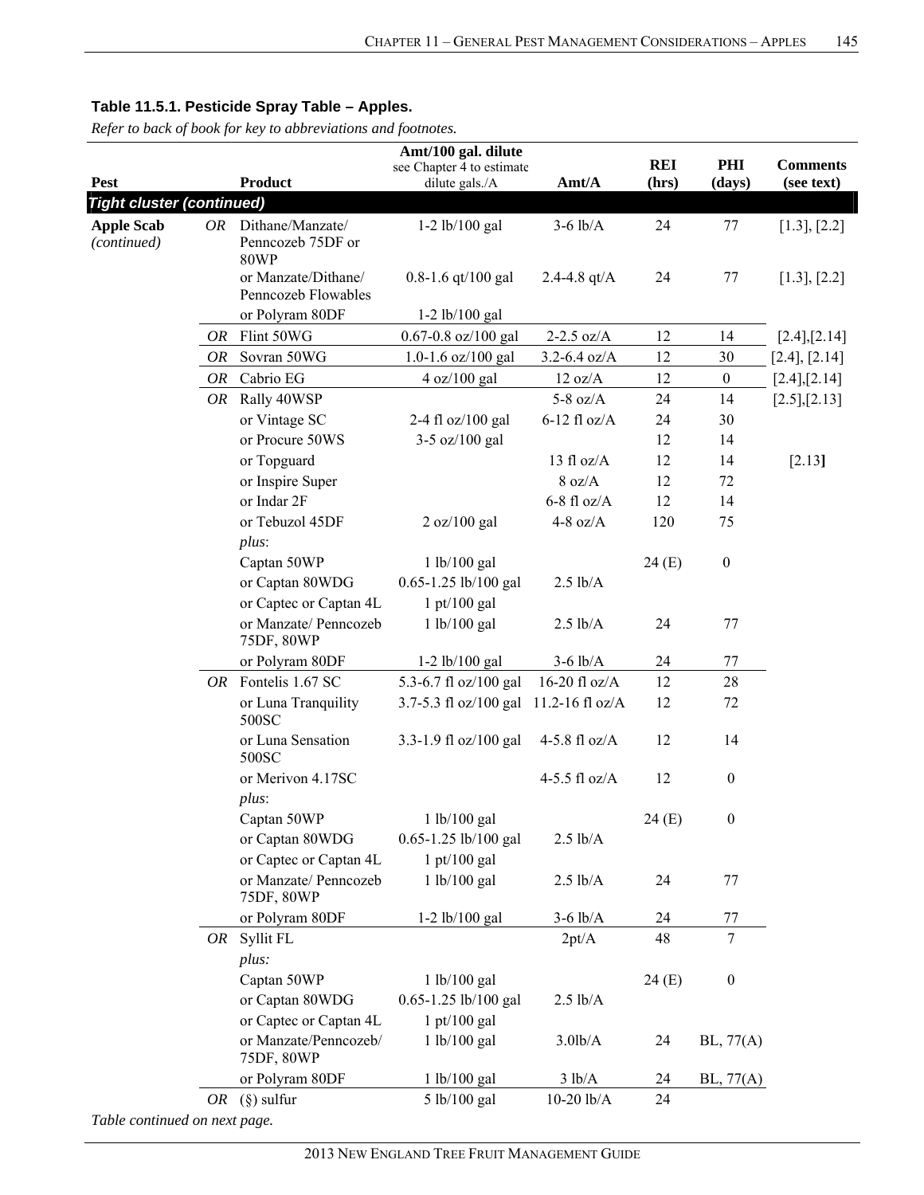### Table 11.5.1. Pesticide Spray Table – Apples.

*Refer to back of book for key to abbreviations and footnotes.*

| Pest | | Product | Amt/100 gal. dilute see Chapter 4 to estimate dilute gals./A | Amt/A | REI (hrs) | PHI (days) | Comments (see text) |
|---|---|---|---|---|---|---|---|
| ***Tight cluster (continued)*** | | | | | | | |
| **Apple Scab** *(continued)* | *OR* | Dithane/Manzate/ Penncozeb 75DF or 80WP | 1-2 lb/100 gal | 3-6 lb/A | 24 | 77 | [1.3], [2.2] |
| | | or Manzate/Dithane/ Penncozeb Flowables | 0.8-1.6 qt/100 gal | 2.4-4.8 qt/A | 24 | 77 | [1.3], [2.2] |
| | | or Polyram 80DF | 1-2 lb/100 gal | | | | |
| | *OR* | Flint 50WG | 0.67-0.8 oz/100 gal | 2-2.5 oz/A | 12 | 14 | [2.4],[2.14] |
| | *OR* | Sovran 50WG | 1.0-1.6 oz/100 gal | 3.2-6.4 oz/A | 12 | 30 | [2.4], [2.14] |
| | *OR* | Cabrio EG | 4 oz/100 gal | 12 oz/A | 12 | 0 | [2.4],[2.14] |
| | *OR* | Rally 40WSP | | 5-8 oz/A | 24 | 14 | [2.5],[2.13] |
| | | or Vintage SC | 2-4 fl oz/100 gal | 6-12 fl oz/A | 24 | 30 | |
| | | or Procure 50WS | 3-5 oz/100 gal | | 12 | 14 | |
| | | or Topguard | | 13 fl oz/A | 12 | 14 | [2.13] |
| | | or Inspire Super | | 8 oz/A | 12 | 72 | |
| | | or Indar 2F | | 6-8 fl oz/A | 12 | 14 | |
| | | or Tebuzol 45DF | 2 oz/100 gal | 4-8 oz/A | 120 | 75 | |
| | | *plus*: | | | | | |
| | | Captan 50WP | 1 lb/100 gal | | 24 (E) | 0 | |
| | | or Captan 80WDG | 0.65-1.25 lb/100 gal | 2.5 lb/A | | | |
| | | or Captec or Captan 4L | 1 pt/100 gal | | | | |
| | | or Manzate/ Penncozeb 75DF, 80WP | 1 lb/100 gal | 2.5 lb/A | 24 | 77 | |
| | | or Polyram 80DF | 1-2 lb/100 gal | 3-6 lb/A | 24 | 77 | |
| | *OR* | Fontelis 1.67 SC | 5.3-6.7 fl oz/100 gal | 16-20 fl oz/A | 12 | 28 | |
| | | or Luna Tranquility 500SC | 3.7-5.3 fl oz/100 gal | 11.2-16 fl oz/A | 12 | 72 | |
| | | or Luna Sensation 500SC | 3.3-1.9 fl oz/100 gal | 4-5.8 fl oz/A | 12 | 14 | |
| | | or Merivon 4.17SC | | 4-5.5 fl oz/A | 12 | 0 | |
| | | *plus*: | | | | | |
| | | Captan 50WP | 1 lb/100 gal | | 24 (E) | 0 | |
| | | or Captan 80WDG | 0.65-1.25 lb/100 gal | 2.5 lb/A | | | |
| | | or Captec or Captan 4L | 1 pt/100 gal | | | | |
| | | or Manzate/ Penncozeb 75DF, 80WP | 1 lb/100 gal | 2.5 lb/A | 24 | 77 | |
| | | or Polyram 80DF | 1-2 lb/100 gal | 3-6 lb/A | 24 | 77 | |
| | *OR* | Syllit FL | | 2pt/A | 48 | 7 | |
| | | *plus:* | | | | | |
| | | Captan 50WP | 1 lb/100 gal | | 24 (E) | 0 | |
| | | or Captan 80WDG | 0.65-1.25 lb/100 gal | 2.5 lb/A | | | |
| | | or Captec or Captan 4L | 1 pt/100 gal | | | | |
| | | or Manzate/Penncozeb/ 75DF, 80WP | 1 lb/100 gal | 3.0lb/A | 24 | BL, 77(A) | |
| | | or Polyram 80DF | 1 lb/100 gal | 3 lb/A | 24 | BL, 77(A) | |
| | *OR* | (§) sulfur | 5 lb/100 gal | 10-20 lb/A | 24 | | |

*Table continued on next page.*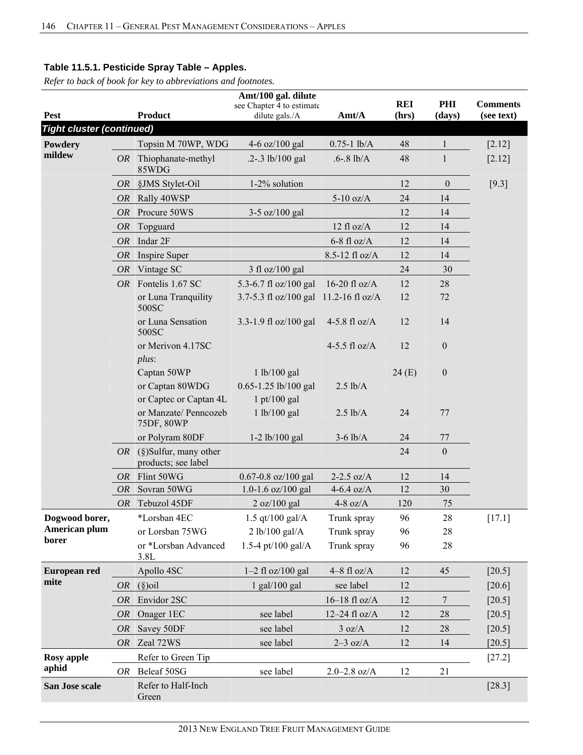**Table 11.5.1. Pesticide Spray Table – Apples.**

*Refer to back of book for key to abbreviations and footnotes.*

| Pest | | Product | Amt/100 gal. dilute see Chapter 4 to estimate dilute gals./A | Amt/A | REI (hrs) | PHI (days) | Comments (see text) |
|---|---|---|---|---|---|---|---|
| ***Tight cluster (continued)*** | | | | | | | |
| **Powdery mildew** | | Topsin M 70WP, WDG | 4-6 oz/100 gal | 0.75-1 lb/A | 48 | 1 | [2.12] |
| | *OR* | Thiophanate-methyl 85WDG | .2-.3 lb/100 gal | .6-.8 lb/A | 48 | 1 | [2.12] |
| | *OR* | §JMS Stylet-Oil | 1-2% solution | | 12 | 0 | [9.3] |
| | *OR* | Rally 40WSP | | 5-10 oz/A | 24 | 14 | |
| | *OR* | Procure 50WS | 3-5 oz/100 gal | | 12 | 14 | |
| | *OR* | Topguard | | 12 fl oz/A | 12 | 14 | |
| | *OR* | Indar 2F | | 6-8 fl oz/A | 12 | 14 | |
| | *OR* | Inspire Super | | 8.5-12 fl oz/A | 12 | 14 | |
| | *OR* | Vintage SC | 3 fl oz/100 gal | | 24 | 30 | |
| | *OR* | Fontelis 1.67 SC | 5.3-6.7 fl oz/100 gal | 16-20 fl oz/A | 12 | 28 | |
| | | or Luna Tranquility 500SC | 3.7-5.3 fl oz/100 gal | 11.2-16 fl oz/A | 12 | 72 | |
| | | or Luna Sensation 500SC | 3.3-1.9 fl oz/100 gal | 4-5.8 fl oz/A | 12 | 14 | |
| | | or Merivon 4.17SC | | 4-5.5 fl oz/A | 12 | 0 | |
| | | *plus*: | | | | | |
| | | Captan 50WP | 1 lb/100 gal | | 24 (E) | 0 | |
| | | or Captan 80WDG | 0.65-1.25 lb/100 gal | 2.5 lb/A | | | |
| | | or Captec or Captan 4L | 1 pt/100 gal | | | | |
| | | or Manzate/ Penncozeb 75DF, 80WP | 1 lb/100 gal | 2.5 lb/A | 24 | 77 | |
| | | or Polyram 80DF | 1-2 lb/100 gal | 3-6 lb/A | 24 | 77 | |
| | *OR* | (§)Sulfur, many other products; see label | | | 24 | 0 | |
| | *OR* | Flint 50WG | 0.67-0.8 oz/100 gal | 2-2.5 oz/A | 12 | 14 | |
| | *OR* | Sovran 50WG | 1.0-1.6 oz/100 gal | 4-6.4 oz/A | 12 | 30 | |
| | *OR* | Tebuzol 45DF | 2 oz/100 gal | 4-8 oz/A | 120 | 75 | |
| **Dogwood borer, American plum borer** | | *Lorsban 4EC | 1.5 qt/100 gal/A | Trunk spray | 96 | 28 | [17.1] |
| | | or Lorsban 75WG | 2 lb/100 gal/A | Trunk spray | 96 | 28 | |
| | | or *Lorsban Advanced 3.8L | 1.5-4 pt/100 gal/A | Trunk spray | 96 | 28 | |
| **European red mite** | | Apollo 4SC | 1–2 fl oz/100 gal | 4–8 fl oz/A | 12 | 45 | [20.5] |
| | *OR* | (§)oil | 1 gal/100 gal | see label | 12 | | [20.6] |
| | *OR* | Envidor 2SC | | 16–18 fl oz/A | 12 | 7 | [20.5] |
| | *OR* | Onager 1EC | see label | 12–24 fl oz/A | 12 | 28 | [20.5] |
| | *OR* | Savey 50DF | see label | 3 oz/A | 12 | 28 | [20.5] |
| | *OR* | Zeal 72WS | see label | 2–3 oz/A | 12 | 14 | [20.5] |
| **Rosy apple aphid** | | Refer to Green Tip | | | | | [27.2] |
| | *OR* | Beleaf 50SG | see label | 2.0–2.8 oz/A | 12 | 21 | |
| **San Jose scale** | | Refer to Half-Inch Green | | | | | [28.3] |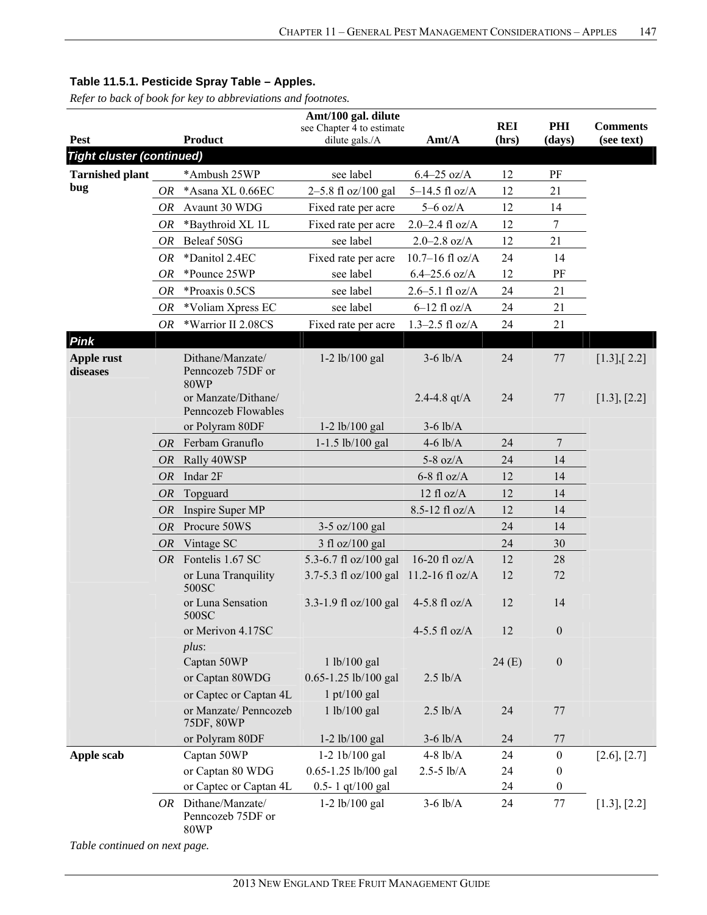**Table 11.5.1. Pesticide Spray Table – Apples.**

*Refer to back of book for key to abbreviations and footnotes.*

| Pest | | Product | Amt/100 gal. dilute see Chapter 4 to estimate dilute gals./A | Amt/A | REI (hrs) | PHI (days) | Comments (see text) |
|---|---|---|---|---|---|---|---|
| ***Tight cluster (continued)*** | | | | | | | |
| **Tarnished plant bug** | | *Ambush 25WP | see label | 6.4–25 oz/A | 12 | PF | |
| | OR | *Asana XL 0.66EC | 2–5.8 fl oz/100 gal | 5–14.5 fl oz/A | 12 | 21 | |
| | OR | Avaunt 30 WDG | Fixed rate per acre | 5–6 oz/A | 12 | 14 | |
| | OR | *Baythroid XL 1L | Fixed rate per acre | 2.0–2.4 fl oz/A | 12 | 7 | |
| | OR | Beleaf 50SG | see label | 2.0–2.8 oz/A | 12 | 21 | |
| | OR | *Danitol 2.4EC | Fixed rate per acre | 10.7–16 fl oz/A | 24 | 14 | |
| | OR | *Pounce 25WP | see label | 6.4–25.6 oz/A | 12 | PF | |
| | OR | *Proaxis 0.5CS | see label | 2.6–5.1 fl oz/A | 24 | 21 | |
| | OR | *Voliam Xpress EC | see label | 6–12 fl oz/A | 24 | 21 | |
| | OR | *Warrior II 2.08CS | Fixed rate per acre | 1.3–2.5 fl oz/A | 24 | 21 | |
| ***Pink*** | | | | | | | |
| **Apple rust diseases** | | Dithane/Manzate/ Penncozeb 75DF or 80WP | 1-2 lb/100 gal | 3-6 lb/A | 24 | 77 | [1.3],[ 2.2] |
| | | or Manzate/Dithane/ Penncozeb Flowables | | 2.4-4.8 qt/A | 24 | 77 | [1.3], [2.2] |
| | | or Polyram 80DF | 1-2 lb/100 gal | 3-6 lb/A | | | |
| | OR | Ferbam Granuflo | 1-1.5 lb/100 gal | 4-6 lb/A | 24 | 7 | |
| | OR | Rally 40WSP | | 5-8 oz/A | 24 | 14 | |
| | OR | Indar 2F | | 6-8 fl oz/A | 12 | 14 | |
| | OR | Topguard | | 12 fl oz/A | 12 | 14 | |
| | OR | Inspire Super MP | | 8.5-12 fl oz/A | 12 | 14 | |
| | OR | Procure 50WS | 3-5 oz/100 gal | | 24 | 14 | |
| | OR | Vintage SC | 3 fl oz/100 gal | | 24 | 30 | |
| | OR | Fontelis 1.67 SC | 5.3-6.7 fl oz/100 gal | 16-20 fl oz/A | 12 | 28 | |
| | | or Luna Tranquility 500SC | 3.7-5.3 fl oz/100 gal | 11.2-16 fl oz/A | 12 | 72 | |
| | | or Luna Sensation 500SC | 3.3-1.9 fl oz/100 gal | 4-5.8 fl oz/A | 12 | 14 | |
| | | or Merivon 4.17SC | | 4-5.5 fl oz/A | 12 | 0 | |
| | | *plus*: | | | | | |
| | | Captan 50WP | 1 lb/100 gal | | 24 (E) | 0 | |
| | | or Captan 80WDG | 0.65-1.25 lb/100 gal | 2.5 lb/A | | | |
| | | or Captec or Captan 4L | 1 pt/100 gal | | | | |
| | | or Manzate/ Penncozeb 75DF, 80WP | 1 lb/100 gal | 2.5 lb/A | 24 | 77 | |
| | | or Polyram 80DF | 1-2 lb/100 gal | 3-6 lb/A | 24 | 77 | |
| **Apple scab** | | Captan 50WP | 1-2 1b/100 gal | 4-8 lb/A | 24 | 0 | [2.6], [2.7] |
| | | or Captan 80 WDG | 0.65-1.25 lb/l00 gal | 2.5-5 lb/A | 24 | 0 | |
| | | or Captec or Captan 4L | 0.5- 1 qt/100 gal | | 24 | 0 | |
| | OR | Dithane/Manzate/ Penncozeb 75DF or 80WP | 1-2 lb/100 gal | 3-6 lb/A | 24 | 77 | [1.3], [2.2] |

*Table continued on next page.*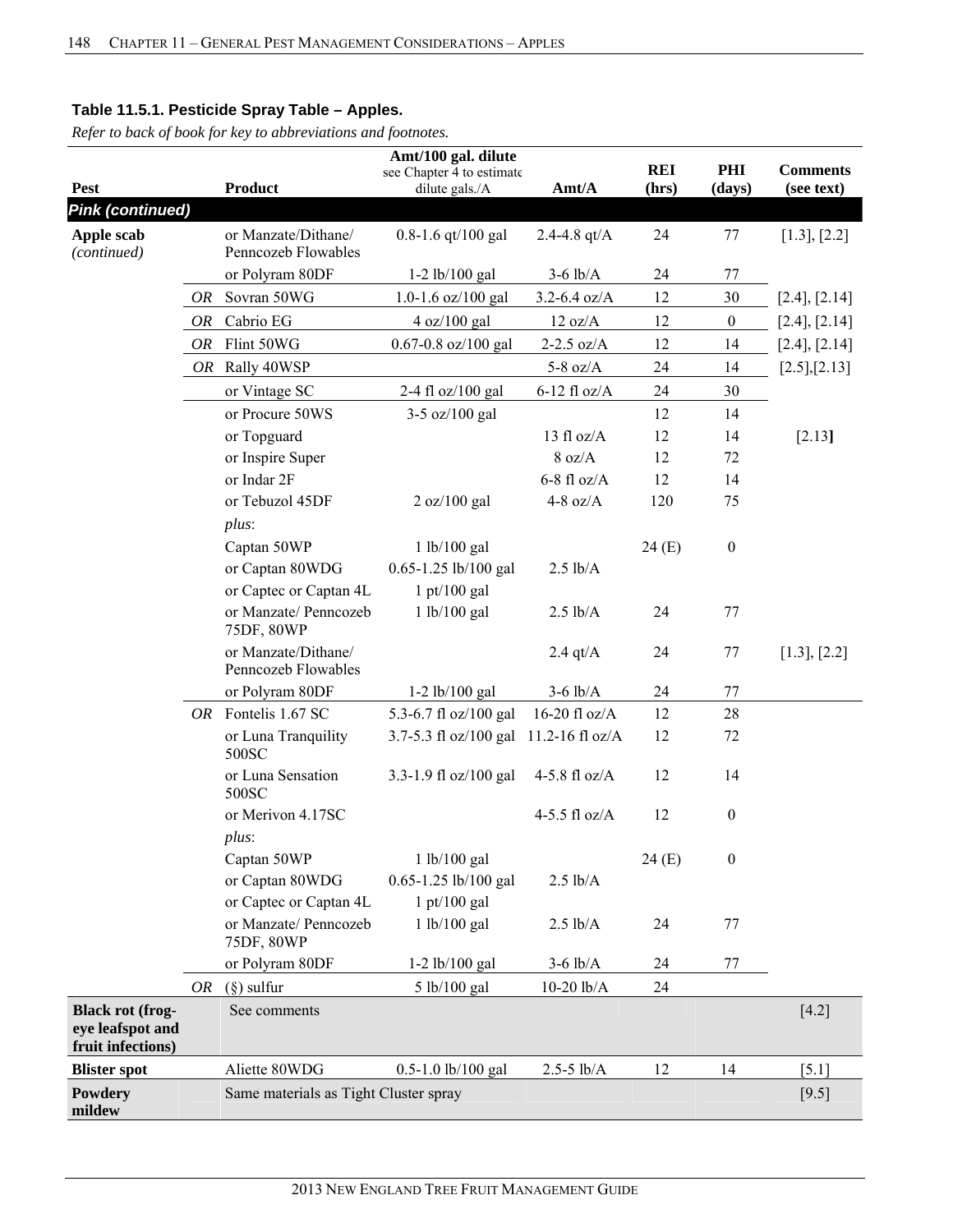**Table 11.5.1. Pesticide Spray Table – Apples.**

*Refer to back of book for key to abbreviations and footnotes.*

| Pest | | Product | Amt/100 gal. dilute see Chapter 4 to estimate dilute gals./A | Amt/A | REI (hrs) | PHI (days) | Comments (see text) |
|---|---|---|---|---|---|---|---|
| ***Pink (continued)*** | | | | | | | |
| **Apple scab** *(continued)* | | or Manzate/Dithane/ Penncozeb Flowables | 0.8-1.6 qt/100 gal | 2.4-4.8 qt/A | 24 | 77 | [1.3], [2.2] |
| | | or Polyram 80DF | 1-2 lb/100 gal | 3-6 lb/A | 24 | 77 | |
| | *OR* | Sovran 50WG | 1.0-1.6 oz/100 gal | 3.2-6.4 oz/A | 12 | 30 | [2.4], [2.14] |
| | *OR* | Cabrio EG | 4 oz/100 gal | 12 oz/A | 12 | 0 | [2.4], [2.14] |
| | *OR* | Flint 50WG | 0.67-0.8 oz/100 gal | 2-2.5 oz/A | 12 | 14 | [2.4], [2.14] |
| | *OR* | Rally 40WSP | | 5-8 oz/A | 24 | 14 | [2.5],[2.13] |
| | | or Vintage SC | 2-4 fl oz/100 gal | 6-12 fl oz/A | 24 | 30 | |
| | | or Procure 50WS | 3-5 oz/100 gal | | 12 | 14 | |
| | | or Topguard | | 13 fl oz/A | 12 | 14 | [2.13] |
| | | or Inspire Super | | 8 oz/A | 12 | 72 | |
| | | or Indar 2F | | 6-8 fl oz/A | 12 | 14 | |
| | | or Tebuzol 45DF | 2 oz/100 gal | 4-8 oz/A | 120 | 75 | |
| | | *plus*: | | | | | |
| | | Captan 50WP | 1 lb/100 gal | | 24 (E) | 0 | |
| | | or Captan 80WDG | 0.65-1.25 lb/100 gal | 2.5 lb/A | | | |
| | | or Captec or Captan 4L | 1 pt/100 gal | | | | |
| | | or Manzate/ Penncozeb 75DF, 80WP | 1 lb/100 gal | 2.5 lb/A | 24 | 77 | |
| | | or Manzate/Dithane/ Penncozeb Flowables | | 2.4 qt/A | 24 | 77 | [1.3], [2.2] |
| | | or Polyram 80DF | 1-2 lb/100 gal | 3-6 lb/A | 24 | 77 | |
| | *OR* | Fontelis 1.67 SC | 5.3-6.7 fl oz/100 gal | 16-20 fl oz/A | 12 | 28 | |
| | | or Luna Tranquility 500SC | 3.7-5.3 fl oz/100 gal | 11.2-16 fl oz/A | 12 | 72 | |
| | | or Luna Sensation 500SC | 3.3-1.9 fl oz/100 gal | 4-5.8 fl oz/A | 12 | 14 | |
| | | or Merivon 4.17SC | | 4-5.5 fl oz/A | 12 | 0 | |
| | | *plus*: | | | | | |
| | | Captan 50WP | 1 lb/100 gal | | 24 (E) | 0 | |
| | | or Captan 80WDG | 0.65-1.25 lb/100 gal | 2.5 lb/A | | | |
| | | or Captec or Captan 4L | 1 pt/100 gal | | | | |
| | | or Manzate/ Penncozeb 75DF, 80WP | 1 lb/100 gal | 2.5 lb/A | 24 | 77 | |
| | | or Polyram 80DF | 1-2 lb/100 gal | 3-6 lb/A | 24 | 77 | |
| | *OR* | (§) sulfur | 5 lb/100 gal | 10-20 lb/A | 24 | | |
| **Black rot (frog-eye leafspot and fruit infections)** | | See comments | | | | | [4.2] |
| **Blister spot** | | Aliette 80WDG | 0.5-1.0 lb/100 gal | 2.5-5 lb/A | 12 | 14 | [5.1] |
| **Powdery mildew** | | Same materials as Tight Cluster spray | | | | | [9.5] |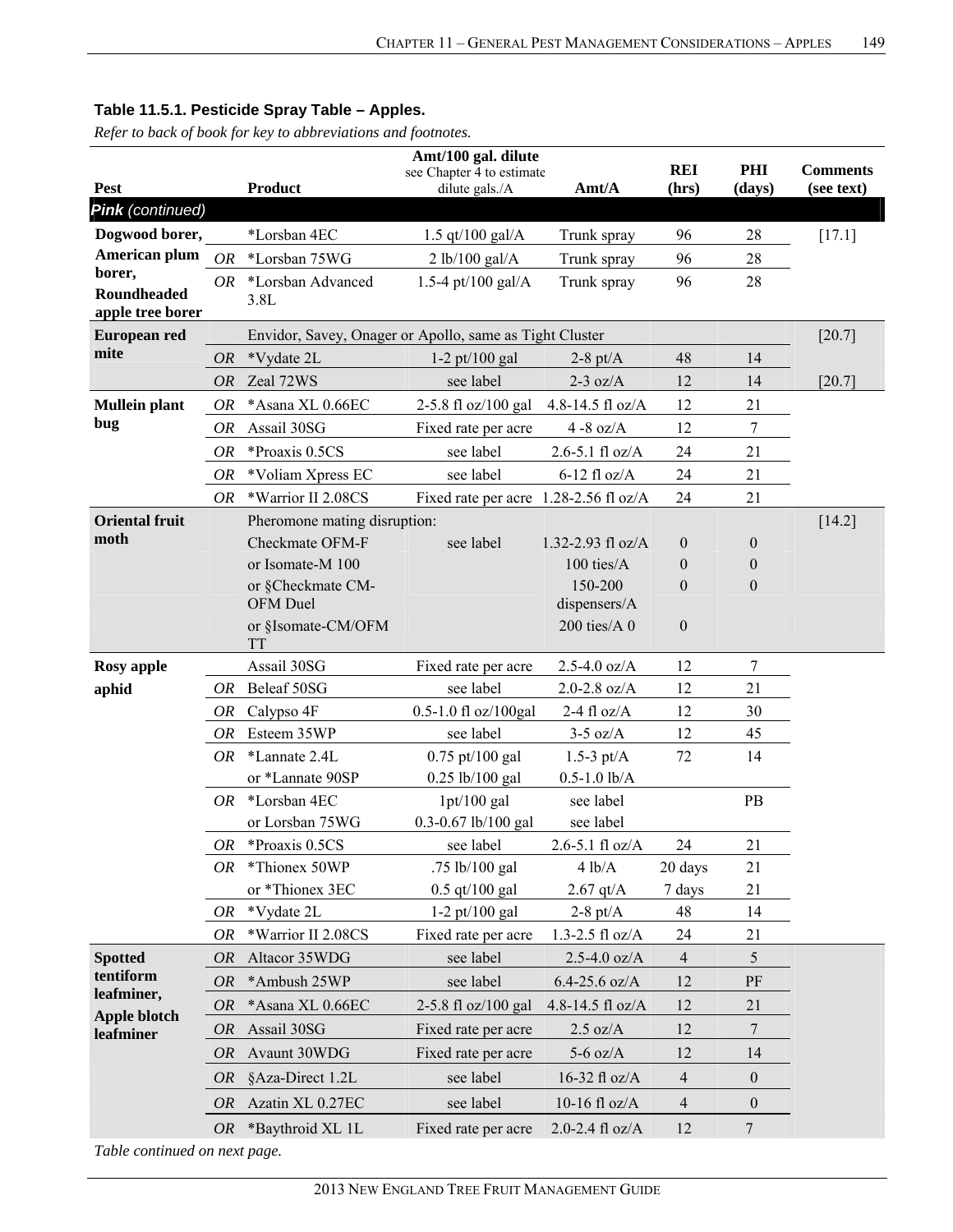**Table 11.5.1. Pesticide Spray Table – Apples.**

*Refer to back of book for key to abbreviations and footnotes.*

| Pest | | Product | Amt/100 gal. dilute see Chapter 4 to estimate dilute gals./A | Amt/A | REI (hrs) | PHI (days) | Comments (see text) |
|---|---|---|---|---|---|---|---|
| ***Pink** (continued)* | | | | | | | |
| **Dogwood borer, American plum borer, Roundheaded apple tree borer** | | *Lorsban 4EC | 1.5 qt/100 gal/A | Trunk spray | 96 | 28 | [17.1] |
| | OR | *Lorsban 75WG | 2 lb/100 gal/A | Trunk spray | 96 | 28 | |
| | OR | *Lorsban Advanced 3.8L | 1.5-4 pt/100 gal/A | Trunk spray | 96 | 28 | |
| **European red mite** | | Envidor, Savey, Onager or Apollo, same as Tight Cluster | | | | | [20.7] |
| | OR | *Vydate 2L | 1-2 pt/100 gal | 2-8 pt/A | 48 | 14 | |
| | OR | Zeal 72WS | see label | 2-3 oz/A | 12 | 14 | [20.7] |
| **Mullein plant bug** | OR | *Asana XL 0.66EC | 2-5.8 fl oz/100 gal | 4.8-14.5 fl oz/A | 12 | 21 | |
| | OR | Assail 30SG | Fixed rate per acre | 4 -8 oz/A | 12 | 7 | |
| | OR | *Proaxis 0.5CS | see label | 2.6-5.1 fl oz/A | 24 | 21 | |
| | OR | *Voliam Xpress EC | see label | 6-12 fl oz/A | 24 | 21 | |
| | OR | *Warrior II 2.08CS | Fixed rate per acre | 1.28-2.56 fl oz/A | 24 | 21 | |
| **Oriental fruit moth** | | Pheromone mating disruption: | | | | | [14.2] |
| | | Checkmate OFM-F | see label | 1.32-2.93 fl oz/A | 0 | 0 | |
| | | or Isomate-M 100 | | 100 ties/A | 0 | 0 | |
| | | or §Checkmate CM-OFM Duel | | 150-200 dispensers/A | 0 | 0 | |
| | | or §Isomate-CM/OFM TT | | 200 ties/A 0 | 0 | | |
| **Rosy apple aphid** | | Assail 30SG | Fixed rate per acre | 2.5-4.0 oz/A | 12 | 7 | |
| | OR | Beleaf 50SG | see label | 2.0-2.8 oz/A | 12 | 21 | |
| | OR | Calypso 4F | 0.5-1.0 fl oz/100gal | 2-4 fl oz/A | 12 | 30 | |
| | OR | Esteem 35WP | see label | 3-5 oz/A | 12 | 45 | |
| | OR | *Lannate 2.4L | 0.75 pt/100 gal | 1.5-3 pt/A | 72 | 14 | |
| | | or *Lannate 90SP | 0.25 lb/100 gal | 0.5-1.0 lb/A | | | |
| | OR | *Lorsban 4EC | 1pt/100 gal | see label | | PB | |
| | | or Lorsban 75WG | 0.3-0.67 lb/100 gal | see label | | | |
| | OR | *Proaxis 0.5CS | see label | 2.6-5.1 fl oz/A | 24 | 21 | |
| | OR | *Thionex 50WP | .75 lb/100 gal | 4 lb/A | 20 days | 21 | |
| | | or *Thionex 3EC | 0.5 qt/100 gal | 2.67 qt/A | 7 days | 21 | |
| | OR | *Vydate 2L | 1-2 pt/100 gal | 2-8 pt/A | 48 | 14 | |
| | OR | *Warrior II 2.08CS | Fixed rate per acre | 1.3-2.5 fl oz/A | 24 | 21 | |
| **Spotted tentiform leafminer, Apple blotch leafminer** | OR | Altacor 35WDG | see label | 2.5-4.0 oz/A | 4 | 5 | |
| | OR | *Ambush 25WP | see label | 6.4-25.6 oz/A | 12 | PF | |
| | OR | *Asana XL 0.66EC | 2-5.8 fl oz/100 gal | 4.8-14.5 fl oz/A | 12 | 21 | |
| | OR | Assail 30SG | Fixed rate per acre | 2.5 oz/A | 12 | 7 | |
| | OR | Avaunt 30WDG | Fixed rate per acre | 5-6 oz/A | 12 | 14 | |
| | OR | §Aza-Direct 1.2L | see label | 16-32 fl oz/A | 4 | 0 | |
| | OR | Azatin XL 0.27EC | see label | 10-16 fl oz/A | 4 | 0 | |
| | OR | *Baythroid XL 1L | Fixed rate per acre | 2.0-2.4 fl oz/A | 12 | 7 | |

*Table continued on next page.*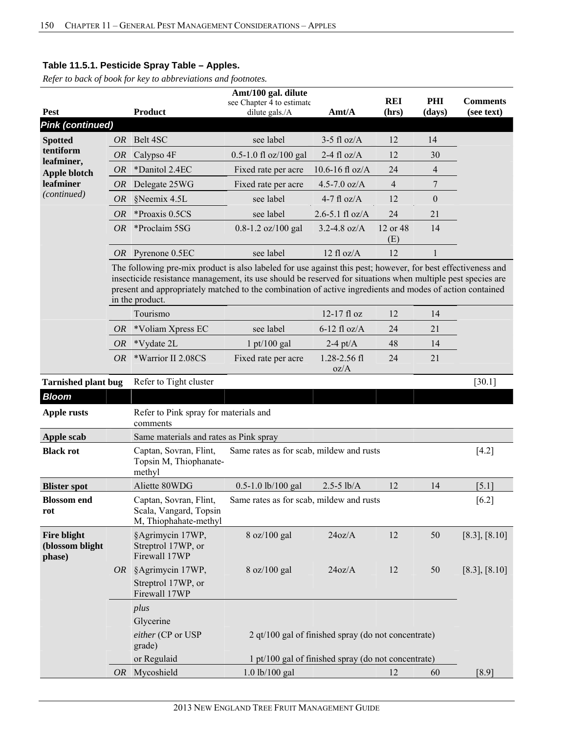**Table 11.5.1. Pesticide Spray Table – Apples.**

*Refer to back of book for key to abbreviations and footnotes.*

| Pest | | Product | Amt/100 gal. dilute see Chapter 4 to estimate dilute gals./A | Amt/A | REI (hrs) | PHI (days) | Comments (see text) |
|---|---|---|---|---|---|---|---|
| ***Pink (continued)*** | | | | | | | |
| **Spotted tentiform leafminer, Apple blotch leafminer** *(continued)* | *OR* | Belt 4SC | see label | 3-5 fl oz/A | 12 | 14 | |
| | *OR* | Calypso 4F | 0.5-1.0 fl oz/100 gal | 2-4 fl oz/A | 12 | 30 | |
| | *OR* | *Danitol 2.4EC | Fixed rate per acre | 10.6-16 fl oz/A | 24 | 4 | |
| | *OR* | Delegate 25WG | Fixed rate per acre | 4.5-7.0 oz/A | 4 | 7 | |
| | *OR* | §Neemix 4.5L | see label | 4-7 fl oz/A | 12 | 0 | |
| | *OR* | *Proaxis 0.5CS | see label | 2.6-5.1 fl oz/A | 24 | 21 | |
| | *OR* | *Proclaim 5SG | 0.8-1.2 oz/100 gal | 3.2-4.8 oz/A | 12 or 48 (E) | 14 | |
| | *OR* | Pyrenone 0.5EC | see label | 12 fl oz/A | 12 | 1 | |
| | | The following pre-mix product is also labeled for use against this pest; however, for best effectiveness and insecticide resistance management, its use should be reserved for situations when multiple pest species are present and appropriately matched to the combination of active ingredients and modes of action contained in the product. | | | | | |
| | | Tourismo | | 12-17 fl oz | 12 | 14 | |
| | *OR* | *Voliam Xpress EC | see label | 6-12 fl oz/A | 24 | 21 | |
| | *OR* | *Vydate 2L | 1 pt/100 gal | 2-4 pt/A | 48 | 14 | |
| | *OR* | *Warrior II 2.08CS | Fixed rate per acre | 1.28-2.56 fl oz/A | 24 | 21 | |
| **Tarnished plant bug** | | Refer to Tight cluster | | | | | [30.1] |
| ***Bloom*** | | | | | | | |
| **Apple rusts** | | Refer to Pink spray for materials and comments | | | | | |
| **Apple scab** | | Same materials and rates as Pink spray | | | | | |
| **Black rot** | | Captan, Sovran, Flint, Topsin M, Thiophanate-methyl | Same rates as for scab, mildew and rusts | | | | [4.2] |
| **Blister spot** | | Aliette 80WDG | 0.5-1.0 lb/100 gal | 2.5-5 lb/A | 12 | 14 | [5.1] |
| **Blossom end rot** | | Captan, Sovran, Flint, Scala, Vangard, Topsin M, Thiophahate-methyl | Same rates as for scab, mildew and rusts | | | | [6.2] |
| **Fire blight (blossom blight phase)** | | §Agrimycin 17WP, Streptrol 17WP, or Firewall 17WP | 8 oz/100 gal | 24oz/A | 12 | 50 | [8.3], [8.10] |
| | *OR* | §Agrimycin 17WP, Streptrol 17WP, or Firewall 17WP | 8 oz/100 gal | 24oz/A | 12 | 50 | [8.3], [8.10] |
| | | *plus* | | | | | |
| | | Glycerine | | | | | |
| | | *either* (CP or USP grade) | 2 qt/100 gal of finished spray (do not concentrate) | | | | |
| | | or Regulaid | 1 pt/100 gal of finished spray (do not concentrate) | | | | |
| | *OR* | Mycoshield | 1.0 lb/100 gal | | 12 | 60 | [8.9] |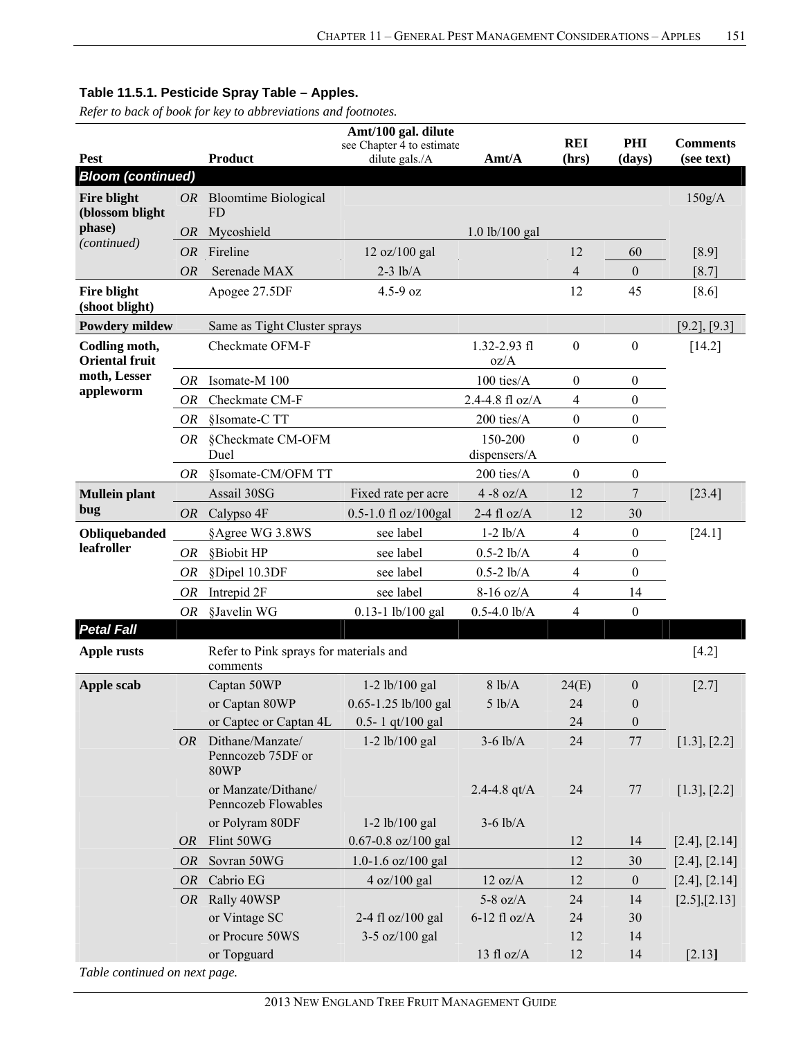### Table 11.5.1. Pesticide Spray Table – Apples.

*Refer to back of book for key to abbreviations and footnotes.*

| Pest | | Product | Amt/100 gal. dilute see Chapter 4 to estimate dilute gals./A | Amt/A | REI (hrs) | PHI (days) | Comments (see text) |
|---|---|---|---|---|---|---|---|
| ***Bloom (continued)*** | | | | | | | |
| **Fire blight (blossom blight phase)** *(continued)* | *OR* | Bloomtime Biological FD | | | | | 150g/A |
| | *OR* | Mycoshield | | 1.0 lb/100 gal | | | |
| | *OR* | Fireline | 12 oz/100 gal | | 12 | 60 | [8.9] |
| | *OR* | Serenade MAX | 2-3 lb/A | | 4 | 0 | [8.7] |
| **Fire blight (shoot blight)** | | Apogee 27.5DF | 4.5-9 oz | | 12 | 45 | [8.6] |
| **Powdery mildew** | | Same as Tight Cluster sprays | | | | | [9.2], [9.3] |
| **Codling moth, Oriental fruit moth, Lesser appleworm** | | Checkmate OFM-F | | 1.32-2.93 fl oz/A | 0 | 0 | [14.2] |
| | *OR* | Isomate-M 100 | | 100 ties/A | 0 | 0 | |
| | *OR* | Checkmate CM-F | | 2.4-4.8 fl oz/A | 4 | 0 | |
| | *OR* | §Isomate-C TT | | 200 ties/A | 0 | 0 | |
| | *OR* | §Checkmate CM-OFM Duel | | 150-200 dispensers/A | 0 | 0 | |
| | *OR* | §Isomate-CM/OFM TT | | 200 ties/A | 0 | 0 | |
| **Mullein plant bug** | | Assail 30SG | Fixed rate per acre | 4 -8 oz/A | 12 | 7 | [23.4] |
| | *OR* | Calypso 4F | 0.5-1.0 fl oz/100gal | 2-4 fl oz/A | 12 | 30 | |
| **Obliquebanded leafroller** | | §Agree WG 3.8WS | see label | 1-2 lb/A | 4 | 0 | [24.1] |
| | *OR* | §Biobit HP | see label | 0.5-2 lb/A | 4 | 0 | |
| | *OR* | §Dipel 10.3DF | see label | 0.5-2 lb/A | 4 | 0 | |
| | *OR* | Intrepid 2F | see label | 8-16 oz/A | 4 | 14 | |
| | *OR* | §Javelin WG | 0.13-1 lb/100 gal | 0.5-4.0 lb/A | 4 | 0 | |
| ***Petal Fall*** | | | | | | | |
| **Apple rusts** | | Refer to Pink sprays for materials and comments | | | | | [4.2] |
| **Apple scab** | | Captan 50WP | 1-2 lb/100 gal | 8 lb/A | 24(E) | 0 | [2.7] |
| | | or Captan 80WP | 0.65-1.25 lb/l00 gal | 5 lb/A | 24 | 0 | |
| | | or Captec or Captan 4L | 0.5- 1 qt/100 gal | | 24 | 0 | |
| | *OR* | Dithane/Manzate/ Penncozeb 75DF or 80WP | 1-2 lb/100 gal | 3-6 lb/A | 24 | 77 | [1.3], [2.2] |
| | | or Manzate/Dithane/ Penncozeb Flowables | | 2.4-4.8 qt/A | 24 | 77 | [1.3], [2.2] |
| | | or Polyram 80DF | 1-2 lb/100 gal | 3-6 lb/A | | | |
| | *OR* | Flint 50WG | 0.67-0.8 oz/100 gal | | 12 | 14 | [2.4], [2.14] |
| | *OR* | Sovran 50WG | 1.0-1.6 oz/100 gal | | 12 | 30 | [2.4], [2.14] |
| | *OR* | Cabrio EG | 4 oz/100 gal | 12 oz/A | 12 | 0 | [2.4], [2.14] |
| | *OR* | Rally 40WSP | | 5-8 oz/A | 24 | 14 | [2.5],[2.13] |
| | | or Vintage SC | 2-4 fl oz/100 gal | 6-12 fl oz/A | 24 | 30 | |
| | | or Procure 50WS | 3-5 oz/100 gal | | 12 | 14 | |
| | | or Topguard | | 13 fl oz/A | 12 | 14 | [2.13] |

*Table continued on next page.*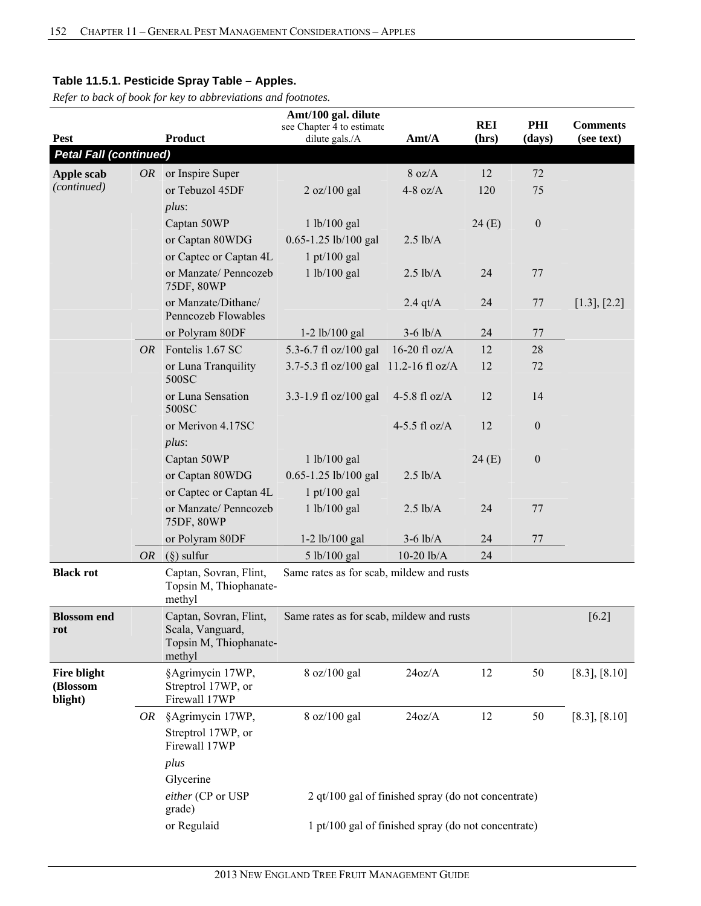**Table 11.5.1. Pesticide Spray Table – Apples.**

*Refer to back of book for key to abbreviations and footnotes.*

| Pest | | Product | Amt/100 gal. dilute see Chapter 4 to estimate dilute gals./A | Amt/A | REI (hrs) | PHI (days) | Comments (see text) |
|---|---|---|---|---|---|---|---|
| ***Petal Fall (continued)*** | | | | | | | |
| **Apple scab** *(continued)* | *OR* | or Inspire Super | | 8 oz/A | 12 | 72 | |
| | | or Tebuzol 45DF | 2 oz/100 gal | 4-8 oz/A | 120 | 75 | |
| | | *plus*: | | | | | |
| | | Captan 50WP | 1 lb/100 gal | | 24 (E) | 0 | |
| | | or Captan 80WDG | 0.65-1.25 lb/100 gal | 2.5 lb/A | | | |
| | | or Captec or Captan 4L | 1 pt/100 gal | | | | |
| | | or Manzate/ Penncozeb 75DF, 80WP | 1 lb/100 gal | 2.5 lb/A | 24 | 77 | |
| | | or Manzate/Dithane/ Penncozeb Flowables | | 2.4 qt/A | 24 | 77 | [1.3], [2.2] |
| | | or Polyram 80DF | 1-2 lb/100 gal | 3-6 lb/A | 24 | 77 | |
| | *OR* | Fontelis 1.67 SC | 5.3-6.7 fl oz/100 gal | 16-20 fl oz/A | 12 | 28 | |
| | | or Luna Tranquility 500SC | 3.7-5.3 fl oz/100 gal | 11.2-16 fl oz/A | 12 | 72 | |
| | | or Luna Sensation 500SC | 3.3-1.9 fl oz/100 gal | 4-5.8 fl oz/A | 12 | 14 | |
| | | or Merivon 4.17SC | | 4-5.5 fl oz/A | 12 | 0 | |
| | | *plus*: | | | | | |
| | | Captan 50WP | 1 lb/100 gal | | 24 (E) | 0 | |
| | | or Captan 80WDG | 0.65-1.25 lb/100 gal | 2.5 lb/A | | | |
| | | or Captec or Captan 4L | 1 pt/100 gal | | | | |
| | | or Manzate/ Penncozeb 75DF, 80WP | 1 lb/100 gal | 2.5 lb/A | 24 | 77 | |
| | | or Polyram 80DF | 1-2 lb/100 gal | 3-6 lb/A | 24 | 77 | |
| | *OR* | (§) sulfur | 5 lb/100 gal | 10-20 lb/A | 24 | | |
| **Black rot** | | Captan, Sovran, Flint, Topsin M, Thiophanate-methyl | Same rates as for scab, mildew and rusts | | | | |
| **Blossom end rot** | | Captan, Sovran, Flint, Scala, Vanguard, Topsin M, Thiophanate-methyl | Same rates as for scab, mildew and rusts | | | | [6.2] |
| **Fire blight (Blossom blight)** | | §Agrimycin 17WP, Streptrol 17WP, or Firewall 17WP | 8 oz/100 gal | 24oz/A | 12 | 50 | [8.3], [8.10] |
| | *OR* | §Agrimycin 17WP, Streptrol 17WP, or Firewall 17WP | 8 oz/100 gal | 24oz/A | 12 | 50 | [8.3], [8.10] |
| | | *plus* | | | | | |
| | | Glycerine | | | | | |
| | | *either* (CP or USP grade) | 2 qt/100 gal of finished spray (do not concentrate) | | | | |
| | | or Regulaid | 1 pt/100 gal of finished spray (do not concentrate) | | | | |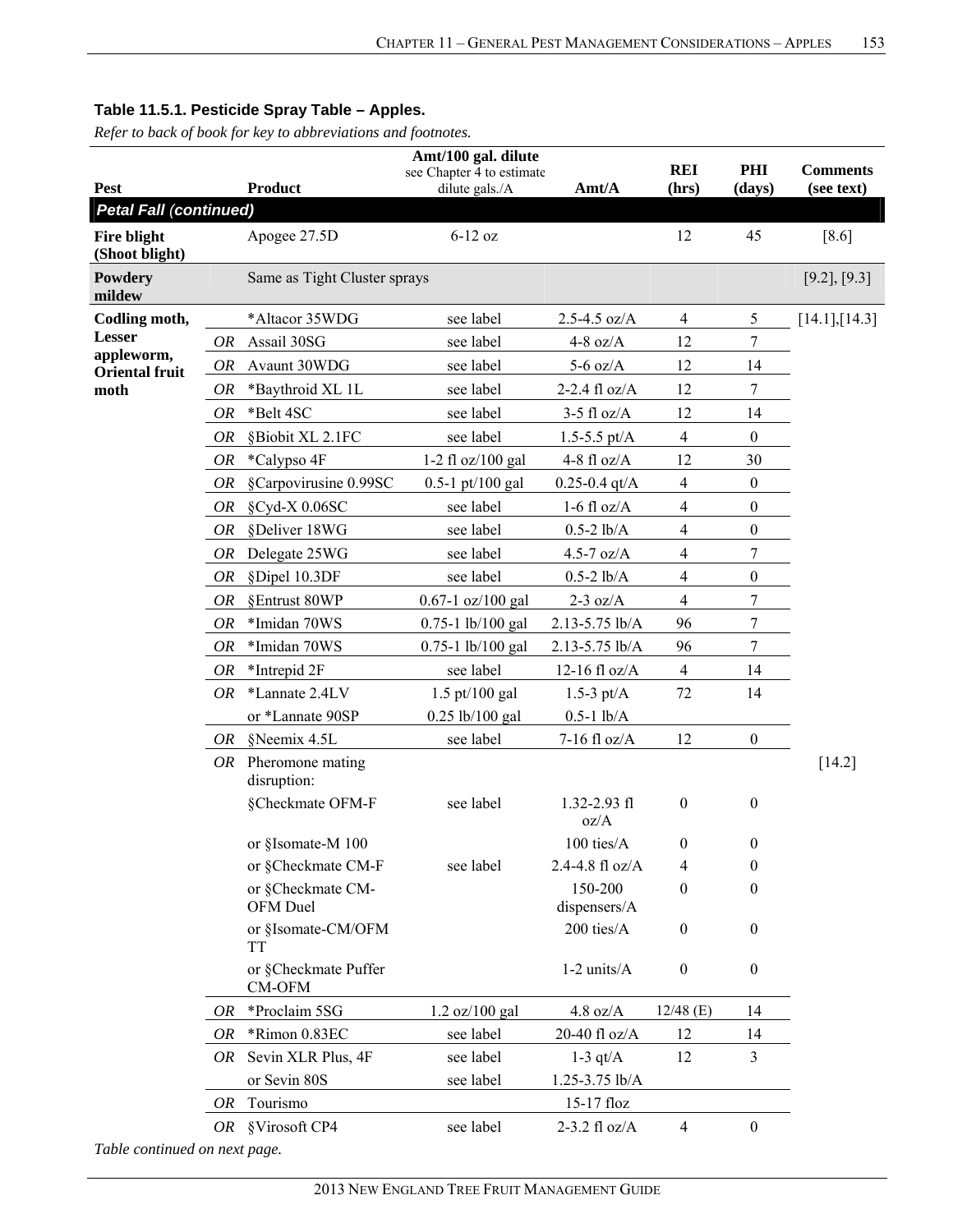**Table 11.5.1. Pesticide Spray Table – Apples.**

*Refer to back of book for key to abbreviations and footnotes.*

| Pest | | Product | Amt/100 gal. dilute see Chapter 4 to estimate dilute gals./A | Amt/A | REI (hrs) | PHI (days) | Comments (see text) |
|---|---|---|---|---|---|---|---|
| ***Petal Fall (continued)*** | | | | | | | |
| **Fire blight (Shoot blight)** | | Apogee 27.5D | 6-12 oz | | 12 | 45 | [8.6] |
| **Powdery mildew** | | Same as Tight Cluster sprays | | | | | [9.2], [9.3] |
| **Codling moth, Lesser appleworm, Oriental fruit moth** | | *Altacor 35WDG | see label | 2.5-4.5 oz/A | 4 | 5 | [14.1],[14.3] |
| | *OR* | Assail 30SG | see label | 4-8 oz/A | 12 | 7 | |
| | *OR* | Avaunt 30WDG | see label | 5-6 oz/A | 12 | 14 | |
| | *OR* | *Baythroid XL 1L | see label | 2-2.4 fl oz/A | 12 | 7 | |
| | *OR* | *Belt 4SC | see label | 3-5 fl oz/A | 12 | 14 | |
| | *OR* | §Biobit XL 2.1FC | see label | 1.5-5.5 pt/A | 4 | 0 | |
| | *OR* | *Calypso 4F | 1-2 fl oz/100 gal | 4-8 fl oz/A | 12 | 30 | |
| | *OR* | §Carpovirusine 0.99SC | 0.5-1 pt/100 gal | 0.25-0.4 qt/A | 4 | 0 | |
| | *OR* | §Cyd-X 0.06SC | see label | 1-6 fl oz/A | 4 | 0 | |
| | *OR* | §Deliver 18WG | see label | 0.5-2 lb/A | 4 | 0 | |
| | *OR* | Delegate 25WG | see label | 4.5-7 oz/A | 4 | 7 | |
| | *OR* | §Dipel 10.3DF | see label | 0.5-2 lb/A | 4 | 0 | |
| | *OR* | §Entrust 80WP | 0.67-1 oz/100 gal | 2-3 oz/A | 4 | 7 | |
| | *OR* | *Imidan 70WS | 0.75-1 lb/100 gal | 2.13-5.75 lb/A | 96 | 7 | |
| | *OR* | *Imidan 70WS | 0.75-1 lb/100 gal | 2.13-5.75 lb/A | 96 | 7 | |
| | *OR* | *Intrepid 2F | see label | 12-16 fl oz/A | 4 | 14 | |
| | *OR* | *Lannate 2.4LV | 1.5 pt/100 gal | 1.5-3 pt/A | 72 | 14 | |
| | | or *Lannate 90SP | 0.25 lb/100 gal | 0.5-1 lb/A | | | |
| | *OR* | §Neemix 4.5L | see label | 7-16 fl oz/A | 12 | 0 | |
| | *OR* | Pheromone mating disruption: | | | | | [14.2] |
| | | §Checkmate OFM-F | see label | 1.32-2.93 fl oz/A | 0 | 0 | |
| | | or §Isomate-M 100 | | 100 ties/A | 0 | 0 | |
| | | or §Checkmate CM-F | see label | 2.4-4.8 fl oz/A | 4 | 0 | |
| | | or §Checkmate CM-OFM Duel | | 150-200 dispensers/A | 0 | 0 | |
| | | or §Isomate-CM/OFM TT | | 200 ties/A | 0 | 0 | |
| | | or §Checkmate Puffer CM-OFM | | 1-2 units/A | 0 | 0 | |
| | *OR* | *Proclaim 5SG | 1.2 oz/100 gal | 4.8 oz/A | 12/48 (E) | 14 | |
| | *OR* | *Rimon 0.83EC | see label | 20-40 fl oz/A | 12 | 14 | |
| | *OR* | Sevin XLR Plus, 4F | see label | 1-3 qt/A | 12 | 3 | |
| | | or Sevin 80S | see label | 1.25-3.75 lb/A | | | |
| | *OR* | Tourismo | | 15-17 floz | | | |
| | *OR* | §Virosoft CP4 | see label | 2-3.2 fl oz/A | 4 | 0 | |

*Table continued on next page.*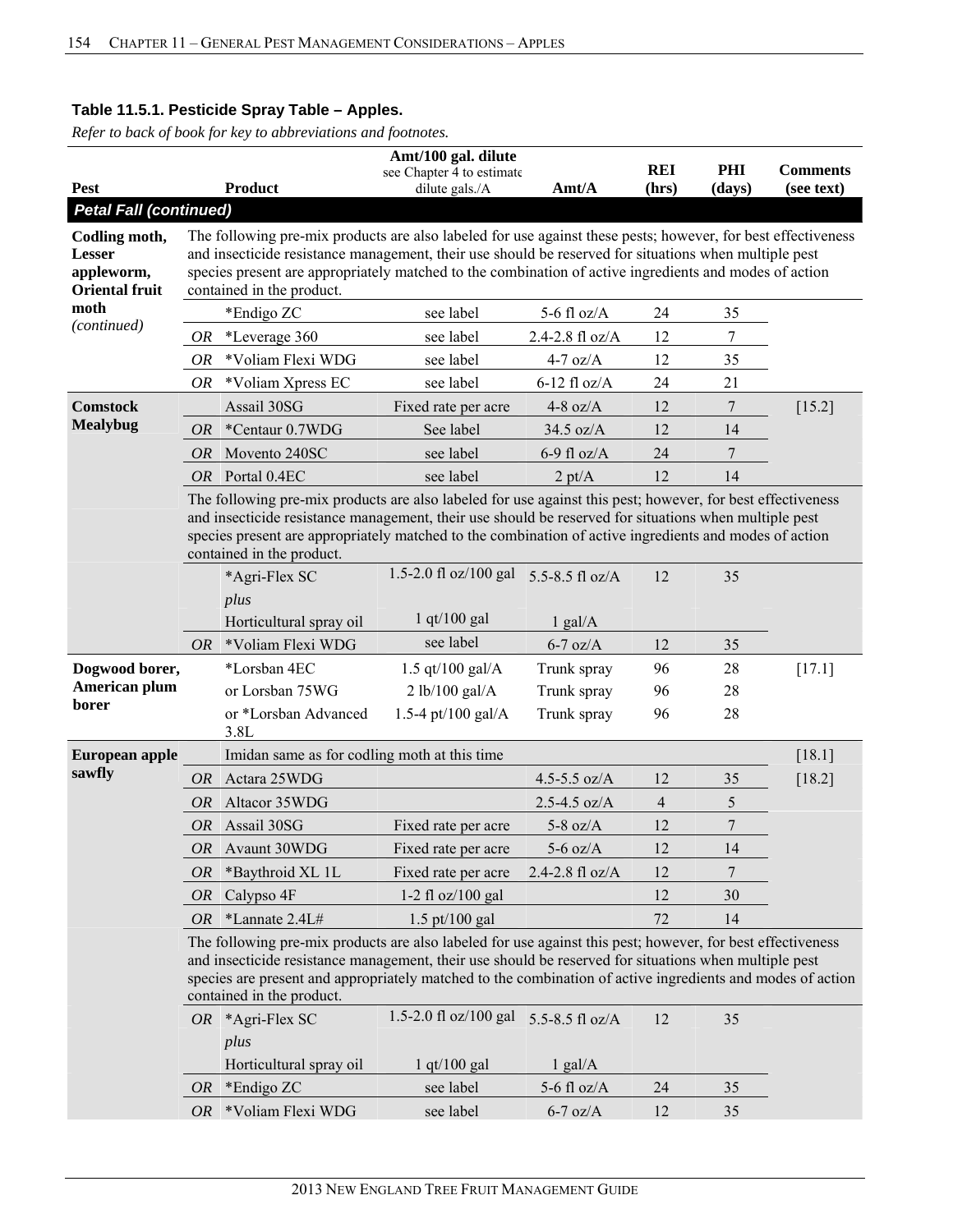### Table 11.5.1. Pesticide Spray Table – Apples.

*Refer to back of book for key to abbreviations and footnotes.*

| Pest | | Product | Amt/100 gal. dilute see Chapter 4 to estimate dilute gals./A | Amt/A | REI (hrs) | PHI (days) | Comments (see text) |
|---|---|---|---|---|---|---|---|
| ***Petal Fall (continued)*** | | | | | | | |
| **Codling moth, Lesser appleworm, Oriental fruit moth** *(continued)* | | The following pre-mix products are also labeled for use against these pests; however, for best effectiveness and insecticide resistance management, their use should be reserved for situations when multiple pest species present are appropriately matched to the combination of active ingredients and modes of action contained in the product. | | | | | |
| | | *Endigo ZC | see label | 5-6 fl oz/A | 24 | 35 | |
| | *OR* | *Leverage 360 | see label | 2.4-2.8 fl oz/A | 12 | 7 | |
| | *OR* | *Voliam Flexi WDG | see label | 4-7 oz/A | 12 | 35 | |
| | *OR* | *Voliam Xpress EC | see label | 6-12 fl oz/A | 24 | 21 | |
| **Comstock Mealybug** | | Assail 30SG | Fixed rate per acre | 4-8 oz/A | 12 | 7 | [15.2] |
| | *OR* | *Centaur 0.7WDG | See label | 34.5 oz/A | 12 | 14 | |
| | *OR* | Movento 240SC | see label | 6-9 fl oz/A | 24 | 7 | |
| | *OR* | Portal 0.4EC | see label | 2 pt/A | 12 | 14 | |
| | | The following pre-mix products are also labeled for use against this pest; however, for best effectiveness and insecticide resistance management, their use should be reserved for situations when multiple pest species present are appropriately matched to the combination of active ingredients and modes of action contained in the product. | | | | | |
| | | *Agri-Flex SC | 1.5-2.0 fl oz/100 gal | 5.5-8.5 fl oz/A | 12 | 35 | |
| | | *plus* | | | | | |
| | | Horticultural spray oil | 1 qt/100 gal | 1 gal/A | | | |
| | *OR* | *Voliam Flexi WDG | see label | 6-7 oz/A | 12 | 35 | |
| **Dogwood borer, American plum borer** | | *Lorsban 4EC | 1.5 qt/100 gal/A | Trunk spray | 96 | 28 | [17.1] |
| | | or Lorsban 75WG | 2 lb/100 gal/A | Trunk spray | 96 | 28 | |
| | | or *Lorsban Advanced 3.8L | 1.5-4 pt/100 gal/A | Trunk spray | 96 | 28 | |
| **European apple sawfly** | | Imidan same as for codling moth at this time | | | | | [18.1] |
| | *OR* | Actara 25WDG | | 4.5-5.5 oz/A | 12 | 35 | [18.2] |
| | *OR* | Altacor 35WDG | | 2.5-4.5 oz/A | 4 | 5 | |
| | *OR* | Assail 30SG | Fixed rate per acre | 5-8 oz/A | 12 | 7 | |
| | *OR* | Avaunt 30WDG | Fixed rate per acre | 5-6 oz/A | 12 | 14 | |
| | *OR* | *Baythroid XL 1L | Fixed rate per acre | 2.4-2.8 fl oz/A | 12 | 7 | |
| | *OR* | Calypso 4F | 1-2 fl oz/100 gal | | 12 | 30 | |
| | *OR* | *Lannate 2.4L# | 1.5 pt/100 gal | | 72 | 14 | |
| | | The following pre-mix products are also labeled for use against this pest; however, for best effectiveness and insecticide resistance management, their use should be reserved for situations when multiple pest species are present and appropriately matched to the combination of active ingredients and modes of action contained in the product. | | | | | |
| | *OR* | *Agri-Flex SC | 1.5-2.0 fl oz/100 gal | 5.5-8.5 fl oz/A | 12 | 35 | |
| | | *plus* | | | | | |
| | | Horticultural spray oil | 1 qt/100 gal | 1 gal/A | | | |
| | *OR* | *Endigo ZC | see label | 5-6 fl oz/A | 24 | 35 | |
| | *OR* | *Voliam Flexi WDG | see label | 6-7 oz/A | 12 | 35 | |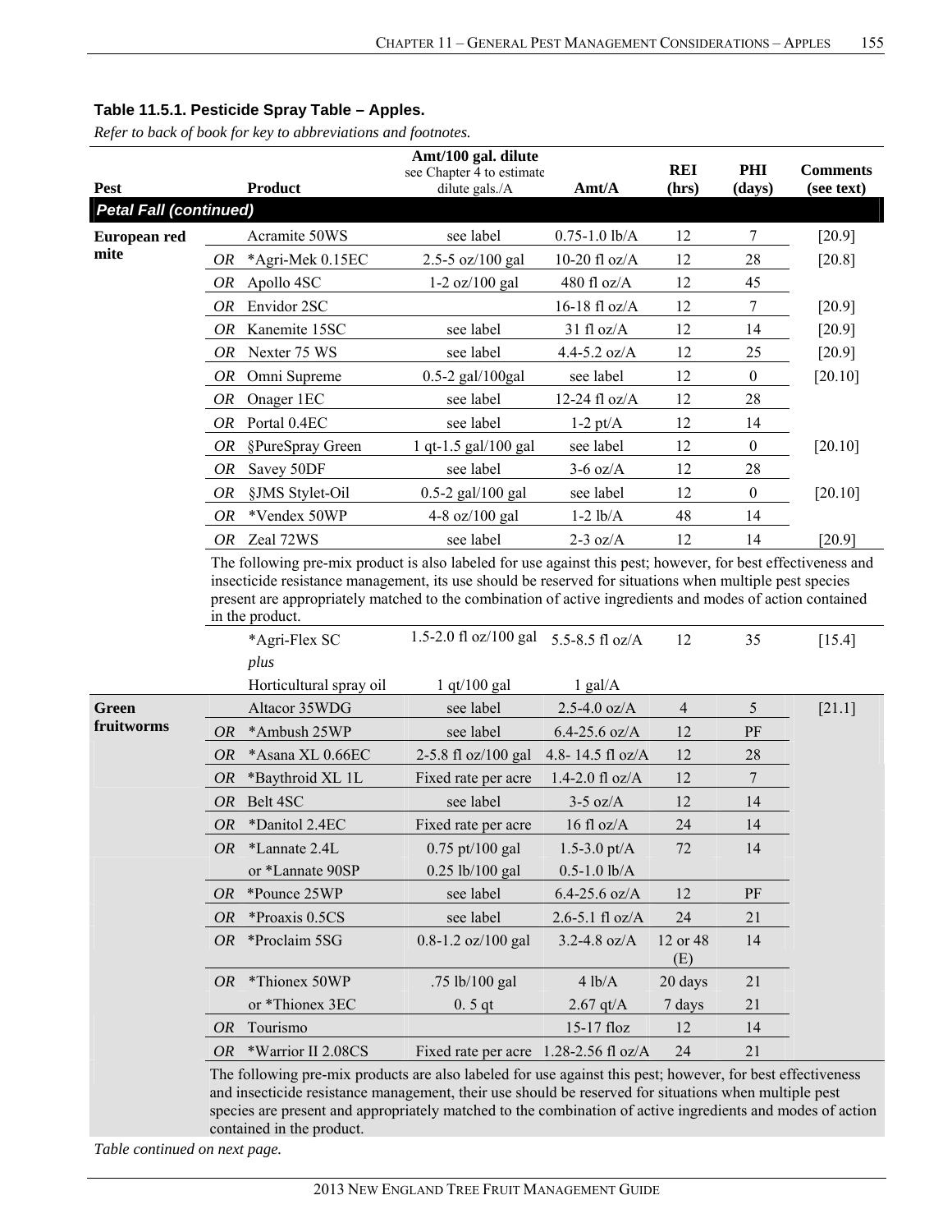**Table 11.5.1. Pesticide Spray Table – Apples.**

*Refer to back of book for key to abbreviations and footnotes.*

| Pest | | Product | Amt/100 gal. dilute see Chapter 4 to estimate dilute gals./A | Amt/A | REI (hrs) | PHI (days) | Comments (see text) |
|---|---|---|---|---|---|---|---|
| ***Petal Fall (continued)*** | | | | | | | |
| **European red mite** | | Acramite 50WS | see label | 0.75-1.0 lb/A | 12 | 7 | [20.9] |
| | *OR* | *Agri-Mek 0.15EC | 2.5-5 oz/100 gal | 10-20 fl oz/A | 12 | 28 | [20.8] |
| | *OR* | Apollo 4SC | 1-2 oz/100 gal | 480 fl oz/A | 12 | 45 | |
| | *OR* | Envidor 2SC | | 16-18 fl oz/A | 12 | 7 | [20.9] |
| | *OR* | Kanemite 15SC | see label | 31 fl oz/A | 12 | 14 | [20.9] |
| | *OR* | Nexter 75 WS | see label | 4.4-5.2 oz/A | 12 | 25 | [20.9] |
| | *OR* | Omni Supreme | 0.5-2 gal/100gal | see label | 12 | 0 | [20.10] |
| | *OR* | Onager 1EC | see label | 12-24 fl oz/A | 12 | 28 | |
| | *OR* | Portal 0.4EC | see label | 1-2 pt/A | 12 | 14 | |
| | *OR* | §PureSpray Green | 1 qt-1.5 gal/100 gal | see label | 12 | 0 | [20.10] |
| | *OR* | Savey 50DF | see label | 3-6 oz/A | 12 | 28 | |
| | *OR* | §JMS Stylet-Oil | 0.5-2 gal/100 gal | see label | 12 | 0 | [20.10] |
| | *OR* | *Vendex 50WP | 4-8 oz/100 gal | 1-2 lb/A | 48 | 14 | |
| | *OR* | Zeal 72WS | see label | 2-3 oz/A | 12 | 14 | [20.9] |
| | | The following pre-mix product is also labeled for use against this pest; however, for best effectiveness and insecticide resistance management, its use should be reserved for situations when multiple pest species present are appropriately matched to the combination of active ingredients and modes of action contained in the product. | | | | | |
| | | *Agri-Flex SC | 1.5-2.0 fl oz/100 gal | 5.5-8.5 fl oz/A | 12 | 35 | [15.4] |
| | | *plus* | | | | | |
| | | Horticultural spray oil | 1 qt/100 gal | 1 gal/A | | | |
| **Green fruitworms** | | Altacor 35WDG | see label | 2.5-4.0 oz/A | 4 | 5 | [21.1] |
| | *OR* | *Ambush 25WP | see label | 6.4-25.6 oz/A | 12 | PF | |
| | *OR* | *Asana XL 0.66EC | 2-5.8 fl oz/100 gal | 4.8- 14.5 fl oz/A | 12 | 28 | |
| | *OR* | *Baythroid XL 1L | Fixed rate per acre | 1.4-2.0 fl oz/A | 12 | 7 | |
| | *OR* | Belt 4SC | see label | 3-5 oz/A | 12 | 14 | |
| | *OR* | *Danitol 2.4EC | Fixed rate per acre | 16 fl oz/A | 24 | 14 | |
| | *OR* | *Lannate 2.4L | 0.75 pt/100 gal | 1.5-3.0 pt/A | 72 | 14 | |
| | | or *Lannate 90SP | 0.25 lb/100 gal | 0.5-1.0 lb/A | | | |
| | *OR* | *Pounce 25WP | see label | 6.4-25.6 oz/A | 12 | PF | |
| | *OR* | *Proaxis 0.5CS | see label | 2.6-5.1 fl oz/A | 24 | 21 | |
| | *OR* | *Proclaim 5SG | 0.8-1.2 oz/100 gal | 3.2-4.8 oz/A | 12 or 48 (E) | 14 | |
| | *OR* | *Thionex 50WP | .75 lb/100 gal | 4 lb/A | 20 days | 21 | |
| | | or *Thionex 3EC | 0. 5 qt | 2.67 qt/A | 7 days | 21 | |
| | *OR* | Tourismo | | 15-17 floz | 12 | 14 | |
| | *OR* | *Warrior II 2.08CS | Fixed rate per acre | 1.28-2.56 fl oz/A | 24 | 21 | |
| | | The following pre-mix products are also labeled for use against this pest; however, for best effectiveness and insecticide resistance management, their use should be reserved for situations when multiple pest species are present and appropriately matched to the combination of active ingredients and modes of action contained in the product. | | | | | |

*Table continued on next page.*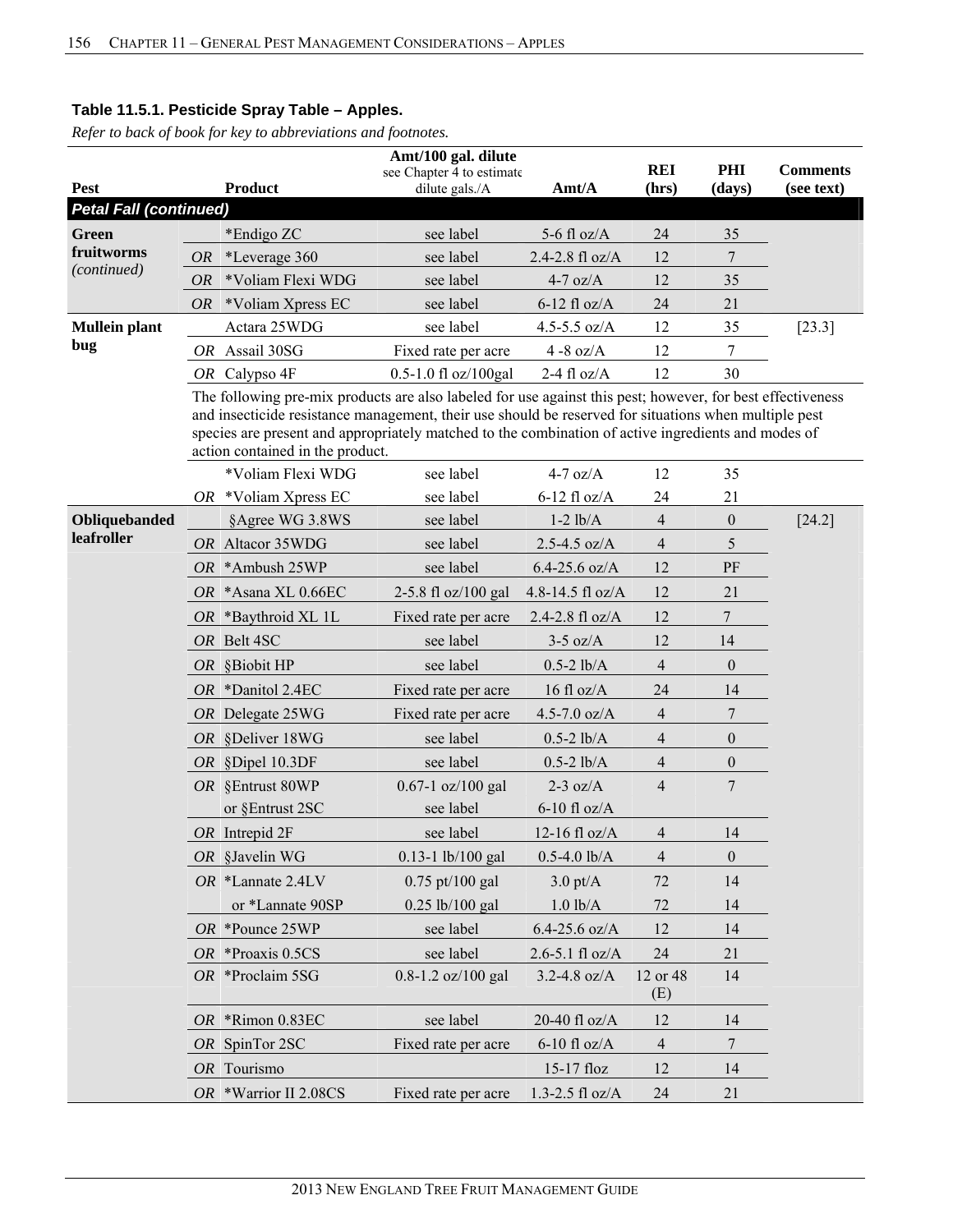**Table 11.5.1. Pesticide Spray Table – Apples.**

*Refer to back of book for key to abbreviations and footnotes.*

| Pest | | Product | Amt/100 gal. dilute see Chapter 4 to estimate dilute gals./A | Amt/A | REI (hrs) | PHI (days) | Comments (see text) |
|---|---|---|---|---|---|---|---|
| ***Petal Fall (continued)*** | | | | | | | |
| **Green fruitworms** *(continued)* | | *Endigo ZC | see label | 5-6 fl oz/A | 24 | 35 | |
| | *OR* | *Leverage 360 | see label | 2.4-2.8 fl oz/A | 12 | 7 | |
| | *OR* | *Voliam Flexi WDG | see label | 4-7 oz/A | 12 | 35 | |
| | *OR* | *Voliam Xpress EC | see label | 6-12 fl oz/A | 24 | 21 | |
| **Mullein plant bug** | | Actara 25WDG | see label | 4.5-5.5 oz/A | 12 | 35 | [23.3] |
| | *OR* | Assail 30SG | Fixed rate per acre | 4 -8 oz/A | 12 | 7 | |
| | *OR* | Calypso 4F | 0.5-1.0 fl oz/100gal | 2-4 fl oz/A | 12 | 30 | |
| | | The following pre-mix products are also labeled for use against this pest; however, for best effectiveness and insecticide resistance management, their use should be reserved for situations when multiple pest species are present and appropriately matched to the combination of active ingredients and modes of action contained in the product. | | | | | |
| | | *Voliam Flexi WDG | see label | 4-7 oz/A | 12 | 35 | |
| | *OR* | *Voliam Xpress EC | see label | 6-12 fl oz/A | 24 | 21 | |
| **Obliquebanded leafroller** | | §Agree WG 3.8WS | see label | 1-2 lb/A | 4 | 0 | [24.2] |
| | *OR* | Altacor 35WDG | see label | 2.5-4.5 oz/A | 4 | 5 | |
| | *OR* | *Ambush 25WP | see label | 6.4-25.6 oz/A | 12 | PF | |
| | *OR* | *Asana XL 0.66EC | 2-5.8 fl oz/100 gal | 4.8-14.5 fl oz/A | 12 | 21 | |
| | *OR* | *Baythroid XL 1L | Fixed rate per acre | 2.4-2.8 fl oz/A | 12 | 7 | |
| | *OR* | Belt 4SC | see label | 3-5 oz/A | 12 | 14 | |
| | *OR* | §Biobit HP | see label | 0.5-2 lb/A | 4 | 0 | |
| | *OR* | *Danitol 2.4EC | Fixed rate per acre | 16 fl oz/A | 24 | 14 | |
| | *OR* | Delegate 25WG | Fixed rate per acre | 4.5-7.0 oz/A | 4 | 7 | |
| | *OR* | §Deliver 18WG | see label | 0.5-2 lb/A | 4 | 0 | |
| | *OR* | §Dipel 10.3DF | see label | 0.5-2 lb/A | 4 | 0 | |
| | *OR* | §Entrust 80WP<br>or §Entrust 2SC | 0.67-1 oz/100 gal<br>see label | 2-3 oz/A<br>6-10 fl oz/A | 4 | 7 | |
| | *OR* | Intrepid 2F | see label | 12-16 fl oz/A | 4 | 14 | |
| | *OR* | §Javelin WG | 0.13-1 lb/100 gal | 0.5-4.0 lb/A | 4 | 0 | |
| | *OR* | *Lannate 2.4LV<br>or *Lannate 90SP | 0.75 pt/100 gal<br>0.25 lb/100 gal | 3.0 pt/A<br>1.0 lb/A | 72<br>72 | 14<br>14 | |
| | *OR* | *Pounce 25WP | see label | 6.4-25.6 oz/A | 12 | 14 | |
| | *OR* | *Proaxis 0.5CS | see label | 2.6-5.1 fl oz/A | 24 | 21 | |
| | *OR* | *Proclaim 5SG | 0.8-1.2 oz/100 gal | 3.2-4.8 oz/A | 12 or 48 (E) | 14 | |
| | *OR* | *Rimon 0.83EC | see label | 20-40 fl oz/A | 12 | 14 | |
| | *OR* | SpinTor 2SC | Fixed rate per acre | 6-10 fl oz/A | 4 | 7 | |
| | *OR* | Tourismo | | 15-17 floz | 12 | 14 | |
| | *OR* | *Warrior II 2.08CS | Fixed rate per acre | 1.3-2.5 fl oz/A | 24 | 21 | |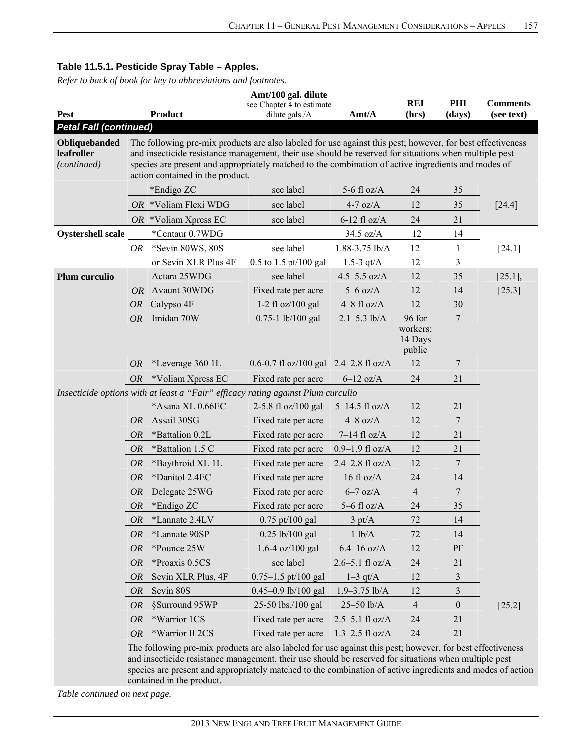**Table 11.5.1. Pesticide Spray Table – Apples.**

*Refer to back of book for key to abbreviations and footnotes.*

| Pest | | Product | Amt/100 gal. dilute see Chapter 4 to estimate dilute gals./A | Amt/A | REI (hrs) | PHI (days) | Comments (see text) |
|---|---|---|---|---|---|---|---|
| ***Petal Fall (continued)*** | | | | | | | |
| **Obliquebanded leafroller** *(continued)* | The following pre-mix products are also labeled for use against this pest; however, for best effectiveness and insecticide resistance management, their use should be reserved for situations when multiple pest species are present and appropriately matched to the combination of active ingredients and modes of action contained in the product. | | | | | | |
| | | *Endigo ZC | see label | 5-6 fl oz/A | 24 | 35 | [24.4] |
| | *OR* | *Voliam Flexi WDG | see label | 4-7 oz/A | 12 | 35 | |
| | *OR* | *Voliam Xpress EC | see label | 6-12 fl oz/A | 24 | 21 | |
| **Oystershell scale** | | *Centaur 0.7WDG | | 34.5 oz/A | 12 | 14 | [24.1] |
| | *OR* | *Sevin 80WS, 80S | see label | 1.88-3.75 lb/A | 12 | 1 | |
| | | or Sevin XLR Plus 4F | 0.5 to 1.5 pt/100 gal | 1.5-3 qt/A | 12 | 3 | |
| **Plum curculio** | | Actara 25WDG | see label | 4.5–5.5 oz/A | 12 | 35 | [25.1], [25.3] |
| | *OR* | Avaunt 30WDG | Fixed rate per acre | 5–6 oz/A | 12 | 14 | |
| | *OR* | Calypso 4F | 1-2 fl oz/100 gal | 4–8 fl oz/A | 12 | 30 | |
| | *OR* | Imidan 70W | 0.75-1 lb/100 gal | 2.1–5.3 lb/A | 96 for workers; 14 Days public | 7 | |
| | *OR* | *Leverage 360 1L | 0.6-0.7 fl oz/100 gal | 2.4–2.8 fl oz/A | 12 | 7 | |
| | *OR* | *Voliam Xpress EC | Fixed rate per acre | 6–12 oz/A | 24 | 21 | |
| *Insecticide options with at least a "Fair" efficacy rating against Plum curculio* | | | | | | | |
| | | *Asana XL 0.66EC | 2-5.8 fl oz/100 gal | 5–14.5 fl oz/A | 12 | 21 | [25.2] |
| | *OR* | Assail 30SG | Fixed rate per acre | 4–8 oz/A | 12 | 7 | |
| | *OR* | *Battalion 0.2L | Fixed rate per acre | 7–14 fl oz/A | 12 | 21 | |
| | *OR* | *Battalion 1.5 C | Fixed rate per acre | 0.9–1.9 fl oz/A | 12 | 21 | |
| | *OR* | *Baythroid XL 1L | Fixed rate per acre | 2.4–2.8 fl oz/A | 12 | 7 | |
| | *OR* | *Danitol 2.4EC | Fixed rate per acre | 16 fl oz/A | 24 | 14 | |
| | *OR* | Delegate 25WG | Fixed rate per acre | 6–7 oz/A | 4 | 7 | |
| | *OR* | *Endigo ZC | Fixed rate per acre | 5–6 fl oz/A | 24 | 35 | |
| | *OR* | *Lannate 2.4LV | 0.75 pt/100 gal | 3 pt/A | 72 | 14 | |
| | *OR* | *Lannate 90SP | 0.25 lb/100 gal | 1 lb/A | 72 | 14 | |
| | *OR* | *Pounce 25W | 1.6-4 oz/100 gal | 6.4–16 oz/A | 12 | PF | |
| | *OR* | *Proaxis 0.5CS | see label | 2.6–5.1 fl oz/A | 24 | 21 | |
| | *OR* | Sevin XLR Plus, 4F | 0.75–1.5 pt/100 gal | 1–3 qt/A | 12 | 3 | |
| | *OR* | Sevin 80S | 0.45–0.9 lb/100 gal | 1.9–3.75 lb/A | 12 | 3 | |
| | *OR* | §Surround 95WP | 25-50 lbs./100 gal | 25–50 lb/A | 4 | 0 | |
| | *OR* | *Warrior 1CS | Fixed rate per acre | 2.5–5.1 fl oz/A | 24 | 21 | |
| | *OR* | *Warrior II 2CS | Fixed rate per acre | 1.3–2.5 fl oz/A | 24 | 21 | |
| | The following pre-mix products are also labeled for use against this pest; however, for best effectiveness and insecticide resistance management, their use should be reserved for situations when multiple pest species are present and appropriately matched to the combination of active ingredients and modes of action contained in the product. | | | | | | |

*Table continued on next page.*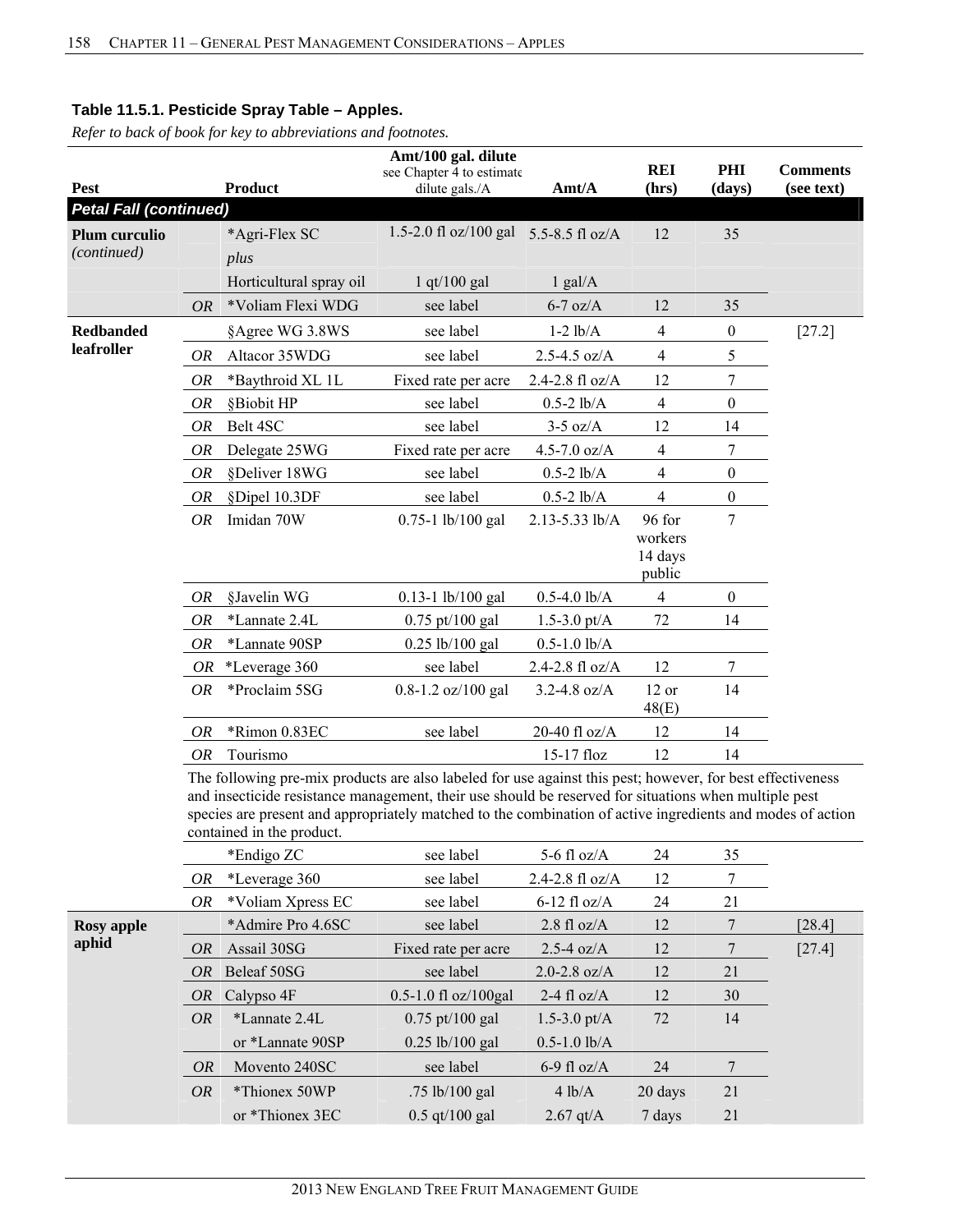**Table 11.5.1. Pesticide Spray Table – Apples.**

*Refer to back of book for key to abbreviations and footnotes.*

| Pest | | Product | Amt/100 gal. dilute see Chapter 4 to estimate dilute gals./A | Amt/A | REI (hrs) | PHI (days) | Comments (see text) |
|---|---|---|---|---|---|---|---|
| ***Petal Fall (continued)*** | | | | | | | |
| **Plum curculio** *(continued)* | | *Agri-Flex SC | 1.5-2.0 fl oz/100 gal | 5.5-8.5 fl oz/A | 12 | 35 | |
| | | *plus* | | | | | |
| | | Horticultural spray oil | 1 qt/100 gal | 1 gal/A | | | |
| | *OR* | *Voliam Flexi WDG | see label | 6-7 oz/A | 12 | 35 | |
| **Redbanded leafroller** | | §Agree WG 3.8WS | see label | 1-2 lb/A | 4 | 0 | [27.2] |
| | *OR* | Altacor 35WDG | see label | 2.5-4.5 oz/A | 4 | 5 | |
| | *OR* | *Baythroid XL 1L | Fixed rate per acre | 2.4-2.8 fl oz/A | 12 | 7 | |
| | *OR* | §Biobit HP | see label | 0.5-2 lb/A | 4 | 0 | |
| | *OR* | Belt 4SC | see label | 3-5 oz/A | 12 | 14 | |
| | *OR* | Delegate 25WG | Fixed rate per acre | 4.5-7.0 oz/A | 4 | 7 | |
| | *OR* | §Deliver 18WG | see label | 0.5-2 lb/A | 4 | 0 | |
| | *OR* | §Dipel 10.3DF | see label | 0.5-2 lb/A | 4 | 0 | |
| | *OR* | Imidan 70W | 0.75-1 lb/100 gal | 2.13-5.33 lb/A | 96 for workers 14 days public | 7 | |
| | *OR* | §Javelin WG | 0.13-1 lb/100 gal | 0.5-4.0 lb/A | 4 | 0 | |
| | *OR* | *Lannate 2.4L | 0.75 pt/100 gal | 1.5-3.0 pt/A | 72 | 14 | |
| | *OR* | *Lannate 90SP | 0.25 lb/100 gal | 0.5-1.0 lb/A | | | |
| | *OR* | *Leverage 360 | see label | 2.4-2.8 fl oz/A | 12 | 7 | |
| | *OR* | *Proclaim 5SG | 0.8-1.2 oz/100 gal | 3.2-4.8 oz/A | 12 or 48(E) | 14 | |
| | *OR* | *Rimon 0.83EC | see label | 20-40 fl oz/A | 12 | 14 | |
| | *OR* | Tourismo | | 15-17 floz | 12 | 14 | |
| | The following pre-mix products are also labeled for use against this pest; however, for best effectiveness and insecticide resistance management, their use should be reserved for situations when multiple pest species are present and appropriately matched to the combination of active ingredients and modes of action contained in the product. | | | | | | |
| | | *Endigo ZC | see label | 5-6 fl oz/A | 24 | 35 | |
| | *OR* | *Leverage 360 | see label | 2.4-2.8 fl oz/A | 12 | 7 | |
| | *OR* | *Voliam Xpress EC | see label | 6-12 fl oz/A | 24 | 21 | |
| **Rosy apple aphid** | | *Admire Pro 4.6SC | see label | 2.8 fl oz/A | 12 | 7 | [28.4] |
| | *OR* | Assail 30SG | Fixed rate per acre | 2.5-4 oz/A | 12 | 7 | [27.4] |
| | *OR* | Beleaf 50SG | see label | 2.0-2.8 oz/A | 12 | 21 | |
| | *OR* | Calypso 4F | 0.5-1.0 fl oz/100gal | 2-4 fl oz/A | 12 | 30 | |
| | *OR* | *Lannate 2.4L | 0.75 pt/100 gal | 1.5-3.0 pt/A | 72 | 14 | |
| | | or *Lannate 90SP | 0.25 lb/100 gal | 0.5-1.0 lb/A | | | |
| | *OR* | Movento 240SC | see label | 6-9 fl oz/A | 24 | 7 | |
| | *OR* | *Thionex 50WP | .75 lb/100 gal | 4 lb/A | 20 days | 21 | |
| | | or *Thionex 3EC | 0.5 qt/100 gal | 2.67 qt/A | 7 days | 21 | |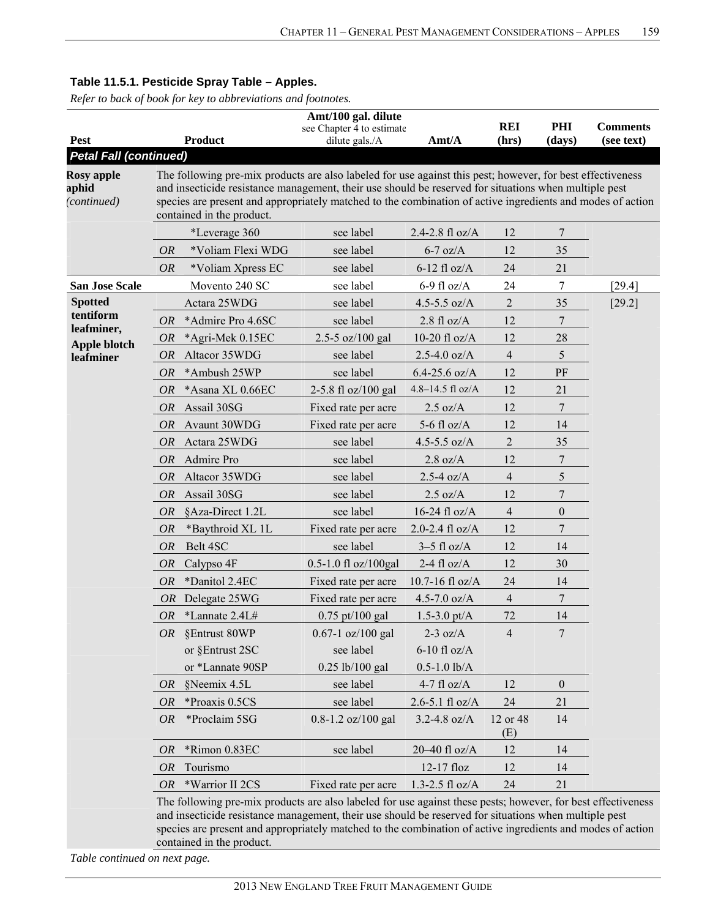**Table 11.5.1. Pesticide Spray Table – Apples.**

*Refer to back of book for key to abbreviations and footnotes.*

| Pest | | Product | Amt/100 gal. dilute (see Chapter 4 to estimate dilute gals./A) | Amt/A | REI (hrs) | PHI (days) | Comments (see text) |
|---|---|---|---|---|---|---|---|
| ***Petal Fall (continued)*** | | | | | | | |
| **Rosy apple aphid** *(continued)* | The following pre-mix products are also labeled for use against this pest; however, for best effectiveness and insecticide resistance management, their use should be reserved for situations when multiple pest species are present and appropriately matched to the combination of active ingredients and modes of action contained in the product. | | | | | | |
| | | *Leverage 360 | see label | 2.4-2.8 fl oz/A | 12 | 7 | |
| | *OR* | *Voliam Flexi WDG | see label | 6-7 oz/A | 12 | 35 | |
| | *OR* | *Voliam Xpress EC | see label | 6-12 fl oz/A | 24 | 21 | |
| **San Jose Scale** | | Movento 240 SC | see label | 6-9 fl oz/A | 24 | 7 | [29.4] |
| **Spotted tentiform leafminer, Apple blotch leafminer** | | Actara 25WDG | see label | 4.5-5.5 oz/A | 2 | 35 | [29.2] |
| | *OR* | *Admire Pro 4.6SC | see label | 2.8 fl oz/A | 12 | 7 | |
| | *OR* | *Agri-Mek 0.15EC | 2.5-5 oz/100 gal | 10-20 fl oz/A | 12 | 28 | |
| | *OR* | Altacor 35WDG | see label | 2.5-4.0 oz/A | 4 | 5 | |
| | *OR* | *Ambush 25WP | see label | 6.4-25.6 oz/A | 12 | PF | |
| | *OR* | *Asana XL 0.66EC | 2-5.8 fl oz/100 gal | 4.8–14.5 fl oz/A | 12 | 21 | |
| | *OR* | Assail 30SG | Fixed rate per acre | 2.5 oz/A | 12 | 7 | |
| | *OR* | Avaunt 30WDG | Fixed rate per acre | 5-6 fl oz/A | 12 | 14 | |
| | *OR* | Actara 25WDG | see label | 4.5-5.5 oz/A | 2 | 35 | |
| | *OR* | Admire Pro | see label | 2.8 oz/A | 12 | 7 | |
| | *OR* | Altacor 35WDG | see label | 2.5-4 oz/A | 4 | 5 | |
| | *OR* | Assail 30SG | see label | 2.5 oz/A | 12 | 7 | |
| | *OR* | §Aza-Direct 1.2L | see label | 16-24 fl oz/A | 4 | 0 | |
| | *OR* | *Baythroid XL 1L | Fixed rate per acre | 2.0-2.4 fl oz/A | 12 | 7 | |
| | *OR* | Belt 4SC | see label | 3–5 fl oz/A | 12 | 14 | |
| | *OR* | Calypso 4F | 0.5-1.0 fl oz/100gal | 2-4 fl oz/A | 12 | 30 | |
| | *OR* | *Danitol 2.4EC | Fixed rate per acre | 10.7-16 fl oz/A | 24 | 14 | |
| | *OR* | Delegate 25WG | Fixed rate per acre | 4.5-7.0 oz/A | 4 | 7 | |
| | *OR* | *Lannate 2.4L# | 0.75 pt/100 gal | 1.5-3.0 pt/A | 72 | 14 | |
| | *OR* | §Entrust 80WP | 0.67-1 oz/100 gal | 2-3 oz/A | 4 | 7 | |
| | | or §Entrust 2SC | see label | 6-10 fl oz/A | | | |
| | | or *Lannate 90SP | 0.25 lb/100 gal | 0.5-1.0 lb/A | | | |
| | *OR* | §Neemix 4.5L | see label | 4-7 fl oz/A | 12 | 0 | |
| | *OR* | *Proaxis 0.5CS | see label | 2.6-5.1 fl oz/A | 24 | 21 | |
| | *OR* | *Proclaim 5SG | 0.8-1.2 oz/100 gal | 3.2-4.8 oz/A | 12 or 48 (E) | 14 | |
| | *OR* | *Rimon 0.83EC | see label | 20–40 fl oz/A | 12 | 14 | |
| | *OR* | Tourismo | | 12-17 floz | 12 | 14 | |
| | *OR* | *Warrior II 2CS | Fixed rate per acre | 1.3-2.5 fl oz/A | 24 | 21 | |
| | The following pre-mix products are also labeled for use against these pests; however, for best effectiveness and insecticide resistance management, their use should be reserved for situations when multiple pest species are present and appropriately matched to the combination of active ingredients and modes of action contained in the product. | | | | | | |

*Table continued on next page.*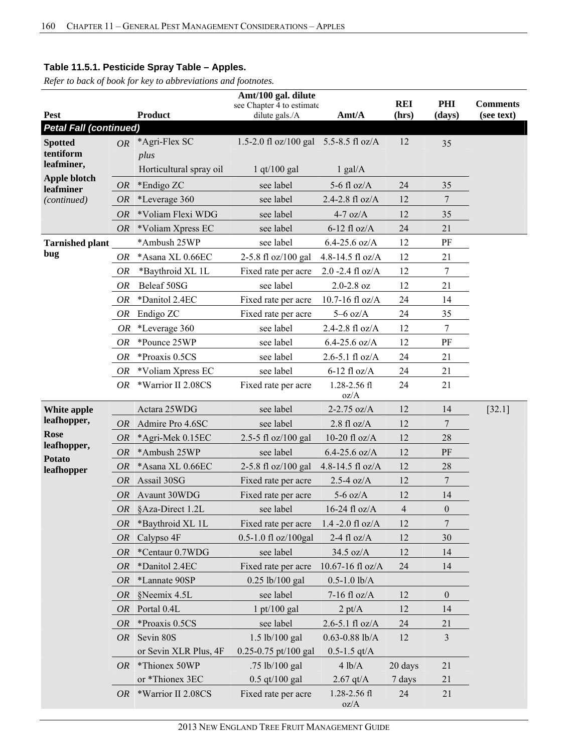**Table 11.5.1. Pesticide Spray Table – Apples.**

*Refer to back of book for key to abbreviations and footnotes.*

| Pest | | Product | Amt/100 gal. dilute see Chapter 4 to estimate dilute gals./A | Amt/A | REI (hrs) | PHI (days) | Comments (see text) |
|---|---|---|---|---|---|---|---|
| ***Petal Fall (continued)*** | | | | | | | |
| **Spotted tentiform leafminer, Apple blotch leafminer** *(continued)* | *OR* | *Agri-Flex SC *plus* Horticultural spray oil | 1.5-2.0 fl oz/100 gal 1 qt/100 gal | 5.5-8.5 fl oz/A 1 gal/A | 12 | 35 | |
| | *OR* | *Endigo ZC | see label | 5-6 fl oz/A | 24 | 35 | |
| | *OR* | *Leverage 360 | see label | 2.4-2.8 fl oz/A | 12 | 7 | |
| | *OR* | *Voliam Flexi WDG | see label | 4-7 oz/A | 12 | 35 | |
| | *OR* | *Voliam Xpress EC | see label | 6-12 fl oz/A | 24 | 21 | |
| **Tarnished plant bug** | | *Ambush 25WP | see label | 6.4-25.6 oz/A | 12 | PF | |
| | *OR* | *Asana XL 0.66EC | 2-5.8 fl oz/100 gal | 4.8-14.5 fl oz/A | 12 | 21 | |
| | *OR* | *Baythroid XL 1L | Fixed rate per acre | 2.0 -2.4 fl oz/A | 12 | 7 | |
| | *OR* | Beleaf 50SG | see label | 2.0-2.8 oz | 12 | 21 | |
| | *OR* | *Danitol 2.4EC | Fixed rate per acre | 10.7-16 fl oz/A | 24 | 14 | |
| | *OR* | Endigo ZC | Fixed rate per acre | 5–6 oz/A | 24 | 35 | |
| | *OR* | *Leverage 360 | see label | 2.4-2.8 fl oz/A | 12 | 7 | |
| | *OR* | *Pounce 25WP | see label | 6.4-25.6 oz/A | 12 | PF | |
| | *OR* | *Proaxis 0.5CS | see label | 2.6-5.1 fl oz/A | 24 | 21 | |
| | *OR* | *Voliam Xpress EC | see label | 6-12 fl oz/A | 24 | 21 | |
| | *OR* | *Warrior II 2.08CS | Fixed rate per acre | 1.28-2.56 fl oz/A | 24 | 21 | |
| **White apple leafhopper, Rose leafhopper, Potato leafhopper** | | Actara 25WDG | see label | 2-2.75 oz/A | 12 | 14 | [32.1] |
| | *OR* | Admire Pro 4.6SC | see label | 2.8 fl oz/A | 12 | 7 | |
| | *OR* | *Agri-Mek 0.15EC | 2.5-5 fl oz/100 gal | 10-20 fl oz/A | 12 | 28 | |
| | *OR* | *Ambush 25WP | see label | 6.4-25.6 oz/A | 12 | PF | |
| | *OR* | *Asana XL 0.66EC | 2-5.8 fl oz/100 gal | 4.8-14.5 fl oz/A | 12 | 28 | |
| | *OR* | Assail 30SG | Fixed rate per acre | 2.5-4 oz/A | 12 | 7 | |
| | *OR* | Avaunt 30WDG | Fixed rate per acre | 5-6 oz/A | 12 | 14 | |
| | *OR* | §Aza-Direct 1.2L | see label | 16-24 fl oz/A | 4 | 0 | |
| | *OR* | *Baythroid XL 1L | Fixed rate per acre | 1.4 -2.0 fl oz/A | 12 | 7 | |
| | *OR* | Calypso 4F | 0.5-1.0 fl oz/100gal | 2-4 fl oz/A | 12 | 30 | |
| | *OR* | *Centaur 0.7WDG | see label | 34.5 oz/A | 12 | 14 | |
| | *OR* | *Danitol 2.4EC | Fixed rate per acre | 10.67-16 fl oz/A | 24 | 14 | |
| | *OR* | *Lannate 90SP | 0.25 lb/100 gal | 0.5-1.0 lb/A | | | |
| | *OR* | §Neemix 4.5L | see label | 7-16 fl oz/A | 12 | 0 | |
| | *OR* | Portal 0.4L | 1 pt/100 gal | 2 pt/A | 12 | 14 | |
| | *OR* | *Proaxis 0.5CS | see label | 2.6-5.1 fl oz/A | 24 | 21 | |
| | *OR* | Sevin 80S or Sevin XLR Plus, 4F | 1.5 lb/100 gal 0.25-0.75 pt/100 gal | 0.63-0.88 lb/A 0.5-1.5 qt/A | 12 | 3 | |
| | *OR* | *Thionex 50WP or *Thionex 3EC | .75 lb/100 gal 0.5 qt/100 gal | 4 lb/A 2.67 qt/A | 20 days 7 days | 21 21 | |
| | *OR* | *Warrior II 2.08CS | Fixed rate per acre | 1.28-2.56 fl oz/A | 24 | 21 | |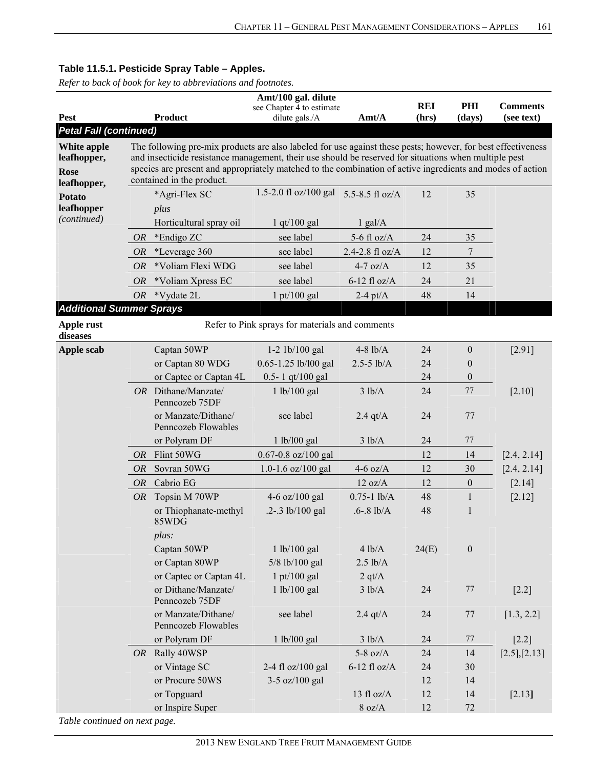**Table 11.5.1. Pesticide Spray Table – Apples.**

*Refer to back of book for key to abbreviations and footnotes.*

| Pest | | Product | Amt/100 gal. dilute see Chapter 4 to estimate dilute gals./A | Amt/A | REI (hrs) | PHI (days) | Comments (see text) |
|---|---|---|---|---|---|---|---|
| ***Petal Fall (continued)*** | | | | | | | |
| **White apple leafhopper, Rose leafhopper, Potato leafhopper** *(continued)* | The following pre-mix products are also labeled for use against these pests; however, for best effectiveness and insecticide resistance management, their use should be reserved for situations when multiple pest species are present and appropriately matched to the combination of active ingredients and modes of action contained in the product. | | | | | | |
| | | *Agri-Flex SC | 1.5-2.0 fl oz/100 gal | 5.5-8.5 fl oz/A | 12 | 35 | |
| | | *plus* | | | | | |
| | | Horticultural spray oil | 1 qt/100 gal | 1 gal/A | | | |
| | *OR* | *Endigo ZC | see label | 5-6 fl oz/A | 24 | 35 | |
| | *OR* | *Leverage 360 | see label | 2.4-2.8 fl oz/A | 12 | 7 | |
| | *OR* | *Voliam Flexi WDG | see label | 4-7 oz/A | 12 | 35 | |
| | *OR* | *Voliam Xpress EC | see label | 6-12 fl oz/A | 24 | 21 | |
| | *OR* | *Vydate 2L | 1 pt/100 gal | 2-4 pt/A | 48 | 14 | |
| ***Additional Summer Sprays*** | | | | | | | |
| **Apple rust diseases** | | Refer to Pink sprays for materials and comments | | | | | |
| **Apple scab** | | Captan 50WP | 1-2 1b/100 gal | 4-8 lb/A | 24 | 0 | [2.91] |
| | | or Captan 80 WDG | 0.65-1.25 lb/l00 gal | 2.5-5 lb/A | 24 | 0 | |
| | | or Captec or Captan 4L | 0.5- 1 qt/100 gal | | 24 | 0 | |
| | *OR* | Dithane/Manzate/ Penncozeb 75DF | 1 lb/100 gal | 3 lb/A | 24 | 77 | [2.10] |
| | | or Manzate/Dithane/ Penncozeb Flowables | see label | 2.4 qt/A | 24 | 77 | |
| | | or Polyram DF | 1 lb/l00 gal | 3 lb/A | 24 | 77 | |
| | *OR* | Flint 50WG | 0.67-0.8 oz/100 gal | | 12 | 14 | [2.4, 2.14] |
| | *OR* | Sovran 50WG | 1.0-1.6 oz/100 gal | 4-6 oz/A | 12 | 30 | [2.4, 2.14] |
| | *OR* | Cabrio EG | | 12 oz/A | 12 | 0 | [2.14] |
| | *OR* | Topsin M 70WP | 4-6 oz/100 gal | 0.75-1 lb/A | 48 | 1 | [2.12] |
| | | or Thiophanate-methyl 85WDG | .2-.3 lb/100 gal | .6-.8 lb/A | 48 | 1 | |
| | | *plus:* | | | | | |
| | | Captan 50WP | 1 lb/100 gal | 4 lb/A | 24(E) | 0 | |
| | | or Captan 80WP | 5/8 lb/100 gal | 2.5 lb/A | | | |
| | | or Captec or Captan 4L | 1 pt/100 gal | 2 qt/A | | | |
| | | or Dithane/Manzate/ Penncozeb 75DF | 1 lb/100 gal | 3 lb/A | 24 | 77 | [2.2] |
| | | or Manzate/Dithane/ Penncozeb Flowables | see label | 2.4 qt/A | 24 | 77 | [1.3, 2.2] |
| | | or Polyram DF | 1 lb/l00 gal | 3 lb/A | 24 | 77 | [2.2] |
| | *OR* | Rally 40WSP | | 5-8 oz/A | 24 | 14 | [2.5],[2.13] |
| | | or Vintage SC | 2-4 fl oz/100 gal | 6-12 fl oz/A | 24 | 30 | |
| | | or Procure 50WS | 3-5 oz/100 gal | | 12 | 14 | |
| | | or Topguard | | 13 fl oz/A | 12 | 14 | [2.13] |
| | | or Inspire Super | | 8 oz/A | 12 | 72 | |

*Table continued on next page.*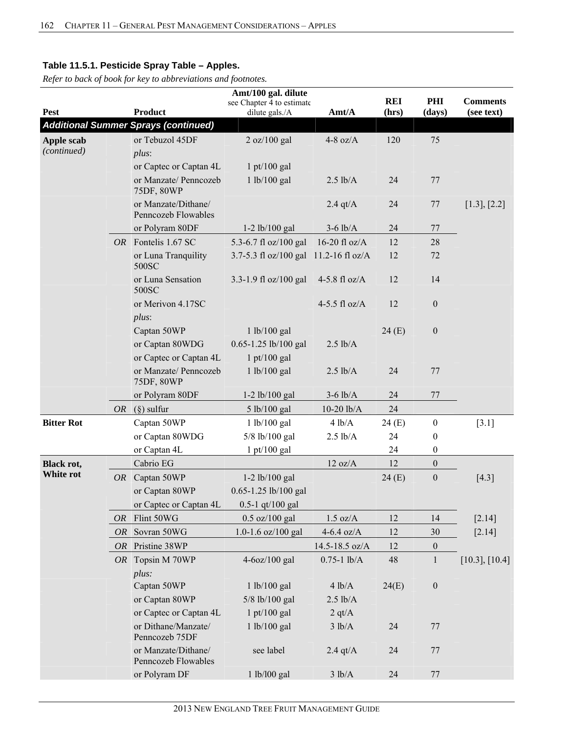**Table 11.5.1. Pesticide Spray Table – Apples.**

*Refer to back of book for key to abbreviations and footnotes.*

| Pest | | Product | Amt/100 gal. dilute see Chapter 4 to estimate dilute gals./A | Amt/A | REI (hrs) | PHI (days) | Comments (see text) |
|---|---|---|---|---|---|---|---|
| ***Additional Summer Sprays (continued)*** | | | | | | | |
| **Apple scab** *(continued)* | | or Tebuzol 45DF | 2 oz/100 gal | 4-8 oz/A | 120 | 75 | |
| | | *plus*: | | | | | |
| | | or Captec or Captan 4L | 1 pt/100 gal | | | | |
| | | or Manzate/ Penncozeb 75DF, 80WP | 1 lb/100 gal | 2.5 lb/A | 24 | 77 | |
| | | or Manzate/Dithane/ Penncozeb Flowables | | 2.4 qt/A | 24 | 77 | [1.3], [2.2] |
| | | or Polyram 80DF | 1-2 lb/100 gal | 3-6 lb/A | 24 | 77 | |
| | *OR* | Fontelis 1.67 SC | 5.3-6.7 fl oz/100 gal | 16-20 fl oz/A | 12 | 28 | |
| | | or Luna Tranquility 500SC | 3.7-5.3 fl oz/100 gal | 11.2-16 fl oz/A | 12 | 72 | |
| | | or Luna Sensation 500SC | 3.3-1.9 fl oz/100 gal | 4-5.8 fl oz/A | 12 | 14 | |
| | | or Merivon 4.17SC | | 4-5.5 fl oz/A | 12 | 0 | |
| | | *plus*: | | | | | |
| | | Captan 50WP | 1 lb/100 gal | | 24 (E) | 0 | |
| | | or Captan 80WDG | 0.65-1.25 lb/100 gal | 2.5 lb/A | | | |
| | | or Captec or Captan 4L | 1 pt/100 gal | | | | |
| | | or Manzate/ Penncozeb 75DF, 80WP | 1 lb/100 gal | 2.5 lb/A | 24 | 77 | |
| | | or Polyram 80DF | 1-2 lb/100 gal | 3-6 lb/A | 24 | 77 | |
| | *OR* | (§) sulfur | 5 lb/100 gal | 10-20 lb/A | 24 | | |
| **Bitter Rot** | | Captan 50WP | 1 lb/100 gal | 4 lb/A | 24 (E) | 0 | [3.1] |
| | | or Captan 80WDG | 5/8 lb/100 gal | 2.5 lb/A | 24 | 0 | |
| | | or Captan 4L | 1 pt/100 gal | | 24 | 0 | |
| **Black rot, White rot** | | Cabrio EG | | 12 oz/A | 12 | 0 | |
| | *OR* | Captan 50WP | 1-2 lb/100 gal | | 24 (E) | 0 | [4.3] |
| | | or Captan 80WP | 0.65-1.25 lb/100 gal | | | | |
| | | or Captec or Captan 4L | 0.5-1 qt/100 gal | | | | |
| | *OR* | Flint 50WG | 0.5 oz/100 gal | 1.5 oz/A | 12 | 14 | [2.14] |
| | *OR* | Sovran 50WG | 1.0-1.6 oz/100 gal | 4-6.4 oz/A | 12 | 30 | [2.14] |
| | *OR* | Pristine 38WP | | 14.5-18.5 oz/A | 12 | 0 | |
| | *OR* | Topsin M 70WP | 4-6oz/100 gal | 0.75-1 lb/A | 48 | 1 | [10.3], [10.4] |
| | | *plus:* | | | | | |
| | | Captan 50WP | 1 lb/100 gal | 4 lb/A | 24(E) | 0 | |
| | | or Captan 80WP | 5/8 lb/100 gal | 2.5 lb/A | | | |
| | | or Captec or Captan 4L | 1 pt/100 gal | 2 qt/A | | | |
| | | or Dithane/Manzate/ Penncozeb 75DF | 1 lb/100 gal | 3 lb/A | 24 | 77 | |
| | | or Manzate/Dithane/ Penncozeb Flowables | see label | 2.4 qt/A | 24 | 77 | |
| | | or Polyram DF | 1 lb/l00 gal | 3 lb/A | 24 | 77 | |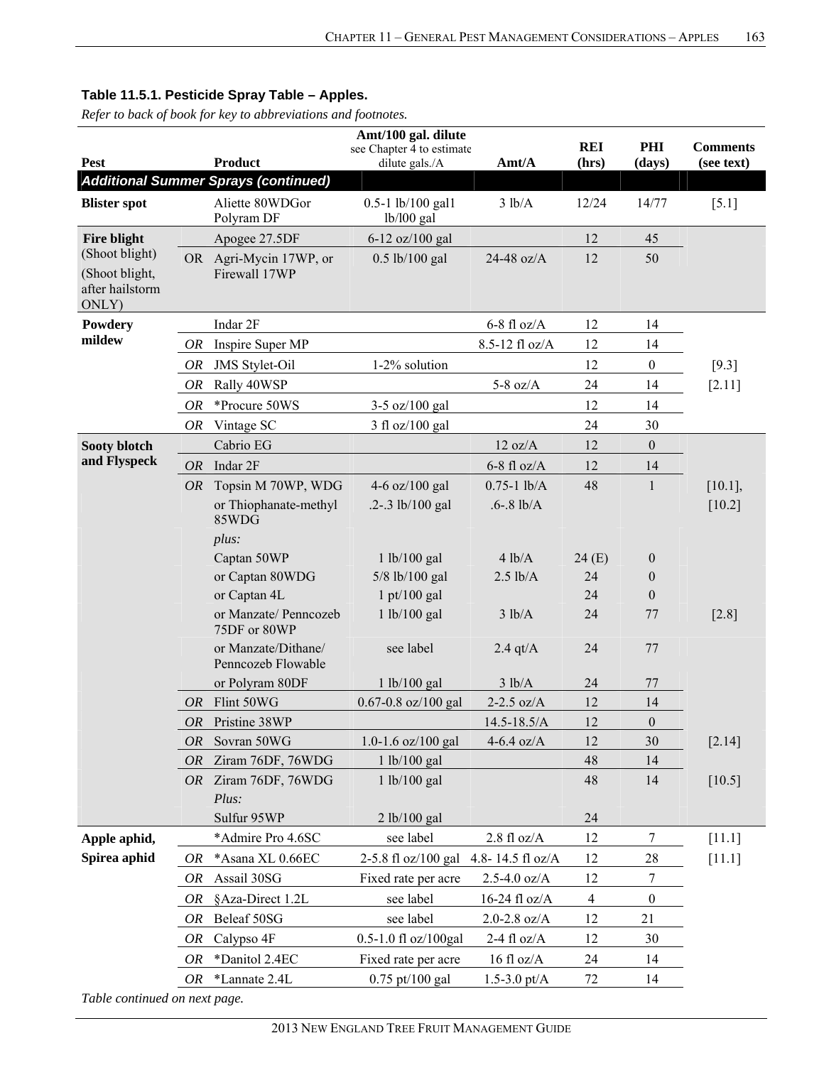### Table 11.5.1. Pesticide Spray Table – Apples.

*Refer to back of book for key to abbreviations and footnotes.*

| Pest | | Product | Amt/100 gal. dilute see Chapter 4 to estimate dilute gals./A | Amt/A | REI (hrs) | PHI (days) | Comments (see text) |
|---|---|---|---|---|---|---|---|
| ***Additional Summer Sprays (continued)*** | | | | | | | |
| **Blister spot** | | Aliette 80WDGor Polyram DF | 0.5-1 lb/100 gal1 lb/l00 gal | 3 lb/A | 12/24 | 14/77 | [5.1] |
| **Fire blight** (Shoot blight) (Shoot blight, after hailstorm ONLY) | | Apogee 27.5DF | 6-12 oz/100 gal | | 12 | 45 | |
| | OR | Agri-Mycin 17WP, or Firewall 17WP | 0.5 lb/100 gal | 24-48 oz/A | 12 | 50 | |
| **Powdery mildew** | | Indar 2F | | 6-8 fl oz/A | 12 | 14 | [9.3] [2.11] |
| | *OR* | Inspire Super MP | | 8.5-12 fl oz/A | 12 | 14 | |
| | *OR* | JMS Stylet-Oil | 1-2% solution | | 12 | 0 | |
| | *OR* | Rally 40WSP | | 5-8 oz/A | 24 | 14 | |
| | *OR* | *Procure 50WS | 3-5 oz/100 gal | | 12 | 14 | |
| | *OR* | Vintage SC | 3 fl oz/100 gal | | 24 | 30 | |
| **Sooty blotch and Flyspeck** | | Cabrio EG | | 12 oz/A | 12 | 0 | |
| | *OR* | Indar 2F | | 6-8 fl oz/A | 12 | 14 | |
| | *OR* | Topsin M 70WP, WDG | 4-6 oz/100 gal | 0.75-1 lb/A | 48 | 1 | [10.1], |
| | | or Thiophanate-methyl 85WDG | .2-.3 lb/100 gal | .6-.8 lb/A | | | [10.2] |
| | | *plus:* | | | | | |
| | | Captan 50WP | 1 lb/100 gal | 4 lb/A | 24 (E) | 0 | |
| | | or Captan 80WDG | 5/8 lb/100 gal | 2.5 lb/A | 24 | 0 | |
| | | or Captan 4L | 1 pt/100 gal | | 24 | 0 | |
| | | or Manzate/ Penncozeb 75DF or 80WP | 1 lb/100 gal | 3 lb/A | 24 | 77 | [2.8] |
| | | or Manzate/Dithane/ Penncozeb Flowable | see label | 2.4 qt/A | 24 | 77 | |
| | | or Polyram 80DF | 1 lb/100 gal | 3 lb/A | 24 | 77 | |
| | *OR* | Flint 50WG | 0.67-0.8 oz/100 gal | 2-2.5 oz/A | 12 | 14 | |
| | *OR* | Pristine 38WP | | 14.5-18.5/A | 12 | 0 | |
| | *OR* | Sovran 50WG | 1.0-1.6 oz/100 gal | 4-6.4 oz/A | 12 | 30 | [2.14] |
| | *OR* | Ziram 76DF, 76WDG | 1 lb/100 gal | | 48 | 14 | |
| | *OR* | Ziram 76DF, 76WDG | 1 lb/100 gal | | 48 | 14 | [10.5] |
| | | *Plus:* | | | | | |
| | | Sulfur 95WP | 2 lb/100 gal | | 24 | | |
| **Apple aphid, Spirea aphid** | | *Admire Pro 4.6SC | see label | 2.8 fl oz/A | 12 | 7 | [11.1] |
| | *OR* | *Asana XL 0.66EC | 2-5.8 fl oz/100 gal | 4.8- 14.5 fl oz/A | 12 | 28 | [11.1] |
| | *OR* | Assail 30SG | Fixed rate per acre | 2.5-4.0 oz/A | 12 | 7 | |
| | *OR* | §Aza-Direct 1.2L | see label | 16-24 fl oz/A | 4 | 0 | |
| | *OR* | Beleaf 50SG | see label | 2.0-2.8 oz/A | 12 | 21 | |
| | *OR* | Calypso 4F | 0.5-1.0 fl oz/100gal | 2-4 fl oz/A | 12 | 30 | |
| | *OR* | *Danitol 2.4EC | Fixed rate per acre | 16 fl oz/A | 24 | 14 | |
| | *OR* | *Lannate 2.4L | 0.75 pt/100 gal | 1.5-3.0 pt/A | 72 | 14 | |

*Table continued on next page.*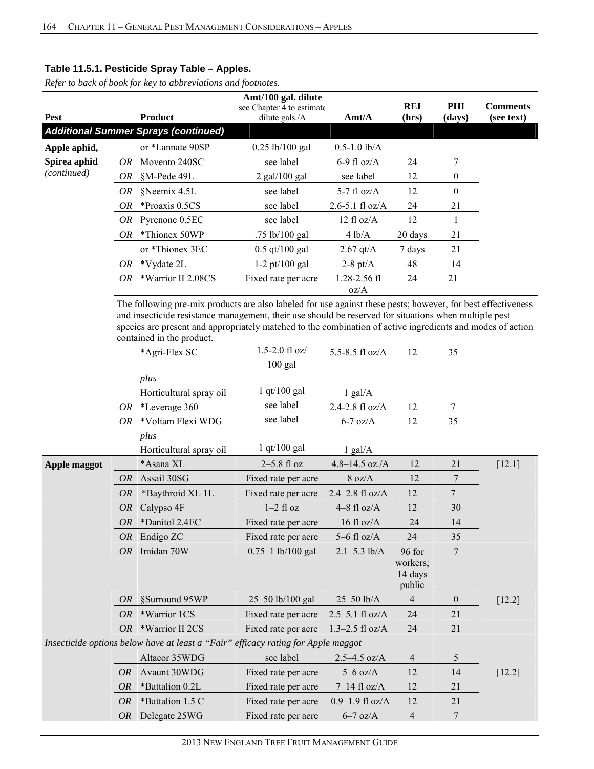**Table 11.5.1. Pesticide Spray Table – Apples.**

*Refer to back of book for key to abbreviations and footnotes.*

| Pest | | Product | Amt/100 gal. dilute see Chapter 4 to estimate dilute gals./A | Amt/A | REI (hrs) | PHI (days) | Comments (see text) |
|---|---|---|---|---|---|---|---|
| ***Additional Summer Sprays (continued)*** | | | | | | | |
| **Apple aphid, Spirea aphid** *(continued)* | | or *Lannate 90SP | 0.25 lb/100 gal | 0.5-1.0 lb/A | | | |
| | *OR* | Movento 240SC | see label | 6-9 fl oz/A | 24 | 7 | |
| | *OR* | §M-Pede 49L | 2 gal/100 gal | see label | 12 | 0 | |
| | *OR* | §Neemix 4.5L | see label | 5-7 fl oz/A | 12 | 0 | |
| | *OR* | *Proaxis 0.5CS | see label | 2.6-5.1 fl oz/A | 24 | 21 | |
| | *OR* | Pyrenone 0.5EC | see label | 12 fl oz/A | 12 | 1 | |
| | *OR* | *Thionex 50WP | .75 lb/100 gal | 4 lb/A | 20 days | 21 | |
| | | or *Thionex 3EC | 0.5 qt/100 gal | 2.67 qt/A | 7 days | 21 | |
| | *OR* | *Vydate 2L | 1-2 pt/100 gal | 2-8 pt/A | 48 | 14 | |
| | *OR* | *Warrior II 2.08CS | Fixed rate per acre | 1.28-2.56 fl oz/A | 24 | 21 | |
| | | The following pre-mix products are also labeled for use against these pests; however, for best effectiveness and insecticide resistance management, their use should be reserved for situations when multiple pest species are present and appropriately matched to the combination of active ingredients and modes of action contained in the product. | | | | | |
| | | *Agri-Flex SC *plus* Horticultural spray oil | 1.5-2.0 fl oz/ 100 gal; 1 qt/100 gal | 5.5-8.5 fl oz/A; 1 gal/A | 12 | 35 | |
| | *OR* | *Leverage 360 | see label | 2.4-2.8 fl oz/A | 12 | 7 | |
| | *OR* | *Voliam Flexi WDG *plus* Horticultural spray oil | see label; 1 qt/100 gal | 6-7 oz/A; 1 gal/A | 12 | 35 | |
| **Apple maggot** | | *Asana XL | 2–5.8 fl oz | 4.8–14.5 oz./A | 12 | 21 | [12.1] |
| | *OR* | Assail 30SG | Fixed rate per acre | 8 oz/A | 12 | 7 | |
| | *OR* | *Baythroid XL 1L | Fixed rate per acre | 2.4–2.8 fl oz/A | 12 | 7 | |
| | *OR* | Calypso 4F | 1–2 fl oz | 4–8 fl oz/A | 12 | 30 | |
| | *OR* | *Danitol 2.4EC | Fixed rate per acre | 16 fl oz/A | 24 | 14 | |
| | *OR* | Endigo ZC | Fixed rate per acre | 5–6 fl oz/A | 24 | 35 | |
| | *OR* | Imidan 70W | 0.75–1 lb/100 gal | 2.1–5.3 lb/A | 96 for workers; 14 days public | 7 | |
| | *OR* | §Surround 95WP | 25–50 lb/100 gal | 25–50 lb/A | 4 | 0 | [12.2] |
| | *OR* | *Warrior 1CS | Fixed rate per acre | 2.5–5.1 fl oz/A | 24 | 21 | |
| | *OR* | *Warrior II 2CS | Fixed rate per acre | 1.3–2.5 fl oz/A | 24 | 21 | |
| *Insecticide options below have at least a "Fair" efficacy rating for Apple maggot* | | | | | | | |
| | | Altacor 35WDG | see label | 2.5–4.5 oz/A | 4 | 5 | |
| | *OR* | Avaunt 30WDG | Fixed rate per acre | 5–6 oz/A | 12 | 14 | [12.2] |
| | *OR* | *Battalion 0.2L | Fixed rate per acre | 7–14 fl oz/A | 12 | 21 | |
| | *OR* | *Battalion 1.5 C | Fixed rate per acre | 0.9–1.9 fl oz/A | 12 | 21 | |
| | *OR* | Delegate 25WG | Fixed rate per acre | 6–7 oz/A | 4 | 7 | |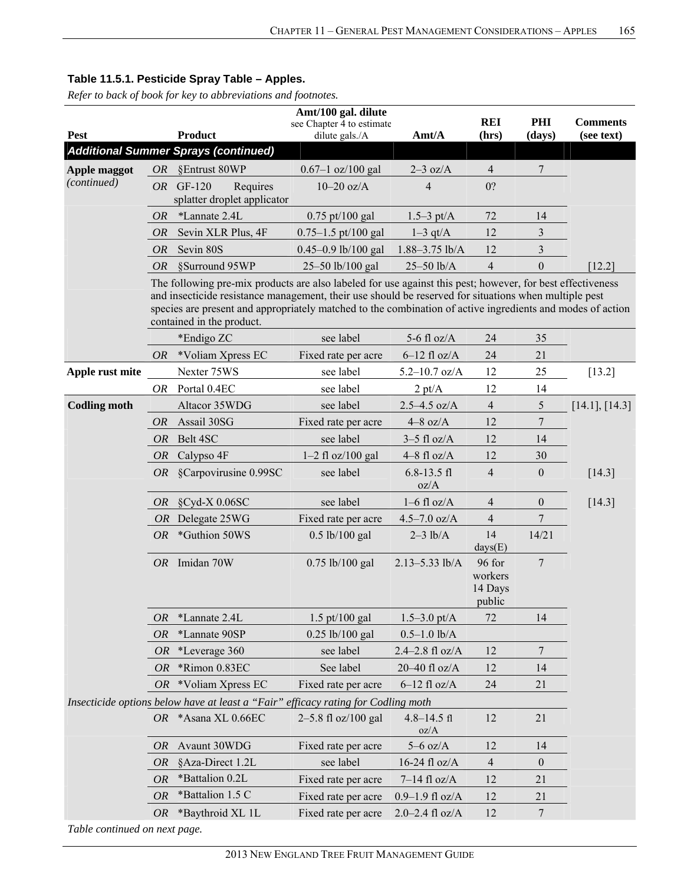## Table 11.5.1. Pesticide Spray Table – Apples.

*Refer to back of book for key to abbreviations and footnotes.*

| Pest | | Product | Amt/100 gal. dilute see Chapter 4 to estimate dilute gals./A | Amt/A | REI (hrs) | PHI (days) | Comments (see text) |
|---|---|---|---|---|---|---|---|
| ***Additional Summer Sprays (continued)*** | | | | | | | |
| **Apple maggot** *(continued)* | *OR* | §Entrust 80WP | 0.67–1 oz/100 gal | 2–3 oz/A | 4 | 7 | |
| | *OR* | GF-120 Requires splatter droplet applicator | 10–20 oz/A | 4 | 0? | | |
| | *OR* | *Lannate 2.4L | 0.75 pt/100 gal | 1.5–3 pt/A | 72 | 14 | |
| | *OR* | Sevin XLR Plus, 4F | 0.75–1.5 pt/100 gal | 1–3 qt/A | 12 | 3 | |
| | *OR* | Sevin 80S | 0.45–0.9 lb/100 gal | 1.88–3.75 lb/A | 12 | 3 | |
| | *OR* | §Surround 95WP | 25–50 lb/100 gal | 25–50 lb/A | 4 | 0 | [12.2] |
| | | The following pre-mix products are also labeled for use against this pest; however, for best effectiveness and insecticide resistance management, their use should be reserved for situations when multiple pest species are present and appropriately matched to the combination of active ingredients and modes of action contained in the product. | | | | | |
| | | *Endigo ZC | see label | 5-6 fl oz/A | 24 | 35 | |
| | *OR* | *Voliam Xpress EC | Fixed rate per acre | 6–12 fl oz/A | 24 | 21 | |
| **Apple rust mite** | | Nexter 75WS | see label | 5.2–10.7 oz/A | 12 | 25 | [13.2] |
| | *OR* | Portal 0.4EC | see label | 2 pt/A | 12 | 14 | |
| **Codling moth** | | Altacor 35WDG | see label | 2.5–4.5 oz/A | 4 | 5 | [14.1], [14.3] |
| | *OR* | Assail 30SG | Fixed rate per acre | 4–8 oz/A | 12 | 7 | |
| | *OR* | Belt 4SC | see label | 3–5 fl oz/A | 12 | 14 | |
| | *OR* | Calypso 4F | 1–2 fl oz/100 gal | 4–8 fl oz/A | 12 | 30 | |
| | *OR* | §Carpovirusine 0.99SC | see label | 6.8-13.5 fl oz/A | 4 | 0 | [14.3] |
| | *OR* | §Cyd-X 0.06SC | see label | 1–6 fl oz/A | 4 | 0 | [14.3] |
| | *OR* | Delegate 25WG | Fixed rate per acre | 4.5–7.0 oz/A | 4 | 7 | |
| | *OR* | *Guthion 50WS | 0.5 lb/100 gal | 2–3 lb/A | 14 days(E) | 14/21 | |
| | *OR* | Imidan 70W | 0.75 lb/100 gal | 2.13–5.33 lb/A | 96 for workers 14 Days public | 7 | |
| | *OR* | *Lannate 2.4L | 1.5 pt/100 gal | 1.5–3.0 pt/A | 72 | 14 | |
| | *OR* | *Lannate 90SP | 0.25 lb/100 gal | 0.5–1.0 lb/A | | | |
| | *OR* | *Leverage 360 | see label | 2.4–2.8 fl oz/A | 12 | 7 | |
| | *OR* | *Rimon 0.83EC | See label | 20–40 fl oz/A | 12 | 14 | |
| | *OR* | *Voliam Xpress EC | Fixed rate per acre | 6–12 fl oz/A | 24 | 21 | |
| *Insecticide options below have at least a "Fair" efficacy rating for Codling moth* | | | | | | | |
| | *OR* | *Asana XL 0.66EC | 2–5.8 fl oz/100 gal | 4.8–14.5 fl oz/A | 12 | 21 | |
| | *OR* | Avaunt 30WDG | Fixed rate per acre | 5–6 oz/A | 12 | 14 | |
| | *OR* | §Aza-Direct 1.2L | see label | 16-24 fl oz/A | 4 | 0 | |
| | *OR* | *Battalion 0.2L | Fixed rate per acre | 7–14 fl oz/A | 12 | 21 | |
| | *OR* | *Battalion 1.5 C | Fixed rate per acre | 0.9–1.9 fl oz/A | 12 | 21 | |
| | *OR* | *Baythroid XL 1L | Fixed rate per acre | 2.0–2.4 fl oz/A | 12 | 7 | |

*Table continued on next page.*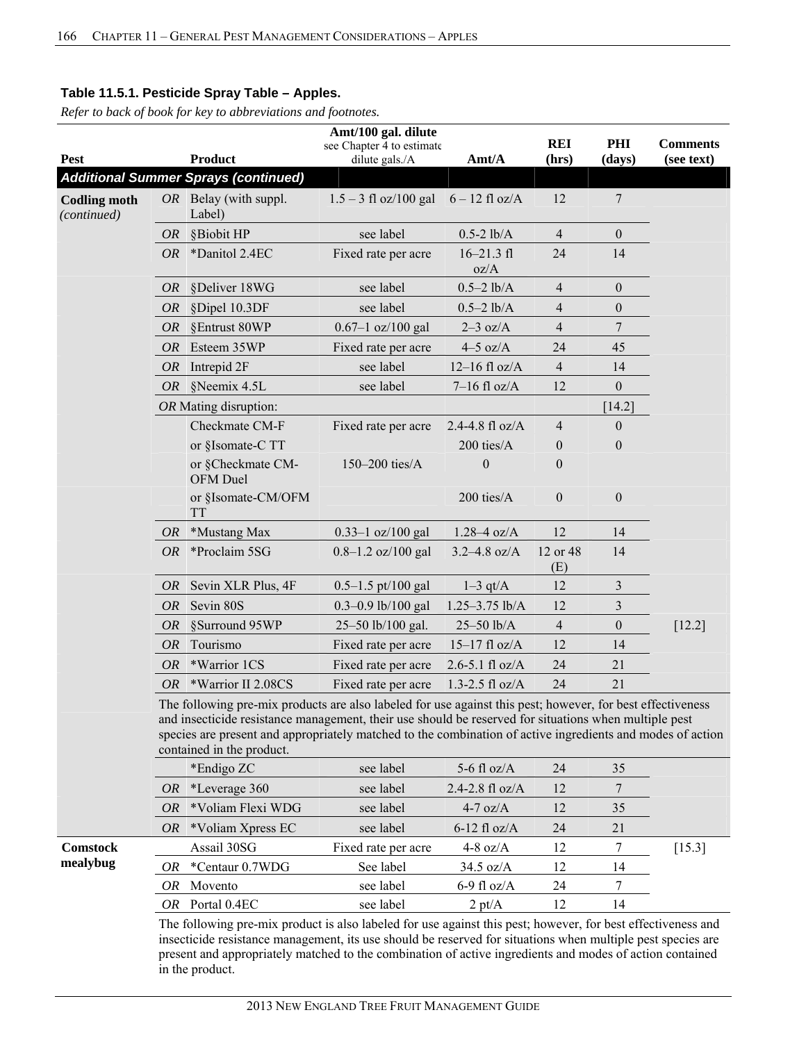**Table 11.5.1. Pesticide Spray Table – Apples.**

*Refer to back of book for key to abbreviations and footnotes.*

| Pest | | Product | Amt/100 gal. dilute (see Chapter 4 to estimate dilute gals./A) | Amt/A | REI (hrs) | PHI (days) | Comments (see text) |
|---|---|---|---|---|---|---|---|
| ***Additional Summer Sprays (continued)*** | | | | | | | |
| **Codling moth** *(continued)* | *OR* | Belay (with suppl. Label) | 1.5 – 3 fl oz/100 gal | 6 – 12 fl oz/A | 12 | 7 | |
| | *OR* | §Biobit HP | see label | 0.5-2 lb/A | 4 | 0 | |
| | *OR* | *Danitol 2.4EC | Fixed rate per acre | 16–21.3 fl oz/A | 24 | 14 | |
| | *OR* | §Deliver 18WG | see label | 0.5–2 lb/A | 4 | 0 | |
| | *OR* | §Dipel 10.3DF | see label | 0.5–2 lb/A | 4 | 0 | |
| | *OR* | §Entrust 80WP | 0.67–1 oz/100 gal | 2–3 oz/A | 4 | 7 | |
| | *OR* | Esteem 35WP | Fixed rate per acre | 4–5 oz/A | 24 | 45 | |
| | *OR* | Intrepid 2F | see label | 12–16 fl oz/A | 4 | 14 | |
| | *OR* | §Neemix 4.5L | see label | 7–16 fl oz/A | 12 | 0 | |
| | *OR* | Mating disruption: | | | | [14.2] | |
| | | Checkmate CM-F | Fixed rate per acre | 2.4-4.8 fl oz/A | 4 | 0 | |
| | | or §Isomate-C TT | | 200 ties/A | 0 | 0 | |
| | | or §Checkmate CM-OFM Duel | 150–200 ties/A | 0 | 0 | | |
| | | or §Isomate-CM/OFM TT | | 200 ties/A | 0 | 0 | |
| | *OR* | *Mustang Max | 0.33–1 oz/100 gal | 1.28–4 oz/A | 12 | 14 | |
| | *OR* | *Proclaim 5SG | 0.8–1.2 oz/100 gal | 3.2–4.8 oz/A | 12 or 48 (E) | 14 | |
| | *OR* | Sevin XLR Plus, 4F | 0.5–1.5 pt/100 gal | 1–3 qt/A | 12 | 3 | |
| | *OR* | Sevin 80S | 0.3–0.9 lb/100 gal | 1.25–3.75 lb/A | 12 | 3 | |
| | *OR* | §Surround 95WP | 25–50 lb/100 gal. | 25–50 lb/A | 4 | 0 | [12.2] |
| | *OR* | Tourismo | Fixed rate per acre | 15–17 fl oz/A | 12 | 14 | |
| | *OR* | *Warrior 1CS | Fixed rate per acre | 2.6-5.1 fl oz/A | 24 | 21 | |
| | *OR* | *Warrior II 2.08CS | Fixed rate per acre | 1.3-2.5 fl oz/A | 24 | 21 | |
| | | The following pre-mix products are also labeled for use against this pest; however, for best effectiveness and insecticide resistance management, their use should be reserved for situations when multiple pest species are present and appropriately matched to the combination of active ingredients and modes of action contained in the product. | | | | | |
| | | *Endigo ZC | see label | 5-6 fl oz/A | 24 | 35 | |
| | *OR* | *Leverage 360 | see label | 2.4-2.8 fl oz/A | 12 | 7 | |
| | *OR* | *Voliam Flexi WDG | see label | 4-7 oz/A | 12 | 35 | |
| | *OR* | *Voliam Xpress EC | see label | 6-12 fl oz/A | 24 | 21 | |
| **Comstock mealybug** | | Assail 30SG | Fixed rate per acre | 4-8 oz/A | 12 | 7 | [15.3] |
| | *OR* | *Centaur 0.7WDG | See label | 34.5 oz/A | 12 | 14 | |
| | *OR* | Movento | see label | 6-9 fl oz/A | 24 | 7 | |
| | *OR* | Portal 0.4EC | see label | 2 pt/A | 12 | 14 | |
| | | The following pre-mix product is also labeled for use against this pest; however, for best effectiveness and insecticide resistance management, its use should be reserved for situations when multiple pest species are present and appropriately matched to the combination of active ingredients and modes of action contained in the product. | | | | | |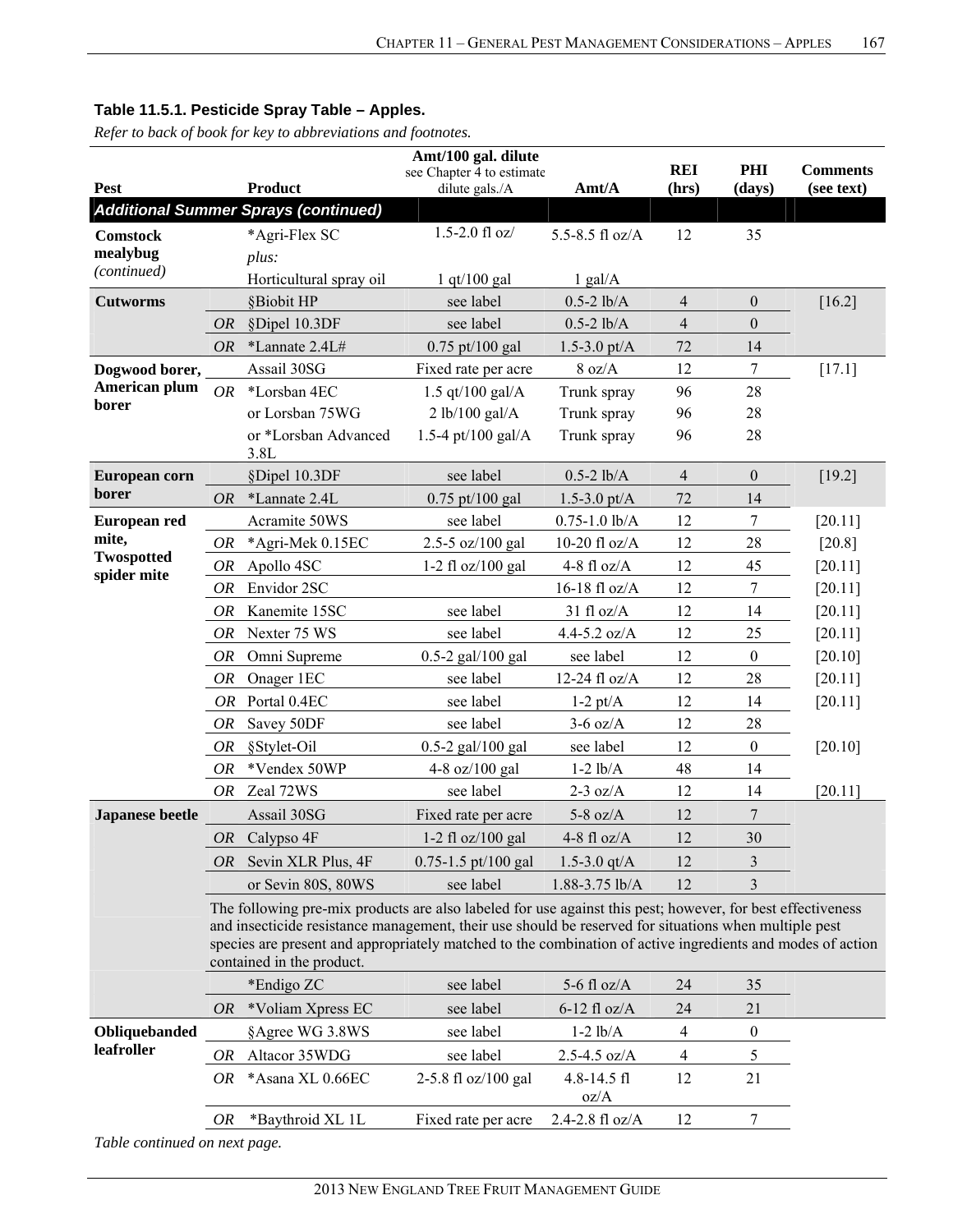### Table 11.5.1. Pesticide Spray Table – Apples.

*Refer to back of book for key to abbreviations and footnotes.*

| Pest | | Product | Amt/100 gal. dilute see Chapter 4 to estimate dilute gals./A | Amt/A | REI (hrs) | PHI (days) | Comments (see text) |
|---|---|---|---|---|---|---|---|
| ***Additional Summer Sprays (continued)*** | | | | | | | |
| **Comstock mealybug** *(continued)* | | *Agri-Flex SC | 1.5-2.0 fl oz/ | 5.5-8.5 fl oz/A | 12 | 35 | |
| | | *plus:* | | | | | |
| | | Horticultural spray oil | 1 qt/100 gal | 1 gal/A | | | |
| **Cutworms** | | §Biobit HP | see label | 0.5-2 lb/A | 4 | 0 | [16.2] |
| | *OR* | §Dipel 10.3DF | see label | 0.5-2 lb/A | 4 | 0 | |
| | *OR* | *Lannate 2.4L# | 0.75 pt/100 gal | 1.5-3.0 pt/A | 72 | 14 | |
| **Dogwood borer, American plum borer** | | Assail 30SG | Fixed rate per acre | 8 oz/A | 12 | 7 | [17.1] |
| | *OR* | *Lorsban 4EC | 1.5 qt/100 gal/A | Trunk spray | 96 | 28 | |
| | | or Lorsban 75WG | 2 lb/100 gal/A | Trunk spray | 96 | 28 | |
| | | or *Lorsban Advanced 3.8L | 1.5-4 pt/100 gal/A | Trunk spray | 96 | 28 | |
| **European corn borer** | | §Dipel 10.3DF | see label | 0.5-2 lb/A | 4 | 0 | [19.2] |
| | *OR* | *Lannate 2.4L | 0.75 pt/100 gal | 1.5-3.0 pt/A | 72 | 14 | |
| **European red mite, Twospotted spider mite** | | Acramite 50WS | see label | 0.75-1.0 lb/A | 12 | 7 | [20.11] |
| | *OR* | *Agri-Mek 0.15EC | 2.5-5 oz/100 gal | 10-20 fl oz/A | 12 | 28 | [20.8] |
| | *OR* | Apollo 4SC | 1-2 fl oz/100 gal | 4-8 fl oz/A | 12 | 45 | [20.11] |
| | *OR* | Envidor 2SC | | 16-18 fl oz/A | 12 | 7 | [20.11] |
| | *OR* | Kanemite 15SC | see label | 31 fl oz/A | 12 | 14 | [20.11] |
| | *OR* | Nexter 75 WS | see label | 4.4-5.2 oz/A | 12 | 25 | [20.11] |
| | *OR* | Omni Supreme | 0.5-2 gal/100 gal | see label | 12 | 0 | [20.10] |
| | *OR* | Onager 1EC | see label | 12-24 fl oz/A | 12 | 28 | [20.11] |
| | *OR* | Portal 0.4EC | see label | 1-2 pt/A | 12 | 14 | [20.11] |
| | *OR* | Savey 50DF | see label | 3-6 oz/A | 12 | 28 | |
| | *OR* | §Stylet-Oil | 0.5-2 gal/100 gal | see label | 12 | 0 | [20.10] |
| | *OR* | *Vendex 50WP | 4-8 oz/100 gal | 1-2 lb/A | 48 | 14 | |
| | *OR* | Zeal 72WS | see label | 2-3 oz/A | 12 | 14 | [20.11] |
| **Japanese beetle** | | Assail 30SG | Fixed rate per acre | 5-8 oz/A | 12 | 7 | |
| | *OR* | Calypso 4F | 1-2 fl oz/100 gal | 4-8 fl oz/A | 12 | 30 | |
| | *OR* | Sevin XLR Plus, 4F | 0.75-1.5 pt/100 gal | 1.5-3.0 qt/A | 12 | 3 | |
| | | or Sevin 80S, 80WS | see label | 1.88-3.75 lb/A | 12 | 3 | |
| | | The following pre-mix products are also labeled for use against this pest; however, for best effectiveness and insecticide resistance management, their use should be reserved for situations when multiple pest species are present and appropriately matched to the combination of active ingredients and modes of action contained in the product. | | | | | |
| | | *Endigo ZC | see label | 5-6 fl oz/A | 24 | 35 | |
| | *OR* | *Voliam Xpress EC | see label | 6-12 fl oz/A | 24 | 21 | |
| **Obliquebanded leafroller** | | §Agree WG 3.8WS | see label | 1-2 lb/A | 4 | 0 | |
| | *OR* | Altacor 35WDG | see label | 2.5-4.5 oz/A | 4 | 5 | |
| | *OR* | *Asana XL 0.66EC | 2-5.8 fl oz/100 gal | 4.8-14.5 fl oz/A | 12 | 21 | |
| | *OR* | *Baythroid XL 1L | Fixed rate per acre | 2.4-2.8 fl oz/A | 12 | 7 | |

*Table continued on next page.*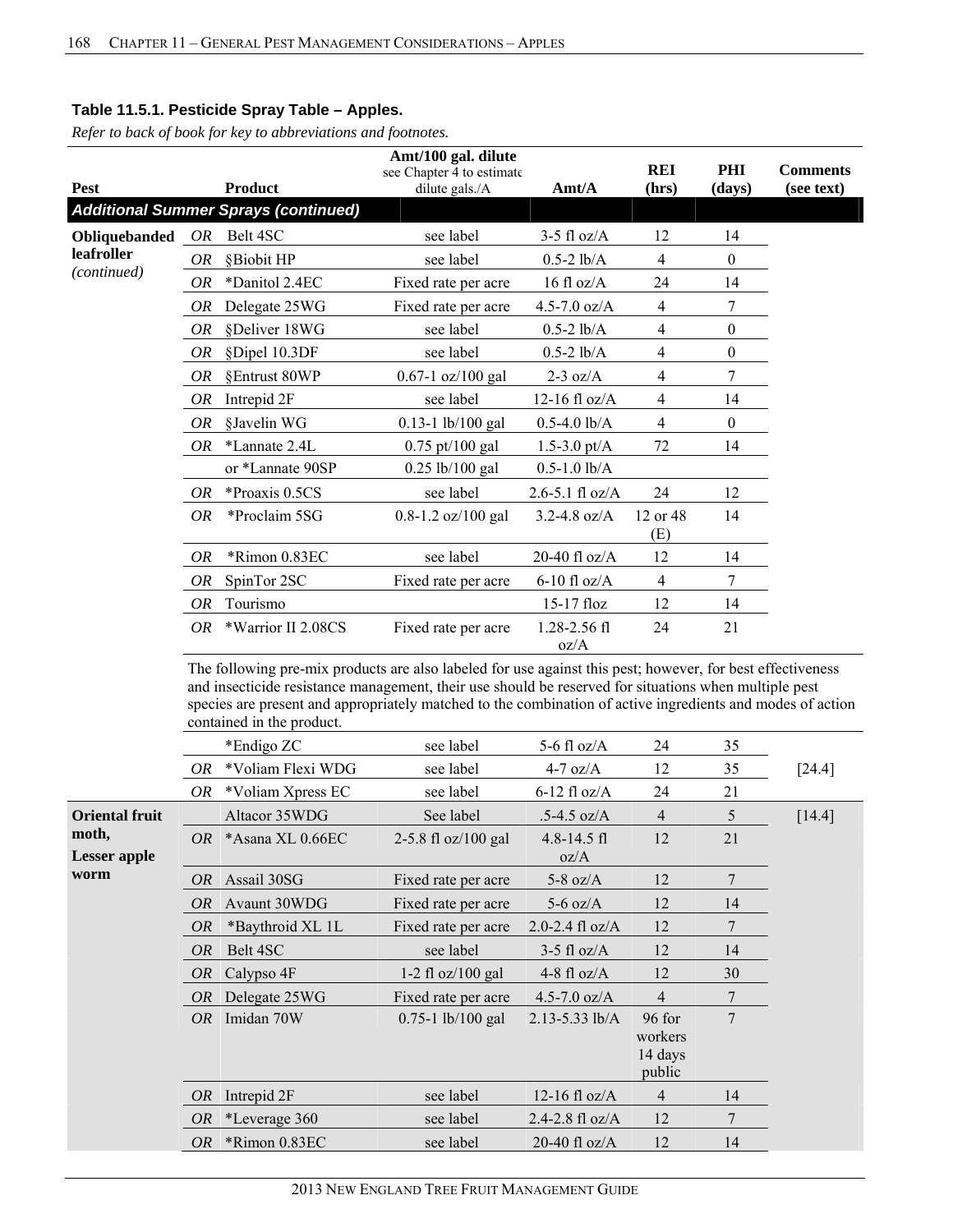### Table 11.5.1. Pesticide Spray Table – Apples.

*Refer to back of book for key to abbreviations and footnotes.*

| Pest | | Product | Amt/100 gal. dilute see Chapter 4 to estimate dilute gals./A | Amt/A | REI (hrs) | PHI (days) | Comments (see text) |
|---|---|---|---|---|---|---|---|
| ***Additional Summer Sprays (continued)*** | | | | | | | |
| **Obliquebanded leafroller** *(continued)* | *OR* | Belt 4SC | see label | 3-5 fl oz/A | 12 | 14 | |
| | *OR* | §Biobit HP | see label | 0.5-2 lb/A | 4 | 0 | |
| | *OR* | *Danitol 2.4EC | Fixed rate per acre | 16 fl oz/A | 24 | 14 | |
| | *OR* | Delegate 25WG | Fixed rate per acre | 4.5-7.0 oz/A | 4 | 7 | |
| | *OR* | §Deliver 18WG | see label | 0.5-2 lb/A | 4 | 0 | |
| | *OR* | §Dipel 10.3DF | see label | 0.5-2 lb/A | 4 | 0 | |
| | *OR* | §Entrust 80WP | 0.67-1 oz/100 gal | 2-3 oz/A | 4 | 7 | |
| | *OR* | Intrepid 2F | see label | 12-16 fl oz/A | 4 | 14 | |
| | *OR* | §Javelin WG | 0.13-1 lb/100 gal | 0.5-4.0 lb/A | 4 | 0 | |
| | *OR* | *Lannate 2.4L | 0.75 pt/100 gal | 1.5-3.0 pt/A | 72 | 14 | |
| | | or *Lannate 90SP | 0.25 lb/100 gal | 0.5-1.0 lb/A | | | |
| | *OR* | *Proaxis 0.5CS | see label | 2.6-5.1 fl oz/A | 24 | 12 | |
| | *OR* | *Proclaim 5SG | 0.8-1.2 oz/100 gal | 3.2-4.8 oz/A | 12 or 48 (E) | 14 | |
| | *OR* | *Rimon 0.83EC | see label | 20-40 fl oz/A | 12 | 14 | |
| | *OR* | SpinTor 2SC | Fixed rate per acre | 6-10 fl oz/A | 4 | 7 | |
| | *OR* | Tourismo | | 15-17 floz | 12 | 14 | |
| | *OR* | *Warrior II 2.08CS | Fixed rate per acre | 1.28-2.56 fl oz/A | 24 | 21 | |
| | | The following pre-mix products are also labeled for use against this pest; however, for best effectiveness and insecticide resistance management, their use should be reserved for situations when multiple pest species are present and appropriately matched to the combination of active ingredients and modes of action contained in the product. | | | | | |
| | | *Endigo ZC | see label | 5-6 fl oz/A | 24 | 35 | [24.4] |
| | *OR* | *Voliam Flexi WDG | see label | 4-7 oz/A | 12 | 35 | |
| | *OR* | *Voliam Xpress EC | see label | 6-12 fl oz/A | 24 | 21 | |
| **Oriental fruit moth, Lesser apple worm** | | Altacor 35WDG | See label | .5-4.5 oz/A | 4 | 5 | [14.4] |
| | *OR* | *Asana XL 0.66EC | 2-5.8 fl oz/100 gal | 4.8-14.5 fl oz/A | 12 | 21 | |
| | *OR* | Assail 30SG | Fixed rate per acre | 5-8 oz/A | 12 | 7 | |
| | *OR* | Avaunt 30WDG | Fixed rate per acre | 5-6 oz/A | 12 | 14 | |
| | *OR* | *Baythroid XL 1L | Fixed rate per acre | 2.0-2.4 fl oz/A | 12 | 7 | |
| | *OR* | Belt 4SC | see label | 3-5 fl oz/A | 12 | 14 | |
| | *OR* | Calypso 4F | 1-2 fl oz/100 gal | 4-8 fl oz/A | 12 | 30 | |
| | *OR* | Delegate 25WG | Fixed rate per acre | 4.5-7.0 oz/A | 4 | 7 | |
| | *OR* | Imidan 70W | 0.75-1 lb/100 gal | 2.13-5.33 lb/A | 96 for workers 14 days public | 7 | |
| | *OR* | Intrepid 2F | see label | 12-16 fl oz/A | 4 | 14 | |
| | *OR* | *Leverage 360 | see label | 2.4-2.8 fl oz/A | 12 | 7 | |
| | *OR* | *Rimon 0.83EC | see label | 20-40 fl oz/A | 12 | 14 | |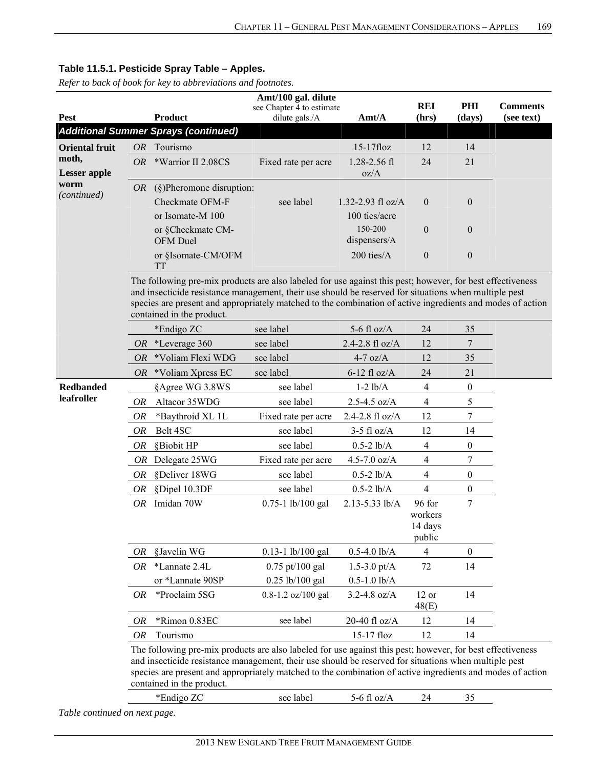**Table 11.5.1. Pesticide Spray Table – Apples.**

*Refer to back of book for key to abbreviations and footnotes.*

| Pest | | Product | Amt/100 gal. dilute see Chapter 4 to estimate dilute gals./A | Amt/A | REI (hrs) | PHI (days) | Comments (see text) |
|---|---|---|---|---|---|---|---|
| ***Additional Summer Sprays (continued)*** | | | | | | | |
| **Oriental fruit moth, Lesser apple worm** *(continued)* | OR | Tourismo | | 15-17floz | 12 | 14 | |
| | OR | *Warrior II 2.08CS | Fixed rate per acre | 1.28-2.56 fl oz/A | 24 | 21 | |
| | OR | (§)Pheromone disruption: | | | | | |
| | | Checkmate OFM-F | see label | 1.32-2.93 fl oz/A | 0 | 0 | |
| | | or Isomate-M 100 | | 100 ties/acre | | | |
| | | or §Checkmate CM-OFM Duel | | 150-200 dispensers/A | 0 | 0 | |
| | | or §Isomate-CM/OFM TT | | 200 ties/A | 0 | 0 | |
| | | The following pre-mix products are also labeled for use against this pest; however, for best effectiveness and insecticide resistance management, their use should be reserved for situations when multiple pest species are present and appropriately matched to the combination of active ingredients and modes of action contained in the product. | | | | | |
| | | *Endigo ZC | see label | 5-6 fl oz/A | 24 | 35 | |
| | OR | *Leverage 360 | see label | 2.4-2.8 fl oz/A | 12 | 7 | |
| | OR | *Voliam Flexi WDG | see label | 4-7 oz/A | 12 | 35 | |
| | OR | *Voliam Xpress EC | see label | 6-12 fl oz/A | 24 | 21 | |
| **Redbanded leafroller** | | §Agree WG 3.8WS | see label | 1-2 lb/A | 4 | 0 | |
| | OR | Altacor 35WDG | see label | 2.5-4.5 oz/A | 4 | 5 | |
| | OR | *Baythroid XL 1L | Fixed rate per acre | 2.4-2.8 fl oz/A | 12 | 7 | |
| | OR | Belt 4SC | see label | 3-5 fl oz/A | 12 | 14 | |
| | OR | §Biobit HP | see label | 0.5-2 lb/A | 4 | 0 | |
| | OR | Delegate 25WG | Fixed rate per acre | 4.5-7.0 oz/A | 4 | 7 | |
| | OR | §Deliver 18WG | see label | 0.5-2 lb/A | 4 | 0 | |
| | OR | §Dipel 10.3DF | see label | 0.5-2 lb/A | 4 | 0 | |
| | OR | Imidan 70W | 0.75-1 lb/100 gal | 2.13-5.33 lb/A | 96 for workers 14 days public | 7 | |
| | OR | §Javelin WG | 0.13-1 lb/100 gal | 0.5-4.0 lb/A | 4 | 0 | |
| | OR | *Lannate 2.4L | 0.75 pt/100 gal | 1.5-3.0 pt/A | 72 | 14 | |
| | | or *Lannate 90SP | 0.25 lb/100 gal | 0.5-1.0 lb/A | | | |
| | OR | *Proclaim 5SG | 0.8-1.2 oz/100 gal | 3.2-4.8 oz/A | 12 or 48(E) | 14 | |
| | OR | *Rimon 0.83EC | see label | 20-40 fl oz/A | 12 | 14 | |
| | OR | Tourismo | | 15-17 floz | 12 | 14 | |
| | | The following pre-mix products are also labeled for use against this pest; however, for best effectiveness and insecticide resistance management, their use should be reserved for situations when multiple pest species are present and appropriately matched to the combination of active ingredients and modes of action contained in the product. | | | | | |
| | | *Endigo ZC | see label | 5-6 fl oz/A | 24 | 35 | |

*Table continued on next page.*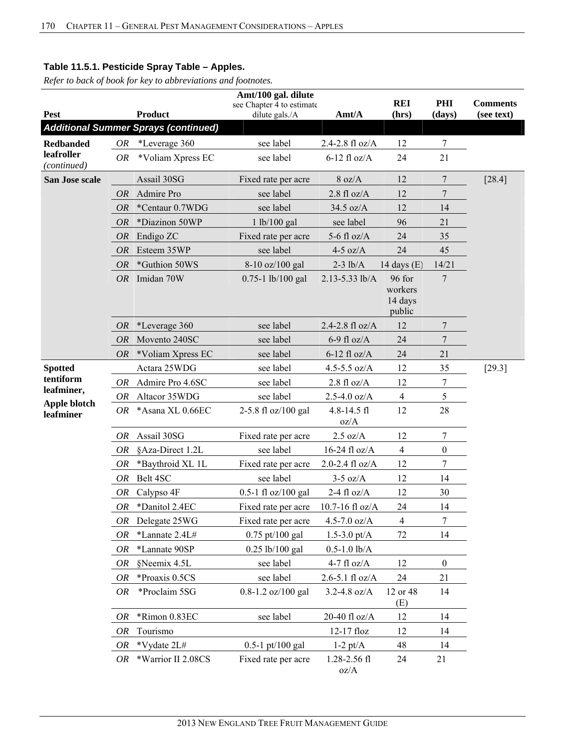**Table 11.5.1. Pesticide Spray Table – Apples.**

*Refer to back of book for key to abbreviations and footnotes.*

| Pest | | Product | Amt/100 gal. dilute see Chapter 4 to estimate dilute gals./A | Amt/A | REI (hrs) | PHI (days) | Comments (see text) |
|---|---|---|---|---|---|---|---|
| ***Additional Summer Sprays (continued)*** | | | | | | | |
| **Redbanded leafroller** *(continued)* | *OR* | *Leverage 360 | see label | 2.4-2.8 fl oz/A | 12 | 7 | |
| | *OR* | *Voliam Xpress EC | see label | 6-12 fl oz/A | 24 | 21 | |
| **San Jose scale** | | Assail 30SG | Fixed rate per acre | 8 oz/A | 12 | 7 | [28.4] |
| | *OR* | Admire Pro | see label | 2.8 fl oz/A | 12 | 7 | |
| | *OR* | *Centaur 0.7WDG | see label | 34.5 oz/A | 12 | 14 | |
| | *OR* | *Diazinon 50WP | 1 lb/100 gal | see label | 96 | 21 | |
| | *OR* | Endigo ZC | Fixed rate per acre | 5-6 fl oz/A | 24 | 35 | |
| | *OR* | Esteem 35WP | see label | 4-5 oz/A | 24 | 45 | |
| | *OR* | *Guthion 50WS | 8-10 oz/100 gal | 2-3 lb/A | 14 days (E) | 14/21 | |
| | *OR* | Imidan 70W | 0.75-1 lb/100 gal | 2.13-5.33 lb/A | 96 for workers 14 days public | 7 | |
| | *OR* | *Leverage 360 | see label | 2.4-2.8 fl oz/A | 12 | 7 | |
| | *OR* | Movento 240SC | see label | 6-9 fl oz/A | 24 | 7 | |
| | *OR* | *Voliam Xpress EC | see label | 6-12 fl oz/A | 24 | 21 | |
| **Spotted tentiform leafminer, Apple blotch leafminer** | | Actara 25WDG | see label | 4.5-5.5 oz/A | 12 | 35 | [29.3] |
| | *OR* | Admire Pro 4.6SC | see label | 2.8 fl oz/A | 12 | 7 | |
| | *OR* | Altacor 35WDG | see label | 2.5-4.0 oz/A | 4 | 5 | |
| | *OR* | *Asana XL 0.66EC | 2-5.8 fl oz/100 gal | 4.8-14.5 fl oz/A | 12 | 28 | |
| | *OR* | Assail 30SG | Fixed rate per acre | 2.5 oz/A | 12 | 7 | |
| | *OR* | §Aza-Direct 1.2L | see label | 16-24 fl oz/A | 4 | 0 | |
| | *OR* | *Baythroid XL 1L | Fixed rate per acre | 2.0-2.4 fl oz/A | 12 | 7 | |
| | *OR* | Belt 4SC | see label | 3-5 oz/A | 12 | 14 | |
| | *OR* | Calypso 4F | 0.5-1 fl oz/100 gal | 2-4 fl oz/A | 12 | 30 | |
| | *OR* | *Danitol 2.4EC | Fixed rate per acre | 10.7-16 fl oz/A | 24 | 14 | |
| | *OR* | Delegate 25WG | Fixed rate per acre | 4.5-7.0 oz/A | 4 | 7 | |
| | *OR* | *Lannate 2.4L# | 0.75 pt/100 gal | 1.5-3.0 pt/A | 72 | 14 | |
| | *OR* | *Lannate 90SP | 0.25 lb/100 gal | 0.5-1.0 lb/A | | | |
| | *OR* | §Neemix 4.5L | see label | 4-7 fl oz/A | 12 | 0 | |
| | *OR* | *Proaxis 0.5CS | see label | 2.6-5.1 fl oz/A | 24 | 21 | |
| | *OR* | *Proclaim 5SG | 0.8-1.2 oz/100 gal | 3.2-4.8 oz/A | 12 or 48 (E) | 14 | |
| | *OR* | *Rimon 0.83EC | see label | 20-40 fl oz/A | 12 | 14 | |
| | *OR* | Tourismo | | 12-17 floz | 12 | 14 | |
| | *OR* | *Vydate 2L# | 0.5-1 pt/100 gal | 1-2 pt/A | 48 | 14 | |
| | *OR* | *Warrior II 2.08CS | Fixed rate per acre | 1.28-2.56 fl oz/A | 24 | 21 | |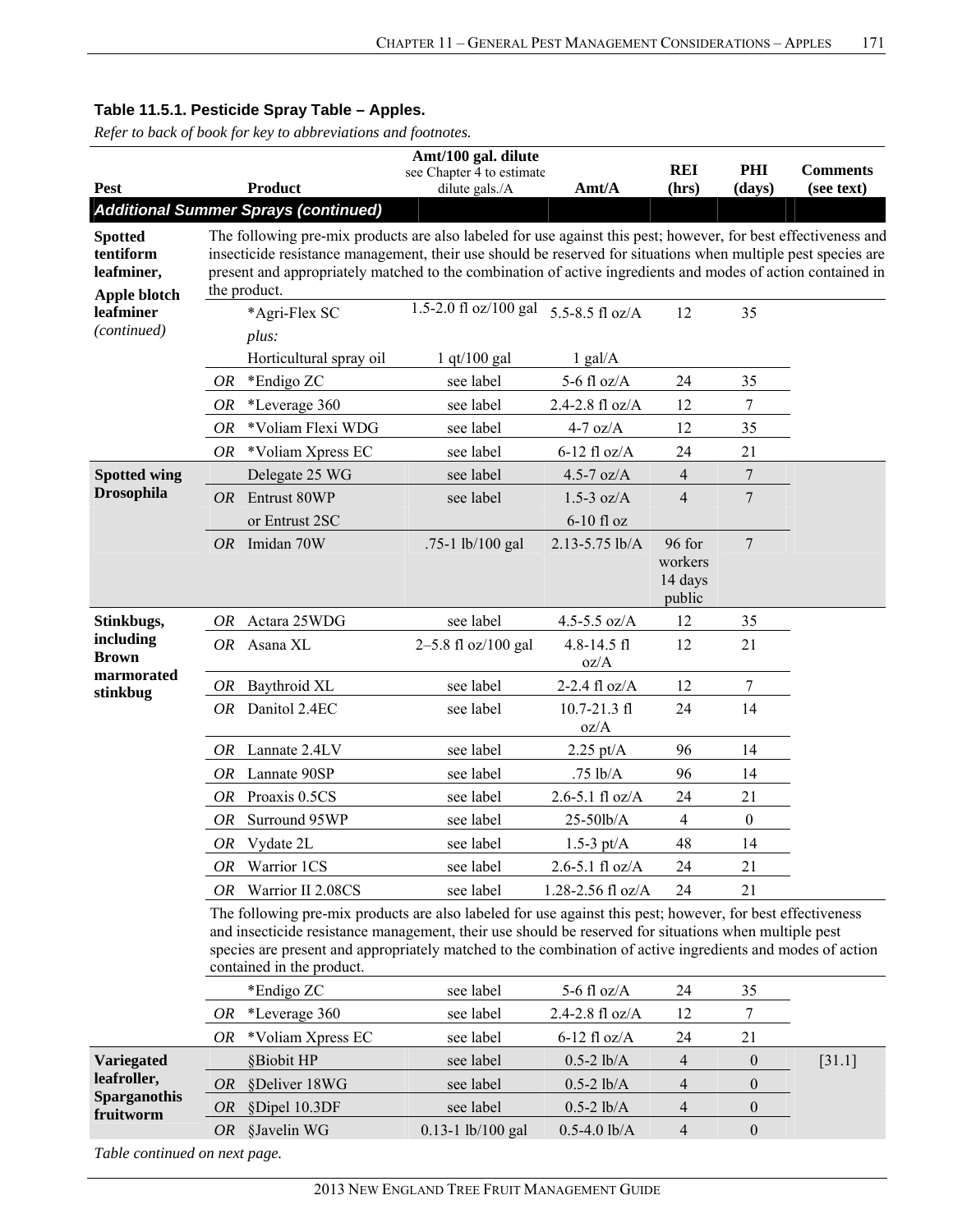**Table 11.5.1. Pesticide Spray Table – Apples.**

*Refer to back of book for key to abbreviations and footnotes.*

| Pest | | Product | Amt/100 gal. dilute (see Chapter 4 to estimate dilute gals./A) | Amt/A | REI (hrs) | PHI (days) | Comments (see text) |
|---|---|---|---|---|---|---|---|
| ***Additional Summer Sprays (continued)*** | | | | | | | |
| **Spotted tentiform leafminer, Apple blotch leafminer** *(continued)* | | The following pre-mix products are also labeled for use against this pest; however, for best effectiveness and insecticide resistance management, their use should be reserved for situations when multiple pest species are present and appropriately matched to the combination of active ingredients and modes of action contained in the product. | | | | | |
| | | *Agri-Flex SC *plus:* Horticultural spray oil | 1.5-2.0 fl oz/100 gal; 1 qt/100 gal | 5.5-8.5 fl oz/A; 1 gal/A | 12 | 35 | |
| | *OR* | *Endigo ZC | see label | 5-6 fl oz/A | 24 | 35 | |
| | *OR* | *Leverage 360 | see label | 2.4-2.8 fl oz/A | 12 | 7 | |
| | *OR* | *Voliam Flexi WDG | see label | 4-7 oz/A | 12 | 35 | |
| | *OR* | *Voliam Xpress EC | see label | 6-12 fl oz/A | 24 | 21 | |
| **Spotted wing Drosophila** | | Delegate 25 WG | see label | 4.5-7 oz/A | 4 | 7 | |
| | *OR* | Entrust 80WP or Entrust 2SC | see label | 1.5-3 oz/A; 6-10 fl oz | 4 | 7 | |
| | *OR* | Imidan 70W | .75-1 lb/100 gal | 2.13-5.75 lb/A | 96 for workers 14 days public | 7 | |
| **Stinkbugs, including Brown marmorated stinkbug** | *OR* | Actara 25WDG | see label | 4.5-5.5 oz/A | 12 | 35 | |
| | *OR* | Asana XL | 2–5.8 fl oz/100 gal | 4.8-14.5 fl oz/A | 12 | 21 | |
| | *OR* | Baythroid XL | see label | 2-2.4 fl oz/A | 12 | 7 | |
| | *OR* | Danitol 2.4EC | see label | 10.7-21.3 fl oz/A | 24 | 14 | |
| | *OR* | Lannate 2.4LV | see label | 2.25 pt/A | 96 | 14 | |
| | *OR* | Lannate 90SP | see label | .75 lb/A | 96 | 14 | |
| | *OR* | Proaxis 0.5CS | see label | 2.6-5.1 fl oz/A | 24 | 21 | |
| | *OR* | Surround 95WP | see label | 25-50lb/A | 4 | 0 | |
| | *OR* | Vydate 2L | see label | 1.5-3 pt/A | 48 | 14 | |
| | *OR* | Warrior 1CS | see label | 2.6-5.1 fl oz/A | 24 | 21 | |
| | *OR* | Warrior II 2.08CS | see label | 1.28-2.56 fl oz/A | 24 | 21 | |
| | | The following pre-mix products are also labeled for use against this pest; however, for best effectiveness and insecticide resistance management, their use should be reserved for situations when multiple pest species are present and appropriately matched to the combination of active ingredients and modes of action contained in the product. | | | | | |
| | | *Endigo ZC | see label | 5-6 fl oz/A | 24 | 35 | |
| | *OR* | *Leverage 360 | see label | 2.4-2.8 fl oz/A | 12 | 7 | |
| | *OR* | *Voliam Xpress EC | see label | 6-12 fl oz/A | 24 | 21 | |
| **Variegated leafroller, Sparganothis fruitworm** | | §Biobit HP | see label | 0.5-2 lb/A | 4 | 0 | [31.1] |
| | *OR* | §Deliver 18WG | see label | 0.5-2 lb/A | 4 | 0 | |
| | *OR* | §Dipel 10.3DF | see label | 0.5-2 lb/A | 4 | 0 | |
| | *OR* | §Javelin WG | 0.13-1 lb/100 gal | 0.5-4.0 lb/A | 4 | 0 | |

*Table continued on next page.*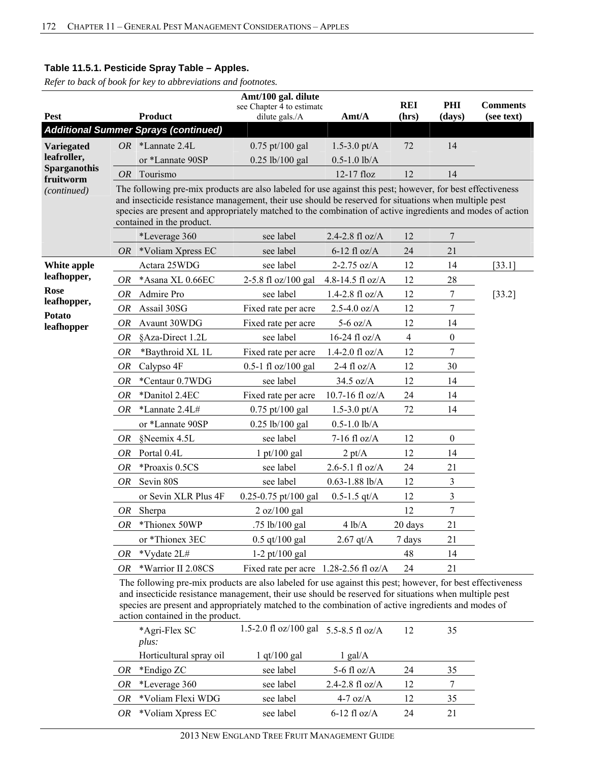**Table 11.5.1. Pesticide Spray Table – Apples.**

*Refer to back of book for key to abbreviations and footnotes.*

| Pest | | Product | Amt/100 gal. dilute see Chapter 4 to estimate dilute gals./A | Amt/A | REI (hrs) | PHI (days) | Comments (see text) |
|---|---|---|---|---|---|---|---|
| ***Additional Summer Sprays (continued)*** | | | | | | | |
| **Variegated leafroller, Sparganothis fruitworm** *(continued)* | *OR* | *Lannate 2.4L | 0.75 pt/100 gal | 1.5-3.0 pt/A | 72 | 14 | |
| | | or *Lannate 90SP | 0.25 lb/100 gal | 0.5-1.0 lb/A | | | |
| | *OR* | Tourismo | | 12-17 floz | 12 | 14 | |
| | | The following pre-mix products are also labeled for use against this pest; however, for best effectiveness and insecticide resistance management, their use should be reserved for situations when multiple pest species are present and appropriately matched to the combination of active ingredients and modes of action contained in the product. | | | | | |
| | | *Leverage 360 | see label | 2.4-2.8 fl oz/A | 12 | 7 | |
| | *OR* | *Voliam Xpress EC | see label | 6-12 fl oz/A | 24 | 21 | |
| **White apple leafhopper, Rose leafhopper, Potato leafhopper** | | Actara 25WDG | see label | 2-2.75 oz/A | 12 | 14 | [33.1] |
| | *OR* | *Asana XL 0.66EC | 2-5.8 fl oz/100 gal | 4.8-14.5 fl oz/A | 12 | 28 | |
| | *OR* | Admire Pro | see label | 1.4-2.8 fl oz/A | 12 | 7 | [33.2] |
| | *OR* | Assail 30SG | Fixed rate per acre | 2.5-4.0 oz/A | 12 | 7 | |
| | *OR* | Avaunt 30WDG | Fixed rate per acre | 5-6 oz/A | 12 | 14 | |
| | *OR* | §Aza-Direct 1.2L | see label | 16-24 fl oz/A | 4 | 0 | |
| | *OR* | *Baythroid XL 1L | Fixed rate per acre | 1.4-2.0 fl oz/A | 12 | 7 | |
| | *OR* | Calypso 4F | 0.5-1 fl oz/100 gal | 2-4 fl oz/A | 12 | 30 | |
| | *OR* | *Centaur 0.7WDG | see label | 34.5 oz/A | 12 | 14 | |
| | *OR* | *Danitol 2.4EC | Fixed rate per acre | 10.7-16 fl oz/A | 24 | 14 | |
| | *OR* | *Lannate 2.4L# | 0.75 pt/100 gal | 1.5-3.0 pt/A | 72 | 14 | |
| | | or *Lannate 90SP | 0.25 lb/100 gal | 0.5-1.0 lb/A | | | |
| | *OR* | §Neemix 4.5L | see label | 7-16 fl oz/A | 12 | 0 | |
| | *OR* | Portal 0.4L | 1 pt/100 gal | 2 pt/A | 12 | 14 | |
| | *OR* | *Proaxis 0.5CS | see label | 2.6-5.1 fl oz/A | 24 | 21 | |
| | *OR* | Sevin 80S | see label | 0.63-1.88 lb/A | 12 | 3 | |
| | | or Sevin XLR Plus 4F | 0.25-0.75 pt/100 gal | 0.5-1.5 qt/A | 12 | 3 | |
| | *OR* | Sherpa | 2 oz/100 gal | | 12 | 7 | |
| | *OR* | *Thionex 50WP | .75 lb/100 gal | 4 lb/A | 20 days | 21 | |
| | | or *Thionex 3EC | 0.5 qt/100 gal | 2.67 qt/A | 7 days | 21 | |
| | *OR* | *Vydate 2L# | 1-2 pt/100 gal | | 48 | 14 | |
| | *OR* | *Warrior II 2.08CS | Fixed rate per acre | 1.28-2.56 fl oz/A | 24 | 21 | |
| | | The following pre-mix products are also labeled for use against this pest; however, for best effectiveness and insecticide resistance management, their use should be reserved for situations when multiple pest species are present and appropriately matched to the combination of active ingredients and modes of action contained in the product. | | | | | |
| | | *Agri-Flex SC *plus:* | 1.5-2.0 fl oz/100 gal | 5.5-8.5 fl oz/A | 12 | 35 | |
| | | Horticultural spray oil | 1 qt/100 gal | 1 gal/A | | | |
| | *OR* | *Endigo ZC | see label | 5-6 fl oz/A | 24 | 35 | |
| | *OR* | *Leverage 360 | see label | 2.4-2.8 fl oz/A | 12 | 7 | |
| | *OR* | *Voliam Flexi WDG | see label | 4-7 oz/A | 12 | 35 | |
| | *OR* | *Voliam Xpress EC | see label | 6-12 fl oz/A | 24 | 21 | |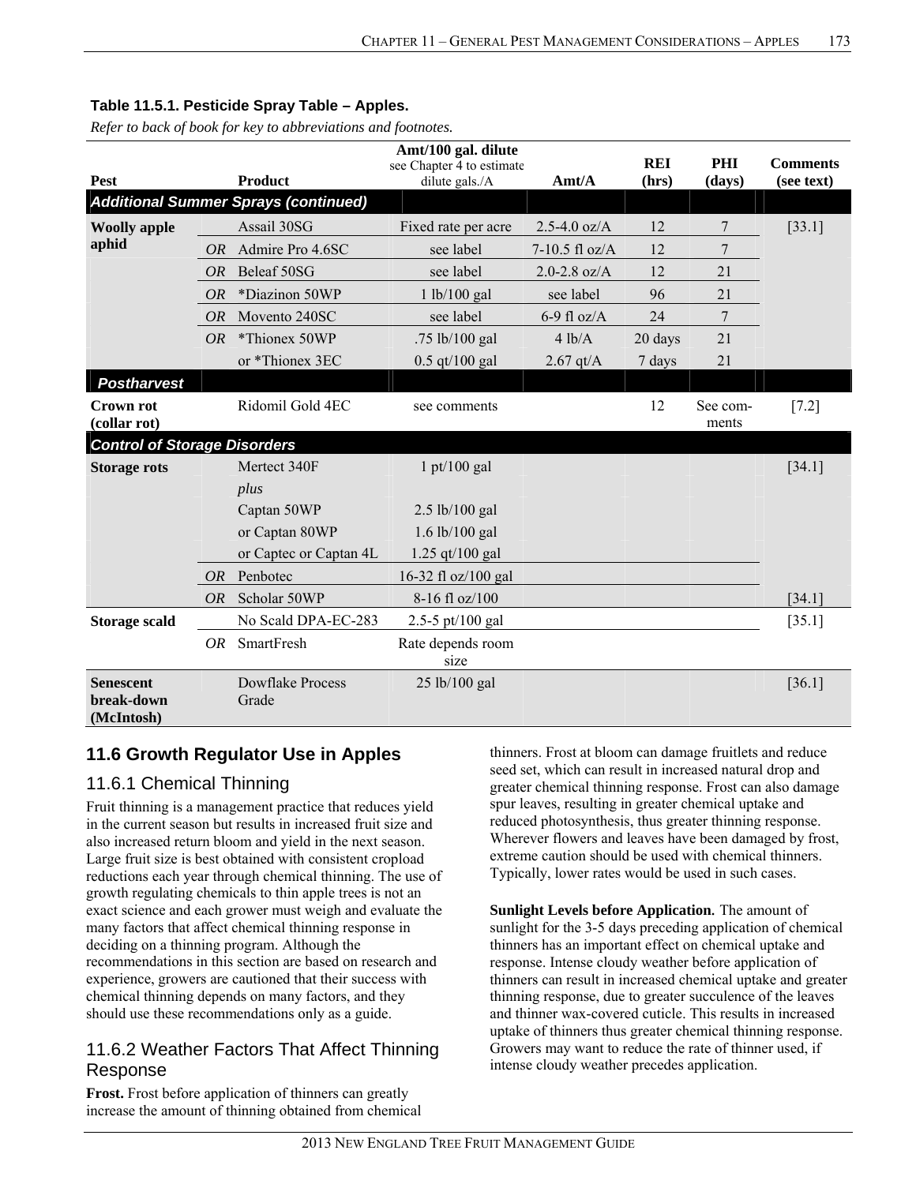**Table 11.5.1. Pesticide Spray Table – Apples.**

*Refer to back of book for key to abbreviations and footnotes.*

| Pest | | Product | Amt/100 gal. dilute see Chapter 4 to estimate dilute gals./A | Amt/A | REI (hrs) | PHI (days) | Comments (see text) |
|---|---|---|---|---|---|---|---|
| ***Additional Summer Sprays (continued)*** | | | | | | | |
| **Woolly apple aphid** | | Assail 30SG | Fixed rate per acre | 2.5-4.0 oz/A | 12 | 7 | [33.1] |
| | *OR* | Admire Pro 4.6SC | see label | 7-10.5 fl oz/A | 12 | 7 | |
| | *OR* | Beleaf 50SG | see label | 2.0-2.8 oz/A | 12 | 21 | |
| | *OR* | *Diazinon 50WP | 1 lb/100 gal | see label | 96 | 21 | |
| | *OR* | Movento 240SC | see label | 6-9 fl oz/A | 24 | 7 | |
| | *OR* | *Thionex 50WP | .75 lb/100 gal | 4 lb/A | 20 days | 21 | |
| | | or *Thionex 3EC | 0.5 qt/100 gal | 2.67 qt/A | 7 days | 21 | |
| ***Postharvest*** | | | | | | | |
| **Crown rot (collar rot)** | | Ridomil Gold 4EC | see comments | | 12 | See comments | [7.2] |
| ***Control of Storage Disorders*** | | | | | | | |
| **Storage rots** | | Mertect 340F | 1 pt/100 gal | | | | [34.1] |
| | | *plus* | | | | | |
| | | Captan 50WP | 2.5 lb/100 gal | | | | |
| | | or Captan 80WP | 1.6 lb/100 gal | | | | |
| | | or Captec or Captan 4L | 1.25 qt/100 gal | | | | |
| | *OR* | Penbotec | 16-32 fl oz/100 gal | | | | |
| | *OR* | Scholar 50WP | 8-16 fl oz/100 | | | | [34.1] |
| **Storage scald** | | No Scald DPA-EC-283 | 2.5-5 pt/100 gal | | | | [35.1] |
| | *OR* | SmartFresh | Rate depends room size | | | | |
| **Senescent break-down (McIntosh)** | | Dowflake Process Grade | 25 lb/100 gal | | | | [36.1] |

## 11.6 Growth Regulator Use in Apples

### 11.6.1 Chemical Thinning

Fruit thinning is a management practice that reduces yield in the current season but results in increased fruit size and also increased return bloom and yield in the next season. Large fruit size is best obtained with consistent cropload reductions each year through chemical thinning. The use of growth regulating chemicals to thin apple trees is not an exact science and each grower must weigh and evaluate the many factors that affect chemical thinning response in deciding on a thinning program. Although the recommendations in this section are based on research and experience, growers are cautioned that their success with chemical thinning depends on many factors, and they should use these recommendations only as a guide.

### 11.6.2 Weather Factors That Affect Thinning Response

**Frost.** Frost before application of thinners can greatly increase the amount of thinning obtained from chemical thinners. Frost at bloom can damage fruitlets and reduce seed set, which can result in increased natural drop and greater chemical thinning response. Frost can also damage spur leaves, resulting in greater chemical uptake and reduced photosynthesis, thus greater thinning response. Wherever flowers and leaves have been damaged by frost, extreme caution should be used with chemical thinners. Typically, lower rates would be used in such cases.

**Sunlight Levels before Application.** The amount of sunlight for the 3-5 days preceding application of chemical thinners has an important effect on chemical uptake and response. Intense cloudy weather before application of thinners can result in increased chemical uptake and greater thinning response, due to greater succulence of the leaves and thinner wax-covered cuticle. This results in increased uptake of thinners thus greater chemical thinning response. Growers may want to reduce the rate of thinner used, if intense cloudy weather precedes application.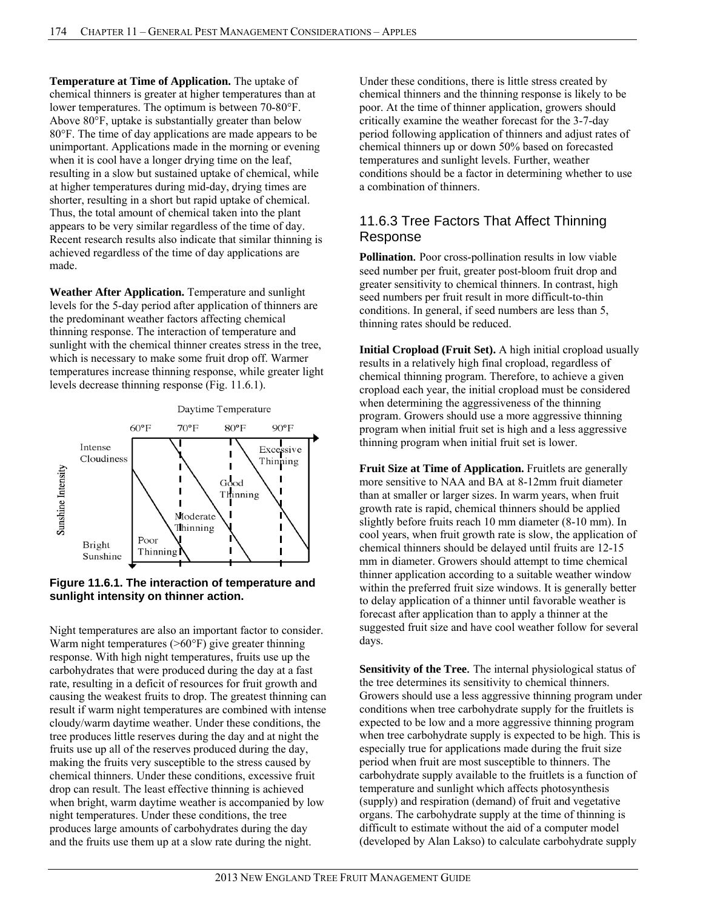**Temperature at Time of Application.** The uptake of chemical thinners is greater at higher temperatures than at lower temperatures. The optimum is between 70-80°F. Above 80°F, uptake is substantially greater than below 80°F. The time of day applications are made appears to be unimportant. Applications made in the morning or evening when it is cool have a longer drying time on the leaf, resulting in a slow but sustained uptake of chemical, while at higher temperatures during mid-day, drying times are shorter, resulting in a short but rapid uptake of chemical. Thus, the total amount of chemical taken into the plant appears to be very similar regardless of the time of day. Recent research results also indicate that similar thinning is achieved regardless of the time of day applications are made.

**Weather After Application.** Temperature and sunlight levels for the 5-day period after application of thinners are the predominant weather factors affecting chemical thinning response. The interaction of temperature and sunlight with the chemical thinner creates stress in the tree, which is necessary to make some fruit drop off. Warmer temperatures increase thinning response, while greater light levels decrease thinning response (Fig. 11.6.1).

**Figure 11.6.1. The interaction of temperature and sunlight intensity on thinner action.**

Night temperatures are also an important factor to consider. Warm night temperatures (>60°F) give greater thinning response. With high night temperatures, fruits use up the carbohydrates that were produced during the day at a fast rate, resulting in a deficit of resources for fruit growth and causing the weakest fruits to drop. The greatest thinning can result if warm night temperatures are combined with intense cloudy/warm daytime weather. Under these conditions, the tree produces little reserves during the day and at night the fruits use up all of the reserves produced during the day, making the fruits very susceptible to the stress caused by chemical thinners. Under these conditions, excessive fruit drop can result. The least effective thinning is achieved when bright, warm daytime weather is accompanied by low night temperatures. Under these conditions, the tree produces large amounts of carbohydrates during the day and the fruits use them up at a slow rate during the night. Under these conditions, there is little stress created by chemical thinners and the thinning response is likely to be poor. At the time of thinner application, growers should critically examine the weather forecast for the 3-7-day period following application of thinners and adjust rates of chemical thinners up or down 50% based on forecasted temperatures and sunlight levels. Further, weather conditions should be a factor in determining whether to use a combination of thinners.

## 11.6.3 Tree Factors That Affect Thinning Response

**Pollination.** Poor cross-pollination results in low viable seed number per fruit, greater post-bloom fruit drop and greater sensitivity to chemical thinners. In contrast, high seed numbers per fruit result in more difficult-to-thin conditions. In general, if seed numbers are less than 5, thinning rates should be reduced.

**Initial Cropload (Fruit Set).** A high initial cropload usually results in a relatively high final cropload, regardless of chemical thinning program. Therefore, to achieve a given cropload each year, the initial cropload must be considered when determining the aggressiveness of the thinning program. Growers should use a more aggressive thinning program when initial fruit set is high and a less aggressive thinning program when initial fruit set is lower.

**Fruit Size at Time of Application.** Fruitlets are generally more sensitive to NAA and BA at 8-12mm fruit diameter than at smaller or larger sizes. In warm years, when fruit growth rate is rapid, chemical thinners should be applied slightly before fruits reach 10 mm diameter (8-10 mm). In cool years, when fruit growth rate is slow, the application of chemical thinners should be delayed until fruits are 12-15 mm in diameter. Growers should attempt to time chemical thinner application according to a suitable weather window within the preferred fruit size windows. It is generally better to delay application of a thinner until favorable weather is forecast after application than to apply a thinner at the suggested fruit size and have cool weather follow for several days.

**Sensitivity of the Tree.** The internal physiological status of the tree determines its sensitivity to chemical thinners. Growers should use a less aggressive thinning program under conditions when tree carbohydrate supply for the fruitlets is expected to be low and a more aggressive thinning program when tree carbohydrate supply is expected to be high. This is especially true for applications made during the fruit size period when fruit are most susceptible to thinners. The carbohydrate supply available to the fruitlets is a function of temperature and sunlight which affects photosynthesis (supply) and respiration (demand) of fruit and vegetative organs. The carbohydrate supply at the time of thinning is difficult to estimate without the aid of a computer model (developed by Alan Lakso) to calculate carbohydrate supply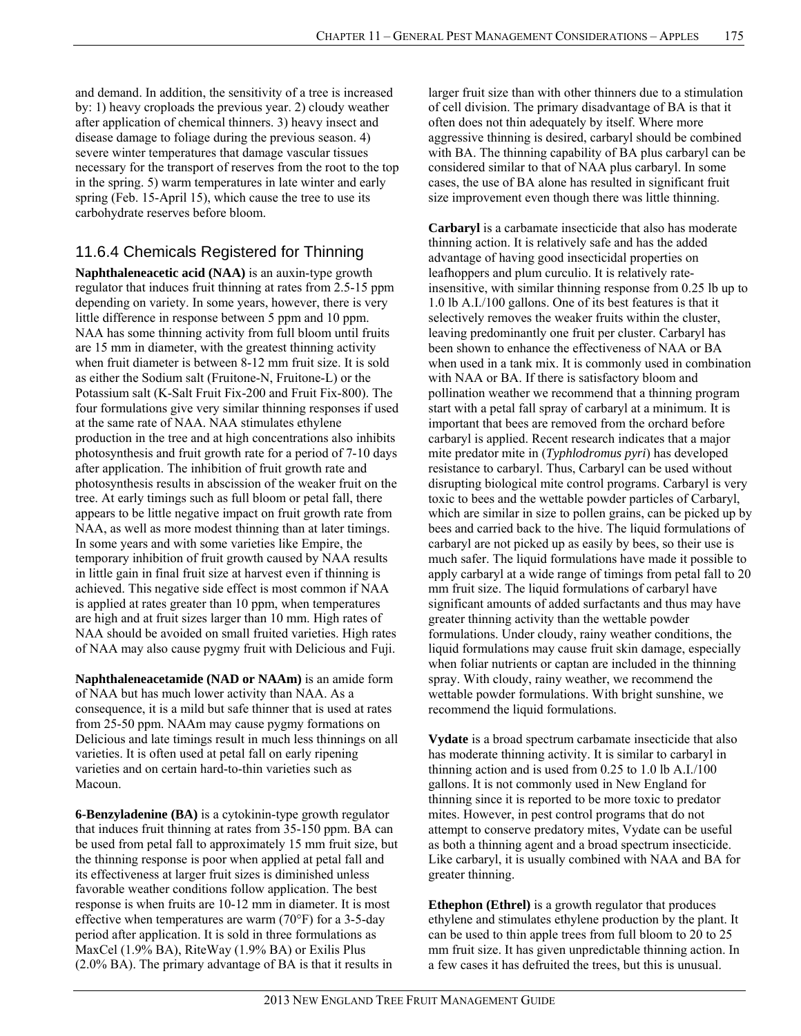and demand. In addition, the sensitivity of a tree is increased by: 1) heavy croploads the previous year. 2) cloudy weather after application of chemical thinners. 3) heavy insect and disease damage to foliage during the previous season. 4) severe winter temperatures that damage vascular tissues necessary for the transport of reserves from the root to the top in the spring. 5) warm temperatures in late winter and early spring (Feb. 15-April 15), which cause the tree to use its carbohydrate reserves before bloom.

## 11.6.4 Chemicals Registered for Thinning

**Naphthaleneacetic acid (NAA)** is an auxin-type growth regulator that induces fruit thinning at rates from 2.5-15 ppm depending on variety. In some years, however, there is very little difference in response between 5 ppm and 10 ppm. NAA has some thinning activity from full bloom until fruits are 15 mm in diameter, with the greatest thinning activity when fruit diameter is between 8-12 mm fruit size. It is sold as either the Sodium salt (Fruitone-N, Fruitone-L) or the Potassium salt (K-Salt Fruit Fix-200 and Fruit Fix-800). The four formulations give very similar thinning responses if used at the same rate of NAA. NAA stimulates ethylene production in the tree and at high concentrations also inhibits photosynthesis and fruit growth rate for a period of 7-10 days after application. The inhibition of fruit growth rate and photosynthesis results in abscission of the weaker fruit on the tree. At early timings such as full bloom or petal fall, there appears to be little negative impact on fruit growth rate from NAA, as well as more modest thinning than at later timings. In some years and with some varieties like Empire, the temporary inhibition of fruit growth caused by NAA results in little gain in final fruit size at harvest even if thinning is achieved. This negative side effect is most common if NAA is applied at rates greater than 10 ppm, when temperatures are high and at fruit sizes larger than 10 mm. High rates of NAA should be avoided on small fruited varieties. High rates of NAA may also cause pygmy fruit with Delicious and Fuji.

**Naphthaleneacetamide (NAD or NAAm)** is an amide form of NAA but has much lower activity than NAA. As a consequence, it is a mild but safe thinner that is used at rates from 25-50 ppm. NAAm may cause pygmy formations on Delicious and late timings result in much less thinnings on all varieties. It is often used at petal fall on early ripening varieties and on certain hard-to-thin varieties such as Macoun.

**6-Benzyladenine (BA)** is a cytokinin-type growth regulator that induces fruit thinning at rates from 35-150 ppm. BA can be used from petal fall to approximately 15 mm fruit size, but the thinning response is poor when applied at petal fall and its effectiveness at larger fruit sizes is diminished unless favorable weather conditions follow application. The best response is when fruits are 10-12 mm in diameter. It is most effective when temperatures are warm (70°F) for a 3-5-day period after application. It is sold in three formulations as MaxCel (1.9% BA), RiteWay (1.9% BA) or Exilis Plus (2.0% BA). The primary advantage of BA is that it results in larger fruit size than with other thinners due to a stimulation of cell division. The primary disadvantage of BA is that it often does not thin adequately by itself. Where more aggressive thinning is desired, carbaryl should be combined with BA. The thinning capability of BA plus carbaryl can be considered similar to that of NAA plus carbaryl. In some cases, the use of BA alone has resulted in significant fruit size improvement even though there was little thinning.

**Carbaryl** is a carbamate insecticide that also has moderate thinning action. It is relatively safe and has the added advantage of having good insecticidal properties on leafhoppers and plum curculio. It is relatively rate-insensitive, with similar thinning response from 0.25 lb up to 1.0 lb A.I./100 gallons. One of its best features is that it selectively removes the weaker fruits within the cluster, leaving predominantly one fruit per cluster. Carbaryl has been shown to enhance the effectiveness of NAA or BA when used in a tank mix. It is commonly used in combination with NAA or BA. If there is satisfactory bloom and pollination weather we recommend that a thinning program start with a petal fall spray of carbaryl at a minimum. It is important that bees are removed from the orchard before carbaryl is applied. Recent research indicates that a major mite predator mite in (*Typhlodromus pyri*) has developed resistance to carbaryl. Thus, Carbaryl can be used without disrupting biological mite control programs. Carbaryl is very toxic to bees and the wettable powder particles of Carbaryl, which are similar in size to pollen grains, can be picked up by bees and carried back to the hive. The liquid formulations of carbaryl are not picked up as easily by bees, so their use is much safer. The liquid formulations have made it possible to apply carbaryl at a wide range of timings from petal fall to 20 mm fruit size. The liquid formulations of carbaryl have significant amounts of added surfactants and thus may have greater thinning activity than the wettable powder formulations. Under cloudy, rainy weather conditions, the liquid formulations may cause fruit skin damage, especially when foliar nutrients or captan are included in the thinning spray. With cloudy, rainy weather, we recommend the wettable powder formulations. With bright sunshine, we recommend the liquid formulations.

**Vydate** is a broad spectrum carbamate insecticide that also has moderate thinning activity. It is similar to carbaryl in thinning action and is used from 0.25 to 1.0 lb A.I./100 gallons. It is not commonly used in New England for thinning since it is reported to be more toxic to predator mites. However, in pest control programs that do not attempt to conserve predatory mites, Vydate can be useful as both a thinning agent and a broad spectrum insecticide. Like carbaryl, it is usually combined with NAA and BA for greater thinning.

**Ethephon (Ethrel)** is a growth regulator that produces ethylene and stimulates ethylene production by the plant. It can be used to thin apple trees from full bloom to 20 to 25 mm fruit size. It has given unpredictable thinning action. In a few cases it has defruited the trees, but this is unusual.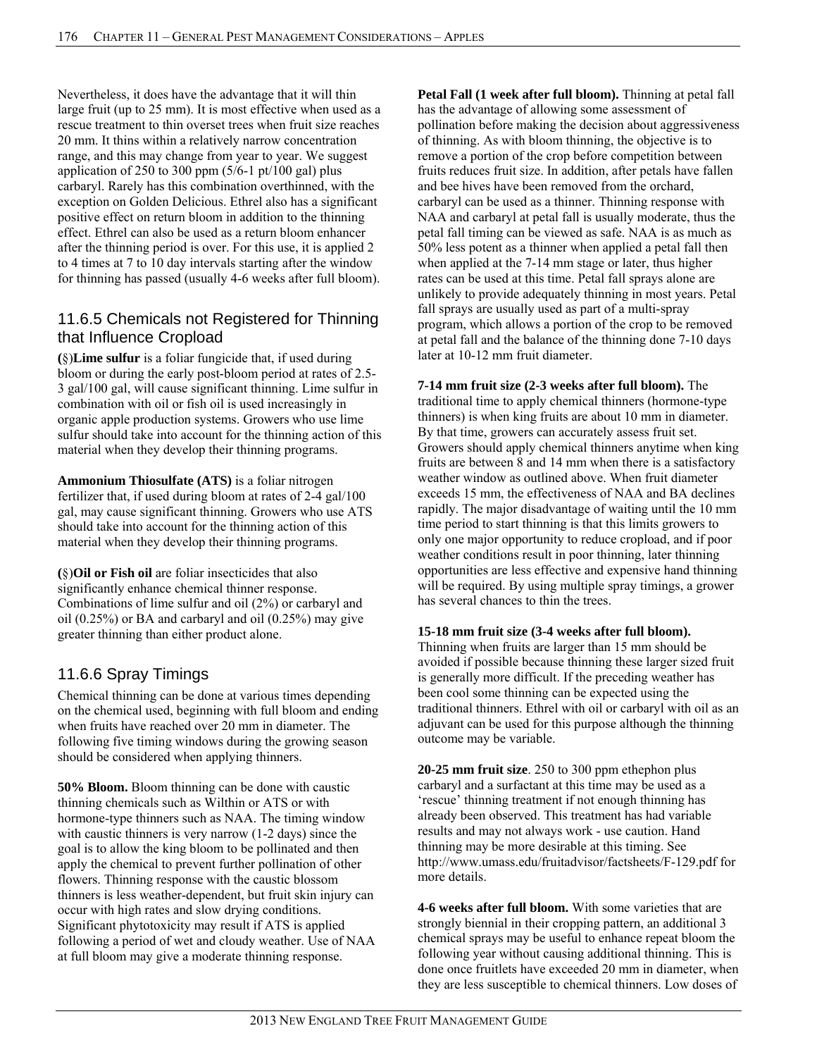Nevertheless, it does have the advantage that it will thin large fruit (up to 25 mm). It is most effective when used as a rescue treatment to thin overset trees when fruit size reaches 20 mm. It thins within a relatively narrow concentration range, and this may change from year to year. We suggest application of 250 to 300 ppm (5/6-1 pt/100 gal) plus carbaryl. Rarely has this combination overthinned, with the exception on Golden Delicious. Ethrel also has a significant positive effect on return bloom in addition to the thinning effect. Ethrel can also be used as a return bloom enhancer after the thinning period is over. For this use, it is applied 2 to 4 times at 7 to 10 day intervals starting after the window for thinning has passed (usually 4-6 weeks after full bloom).

## 11.6.5 Chemicals not Registered for Thinning that Influence Cropload

**(**§)**Lime sulfur** is a foliar fungicide that, if used during bloom or during the early post-bloom period at rates of 2.5-3 gal/100 gal, will cause significant thinning. Lime sulfur in combination with oil or fish oil is used increasingly in organic apple production systems. Growers who use lime sulfur should take into account for the thinning action of this material when they develop their thinning programs.

**Ammonium Thiosulfate (ATS)** is a foliar nitrogen fertilizer that, if used during bloom at rates of 2-4 gal/100 gal, may cause significant thinning. Growers who use ATS should take into account for the thinning action of this material when they develop their thinning programs.

**(**§)**Oil or Fish oil** are foliar insecticides that also significantly enhance chemical thinner response. Combinations of lime sulfur and oil (2%) or carbaryl and oil (0.25%) or BA and carbaryl and oil (0.25%) may give greater thinning than either product alone.

## 11.6.6 Spray Timings

Chemical thinning can be done at various times depending on the chemical used, beginning with full bloom and ending when fruits have reached over 20 mm in diameter. The following five timing windows during the growing season should be considered when applying thinners.

**50% Bloom.** Bloom thinning can be done with caustic thinning chemicals such as Wilthin or ATS or with hormone-type thinners such as NAA. The timing window with caustic thinners is very narrow (1-2 days) since the goal is to allow the king bloom to be pollinated and then apply the chemical to prevent further pollination of other flowers. Thinning response with the caustic blossom thinners is less weather-dependent, but fruit skin injury can occur with high rates and slow drying conditions. Significant phytotoxicity may result if ATS is applied following a period of wet and cloudy weather. Use of NAA at full bloom may give a moderate thinning response.

**Petal Fall (1 week after full bloom).** Thinning at petal fall has the advantage of allowing some assessment of pollination before making the decision about aggressiveness of thinning. As with bloom thinning, the objective is to remove a portion of the crop before competition between fruits reduces fruit size. In addition, after petals have fallen and bee hives have been removed from the orchard, carbaryl can be used as a thinner. Thinning response with NAA and carbaryl at petal fall is usually moderate, thus the petal fall timing can be viewed as safe. NAA is as much as 50% less potent as a thinner when applied a petal fall then when applied at the 7-14 mm stage or later, thus higher rates can be used at this time. Petal fall sprays alone are unlikely to provide adequately thinning in most years. Petal fall sprays are usually used as part of a multi-spray program, which allows a portion of the crop to be removed at petal fall and the balance of the thinning done 7-10 days later at 10-12 mm fruit diameter.

**7-14 mm fruit size (2-3 weeks after full bloom).** The traditional time to apply chemical thinners (hormone-type thinners) is when king fruits are about 10 mm in diameter. By that time, growers can accurately assess fruit set. Growers should apply chemical thinners anytime when king fruits are between 8 and 14 mm when there is a satisfactory weather window as outlined above. When fruit diameter exceeds 15 mm, the effectiveness of NAA and BA declines rapidly. The major disadvantage of waiting until the 10 mm time period to start thinning is that this limits growers to only one major opportunity to reduce cropload, and if poor weather conditions result in poor thinning, later thinning opportunities are less effective and expensive hand thinning will be required. By using multiple spray timings, a grower has several chances to thin the trees.

**15-18 mm fruit size (3-4 weeks after full bloom).** Thinning when fruits are larger than 15 mm should be avoided if possible because thinning these larger sized fruit is generally more difficult. If the preceding weather has been cool some thinning can be expected using the traditional thinners. Ethrel with oil or carbaryl with oil as an adjuvant can be used for this purpose although the thinning outcome may be variable.

**20-25 mm fruit size**. 250 to 300 ppm ethephon plus carbaryl and a surfactant at this time may be used as a 'rescue' thinning treatment if not enough thinning has already been observed. This treatment has had variable results and may not always work - use caution. Hand thinning may be more desirable at this timing. See http://www.umass.edu/fruitadvisor/factsheets/F-129.pdf for more details.

**4-6 weeks after full bloom.** With some varieties that are strongly biennial in their cropping pattern, an additional 3 chemical sprays may be useful to enhance repeat bloom the following year without causing additional thinning. This is done once fruitlets have exceeded 20 mm in diameter, when they are less susceptible to chemical thinners. Low doses of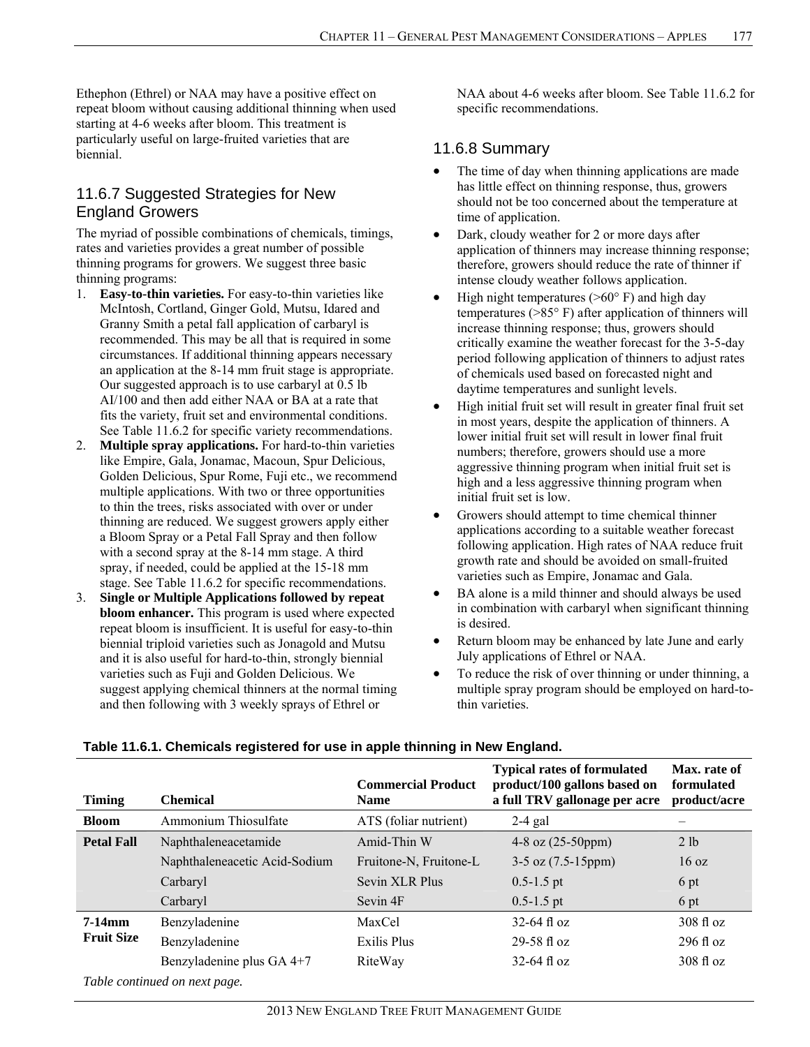Ethephon (Ethrel) or NAA may have a positive effect on repeat bloom without causing additional thinning when used starting at 4-6 weeks after bloom. This treatment is particularly useful on large-fruited varieties that are biennial.

## 11.6.7 Suggested Strategies for New England Growers

The myriad of possible combinations of chemicals, timings, rates and varieties provides a great number of possible thinning programs for growers. We suggest three basic thinning programs:

1. **Easy-to-thin varieties.** For easy-to-thin varieties like McIntosh, Cortland, Ginger Gold, Mutsu, Idared and Granny Smith a petal fall application of carbaryl is recommended. This may be all that is required in some circumstances. If additional thinning appears necessary an application at the 8-14 mm fruit stage is appropriate. Our suggested approach is to use carbaryl at 0.5 lb AI/100 and then add either NAA or BA at a rate that fits the variety, fruit set and environmental conditions. See Table 11.6.2 for specific variety recommendations.
2. **Multiple spray applications.** For hard-to-thin varieties like Empire, Gala, Jonamac, Macoun, Spur Delicious, Golden Delicious, Spur Rome, Fuji etc., we recommend multiple applications. With two or three opportunities to thin the trees, risks associated with over or under thinning are reduced. We suggest growers apply either a Bloom Spray or a Petal Fall Spray and then follow with a second spray at the 8-14 mm stage. A third spray, if needed, could be applied at the 15-18 mm stage. See Table 11.6.2 for specific recommendations.
3. **Single or Multiple Applications followed by repeat bloom enhancer.** This program is used where expected repeat bloom is insufficient. It is useful for easy-to-thin biennial triploid varieties such as Jonagold and Mutsu and it is also useful for hard-to-thin, strongly biennial varieties such as Fuji and Golden Delicious. We suggest applying chemical thinners at the normal timing and then following with 3 weekly sprays of Ethrel or NAA about 4-6 weeks after bloom. See Table 11.6.2 for specific recommendations.

## 11.6.8 Summary

- The time of day when thinning applications are made has little effect on thinning response, thus, growers should not be too concerned about the temperature at time of application.
- Dark, cloudy weather for 2 or more days after application of thinners may increase thinning response; therefore, growers should reduce the rate of thinner if intense cloudy weather follows application.
- High night temperatures (>60° F) and high day temperatures (>85° F) after application of thinners will increase thinning response; thus, growers should critically examine the weather forecast for the 3-5-day period following application of thinners to adjust rates of chemicals used based on forecasted night and daytime temperatures and sunlight levels.
- High initial fruit set will result in greater final fruit set in most years, despite the application of thinners. A lower initial fruit set will result in lower final fruit numbers; therefore, growers should use a more aggressive thinning program when initial fruit set is high and a less aggressive thinning program when initial fruit set is low.
- Growers should attempt to time chemical thinner applications according to a suitable weather forecast following application. High rates of NAA reduce fruit growth rate and should be avoided on small-fruited varieties such as Empire, Jonamac and Gala.
- BA alone is a mild thinner and should always be used in combination with carbaryl when significant thinning is desired.
- Return bloom may be enhanced by late June and early July applications of Ethrel or NAA.
- To reduce the risk of over thinning or under thinning, a multiple spray program should be employed on hard-to-thin varieties.

**Table 11.6.1. Chemicals registered for use in apple thinning in New England.**

| Timing | Chemical | Commercial Product Name | Typical rates of formulated product/100 gallons based on a full TRV gallonage per acre | Max. rate of formulated product/acre |
|---|---|---|---|---|
| **Bloom** | Ammonium Thiosulfate | ATS (foliar nutrient) | 2-4 gal | – |
| **Petal Fall** | Naphthaleneacetamide | Amid-Thin W | 4-8 oz (25-50ppm) | 2 lb |
| | Naphthaleneacetic Acid-Sodium | Fruitone-N, Fruitone-L | 3-5 oz (7.5-15ppm) | 16 oz |
| | Carbaryl | Sevin XLR Plus | 0.5-1.5 pt | 6 pt |
| | Carbaryl | Sevin 4F | 0.5-1.5 pt | 6 pt |
| **7-14mm Fruit Size** | Benzyladenine | MaxCel | 32-64 fl oz | 308 fl oz |
| | Benzyladenine | Exilis Plus | 29-58 fl oz | 296 fl oz |
| | Benzyladenine plus GA 4+7 | RiteWay | 32-64 fl oz | 308 fl oz |

*Table continued on next page.*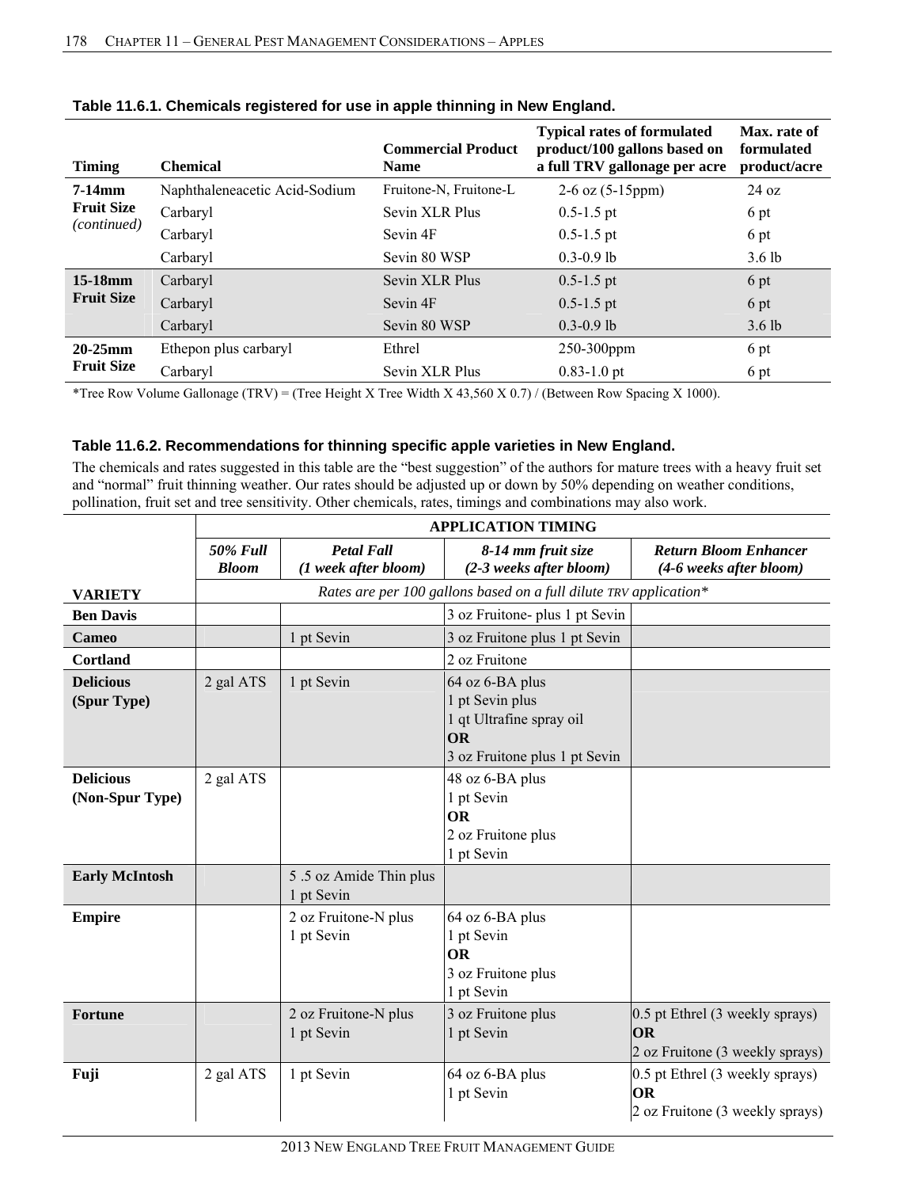**Table 11.6.1. Chemicals registered for use in apple thinning in New England.**

| Timing | Chemical | Commercial Product Name | Typical rates of formulated product/100 gallons based on a full TRV gallonage per acre | Max. rate of formulated product/acre |
|---|---|---|---|---|
| **7-14mm Fruit Size** *(continued)* | Naphthaleneacetic Acid-Sodium | Fruitone-N, Fruitone-L | 2-6 oz (5-15ppm) | 24 oz |
| | Carbaryl | Sevin XLR Plus | 0.5-1.5 pt | 6 pt |
| | Carbaryl | Sevin 4F | 0.5-1.5 pt | 6 pt |
| | Carbaryl | Sevin 80 WSP | 0.3-0.9 lb | 3.6 lb |
| **15-18mm Fruit Size** | Carbaryl | Sevin XLR Plus | 0.5-1.5 pt | 6 pt |
| | Carbaryl | Sevin 4F | 0.5-1.5 pt | 6 pt |
| | Carbaryl | Sevin 80 WSP | 0.3-0.9 lb | 3.6 lb |
| **20-25mm Fruit Size** | Ethepon plus carbaryl | Ethrel | 250-300ppm | 6 pt |
| | Carbaryl | Sevin XLR Plus | 0.83-1.0 pt | 6 pt |

*Tree Row Volume Gallonage (TRV) = (Tree Height X Tree Width X 43,560 X 0.7) / (Between Row Spacing X 1000).

**Table 11.6.2. Recommendations for thinning specific apple varieties in New England.**

The chemicals and rates suggested in this table are the "best suggestion" of the authors for mature trees with a heavy fruit set and "normal" fruit thinning weather. Our rates should be adjusted up or down by 50% depending on weather conditions, pollination, fruit set and tree sensitivity. Other chemicals, rates, timings and combinations may also work.

| | **APPLICATION TIMING** | | | |
|---|---|---|---|---|
| | ***50% Full Bloom*** | ***Petal Fall (1 week after bloom)*** | ***8-14 mm fruit size (2-3 weeks after bloom)*** | ***Return Bloom Enhancer (4-6 weeks after bloom)*** |
| **VARIETY** | *Rates are per 100 gallons based on a full dilute TRV application** | | | |
| **Ben Davis** | | | 3 oz Fruitone- plus 1 pt Sevin | |
| **Cameo** | | 1 pt Sevin | 3 oz Fruitone plus 1 pt Sevin | |
| **Cortland** | | | 2 oz Fruitone | |
| **Delicious (Spur Type)** | 2 gal ATS | 1 pt Sevin | 64 oz 6-BA plus 1 pt Sevin plus 1 qt Ultrafine spray oil **OR** 3 oz Fruitone plus 1 pt Sevin | |
| **Delicious (Non-Spur Type)** | 2 gal ATS | | 48 oz 6-BA plus 1 pt Sevin **OR** 2 oz Fruitone plus 1 pt Sevin | |
| **Early McIntosh** | | 5 .5 oz Amide Thin plus 1 pt Sevin | | |
| **Empire** | | 2 oz Fruitone-N plus 1 pt Sevin | 64 oz 6-BA plus 1 pt Sevin **OR** 3 oz Fruitone plus 1 pt Sevin | |
| **Fortune** | | 2 oz Fruitone-N plus 1 pt Sevin | 3 oz Fruitone plus 1 pt Sevin | 0.5 pt Ethrel (3 weekly sprays) **OR** 2 oz Fruitone (3 weekly sprays) |
| **Fuji** | 2 gal ATS | 1 pt Sevin | 64 oz 6-BA plus 1 pt Sevin | 0.5 pt Ethrel (3 weekly sprays) **OR** 2 oz Fruitone (3 weekly sprays) |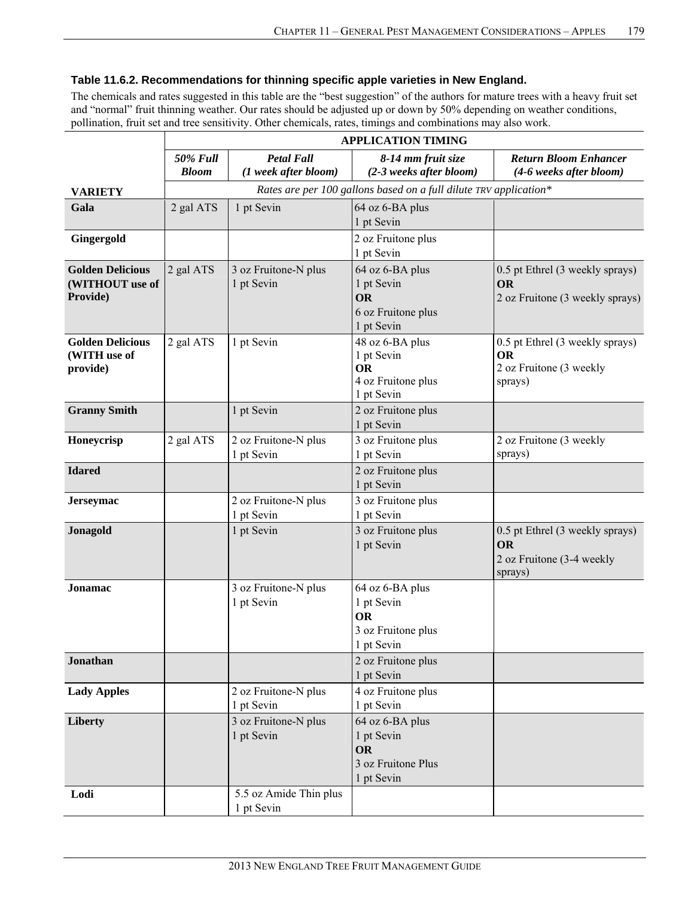**Table 11.6.2. Recommendations for thinning specific apple varieties in New England.**

The chemicals and rates suggested in this table are the "best suggestion" of the authors for mature trees with a heavy fruit set and "normal" fruit thinning weather. Our rates should be adjusted up or down by 50% depending on weather conditions, pollination, fruit set and tree sensitivity. Other chemicals, rates, timings and combinations may also work.

| | APPLICATION TIMING | | | |
|---|---|---|---|---|
| | ***50% Full Bloom*** | ***Petal Fall (1 week after bloom)*** | ***8-14 mm fruit size (2-3 weeks after bloom)*** | ***Return Bloom Enhancer (4-6 weeks after bloom)*** |
| **VARIETY** | *Rates are per 100 gallons based on a full dilute TRV application** | | | |
| **Gala** | 2 gal ATS | 1 pt Sevin | 64 oz 6-BA plus 1 pt Sevin | |
| **Gingergold** | | | 2 oz Fruitone plus 1 pt Sevin | |
| **Golden Delicious (WITHOUT use of Provide)** | 2 gal ATS | 3 oz Fruitone-N plus 1 pt Sevin | 64 oz 6-BA plus 1 pt Sevin **OR** 6 oz Fruitone plus 1 pt Sevin | 0.5 pt Ethrel (3 weekly sprays) **OR** 2 oz Fruitone (3 weekly sprays) |
| **Golden Delicious (WITH use of provide)** | 2 gal ATS | 1 pt Sevin | 48 oz 6-BA plus 1 pt Sevin **OR** 4 oz Fruitone plus 1 pt Sevin | 0.5 pt Ethrel (3 weekly sprays) **OR** 2 oz Fruitone (3 weekly sprays) |
| **Granny Smith** | | 1 pt Sevin | 2 oz Fruitone plus 1 pt Sevin | |
| **Honeycrisp** | 2 gal ATS | 2 oz Fruitone-N plus 1 pt Sevin | 3 oz Fruitone plus 1 pt Sevin | 2 oz Fruitone (3 weekly sprays) |
| **Idared** | | | 2 oz Fruitone plus 1 pt Sevin | |
| **Jerseymac** | | 2 oz Fruitone-N plus 1 pt Sevin | 3 oz Fruitone plus 1 pt Sevin | |
| **Jonagold** | | 1 pt Sevin | 3 oz Fruitone plus 1 pt Sevin | 0.5 pt Ethrel (3 weekly sprays) **OR** 2 oz Fruitone (3-4 weekly sprays) |
| **Jonamac** | | 3 oz Fruitone-N plus 1 pt Sevin | 64 oz 6-BA plus 1 pt Sevin **OR** 3 oz Fruitone plus 1 pt Sevin | |
| **Jonathan** | | | 2 oz Fruitone plus 1 pt Sevin | |
| **Lady Apples** | | 2 oz Fruitone-N plus 1 pt Sevin | 4 oz Fruitone plus 1 pt Sevin | |
| **Liberty** | | 3 oz Fruitone-N plus 1 pt Sevin | 64 oz 6-BA plus 1 pt Sevin **OR** 3 oz Fruitone Plus 1 pt Sevin | |
| **Lodi** | | 5.5 oz Amide Thin plus 1 pt Sevin | | |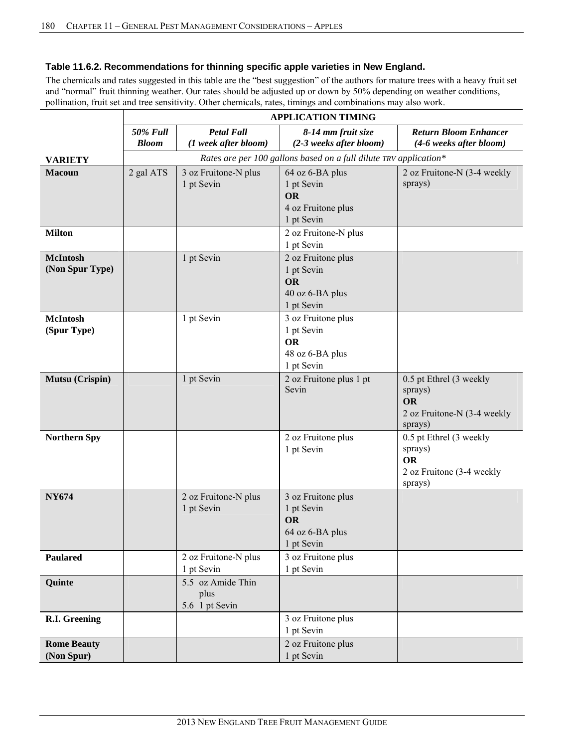**Table 11.6.2. Recommendations for thinning specific apple varieties in New England.**

The chemicals and rates suggested in this table are the "best suggestion" of the authors for mature trees with a heavy fruit set and "normal" fruit thinning weather. Our rates should be adjusted up or down by 50% depending on weather conditions, pollination, fruit set and tree sensitivity. Other chemicals, rates, timings and combinations may also work.

| | APPLICATION TIMING | | | |
|---|---|---|---|---|
| | *50% Full Bloom* | *Petal Fall (1 week after bloom)* | *8-14 mm fruit size (2-3 weeks after bloom)* | *Return Bloom Enhancer (4-6 weeks after bloom)* |
| **VARIETY** | *Rates are per 100 gallons based on a full dilute TRV application** | | | |
| **Macoun** | 2 gal ATS | 3 oz Fruitone-N plus 1 pt Sevin | 64 oz 6-BA plus 1 pt Sevin **OR** 4 oz Fruitone plus 1 pt Sevin | 2 oz Fruitone-N (3-4 weekly sprays) |
| **Milton** | | | 2 oz Fruitone-N plus 1 pt Sevin | |
| **McIntosh (Non Spur Type)** | | 1 pt Sevin | 2 oz Fruitone plus 1 pt Sevin **OR** 40 oz 6-BA plus 1 pt Sevin | |
| **McIntosh (Spur Type)** | | 1 pt Sevin | 3 oz Fruitone plus 1 pt Sevin **OR** 48 oz 6-BA plus 1 pt Sevin | |
| **Mutsu (Crispin)** | | 1 pt Sevin | 2 oz Fruitone plus 1 pt Sevin | 0.5 pt Ethrel (3 weekly sprays) **OR** 2 oz Fruitone-N (3-4 weekly sprays) |
| **Northern Spy** | | | 2 oz Fruitone plus 1 pt Sevin | 0.5 pt Ethrel (3 weekly sprays) **OR** 2 oz Fruitone (3-4 weekly sprays) |
| **NY674** | | 2 oz Fruitone-N plus 1 pt Sevin | 3 oz Fruitone plus 1 pt Sevin **OR** 64 oz 6-BA plus 1 pt Sevin | |
| **Paulared** | | 2 oz Fruitone-N plus 1 pt Sevin | 3 oz Fruitone plus 1 pt Sevin | |
| **Quinte** | | 5.5 oz Amide Thin plus 5.6 1 pt Sevin | | |
| **R.I. Greening** | | | 3 oz Fruitone plus 1 pt Sevin | |
| **Rome Beauty (Non Spur)** | | | 2 oz Fruitone plus 1 pt Sevin | |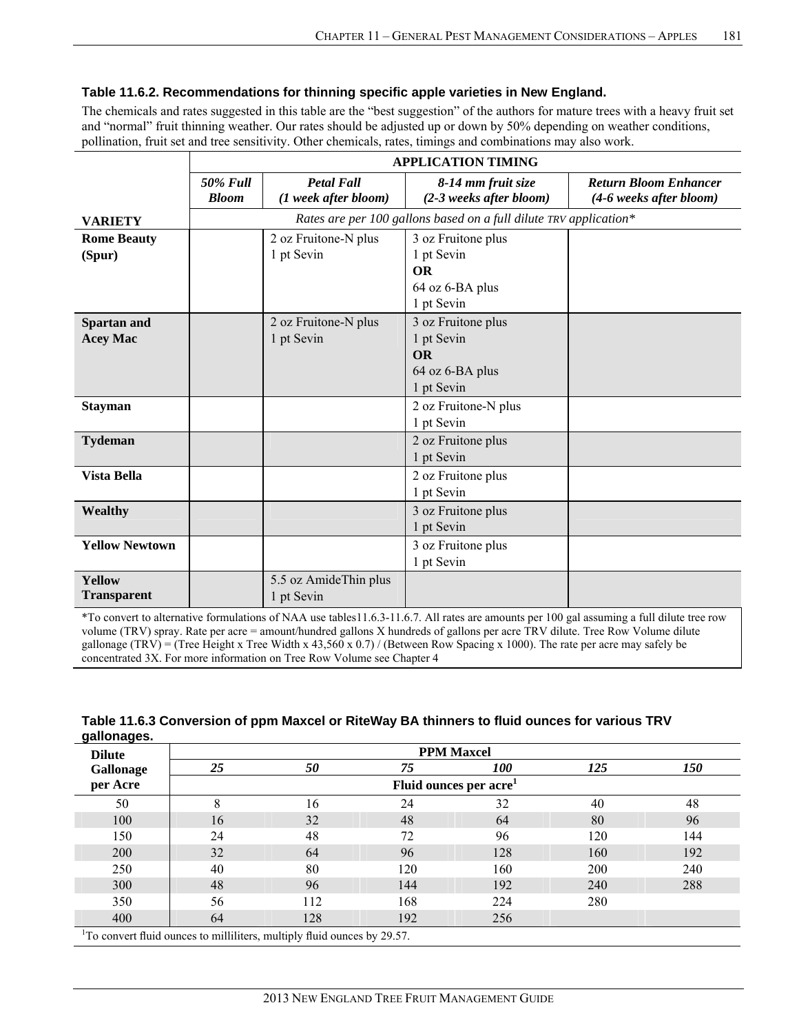### Table 11.6.2. Recommendations for thinning specific apple varieties in New England.

The chemicals and rates suggested in this table are the "best suggestion" of the authors for mature trees with a heavy fruit set and "normal" fruit thinning weather. Our rates should be adjusted up or down by 50% depending on weather conditions, pollination, fruit set and tree sensitivity. Other chemicals, rates, timings and combinations may also work.

| | **APPLICATION TIMING** | | | |
|---|---|---|---|---|
| | ***50% Full Bloom*** | ***Petal Fall (1 week after bloom)*** | ***8-14 mm fruit size (2-3 weeks after bloom)*** | ***Return Bloom Enhancer (4-6 weeks after bloom)*** |
| **VARIETY** | *Rates are per 100 gallons based on a full dilute TRV application** | | | |
| **Rome Beauty (Spur)** | | 2 oz Fruitone-N plus 1 pt Sevin | 3 oz Fruitone plus 1 pt Sevin **OR** 64 oz 6-BA plus 1 pt Sevin | |
| **Spartan and Acey Mac** | | 2 oz Fruitone-N plus 1 pt Sevin | 3 oz Fruitone plus 1 pt Sevin **OR** 64 oz 6-BA plus 1 pt Sevin | |
| **Stayman** | | | 2 oz Fruitone-N plus 1 pt Sevin | |
| **Tydeman** | | | 2 oz Fruitone plus 1 pt Sevin | |
| **Vista Bella** | | | 2 oz Fruitone plus 1 pt Sevin | |
| **Wealthy** | | | 3 oz Fruitone plus 1 pt Sevin | |
| **Yellow Newtown** | | | 3 oz Fruitone plus 1 pt Sevin | |
| **Yellow Transparent** | | 5.5 oz AmideThin plus 1 pt Sevin | | |

*To convert to alternative formulations of NAA use tables11.6.3-11.6.7. All rates are amounts per 100 gal assuming a full dilute tree row volume (TRV) spray. Rate per acre = amount/hundred gallons X hundreds of gallons per acre TRV dilute. Tree Row Volume dilute gallonage (TRV) = (Tree Height x Tree Width x 43,560 x 0.7) / (Between Row Spacing x 1000). The rate per acre may safely be concentrated 3X. For more information on Tree Row Volume see Chapter 4

### Table 11.6.3 Conversion of ppm Maxcel or RiteWay BA thinners to fluid ounces for various TRV gallonages.

| Dilute Gallonage per Acre | PPM Maxcel | | | | | |
|---|---|---|---|---|---|---|
| | ***25*** | ***50*** | ***75*** | ***100*** | ***125*** | ***150*** |
| | Fluid ounces per acre[1] | | | | | |
| 50 | 8 | 16 | 24 | 32 | 40 | 48 |
| 100 | 16 | 32 | 48 | 64 | 80 | 96 |
| 150 | 24 | 48 | 72 | 96 | 120 | 144 |
| 200 | 32 | 64 | 96 | 128 | 160 | 192 |
| 250 | 40 | 80 | 120 | 160 | 200 | 240 |
| 300 | 48 | 96 | 144 | 192 | 240 | 288 |
| 350 | 56 | 112 | 168 | 224 | 280 | |
| 400 | 64 | 128 | 192 | 256 | | |

[1]To convert fluid ounces to milliliters, multiply fluid ounces by 29.57.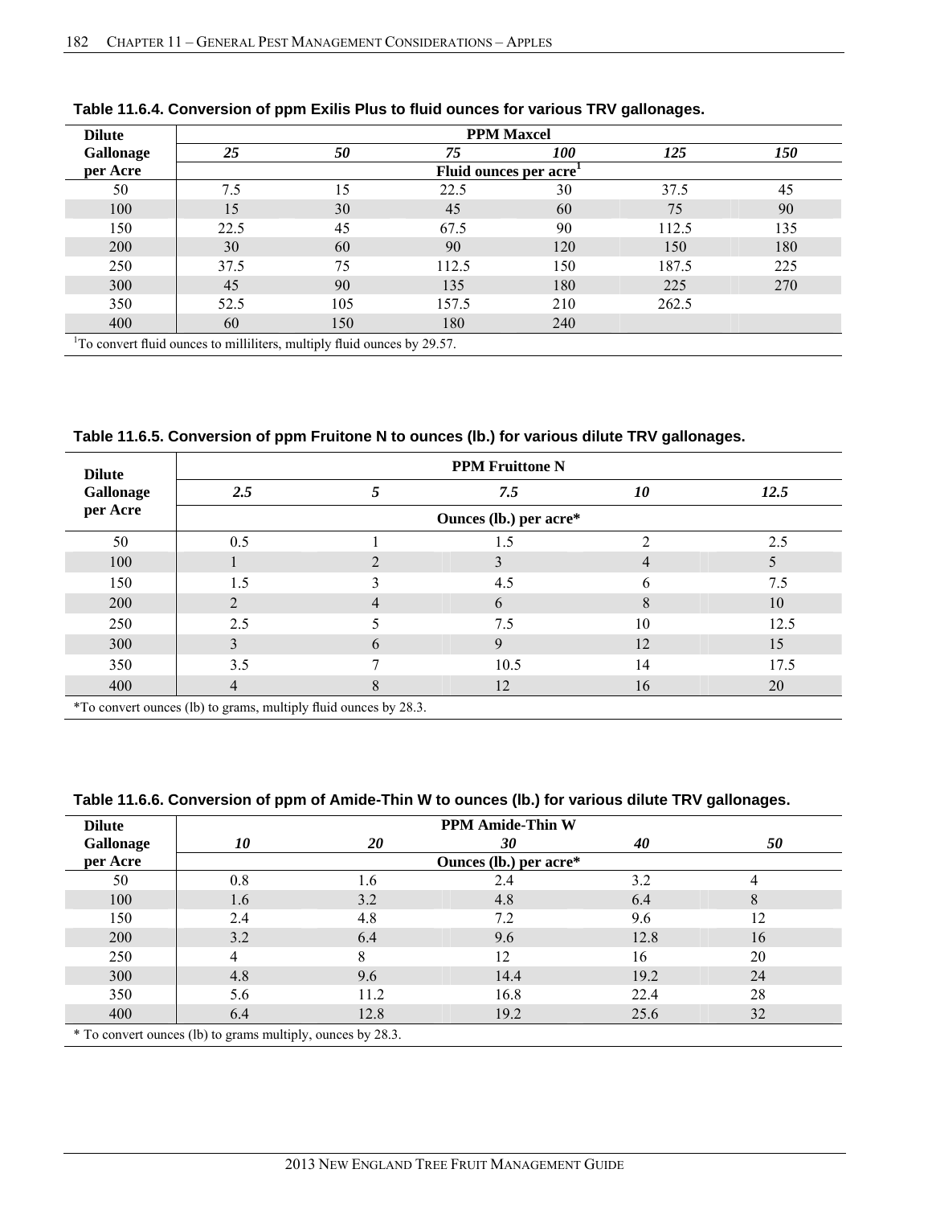**Table 11.6.4. Conversion of ppm Exilis Plus to fluid ounces for various TRV gallonages.**

| Dilute Gallonage per Acre | PPM Maxcel | | | | | |
|---|---|---|---|---|---|---|
| | *25* | *50* | *75* | *100* | *125* | *150* |
| | Fluid ounces per acre[1] | | | | | |
| 50 | 7.5 | 15 | 22.5 | 30 | 37.5 | 45 |
| 100 | 15 | 30 | 45 | 60 | 75 | 90 |
| 150 | 22.5 | 45 | 67.5 | 90 | 112.5 | 135 |
| 200 | 30 | 60 | 90 | 120 | 150 | 180 |
| 250 | 37.5 | 75 | 112.5 | 150 | 187.5 | 225 |
| 300 | 45 | 90 | 135 | 180 | 225 | 270 |
| 350 | 52.5 | 105 | 157.5 | 210 | 262.5 | |
| 400 | 60 | 150 | 180 | 240 | | |

[1]To convert fluid ounces to milliliters, multiply fluid ounces by 29.57.

**Table 11.6.5. Conversion of ppm Fruitone N to ounces (lb.) for various dilute TRV gallonages.**

| Dilute Gallonage per Acre | PPM Fruittone N | | | | |
|---|---|---|---|---|---|
| | *2.5* | *5* | *7.5* | *10* | *12.5* |
| | Ounces (lb.) per acre* | | | | |
| 50 | 0.5 | 1 | 1.5 | 2 | 2.5 |
| 100 | 1 | 2 | 3 | 4 | 5 |
| 150 | 1.5 | 3 | 4.5 | 6 | 7.5 |
| 200 | 2 | 4 | 6 | 8 | 10 |
| 250 | 2.5 | 5 | 7.5 | 10 | 12.5 |
| 300 | 3 | 6 | 9 | 12 | 15 |
| 350 | 3.5 | 7 | 10.5 | 14 | 17.5 |
| 400 | 4 | 8 | 12 | 16 | 20 |

*To convert ounces (lb) to grams, multiply fluid ounces by 28.3.

**Table 11.6.6. Conversion of ppm of Amide-Thin W to ounces (lb.) for various dilute TRV gallonages.**

| Dilute Gallonage per Acre | PPM Amide-Thin W | | | | |
|---|---|---|---|---|---|
| | *10* | *20* | *30* | *40* | *50* |
| | Ounces (lb.) per acre* | | | | |
| 50 | 0.8 | 1.6 | 2.4 | 3.2 | 4 |
| 100 | 1.6 | 3.2 | 4.8 | 6.4 | 8 |
| 150 | 2.4 | 4.8 | 7.2 | 9.6 | 12 |
| 200 | 3.2 | 6.4 | 9.6 | 12.8 | 16 |
| 250 | 4 | 8 | 12 | 16 | 20 |
| 300 | 4.8 | 9.6 | 14.4 | 19.2 | 24 |
| 350 | 5.6 | 11.2 | 16.8 | 22.4 | 28 |
| 400 | 6.4 | 12.8 | 19.2 | 25.6 | 32 |

* To convert ounces (lb) to grams multiply, ounces by 28.3.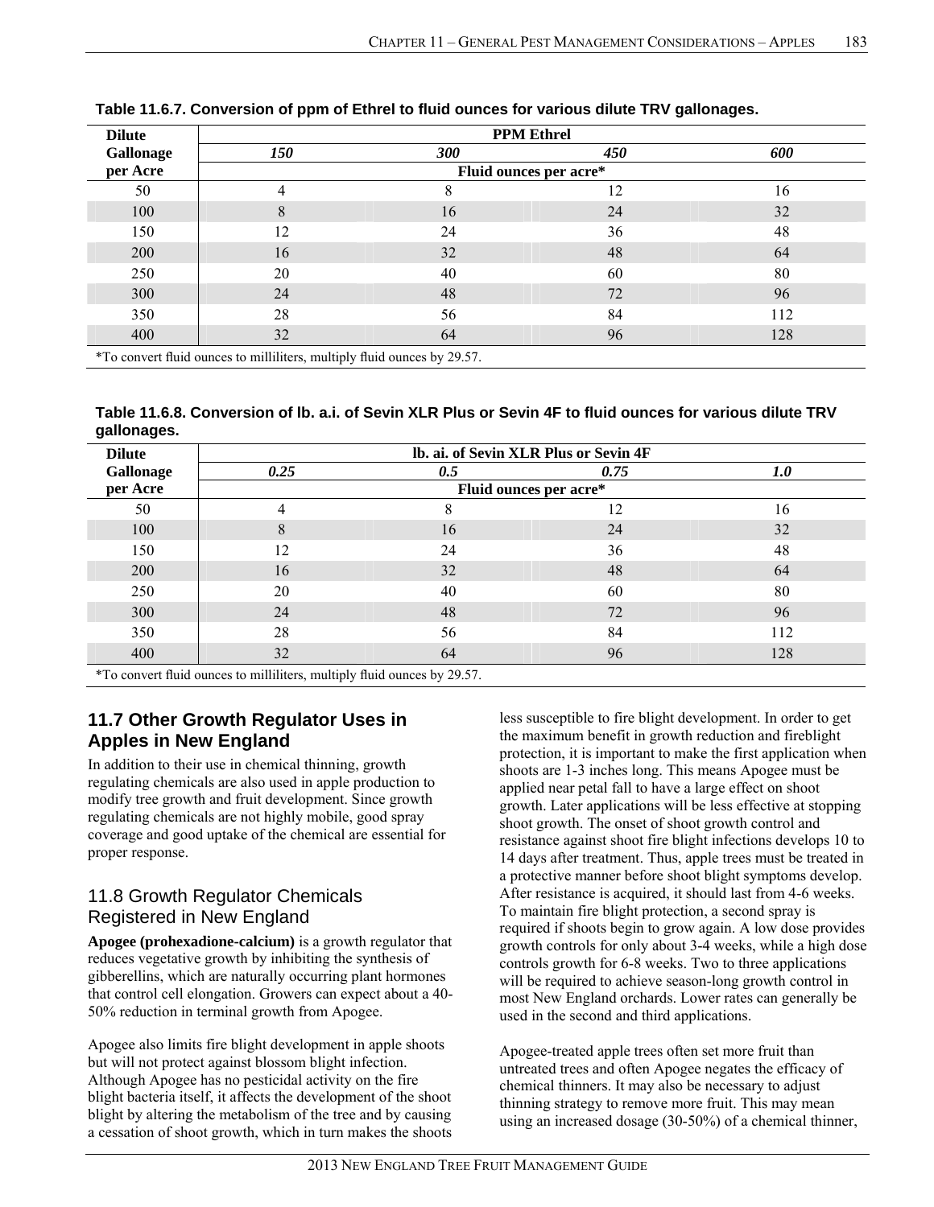**Table 11.6.7. Conversion of ppm of Ethrel to fluid ounces for various dilute TRV gallonages.**

| Dilute Gallonage per Acre | PPM Ethrel | | | |
|---|---|---|---|---|
| | *150* | *300* | *450* | *600* |
| | Fluid ounces per acre* | | | |
| 50 | 4 | 8 | 12 | 16 |
| 100 | 8 | 16 | 24 | 32 |
| 150 | 12 | 24 | 36 | 48 |
| 200 | 16 | 32 | 48 | 64 |
| 250 | 20 | 40 | 60 | 80 |
| 300 | 24 | 48 | 72 | 96 |
| 350 | 28 | 56 | 84 | 112 |
| 400 | 32 | 64 | 96 | 128 |

*To convert fluid ounces to milliliters, multiply fluid ounces by 29.57.

**Table 11.6.8. Conversion of lb. a.i. of Sevin XLR Plus or Sevin 4F to fluid ounces for various dilute TRV gallonages.**

| Dilute Gallonage per Acre | lb. ai. of Sevin XLR Plus or Sevin 4F | | | |
|---|---|---|---|---|
| | *0.25* | *0.5* | *0.75* | *1.0* |
| | Fluid ounces per acre* | | | |
| 50 | 4 | 8 | 12 | 16 |
| 100 | 8 | 16 | 24 | 32 |
| 150 | 12 | 24 | 36 | 48 |
| 200 | 16 | 32 | 48 | 64 |
| 250 | 20 | 40 | 60 | 80 |
| 300 | 24 | 48 | 72 | 96 |
| 350 | 28 | 56 | 84 | 112 |
| 400 | 32 | 64 | 96 | 128 |

*To convert fluid ounces to milliliters, multiply fluid ounces by 29.57.

## 11.7 Other Growth Regulator Uses in Apples in New England

In addition to their use in chemical thinning, growth regulating chemicals are also used in apple production to modify tree growth and fruit development. Since growth regulating chemicals are not highly mobile, good spray coverage and good uptake of the chemical are essential for proper response.

## 11.8 Growth Regulator Chemicals Registered in New England

**Apogee (prohexadione-calcium)** is a growth regulator that reduces vegetative growth by inhibiting the synthesis of gibberellins, which are naturally occurring plant hormones that control cell elongation. Growers can expect about a 40-50% reduction in terminal growth from Apogee.

Apogee also limits fire blight development in apple shoots but will not protect against blossom blight infection. Although Apogee has no pesticidal activity on the fire blight bacteria itself, it affects the development of the shoot blight by altering the metabolism of the tree and by causing a cessation of shoot growth, which in turn makes the shoots less susceptible to fire blight development. In order to get the maximum benefit in growth reduction and fireblight protection, it is important to make the first application when shoots are 1-3 inches long. This means Apogee must be applied near petal fall to have a large effect on shoot growth. Later applications will be less effective at stopping shoot growth. The onset of shoot growth control and resistance against shoot fire blight infections develops 10 to 14 days after treatment. Thus, apple trees must be treated in a protective manner before shoot blight symptoms develop. After resistance is acquired, it should last from 4-6 weeks. To maintain fire blight protection, a second spray is required if shoots begin to grow again. A low dose provides growth controls for only about 3-4 weeks, while a high dose controls growth for 6-8 weeks. Two to three applications will be required to achieve season-long growth control in most New England orchards. Lower rates can generally be used in the second and third applications.

Apogee-treated apple trees often set more fruit than untreated trees and often Apogee negates the efficacy of chemical thinners. It may also be necessary to adjust thinning strategy to remove more fruit. This may mean using an increased dosage (30-50%) of a chemical thinner,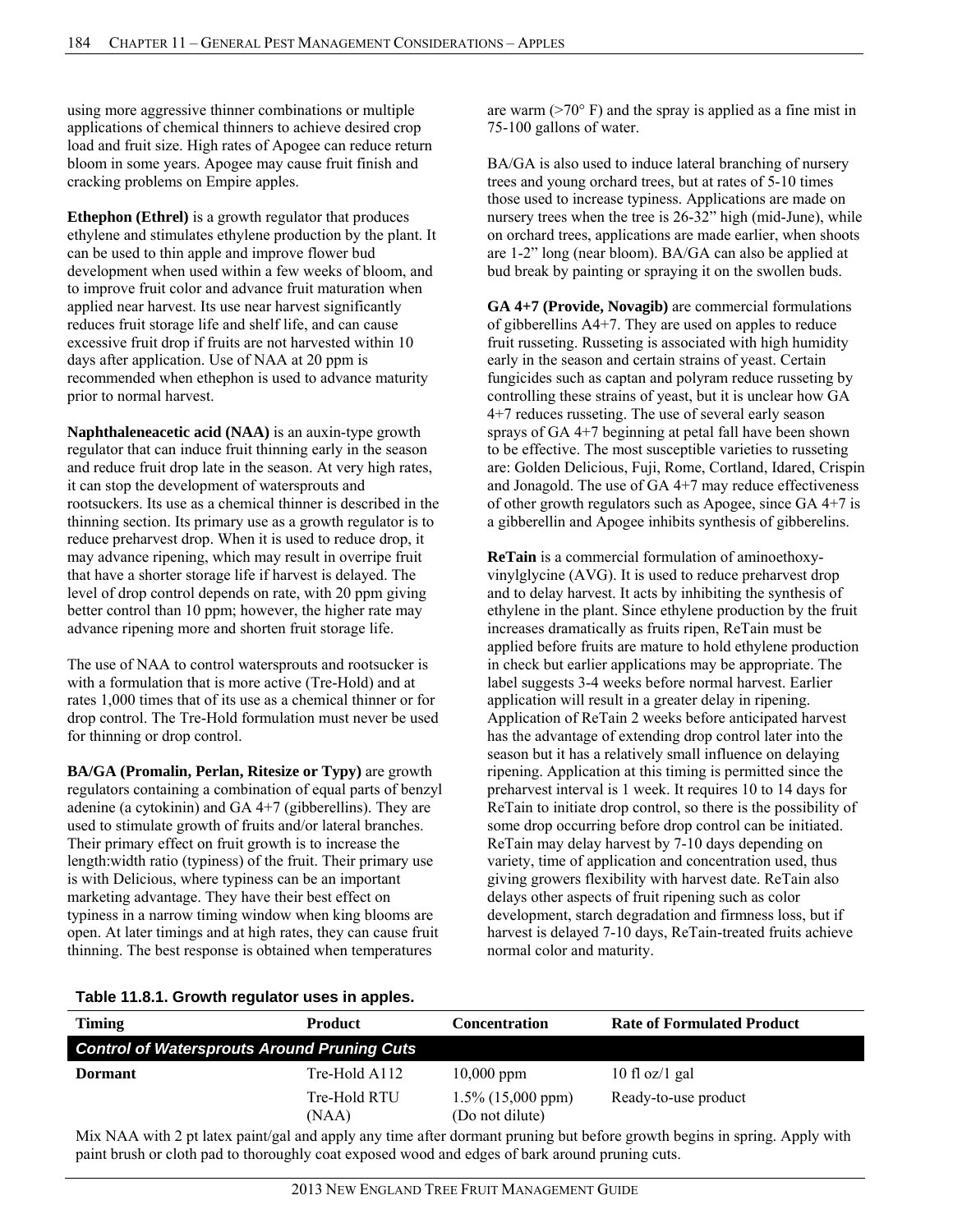using more aggressive thinner combinations or multiple applications of chemical thinners to achieve desired crop load and fruit size. High rates of Apogee can reduce return bloom in some years. Apogee may cause fruit finish and cracking problems on Empire apples.

**Ethephon (Ethrel)** is a growth regulator that produces ethylene and stimulates ethylene production by the plant. It can be used to thin apple and improve flower bud development when used within a few weeks of bloom, and to improve fruit color and advance fruit maturation when applied near harvest. Its use near harvest significantly reduces fruit storage life and shelf life, and can cause excessive fruit drop if fruits are not harvested within 10 days after application. Use of NAA at 20 ppm is recommended when ethephon is used to advance maturity prior to normal harvest.

**Naphthaleneacetic acid (NAA)** is an auxin-type growth regulator that can induce fruit thinning early in the season and reduce fruit drop late in the season. At very high rates, it can stop the development of watersprouts and rootsuckers. Its use as a chemical thinner is described in the thinning section. Its primary use as a growth regulator is to reduce preharvest drop. When it is used to reduce drop, it may advance ripening, which may result in overripe fruit that have a shorter storage life if harvest is delayed. The level of drop control depends on rate, with 20 ppm giving better control than 10 ppm; however, the higher rate may advance ripening more and shorten fruit storage life.

The use of NAA to control watersprouts and rootsucker is with a formulation that is more active (Tre-Hold) and at rates 1,000 times that of its use as a chemical thinner or for drop control. The Tre-Hold formulation must never be used for thinning or drop control.

**BA/GA (Promalin, Perlan, Ritesize or Typy)** are growth regulators containing a combination of equal parts of benzyl adenine (a cytokinin) and GA 4+7 (gibberellins). They are used to stimulate growth of fruits and/or lateral branches. Their primary effect on fruit growth is to increase the length:width ratio (typiness) of the fruit. Their primary use is with Delicious, where typiness can be an important marketing advantage. They have their best effect on typiness in a narrow timing window when king blooms are open. At later timings and at high rates, they can cause fruit thinning. The best response is obtained when temperatures are warm (>70° F) and the spray is applied as a fine mist in 75-100 gallons of water.

BA/GA is also used to induce lateral branching of nursery trees and young orchard trees, but at rates of 5-10 times those used to increase typiness. Applications are made on nursery trees when the tree is 26-32" high (mid-June), while on orchard trees, applications are made earlier, when shoots are 1-2" long (near bloom). BA/GA can also be applied at bud break by painting or spraying it on the swollen buds.

**GA 4+7 (Provide, Novagib)** are commercial formulations of gibberellins A4+7. They are used on apples to reduce fruit russeting. Russeting is associated with high humidity early in the season and certain strains of yeast. Certain fungicides such as captan and polyram reduce russeting by controlling these strains of yeast, but it is unclear how GA 4+7 reduces russeting. The use of several early season sprays of GA 4+7 beginning at petal fall have been shown to be effective. The most susceptible varieties to russeting are: Golden Delicious, Fuji, Rome, Cortland, Idared, Crispin and Jonagold. The use of GA 4+7 may reduce effectiveness of other growth regulators such as Apogee, since GA 4+7 is a gibberellin and Apogee inhibits synthesis of gibberelins.

**ReTain** is a commercial formulation of aminoethoxy-vinylglycine (AVG). It is used to reduce preharvest drop and to delay harvest. It acts by inhibiting the synthesis of ethylene in the plant. Since ethylene production by the fruit increases dramatically as fruits ripen, ReTain must be applied before fruits are mature to hold ethylene production in check but earlier applications may be appropriate. The label suggests 3-4 weeks before normal harvest. Earlier application will result in a greater delay in ripening. Application of ReTain 2 weeks before anticipated harvest has the advantage of extending drop control later into the season but it has a relatively small influence on delaying ripening. Application at this timing is permitted since the preharvest interval is 1 week. It requires 10 to 14 days for ReTain to initiate drop control, so there is the possibility of some drop occurring before drop control can be initiated. ReTain may delay harvest by 7-10 days depending on variety, time of application and concentration used, thus giving growers flexibility with harvest date. ReTain also delays other aspects of fruit ripening such as color development, starch degradation and firmness loss, but if harvest is delayed 7-10 days, ReTain-treated fruits achieve normal color and maturity.

**Table 11.8.1. Growth regulator uses in apples.**

| Timing | Product | Concentration | Rate of Formulated Product |
|---|---|---|---|
| ***Control of Watersprouts Around Pruning Cuts*** | | | |
| **Dormant** | Tre-Hold A112 | 10,000 ppm | 10 fl oz/1 gal |
| | Tre-Hold RTU (NAA) | 1.5% (15,000 ppm) (Do not dilute) | Ready-to-use product |

Mix NAA with 2 pt latex paint/gal and apply any time after dormant pruning but before growth begins in spring. Apply with paint brush or cloth pad to thoroughly coat exposed wood and edges of bark around pruning cuts.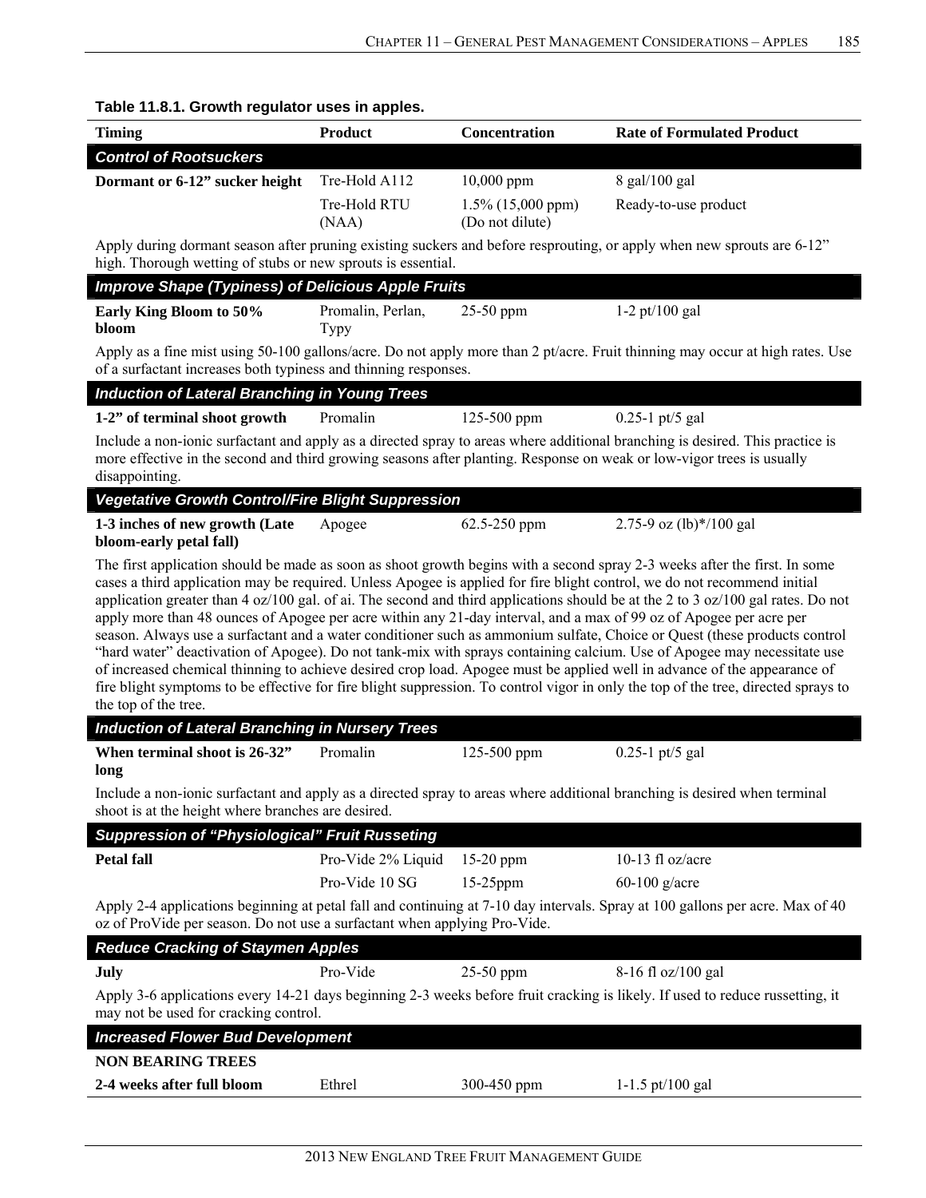**Table 11.8.1. Growth regulator uses in apples.**

| Timing | Product | Concentration | Rate of Formulated Product |
|---|---|---|---|
| ***Control of Rootsuckers*** | | | |
| **Dormant or 6-12" sucker height** | Tre-Hold A112 | 10,000 ppm | 8 gal/100 gal |
| | Tre-Hold RTU (NAA) | 1.5% (15,000 ppm) (Do not dilute) | Ready-to-use product |
| Apply during dormant season after pruning existing suckers and before resprouting, or apply when new sprouts are 6-12" high. Thorough wetting of stubs or new sprouts is essential. | | | |
| ***Improve Shape (Typiness) of Delicious Apple Fruits*** | | | |
| **Early King Bloom to 50% bloom** | Promalin, Perlan, Typy | 25-50 ppm | 1-2 pt/100 gal |
| Apply as a fine mist using 50-100 gallons/acre. Do not apply more than 2 pt/acre. Fruit thinning may occur at high rates. Use of a surfactant increases both typiness and thinning responses. | | | |
| ***Induction of Lateral Branching in Young Trees*** | | | |
| **1-2" of terminal shoot growth** | Promalin | 125-500 ppm | 0.25-1 pt/5 gal |
| Include a non-ionic surfactant and apply as a directed spray to areas where additional branching is desired. This practice is more effective in the second and third growing seasons after planting. Response on weak or low-vigor trees is usually disappointing. | | | |
| ***Vegetative Growth Control/Fire Blight Suppression*** | | | |
| **1-3 inches of new growth (Late bloom-early petal fall)** | Apogee | 62.5-250 ppm | 2.75-9 oz (lb)*/100 gal |
| The first application should be made as soon as shoot growth begins with a second spray 2-3 weeks after the first. In some cases a third application may be required. Unless Apogee is applied for fire blight control, we do not recommend initial application greater than 4 oz/100 gal. of ai. The second and third applications should be at the 2 to 3 oz/100 gal rates. Do not apply more than 48 ounces of Apogee per acre within any 21-day interval, and a max of 99 oz of Apogee per acre per season. Always use a surfactant and a water conditioner such as ammonium sulfate, Choice or Quest (these products control "hard water" deactivation of Apogee). Do not tank-mix with sprays containing calcium. Use of Apogee may necessitate use of increased chemical thinning to achieve desired crop load. Apogee must be applied well in advance of the appearance of fire blight symptoms to be effective for fire blight suppression. To control vigor in only the top of the tree, directed sprays to the top of the tree. | | | |
| ***Induction of Lateral Branching in Nursery Trees*** | | | |
| **When terminal shoot is 26-32" long** | Promalin | 125-500 ppm | 0.25-1 pt/5 gal |
| Include a non-ionic surfactant and apply as a directed spray to areas where additional branching is desired when terminal shoot is at the height where branches are desired. | | | |
| ***Suppression of "Physiological" Fruit Russeting*** | | | |
| **Petal fall** | Pro-Vide 2% Liquid | 15-20 ppm | 10-13 fl oz/acre |
| | Pro-Vide 10 SG | 15-25ppm | 60-100 g/acre |
| Apply 2-4 applications beginning at petal fall and continuing at 7-10 day intervals. Spray at 100 gallons per acre. Max of 40 oz of ProVide per season. Do not use a surfactant when applying Pro-Vide. | | | |
| ***Reduce Cracking of Staymen Apples*** | | | |
| **July** | Pro-Vide | 25-50 ppm | 8-16 fl oz/100 gal |
| Apply 3-6 applications every 14-21 days beginning 2-3 weeks before fruit cracking is likely. If used to reduce russetting, it may not be used for cracking control. | | | |
| ***Increased Flower Bud Development*** | | | |
| **NON BEARING TREES** | | | |
| **2-4 weeks after full bloom** | Ethrel | 300-450 ppm | 1-1.5 pt/100 gal |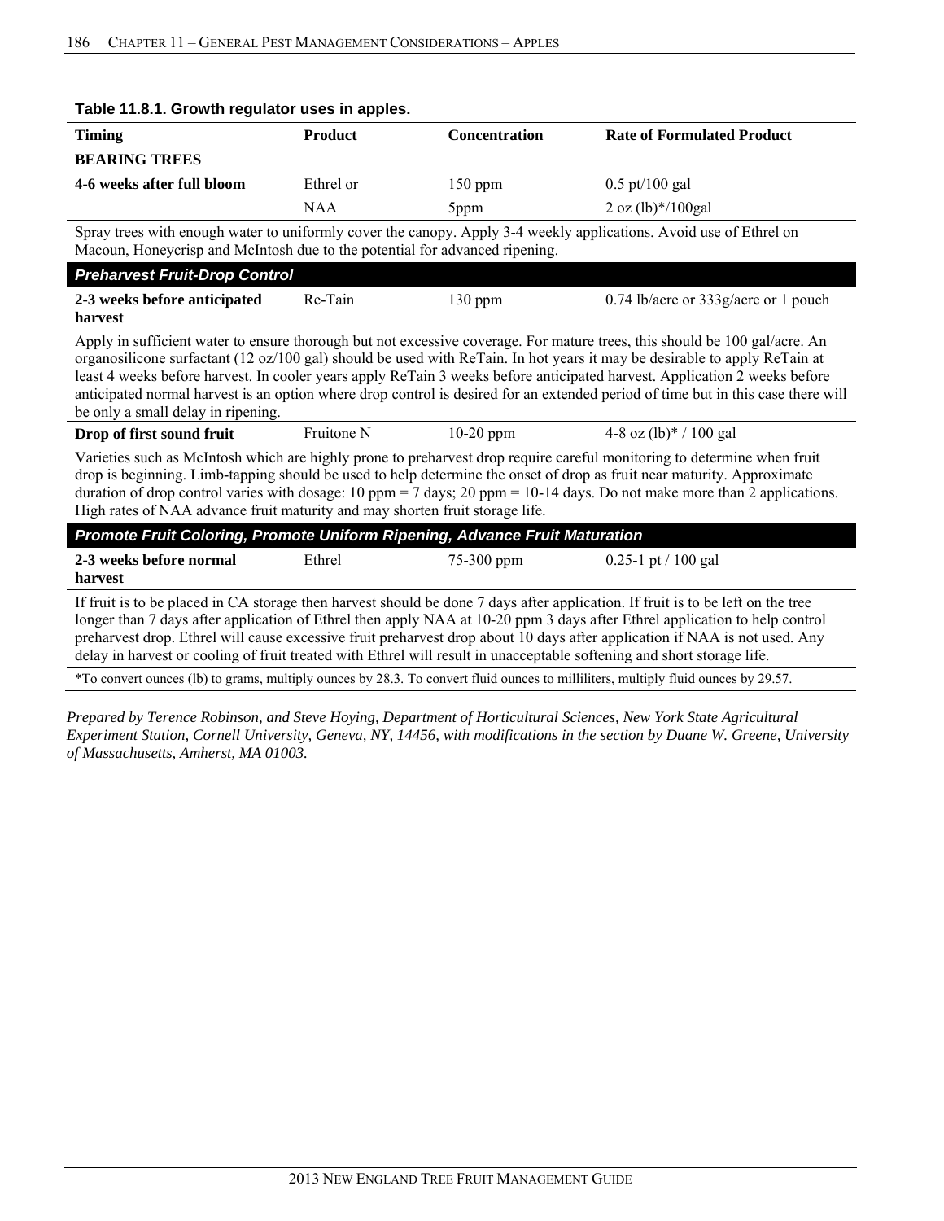**Table 11.8.1. Growth regulator uses in apples.**

| Timing | Product | Concentration | Rate of Formulated Product |
| --- | --- | --- | --- |
| **BEARING TREES** | | | |
| **4-6 weeks after full bloom** | Ethrel or | 150 ppm | 0.5 pt/100 gal |
| | NAA | 5ppm | 2 oz (lb)*/100gal |
| Spray trees with enough water to uniformly cover the canopy. Apply 3-4 weekly applications. Avoid use of Ethrel on Macoun, Honeycrisp and McIntosh due to the potential for advanced ripening. | | | |
| ***Preharvest Fruit-Drop Control*** | | | |
| **2-3 weeks before anticipated harvest** | Re-Tain | 130 ppm | 0.74 lb/acre or 333g/acre or 1 pouch |
| Apply in sufficient water to ensure thorough but not excessive coverage. For mature trees, this should be 100 gal/acre. An organosilicone surfactant (12 oz/100 gal) should be used with ReTain. In hot years it may be desirable to apply ReTain at least 4 weeks before harvest. In cooler years apply ReTain 3 weeks before anticipated harvest. Application 2 weeks before anticipated normal harvest is an option where drop control is desired for an extended period of time but in this case there will be only a small delay in ripening. | | | |
| **Drop of first sound fruit** | Fruitone N | 10-20 ppm | 4-8 oz (lb)* / 100 gal |
| Varieties such as McIntosh which are highly prone to preharvest drop require careful monitoring to determine when fruit drop is beginning. Limb-tapping should be used to help determine the onset of drop as fruit near maturity. Approximate duration of drop control varies with dosage: 10 ppm = 7 days; 20 ppm = 10-14 days. Do not make more than 2 applications. High rates of NAA advance fruit maturity and may shorten fruit storage life. | | | |
| ***Promote Fruit Coloring, Promote Uniform Ripening, Advance Fruit Maturation*** | | | |
| **2-3 weeks before normal harvest** | Ethrel | 75-300 ppm | 0.25-1 pt / 100 gal |
| If fruit is to be placed in CA storage then harvest should be done 7 days after application. If fruit is to be left on the tree longer than 7 days after application of Ethrel then apply NAA at 10-20 ppm 3 days after Ethrel application to help control preharvest drop. Ethrel will cause excessive fruit preharvest drop about 10 days after application if NAA is not used. Any delay in harvest or cooling of fruit treated with Ethrel will result in unacceptable softening and short storage life. | | | |

*To convert ounces (lb) to grams, multiply ounces by 28.3. To convert fluid ounces to milliliters, multiply fluid ounces by 29.57.

*Prepared by Terence Robinson, and Steve Hoying, Department of Horticultural Sciences, New York State Agricultural Experiment Station, Cornell University, Geneva, NY, 14456, with modifications in the section by Duane W. Greene, University of Massachusetts, Amherst, MA 01003.*